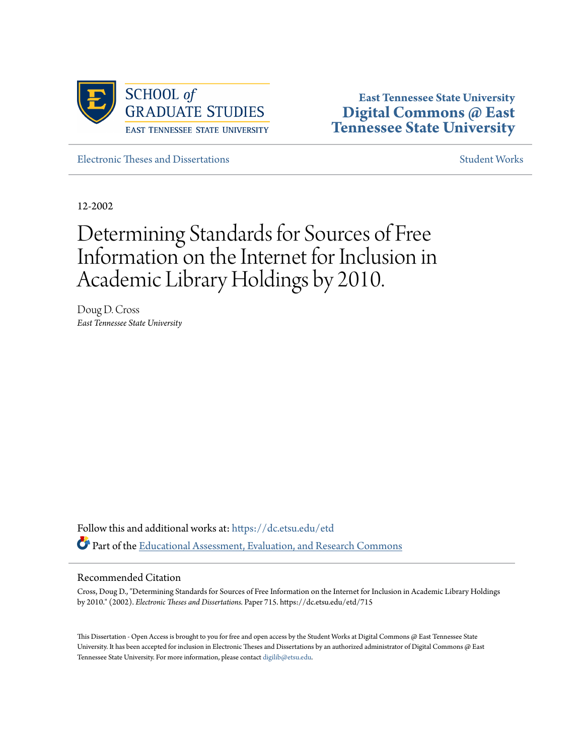East Tennessee State University

# Digital Commons @ East Tennessee State University

Electronic Theses and Dissertations

Student Works

12-2002

# Determining Standards for Sources of Free Information on the Internet for Inclusion in Academic Library Holdings by 2010.

Doug D. Cross
*East Tennessee State University*

Follow this and additional works at: https://dc.etsu.edu/etd

Part of the Educational Assessment, Evaluation, and Research Commons

## Recommended Citation

Cross, Doug D., "Determining Standards for Sources of Free Information on the Internet for Inclusion in Academic Library Holdings by 2010." (2002). *Electronic Theses and Dissertations.* Paper 715. https://dc.etsu.edu/etd/715

This Dissertation - Open Access is brought to you for free and open access by the Student Works at Digital Commons @ East Tennessee State University. It has been accepted for inclusion in Electronic Theses and Dissertations by an authorized administrator of Digital Commons @ East Tennessee State University. For more information, please contact digilib@etsu.edu.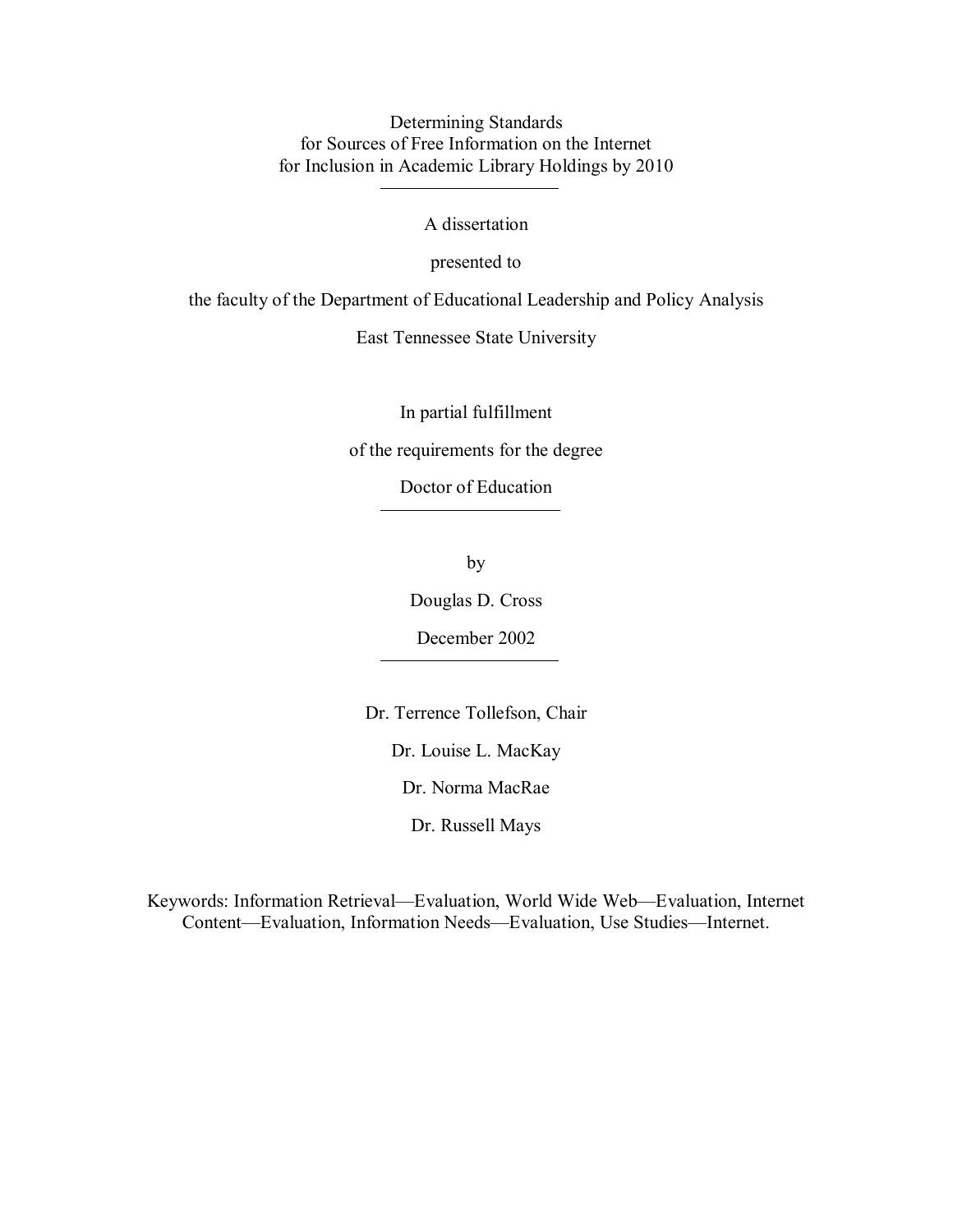Determining Standards
for Sources of Free Information on the Internet
for Inclusion in Academic Library Holdings by 2010

---

A dissertation

presented to

the faculty of the Department of Educational Leadership and Policy Analysis

East Tennessee State University

In partial fulfillment

of the requirements for the degree

Doctor of Education

---

by

Douglas D. Cross

December 2002

---

Dr. Terrence Tollefson, Chair

Dr. Louise L. MacKay

Dr. Norma MacRae

Dr. Russell Mays

Keywords: Information Retrieval—Evaluation, World Wide Web—Evaluation, Internet Content—Evaluation, Information Needs—Evaluation, Use Studies—Internet.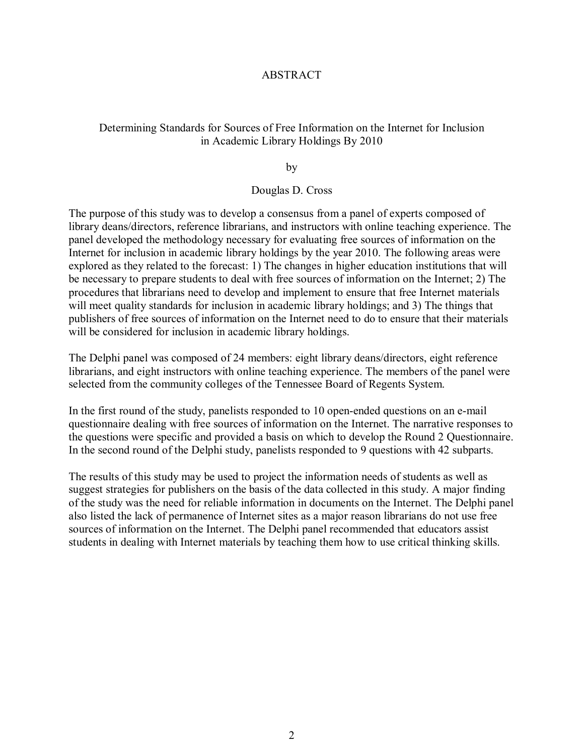# ABSTRACT

Determining Standards for Sources of Free Information on the Internet for Inclusion in Academic Library Holdings By 2010

by

Douglas D. Cross

The purpose of this study was to develop a consensus from a panel of experts composed of library deans/directors, reference librarians, and instructors with online teaching experience. The panel developed the methodology necessary for evaluating free sources of information on the Internet for inclusion in academic library holdings by the year 2010. The following areas were explored as they related to the forecast: 1) The changes in higher education institutions that will be necessary to prepare students to deal with free sources of information on the Internet; 2) The procedures that librarians need to develop and implement to ensure that free Internet materials will meet quality standards for inclusion in academic library holdings; and 3) The things that publishers of free sources of information on the Internet need to do to ensure that their materials will be considered for inclusion in academic library holdings.

The Delphi panel was composed of 24 members: eight library deans/directors, eight reference librarians, and eight instructors with online teaching experience. The members of the panel were selected from the community colleges of the Tennessee Board of Regents System.

In the first round of the study, panelists responded to 10 open-ended questions on an e-mail questionnaire dealing with free sources of information on the Internet. The narrative responses to the questions were specific and provided a basis on which to develop the Round 2 Questionnaire. In the second round of the Delphi study, panelists responded to 9 questions with 42 subparts.

The results of this study may be used to project the information needs of students as well as suggest strategies for publishers on the basis of the data collected in this study. A major finding of the study was the need for reliable information in documents on the Internet. The Delphi panel also listed the lack of permanence of Internet sites as a major reason librarians do not use free sources of information on the Internet. The Delphi panel recommended that educators assist students in dealing with Internet materials by teaching them how to use critical thinking skills.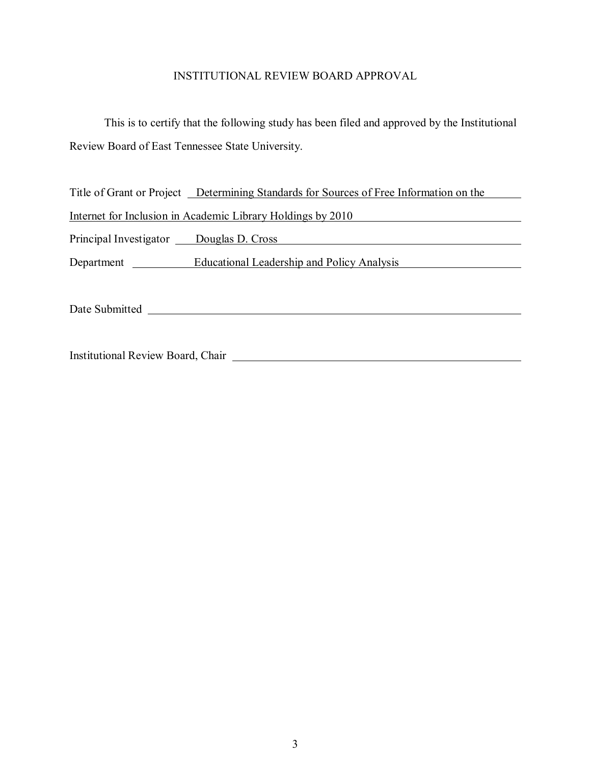# INSTITUTIONAL REVIEW BOARD APPROVAL

This is to certify that the following study has been filed and approved by the Institutional Review Board of East Tennessee State University.

Title of Grant or Project: Determining Standards for Sources of Free Information on the Internet for Inclusion in Academic Library Holdings by 2010

Principal Investigator: Douglas D. Cross

Department: Educational Leadership and Policy Analysis

Date Submitted: ______________________________

Institutional Review Board, Chair: ______________________________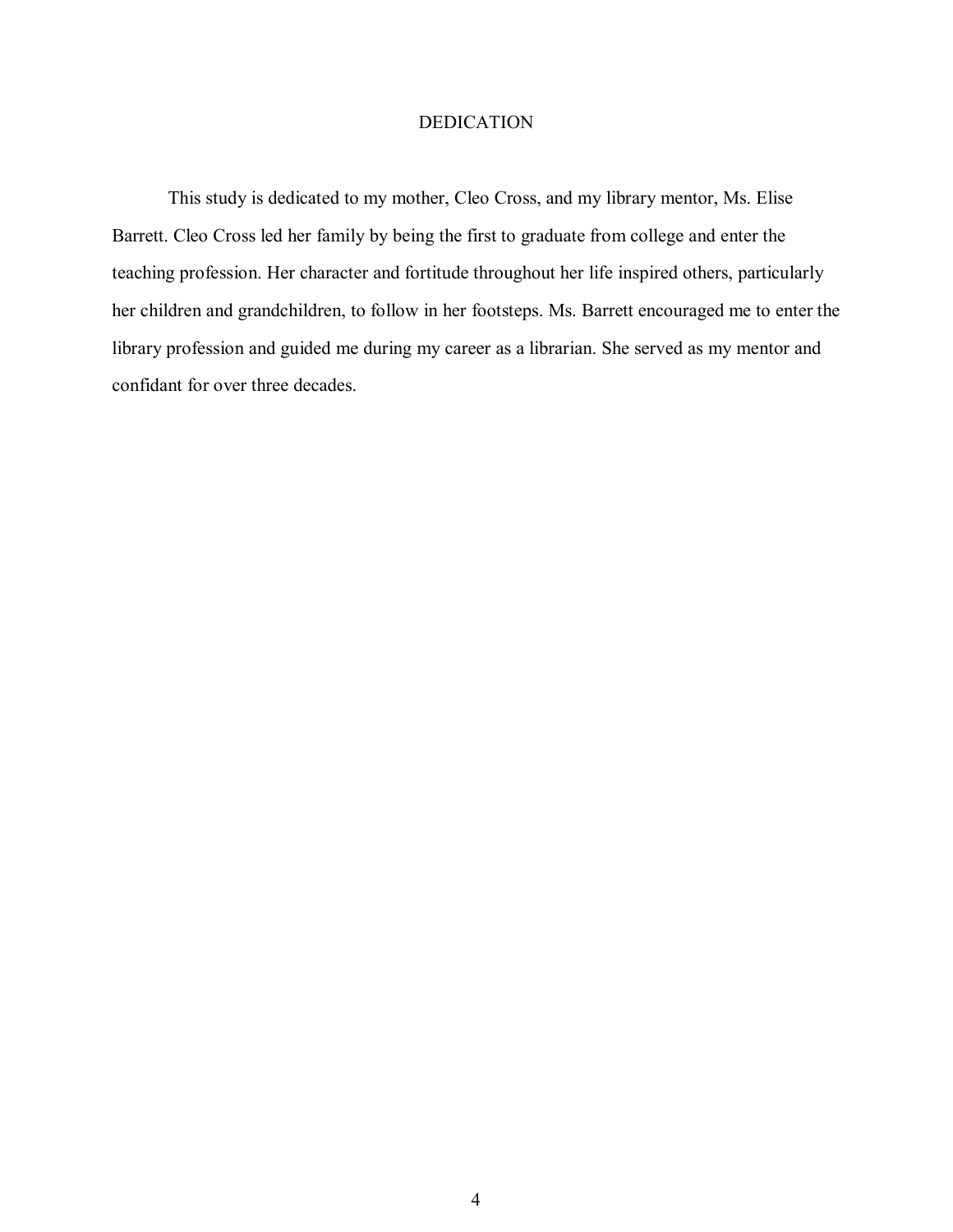# DEDICATION

This study is dedicated to my mother, Cleo Cross, and my library mentor, Ms. Elise Barrett. Cleo Cross led her family by being the first to graduate from college and enter the teaching profession. Her character and fortitude throughout her life inspired others, particularly her children and grandchildren, to follow in her footsteps. Ms. Barrett encouraged me to enter the library profession and guided me during my career as a librarian. She served as my mentor and confidant for over three decades.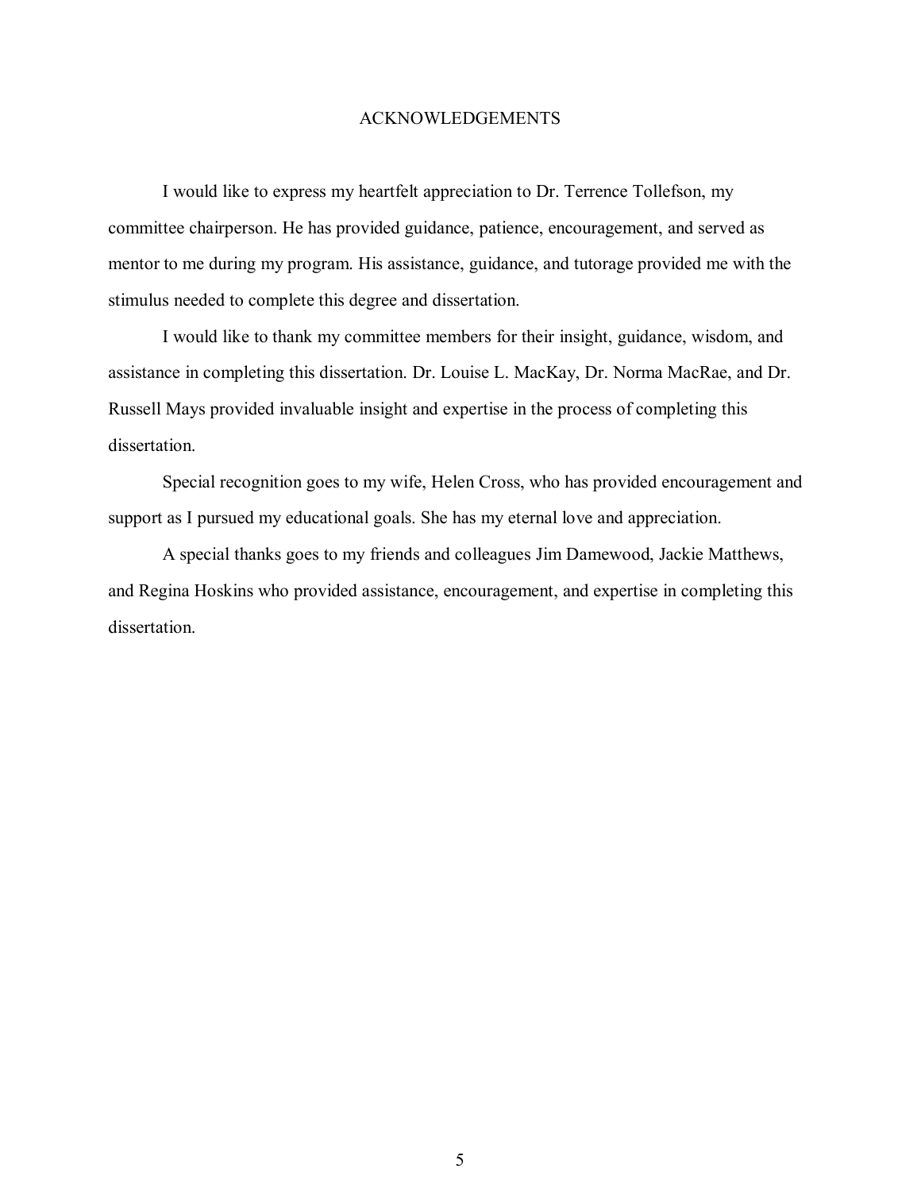# ACKNOWLEDGEMENTS

I would like to express my heartfelt appreciation to Dr. Terrence Tollefson, my committee chairperson. He has provided guidance, patience, encouragement, and served as mentor to me during my program. His assistance, guidance, and tutorage provided me with the stimulus needed to complete this degree and dissertation.

I would like to thank my committee members for their insight, guidance, wisdom, and assistance in completing this dissertation. Dr. Louise L. MacKay, Dr. Norma MacRae, and Dr. Russell Mays provided invaluable insight and expertise in the process of completing this dissertation.

Special recognition goes to my wife, Helen Cross, who has provided encouragement and support as I pursued my educational goals. She has my eternal love and appreciation.

A special thanks goes to my friends and colleagues Jim Damewood, Jackie Matthews, and Regina Hoskins who provided assistance, encouragement, and expertise in completing this dissertation.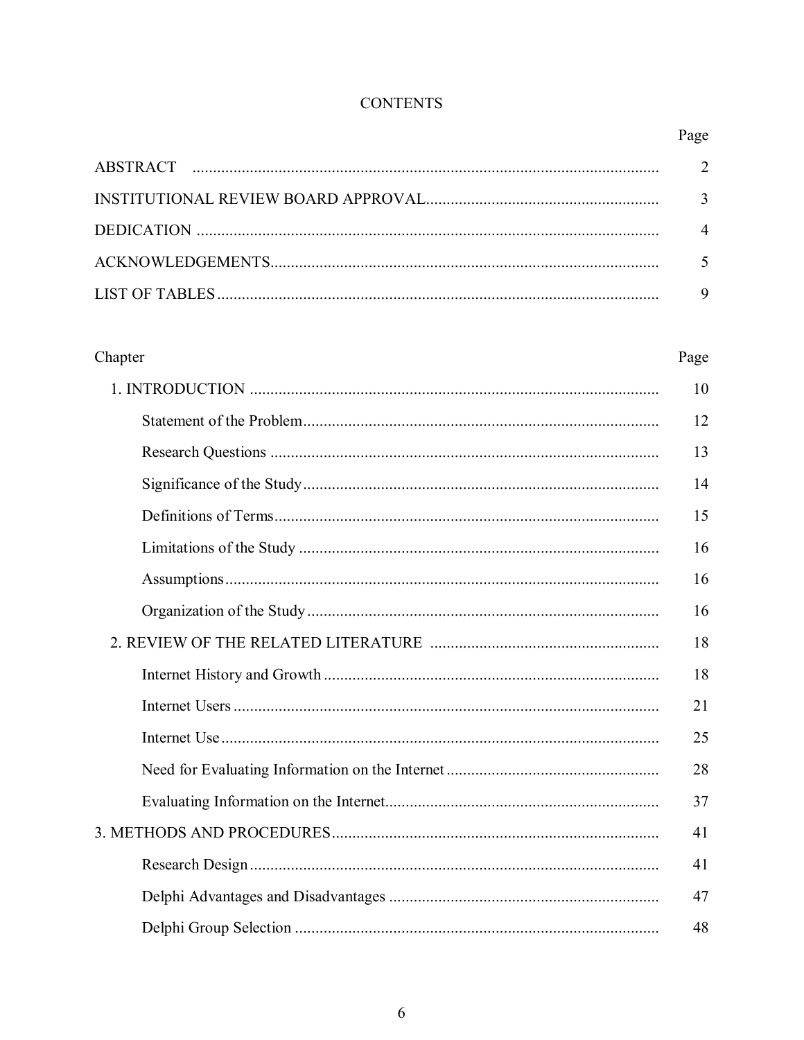# CONTENTS

| | Page |
|---|---|
| ABSTRACT | 2 |
| INSTITUTIONAL REVIEW BOARD APPROVAL | 3 |
| DEDICATION | 4 |
| ACKNOWLEDGEMENTS | 5 |
| LIST OF TABLES | 9 |

| Chapter | Page |
|---|---|
| 1. INTRODUCTION | 10 |
| Statement of the Problem | 12 |
| Research Questions | 13 |
| Significance of the Study | 14 |
| Definitions of Terms | 15 |
| Limitations of the Study | 16 |
| Assumptions | 16 |
| Organization of the Study | 16 |
| 2. REVIEW OF THE RELATED LITERATURE | 18 |
| Internet History and Growth | 18 |
| Internet Users | 21 |
| Internet Use | 25 |
| Need for Evaluating Information on the Internet | 28 |
| Evaluating Information on the Internet | 37 |
| 3. METHODS AND PROCEDURES | 41 |
| Research Design | 41 |
| Delphi Advantages and Disadvantages | 47 |
| Delphi Group Selection | 48 |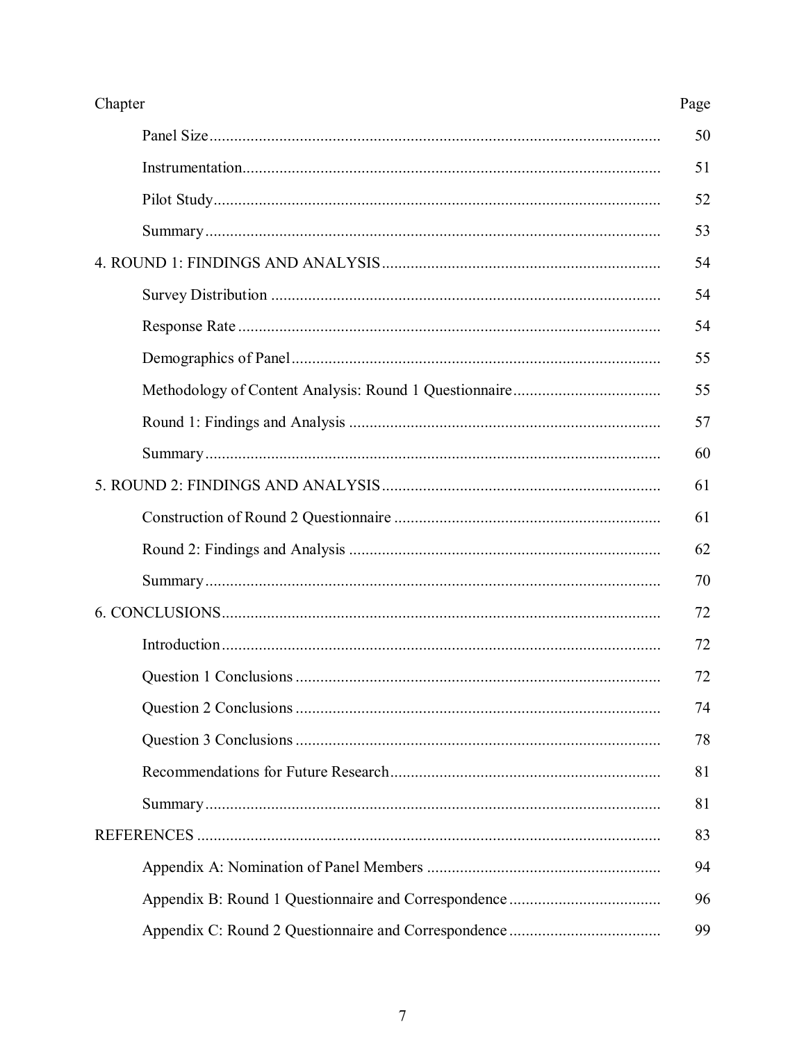| Chapter | Page |
|---|---|
| Panel Size | 50 |
| Instrumentation | 51 |
| Pilot Study | 52 |
| Summary | 53 |
| 4. ROUND 1: FINDINGS AND ANALYSIS | 54 |
| Survey Distribution | 54 |
| Response Rate | 54 |
| Demographics of Panel | 55 |
| Methodology of Content Analysis: Round 1 Questionnaire | 55 |
| Round 1: Findings and Analysis | 57 |
| Summary | 60 |
| 5. ROUND 2: FINDINGS AND ANALYSIS | 61 |
| Construction of Round 2 Questionnaire | 61 |
| Round 2: Findings and Analysis | 62 |
| Summary | 70 |
| 6. CONCLUSIONS | 72 |
| Introduction | 72 |
| Question 1 Conclusions | 72 |
| Question 2 Conclusions | 74 |
| Question 3 Conclusions | 78 |
| Recommendations for Future Research | 81 |
| Summary | 81 |
| REFERENCES | 83 |
| Appendix A: Nomination of Panel Members | 94 |
| Appendix B: Round 1 Questionnaire and Correspondence | 96 |
| Appendix C: Round 2 Questionnaire and Correspondence | 99 |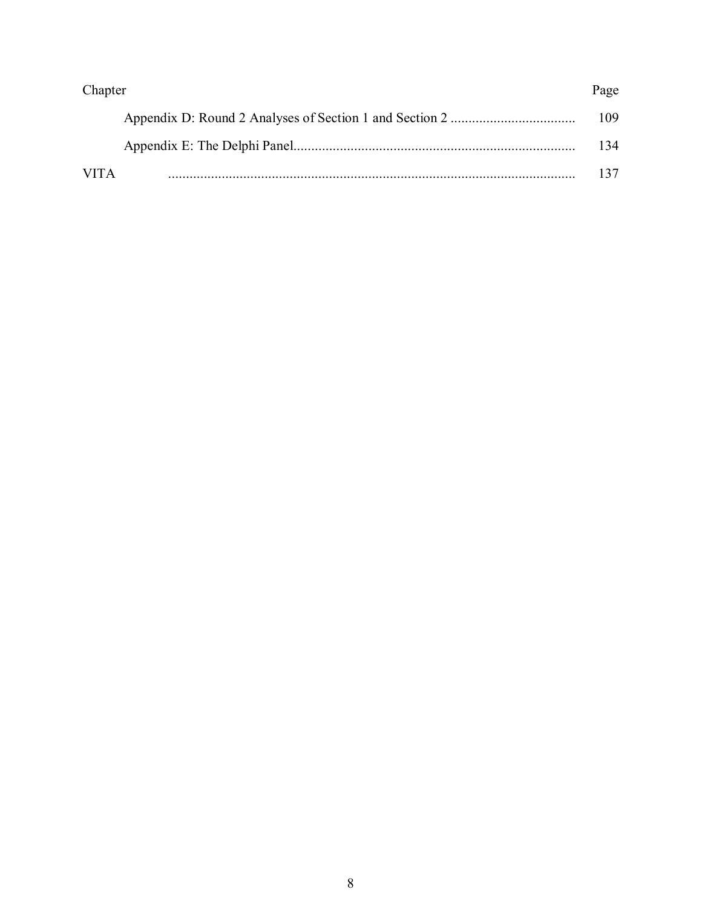| Chapter | Page |
|---|---|
| Appendix D: Round 2 Analyses of Section 1 and Section 2 | 109 |
| Appendix E: The Delphi Panel | 134 |
| VITA | 137 |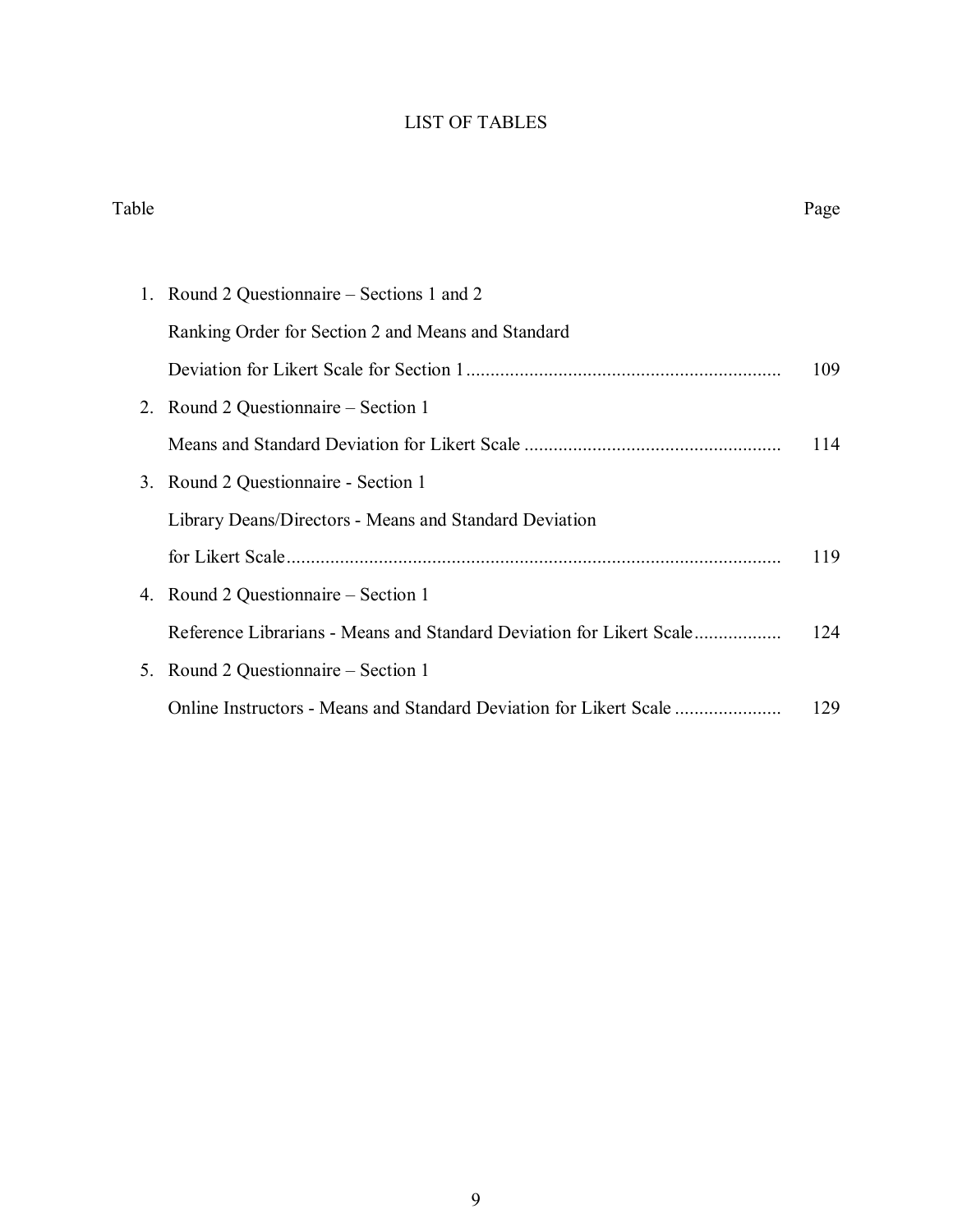# LIST OF TABLES

| Table | | Page |
|---|---|---|
| 1. | Round 2 Questionnaire – Sections 1 and 2 Ranking Order for Section 2 and Means and Standard Deviation for Likert Scale for Section 1 | 109 |
| 2. | Round 2 Questionnaire – Section 1 Means and Standard Deviation for Likert Scale | 114 |
| 3. | Round 2 Questionnaire - Section 1 Library Deans/Directors - Means and Standard Deviation for Likert Scale | 119 |
| 4. | Round 2 Questionnaire – Section 1 Reference Librarians - Means and Standard Deviation for Likert Scale | 124 |
| 5. | Round 2 Questionnaire – Section 1 Online Instructors - Means and Standard Deviation for Likert Scale | 129 |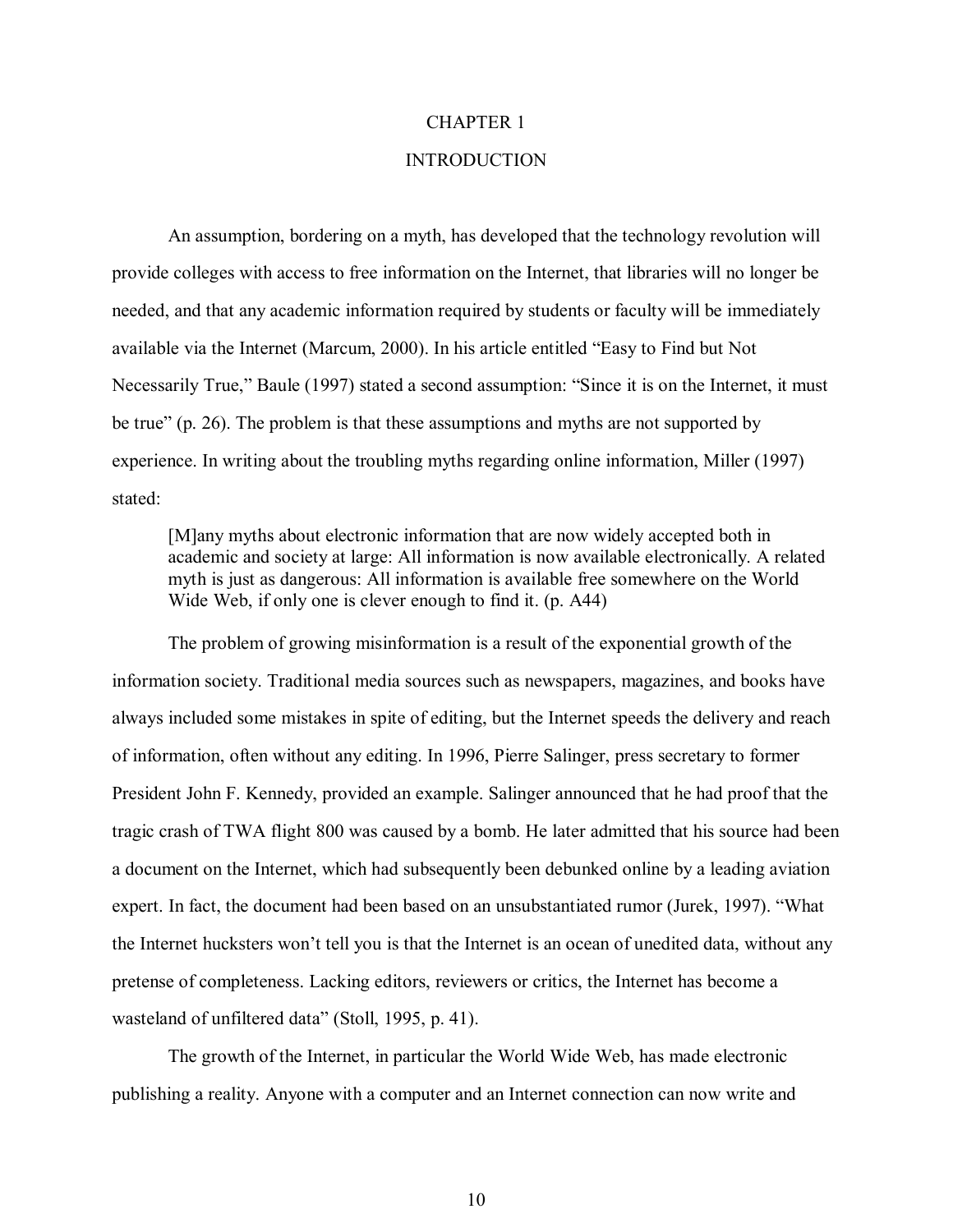# CHAPTER 1

# INTRODUCTION

An assumption, bordering on a myth, has developed that the technology revolution will provide colleges with access to free information on the Internet, that libraries will no longer be needed, and that any academic information required by students or faculty will be immediately available via the Internet (Marcum, 2000). In his article entitled "Easy to Find but Not Necessarily True," Baule (1997) stated a second assumption: "Since it is on the Internet, it must be true" (p. 26). The problem is that these assumptions and myths are not supported by experience. In writing about the troubling myths regarding online information, Miller (1997) stated:

> [M]any myths about electronic information that are now widely accepted both in academic and society at large: All information is now available electronically. A related myth is just as dangerous: All information is available free somewhere on the World Wide Web, if only one is clever enough to find it. (p. A44)

The problem of growing misinformation is a result of the exponential growth of the information society. Traditional media sources such as newspapers, magazines, and books have always included some mistakes in spite of editing, but the Internet speeds the delivery and reach of information, often without any editing. In 1996, Pierre Salinger, press secretary to former President John F. Kennedy, provided an example. Salinger announced that he had proof that the tragic crash of TWA flight 800 was caused by a bomb. He later admitted that his source had been a document on the Internet, which had subsequently been debunked online by a leading aviation expert. In fact, the document had been based on an unsubstantiated rumor (Jurek, 1997). "What the Internet hucksters won't tell you is that the Internet is an ocean of unedited data, without any pretense of completeness. Lacking editors, reviewers or critics, the Internet has become a wasteland of unfiltered data" (Stoll, 1995, p. 41).

The growth of the Internet, in particular the World Wide Web, has made electronic publishing a reality. Anyone with a computer and an Internet connection can now write and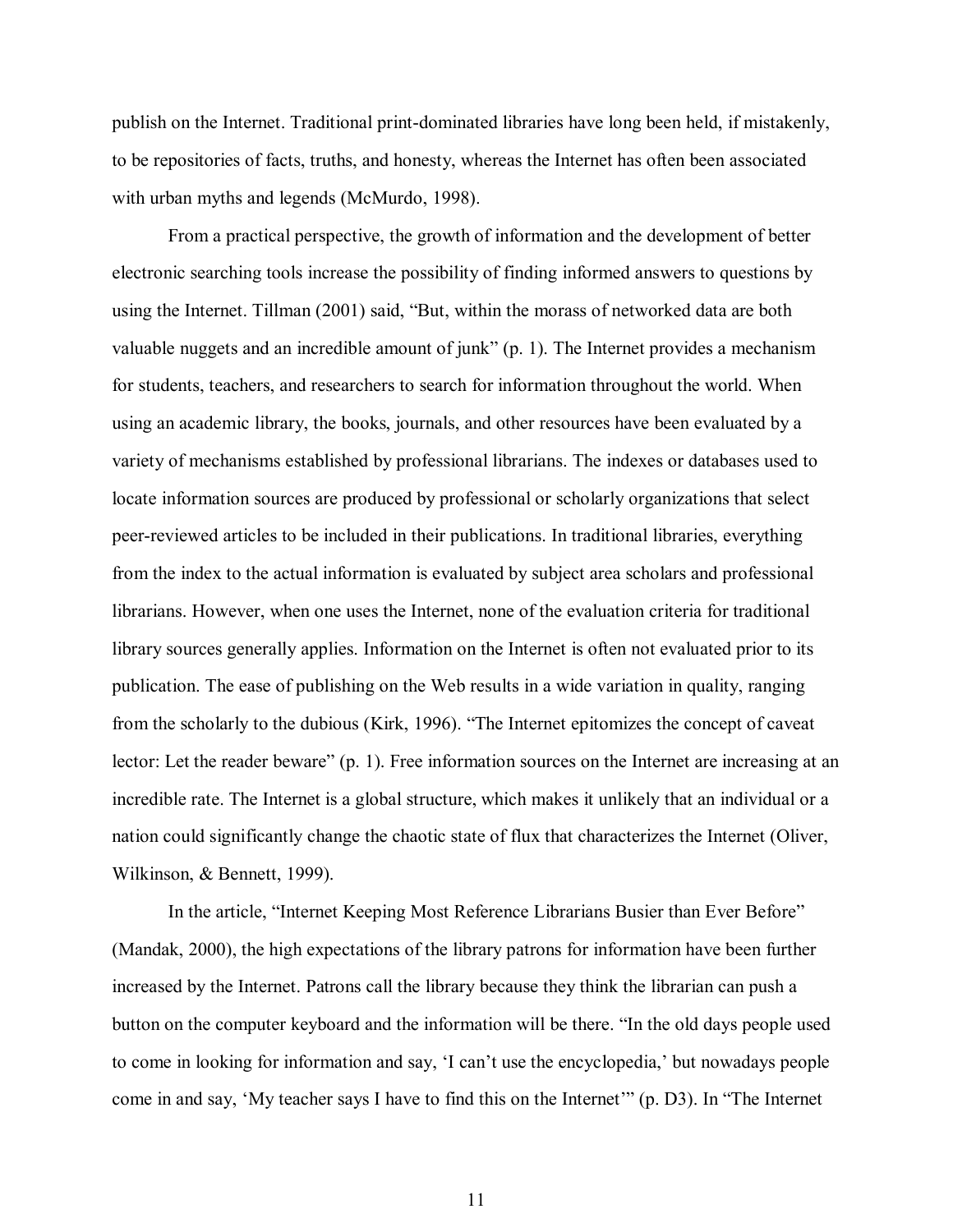publish on the Internet. Traditional print-dominated libraries have long been held, if mistakenly, to be repositories of facts, truths, and honesty, whereas the Internet has often been associated with urban myths and legends (McMurdo, 1998).

From a practical perspective, the growth of information and the development of better electronic searching tools increase the possibility of finding informed answers to questions by using the Internet. Tillman (2001) said, "But, within the morass of networked data are both valuable nuggets and an incredible amount of junk" (p. 1). The Internet provides a mechanism for students, teachers, and researchers to search for information throughout the world. When using an academic library, the books, journals, and other resources have been evaluated by a variety of mechanisms established by professional librarians. The indexes or databases used to locate information sources are produced by professional or scholarly organizations that select peer-reviewed articles to be included in their publications. In traditional libraries, everything from the index to the actual information is evaluated by subject area scholars and professional librarians. However, when one uses the Internet, none of the evaluation criteria for traditional library sources generally applies. Information on the Internet is often not evaluated prior to its publication. The ease of publishing on the Web results in a wide variation in quality, ranging from the scholarly to the dubious (Kirk, 1996). "The Internet epitomizes the concept of caveat lector: Let the reader beware" (p. 1). Free information sources on the Internet are increasing at an incredible rate. The Internet is a global structure, which makes it unlikely that an individual or a nation could significantly change the chaotic state of flux that characterizes the Internet (Oliver, Wilkinson, & Bennett, 1999).

In the article, "Internet Keeping Most Reference Librarians Busier than Ever Before" (Mandak, 2000), the high expectations of the library patrons for information have been further increased by the Internet. Patrons call the library because they think the librarian can push a button on the computer keyboard and the information will be there. "In the old days people used to come in looking for information and say, 'I can't use the encyclopedia,' but nowadays people come in and say, 'My teacher says I have to find this on the Internet'" (p. D3). In "The Internet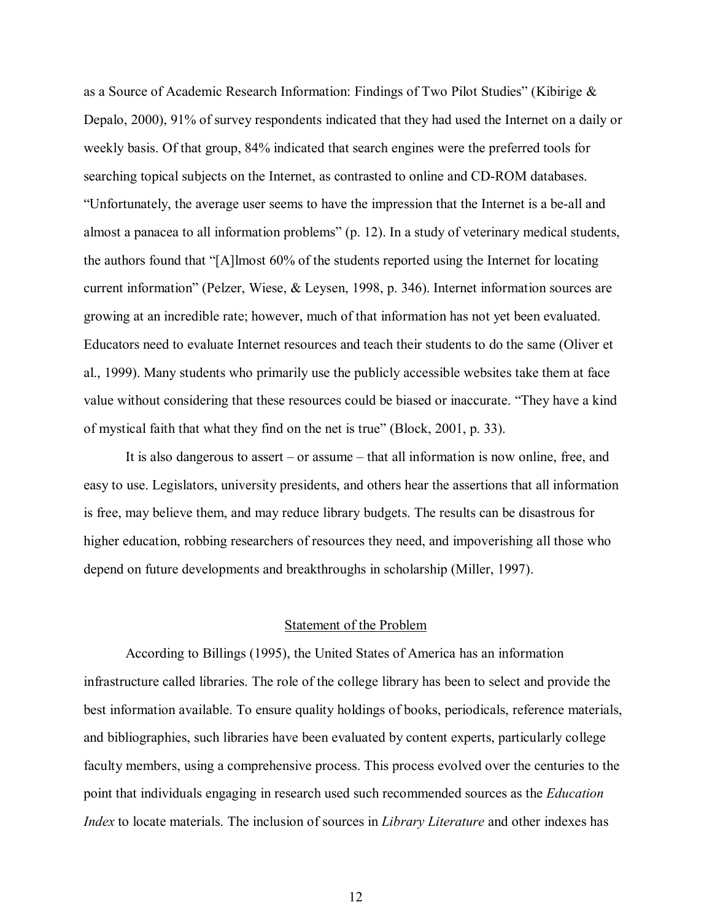as a Source of Academic Research Information: Findings of Two Pilot Studies" (Kibirige & Depalo, 2000), 91% of survey respondents indicated that they had used the Internet on a daily or weekly basis. Of that group, 84% indicated that search engines were the preferred tools for searching topical subjects on the Internet, as contrasted to online and CD-ROM databases. "Unfortunately, the average user seems to have the impression that the Internet is a be-all and almost a panacea to all information problems" (p. 12). In a study of veterinary medical students, the authors found that "[A]lmost 60% of the students reported using the Internet for locating current information" (Pelzer, Wiese, & Leysen, 1998, p. 346). Internet information sources are growing at an incredible rate; however, much of that information has not yet been evaluated. Educators need to evaluate Internet resources and teach their students to do the same (Oliver et al., 1999). Many students who primarily use the publicly accessible websites take them at face value without considering that these resources could be biased or inaccurate. "They have a kind of mystical faith that what they find on the net is true" (Block, 2001, p. 33).

It is also dangerous to assert – or assume – that all information is now online, free, and easy to use. Legislators, university presidents, and others hear the assertions that all information is free, may believe them, and may reduce library budgets. The results can be disastrous for higher education, robbing researchers of resources they need, and impoverishing all those who depend on future developments and breakthroughs in scholarship (Miller, 1997).

## Statement of the Problem

According to Billings (1995), the United States of America has an information infrastructure called libraries. The role of the college library has been to select and provide the best information available. To ensure quality holdings of books, periodicals, reference materials, and bibliographies, such libraries have been evaluated by content experts, particularly college faculty members, using a comprehensive process. This process evolved over the centuries to the point that individuals engaging in research used such recommended sources as the *Education Index* to locate materials. The inclusion of sources in *Library Literature* and other indexes has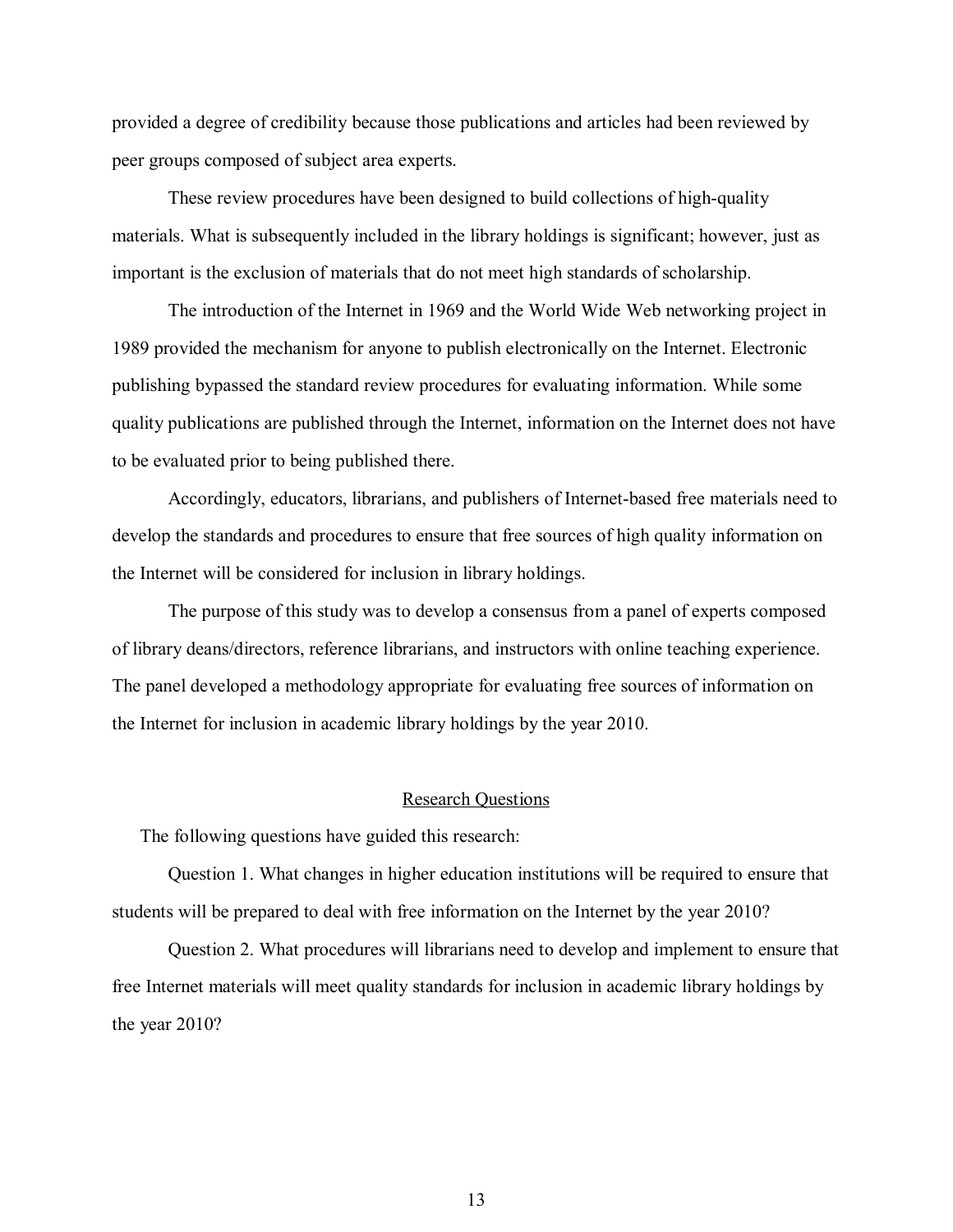provided a degree of credibility because those publications and articles had been reviewed by peer groups composed of subject area experts.

These review procedures have been designed to build collections of high-quality materials. What is subsequently included in the library holdings is significant; however, just as important is the exclusion of materials that do not meet high standards of scholarship.

The introduction of the Internet in 1969 and the World Wide Web networking project in 1989 provided the mechanism for anyone to publish electronically on the Internet. Electronic publishing bypassed the standard review procedures for evaluating information. While some quality publications are published through the Internet, information on the Internet does not have to be evaluated prior to being published there.

Accordingly, educators, librarians, and publishers of Internet-based free materials need to develop the standards and procedures to ensure that free sources of high quality information on the Internet will be considered for inclusion in library holdings.

The purpose of this study was to develop a consensus from a panel of experts composed of library deans/directors, reference librarians, and instructors with online teaching experience. The panel developed a methodology appropriate for evaluating free sources of information on the Internet for inclusion in academic library holdings by the year 2010.

## Research Questions

The following questions have guided this research:

Question 1. What changes in higher education institutions will be required to ensure that students will be prepared to deal with free information on the Internet by the year 2010?

Question 2. What procedures will librarians need to develop and implement to ensure that free Internet materials will meet quality standards for inclusion in academic library holdings by the year 2010?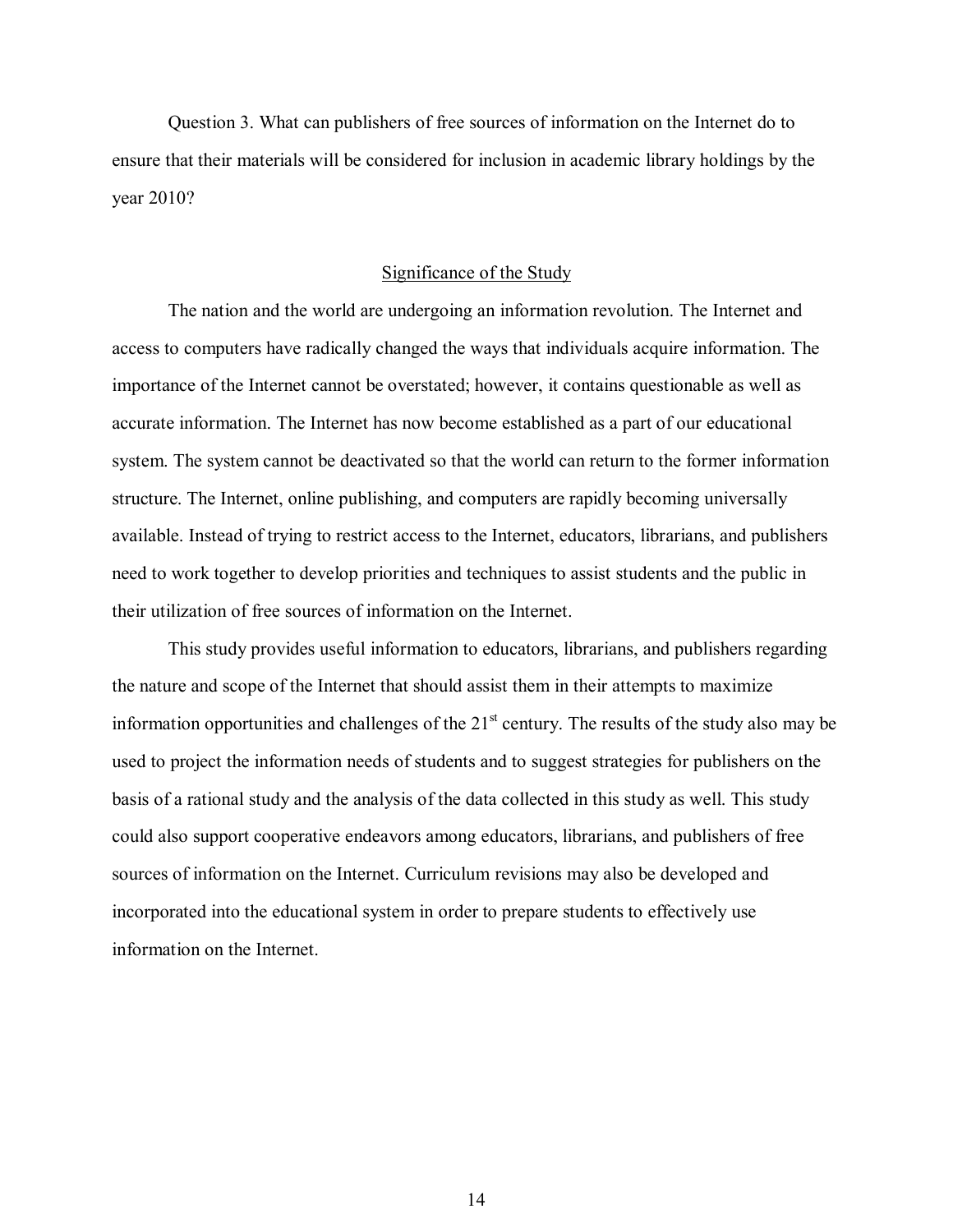Question 3. What can publishers of free sources of information on the Internet do to ensure that their materials will be considered for inclusion in academic library holdings by the year 2010?

## Significance of the Study

The nation and the world are undergoing an information revolution. The Internet and access to computers have radically changed the ways that individuals acquire information. The importance of the Internet cannot be overstated; however, it contains questionable as well as accurate information. The Internet has now become established as a part of our educational system. The system cannot be deactivated so that the world can return to the former information structure. The Internet, online publishing, and computers are rapidly becoming universally available. Instead of trying to restrict access to the Internet, educators, librarians, and publishers need to work together to develop priorities and techniques to assist students and the public in their utilization of free sources of information on the Internet.

This study provides useful information to educators, librarians, and publishers regarding the nature and scope of the Internet that should assist them in their attempts to maximize information opportunities and challenges of the 21st century. The results of the study also may be used to project the information needs of students and to suggest strategies for publishers on the basis of a rational study and the analysis of the data collected in this study as well. This study could also support cooperative endeavors among educators, librarians, and publishers of free sources of information on the Internet. Curriculum revisions may also be developed and incorporated into the educational system in order to prepare students to effectively use information on the Internet.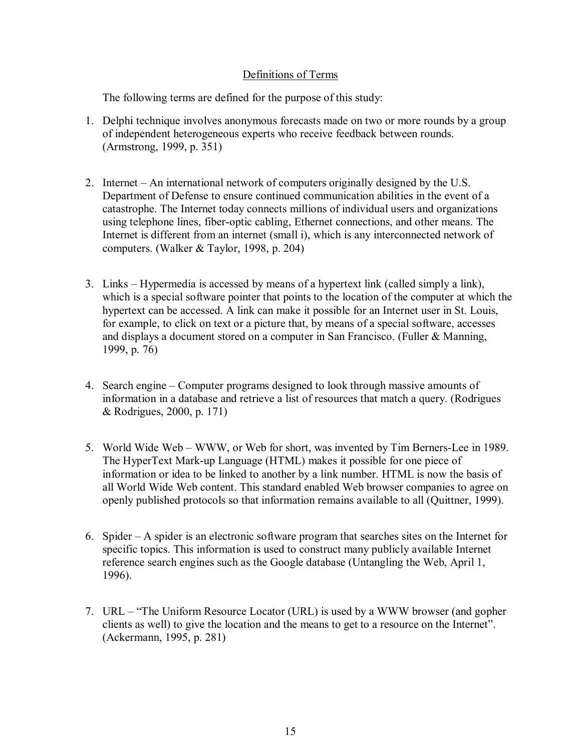## Definitions of Terms

The following terms are defined for the purpose of this study:

1. Delphi technique involves anonymous forecasts made on two or more rounds by a group of independent heterogeneous experts who receive feedback between rounds. (Armstrong, 1999, p. 351)

2. Internet – An international network of computers originally designed by the U.S. Department of Defense to ensure continued communication abilities in the event of a catastrophe. The Internet today connects millions of individual users and organizations using telephone lines, fiber-optic cabling, Ethernet connections, and other means. The Internet is different from an internet (small i), which is any interconnected network of computers. (Walker & Taylor, 1998, p. 204)

3. Links – Hypermedia is accessed by means of a hypertext link (called simply a link), which is a special software pointer that points to the location of the computer at which the hypertext can be accessed. A link can make it possible for an Internet user in St. Louis, for example, to click on text or a picture that, by means of a special software, accesses and displays a document stored on a computer in San Francisco. (Fuller & Manning, 1999, p. 76)

4. Search engine – Computer programs designed to look through massive amounts of information in a database and retrieve a list of resources that match a query. (Rodrigues & Rodrigues, 2000, p. 171)

5. World Wide Web – WWW, or Web for short, was invented by Tim Berners-Lee in 1989. The HyperText Mark-up Language (HTML) makes it possible for one piece of information or idea to be linked to another by a link number. HTML is now the basis of all World Wide Web content. This standard enabled Web browser companies to agree on openly published protocols so that information remains available to all (Quittner, 1999).

6. Spider – A spider is an electronic software program that searches sites on the Internet for specific topics. This information is used to construct many publicly available Internet reference search engines such as the Google database (Untangling the Web, April 1, 1996).

7. URL – "The Uniform Resource Locator (URL) is used by a WWW browser (and gopher clients as well) to give the location and the means to get to a resource on the Internet". (Ackermann, 1995, p. 281)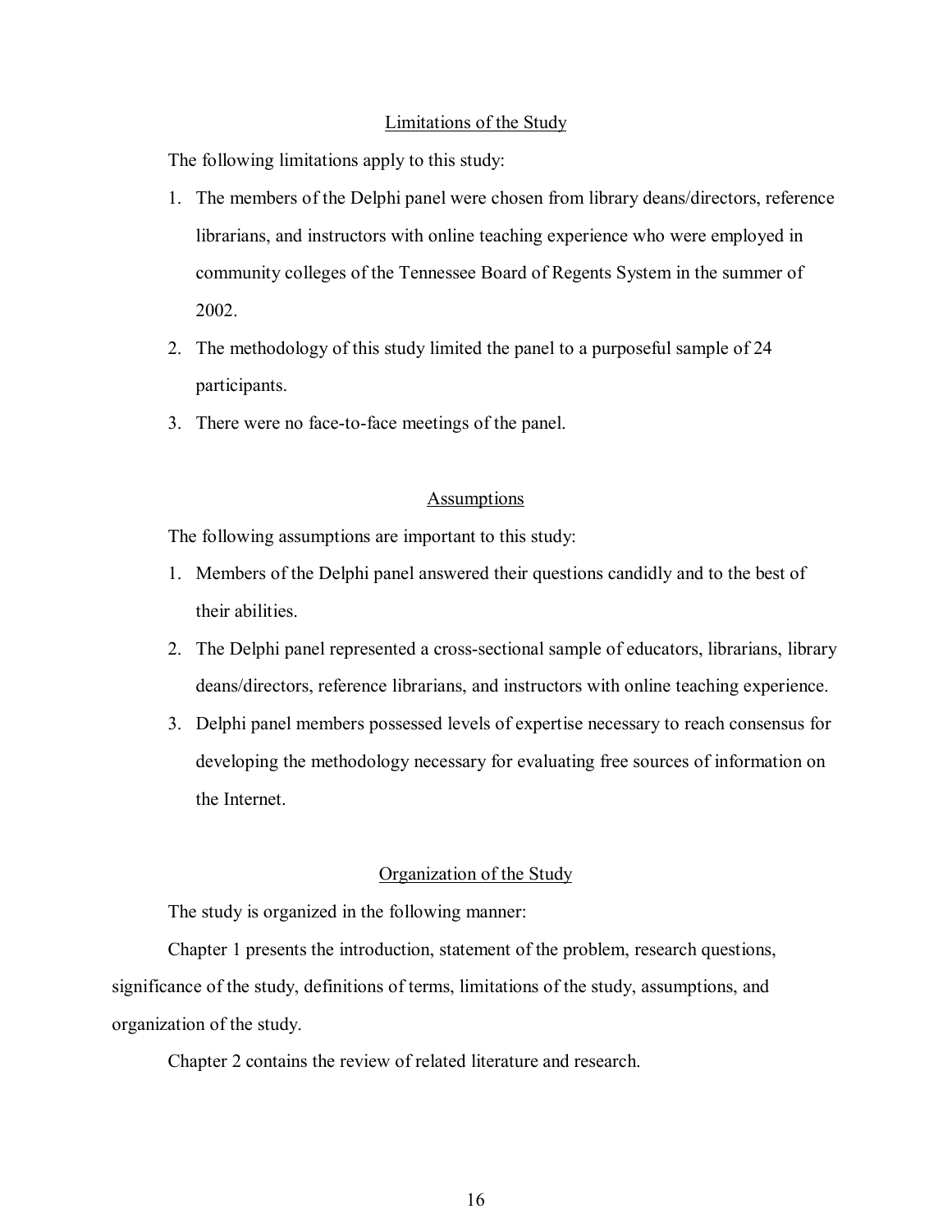## Limitations of the Study

The following limitations apply to this study:

1. The members of the Delphi panel were chosen from library deans/directors, reference librarians, and instructors with online teaching experience who were employed in community colleges of the Tennessee Board of Regents System in the summer of 2002.
2. The methodology of this study limited the panel to a purposeful sample of 24 participants.
3. There were no face-to-face meetings of the panel.

## Assumptions

The following assumptions are important to this study:

1. Members of the Delphi panel answered their questions candidly and to the best of their abilities.
2. The Delphi panel represented a cross-sectional sample of educators, librarians, library deans/directors, reference librarians, and instructors with online teaching experience.
3. Delphi panel members possessed levels of expertise necessary to reach consensus for developing the methodology necessary for evaluating free sources of information on the Internet.

## Organization of the Study

The study is organized in the following manner:

Chapter 1 presents the introduction, statement of the problem, research questions, significance of the study, definitions of terms, limitations of the study, assumptions, and organization of the study.

Chapter 2 contains the review of related literature and research.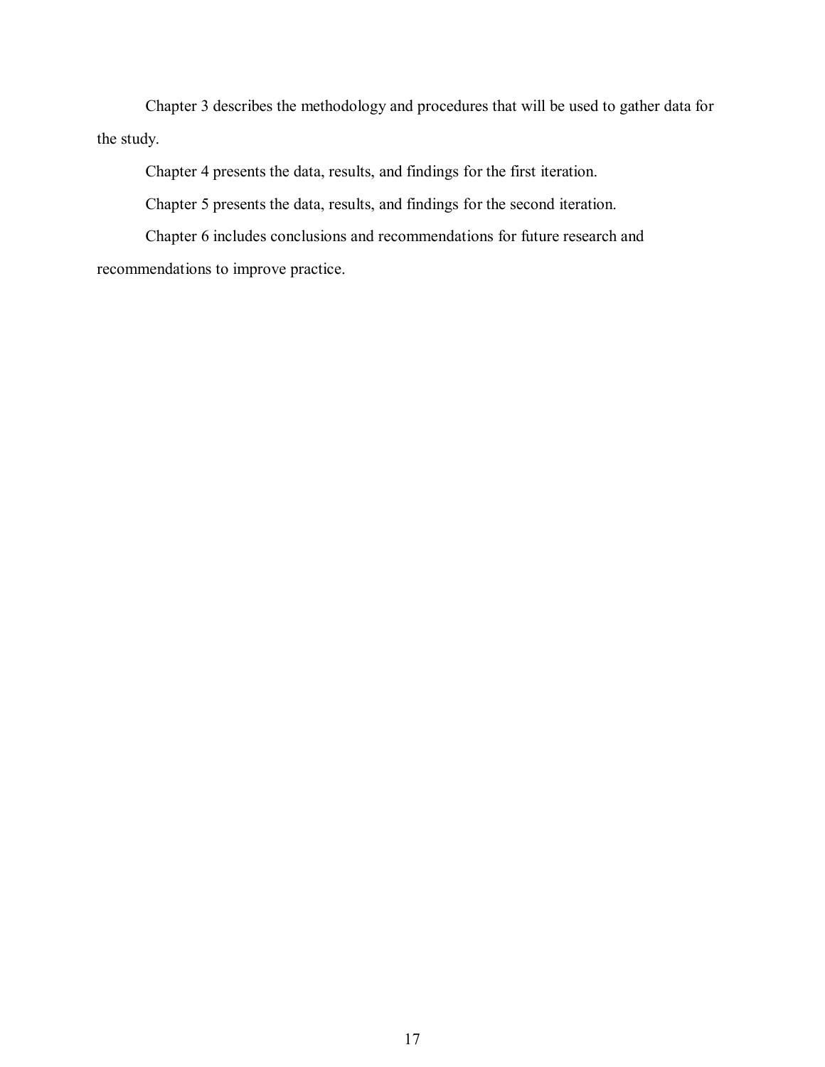Chapter 3 describes the methodology and procedures that will be used to gather data for the study.

Chapter 4 presents the data, results, and findings for the first iteration.

Chapter 5 presents the data, results, and findings for the second iteration.

Chapter 6 includes conclusions and recommendations for future research and recommendations to improve practice.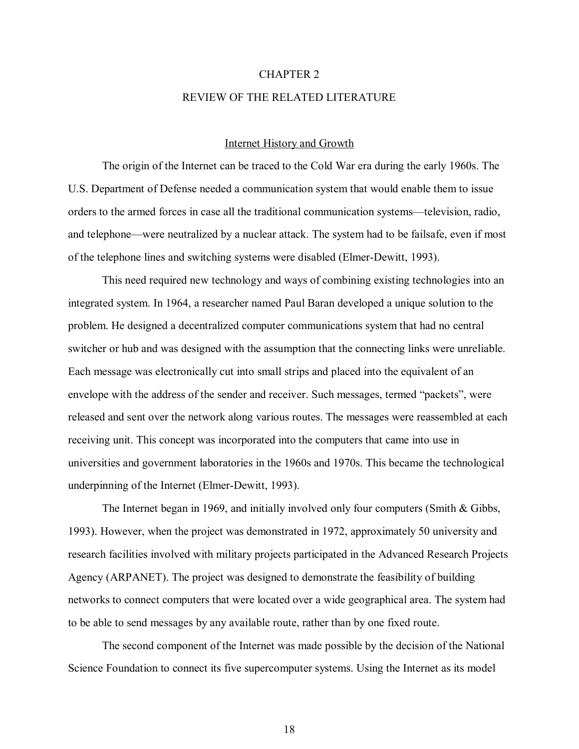# CHAPTER 2

# REVIEW OF THE RELATED LITERATURE

## Internet History and Growth

The origin of the Internet can be traced to the Cold War era during the early 1960s. The U.S. Department of Defense needed a communication system that would enable them to issue orders to the armed forces in case all the traditional communication systems—television, radio, and telephone—were neutralized by a nuclear attack. The system had to be failsafe, even if most of the telephone lines and switching systems were disabled (Elmer-Dewitt, 1993).

This need required new technology and ways of combining existing technologies into an integrated system. In 1964, a researcher named Paul Baran developed a unique solution to the problem. He designed a decentralized computer communications system that had no central switcher or hub and was designed with the assumption that the connecting links were unreliable. Each message was electronically cut into small strips and placed into the equivalent of an envelope with the address of the sender and receiver. Such messages, termed "packets", were released and sent over the network along various routes. The messages were reassembled at each receiving unit. This concept was incorporated into the computers that came into use in universities and government laboratories in the 1960s and 1970s. This became the technological underpinning of the Internet (Elmer-Dewitt, 1993).

The Internet began in 1969, and initially involved only four computers (Smith & Gibbs, 1993). However, when the project was demonstrated in 1972, approximately 50 university and research facilities involved with military projects participated in the Advanced Research Projects Agency (ARPANET). The project was designed to demonstrate the feasibility of building networks to connect computers that were located over a wide geographical area. The system had to be able to send messages by any available route, rather than by one fixed route.

The second component of the Internet was made possible by the decision of the National Science Foundation to connect its five supercomputer systems. Using the Internet as its model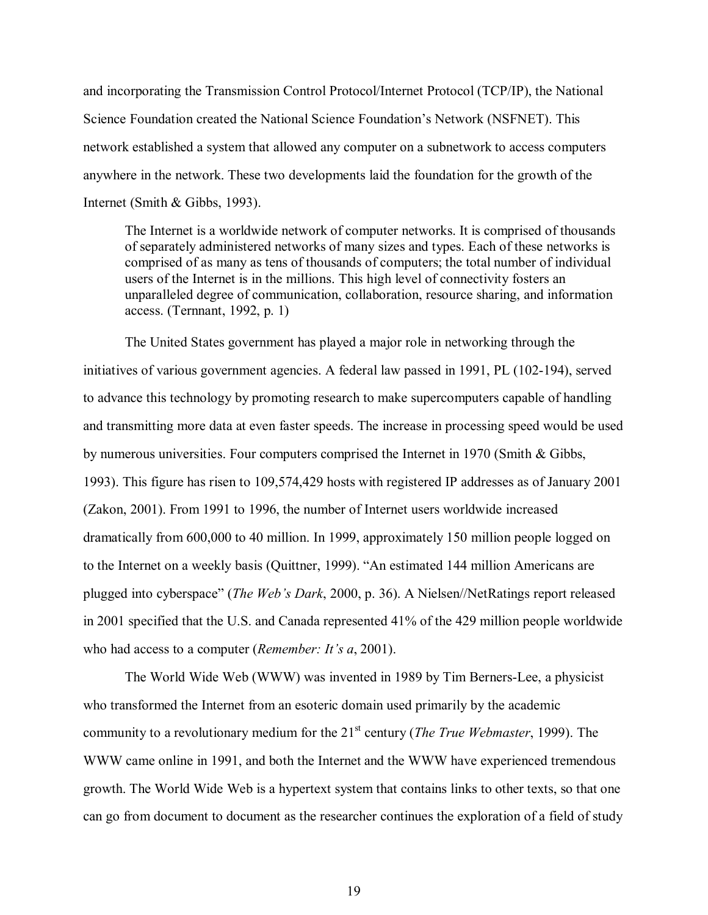and incorporating the Transmission Control Protocol/Internet Protocol (TCP/IP), the National Science Foundation created the National Science Foundation's Network (NSFNET). This network established a system that allowed any computer on a subnetwork to access computers anywhere in the network. These two developments laid the foundation for the growth of the Internet (Smith & Gibbs, 1993).

> The Internet is a worldwide network of computer networks. It is comprised of thousands of separately administered networks of many sizes and types. Each of these networks is comprised of as many as tens of thousands of computers; the total number of individual users of the Internet is in the millions. This high level of connectivity fosters an unparalleled degree of communication, collaboration, resource sharing, and information access. (Ternnant, 1992, p. 1)

The United States government has played a major role in networking through the initiatives of various government agencies. A federal law passed in 1991, PL (102-194), served to advance this technology by promoting research to make supercomputers capable of handling and transmitting more data at even faster speeds. The increase in processing speed would be used by numerous universities. Four computers comprised the Internet in 1970 (Smith & Gibbs, 1993). This figure has risen to 109,574,429 hosts with registered IP addresses as of January 2001 (Zakon, 2001). From 1991 to 1996, the number of Internet users worldwide increased dramatically from 600,000 to 40 million. In 1999, approximately 150 million people logged on to the Internet on a weekly basis (Quittner, 1999). "An estimated 144 million Americans are plugged into cyberspace" (*The Web's Dark*, 2000, p. 36). A Nielsen//NetRatings report released in 2001 specified that the U.S. and Canada represented 41% of the 429 million people worldwide who had access to a computer (*Remember: It's a*, 2001).

The World Wide Web (WWW) was invented in 1989 by Tim Berners-Lee, a physicist who transformed the Internet from an esoteric domain used primarily by the academic community to a revolutionary medium for the 21st century (*The True Webmaster*, 1999). The WWW came online in 1991, and both the Internet and the WWW have experienced tremendous growth. The World Wide Web is a hypertext system that contains links to other texts, so that one can go from document to document as the researcher continues the exploration of a field of study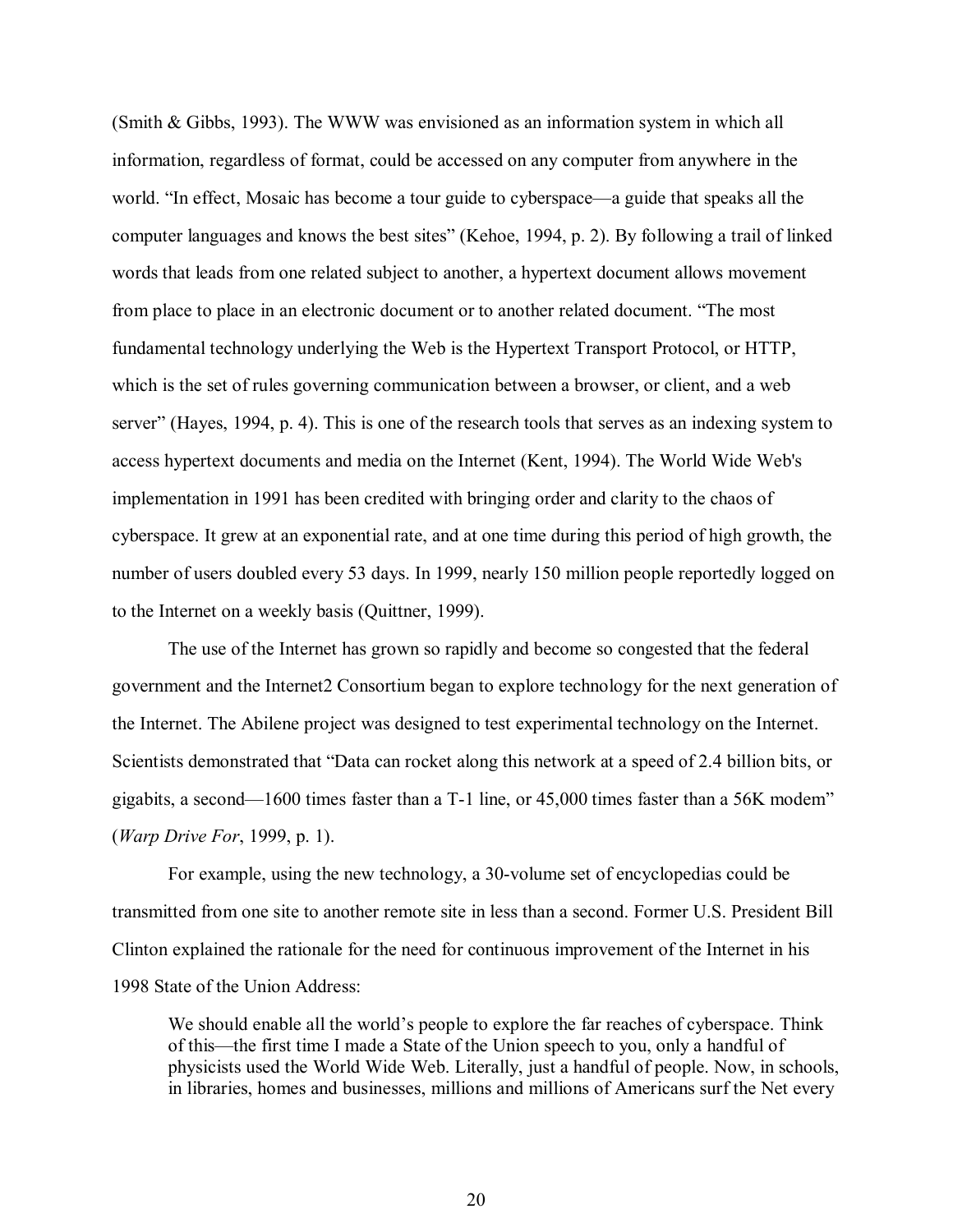(Smith & Gibbs, 1993). The WWW was envisioned as an information system in which all information, regardless of format, could be accessed on any computer from anywhere in the world. "In effect, Mosaic has become a tour guide to cyberspace—a guide that speaks all the computer languages and knows the best sites" (Kehoe, 1994, p. 2). By following a trail of linked words that leads from one related subject to another, a hypertext document allows movement from place to place in an electronic document or to another related document. "The most fundamental technology underlying the Web is the Hypertext Transport Protocol, or HTTP, which is the set of rules governing communication between a browser, or client, and a web server" (Hayes, 1994, p. 4). This is one of the research tools that serves as an indexing system to access hypertext documents and media on the Internet (Kent, 1994). The World Wide Web's implementation in 1991 has been credited with bringing order and clarity to the chaos of cyberspace. It grew at an exponential rate, and at one time during this period of high growth, the number of users doubled every 53 days. In 1999, nearly 150 million people reportedly logged on to the Internet on a weekly basis (Quittner, 1999).

The use of the Internet has grown so rapidly and become so congested that the federal government and the Internet2 Consortium began to explore technology for the next generation of the Internet. The Abilene project was designed to test experimental technology on the Internet. Scientists demonstrated that "Data can rocket along this network at a speed of 2.4 billion bits, or gigabits, a second—1600 times faster than a T-1 line, or 45,000 times faster than a 56K modem" (*Warp Drive For*, 1999, p. 1).

For example, using the new technology, a 30-volume set of encyclopedias could be transmitted from one site to another remote site in less than a second. Former U.S. President Bill Clinton explained the rationale for the need for continuous improvement of the Internet in his 1998 State of the Union Address:

> We should enable all the world's people to explore the far reaches of cyberspace. Think of this—the first time I made a State of the Union speech to you, only a handful of physicists used the World Wide Web. Literally, just a handful of people. Now, in schools, in libraries, homes and businesses, millions and millions of Americans surf the Net every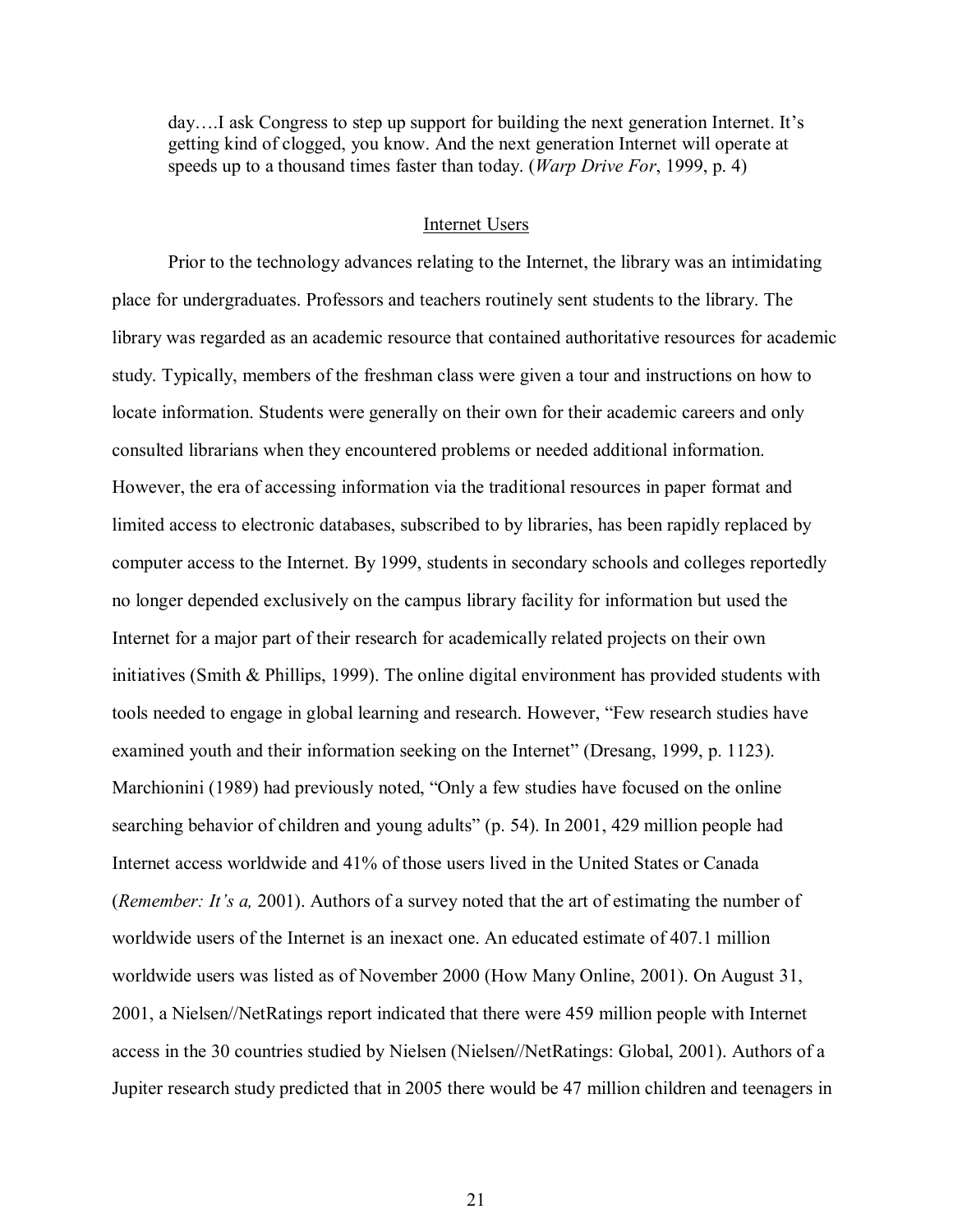> day….I ask Congress to step up support for building the next generation Internet. It's getting kind of clogged, you know. And the next generation Internet will operate at speeds up to a thousand times faster than today. (*Warp Drive For*, 1999, p. 4)

## Internet Users

Prior to the technology advances relating to the Internet, the library was an intimidating place for undergraduates. Professors and teachers routinely sent students to the library. The library was regarded as an academic resource that contained authoritative resources for academic study. Typically, members of the freshman class were given a tour and instructions on how to locate information. Students were generally on their own for their academic careers and only consulted librarians when they encountered problems or needed additional information. However, the era of accessing information via the traditional resources in paper format and limited access to electronic databases, subscribed to by libraries, has been rapidly replaced by computer access to the Internet. By 1999, students in secondary schools and colleges reportedly no longer depended exclusively on the campus library facility for information but used the Internet for a major part of their research for academically related projects on their own initiatives (Smith & Phillips, 1999). The online digital environment has provided students with tools needed to engage in global learning and research. However, "Few research studies have examined youth and their information seeking on the Internet" (Dresang, 1999, p. 1123). Marchionini (1989) had previously noted, "Only a few studies have focused on the online searching behavior of children and young adults" (p. 54). In 2001, 429 million people had Internet access worldwide and 41% of those users lived in the United States or Canada (*Remember: It's a,* 2001). Authors of a survey noted that the art of estimating the number of worldwide users of the Internet is an inexact one. An educated estimate of 407.1 million worldwide users was listed as of November 2000 (How Many Online, 2001). On August 31, 2001, a Nielsen//NetRatings report indicated that there were 459 million people with Internet access in the 30 countries studied by Nielsen (Nielsen//NetRatings: Global, 2001). Authors of a Jupiter research study predicted that in 2005 there would be 47 million children and teenagers in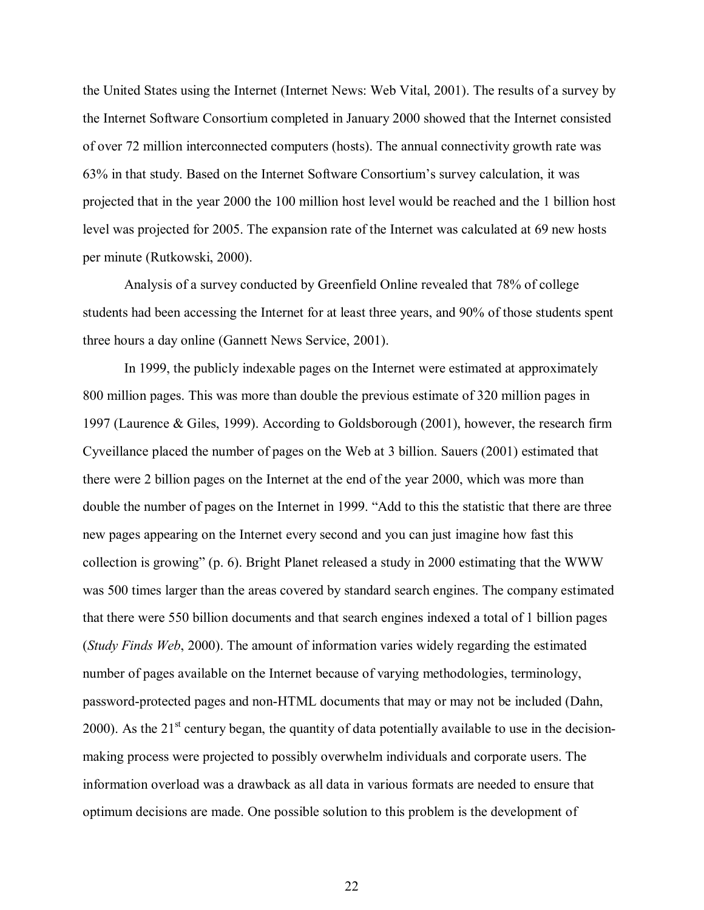the United States using the Internet (Internet News: Web Vital, 2001). The results of a survey by the Internet Software Consortium completed in January 2000 showed that the Internet consisted of over 72 million interconnected computers (hosts). The annual connectivity growth rate was 63% in that study. Based on the Internet Software Consortium's survey calculation, it was projected that in the year 2000 the 100 million host level would be reached and the 1 billion host level was projected for 2005. The expansion rate of the Internet was calculated at 69 new hosts per minute (Rutkowski, 2000).

Analysis of a survey conducted by Greenfield Online revealed that 78% of college students had been accessing the Internet for at least three years, and 90% of those students spent three hours a day online (Gannett News Service, 2001).

In 1999, the publicly indexable pages on the Internet were estimated at approximately 800 million pages. This was more than double the previous estimate of 320 million pages in 1997 (Laurence & Giles, 1999). According to Goldsborough (2001), however, the research firm Cyveillance placed the number of pages on the Web at 3 billion. Sauers (2001) estimated that there were 2 billion pages on the Internet at the end of the year 2000, which was more than double the number of pages on the Internet in 1999. "Add to this the statistic that there are three new pages appearing on the Internet every second and you can just imagine how fast this collection is growing" (p. 6). Bright Planet released a study in 2000 estimating that the WWW was 500 times larger than the areas covered by standard search engines. The company estimated that there were 550 billion documents and that search engines indexed a total of 1 billion pages (*Study Finds Web*, 2000). The amount of information varies widely regarding the estimated number of pages available on the Internet because of varying methodologies, terminology, password-protected pages and non-HTML documents that may or may not be included (Dahn, 2000). As the 21st century began, the quantity of data potentially available to use in the decision-making process were projected to possibly overwhelm individuals and corporate users. The information overload was a drawback as all data in various formats are needed to ensure that optimum decisions are made. One possible solution to this problem is the development of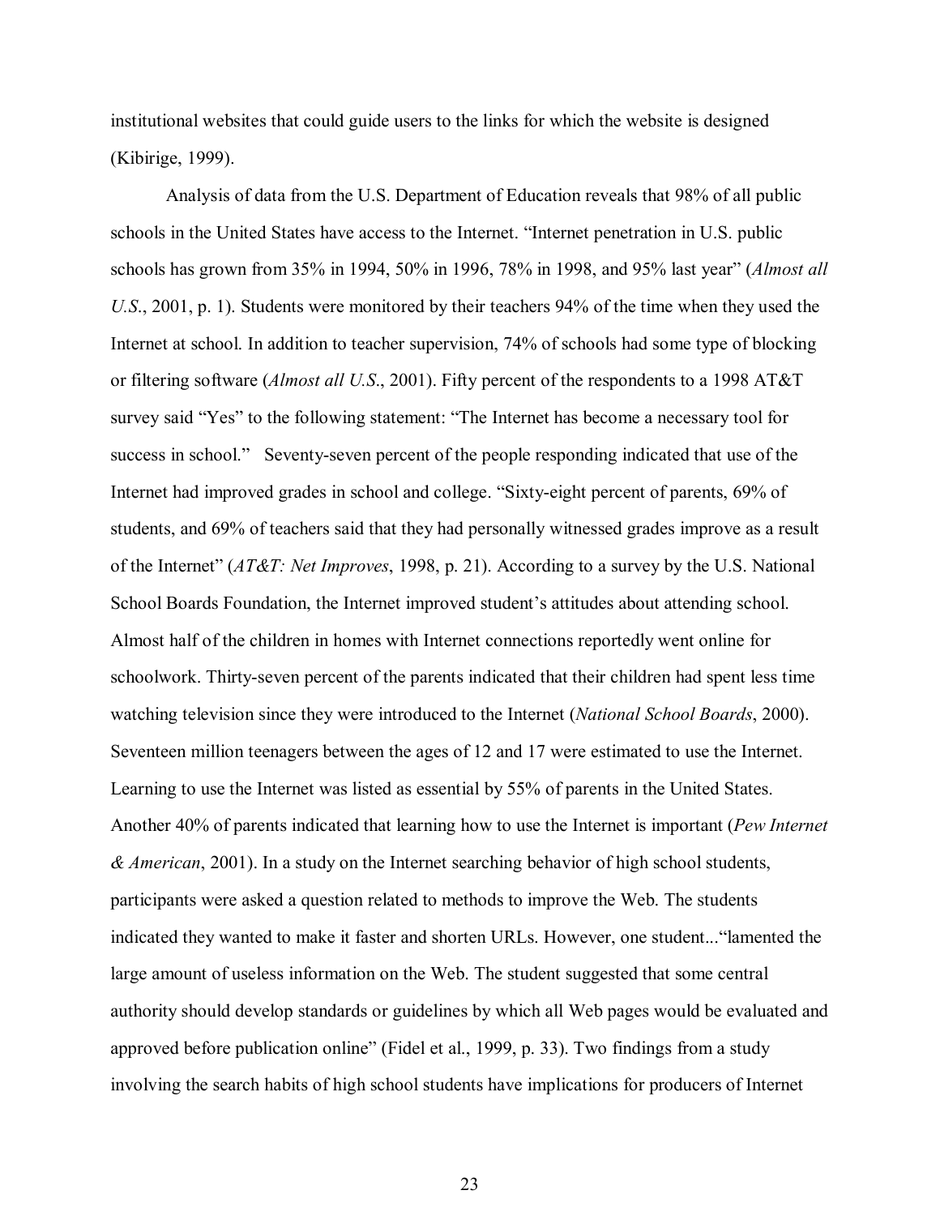institutional websites that could guide users to the links for which the website is designed (Kibirige, 1999).

Analysis of data from the U.S. Department of Education reveals that 98% of all public schools in the United States have access to the Internet. “Internet penetration in U.S. public schools has grown from 35% in 1994, 50% in 1996, 78% in 1998, and 95% last year” (*Almost all U.S.*, 2001, p. 1). Students were monitored by their teachers 94% of the time when they used the Internet at school. In addition to teacher supervision, 74% of schools had some type of blocking or filtering software (*Almost all U.S.*, 2001). Fifty percent of the respondents to a 1998 AT&T survey said “Yes” to the following statement: “The Internet has become a necessary tool for success in school.” Seventy-seven percent of the people responding indicated that use of the Internet had improved grades in school and college. “Sixty-eight percent of parents, 69% of students, and 69% of teachers said that they had personally witnessed grades improve as a result of the Internet” (*AT&T: Net Improves*, 1998, p. 21). According to a survey by the U.S. National School Boards Foundation, the Internet improved student’s attitudes about attending school. Almost half of the children in homes with Internet connections reportedly went online for schoolwork. Thirty-seven percent of the parents indicated that their children had spent less time watching television since they were introduced to the Internet (*National School Boards*, 2000). Seventeen million teenagers between the ages of 12 and 17 were estimated to use the Internet. Learning to use the Internet was listed as essential by 55% of parents in the United States. Another 40% of parents indicated that learning how to use the Internet is important (*Pew Internet & American*, 2001). In a study on the Internet searching behavior of high school students, participants were asked a question related to methods to improve the Web. The students indicated they wanted to make it faster and shorten URLs. However, one student...“lamented the large amount of useless information on the Web. The student suggested that some central authority should develop standards or guidelines by which all Web pages would be evaluated and approved before publication online” (Fidel et al., 1999, p. 33). Two findings from a study involving the search habits of high school students have implications for producers of Internet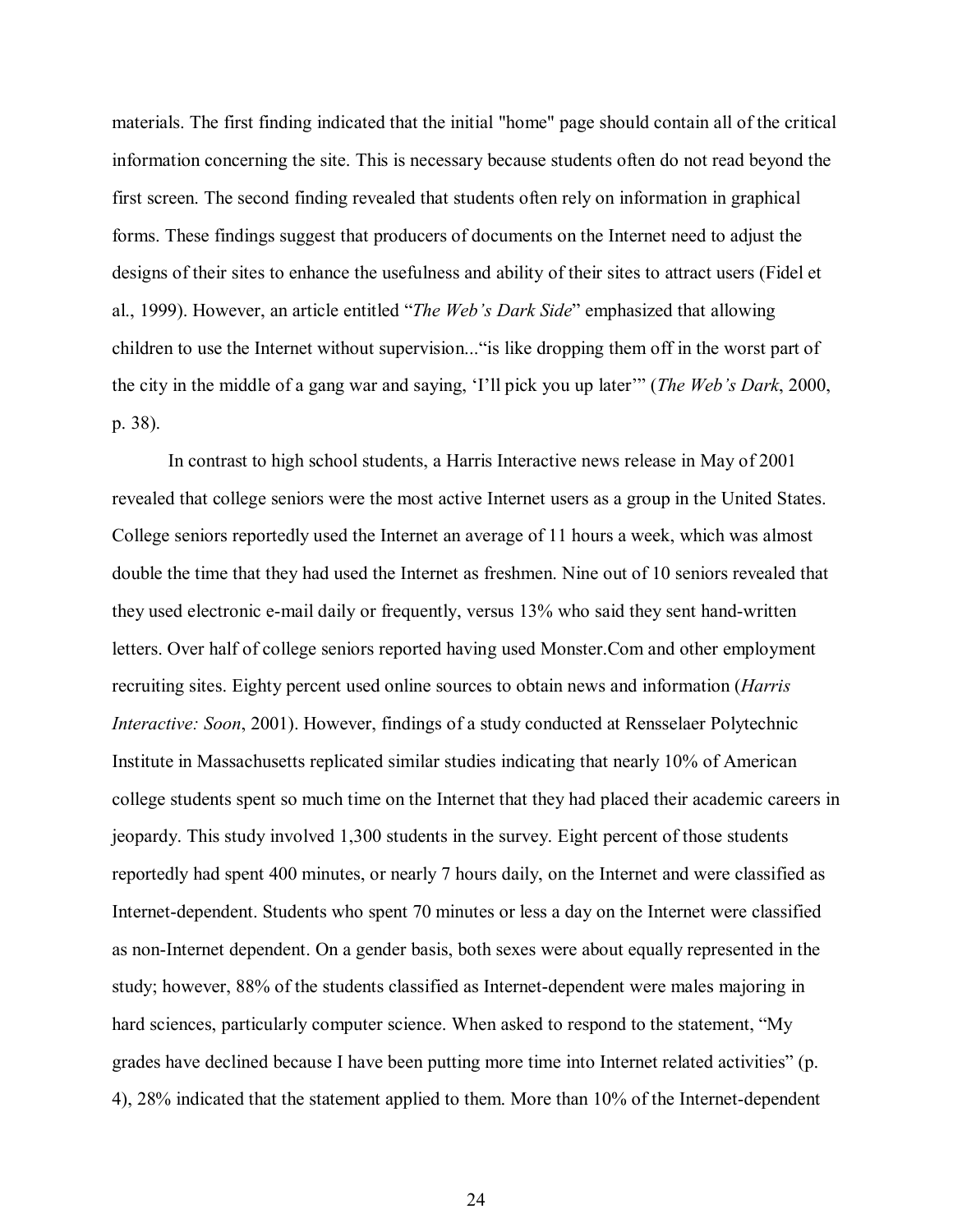materials. The first finding indicated that the initial "home" page should contain all of the critical information concerning the site. This is necessary because students often do not read beyond the first screen. The second finding revealed that students often rely on information in graphical forms. These findings suggest that producers of documents on the Internet need to adjust the designs of their sites to enhance the usefulness and ability of their sites to attract users (Fidel et al., 1999). However, an article entitled "*The Web's Dark Side*" emphasized that allowing children to use the Internet without supervision..."is like dropping them off in the worst part of the city in the middle of a gang war and saying, 'I'll pick you up later'" (*The Web's Dark*, 2000, p. 38).

In contrast to high school students, a Harris Interactive news release in May of 2001 revealed that college seniors were the most active Internet users as a group in the United States. College seniors reportedly used the Internet an average of 11 hours a week, which was almost double the time that they had used the Internet as freshmen. Nine out of 10 seniors revealed that they used electronic e-mail daily or frequently, versus 13% who said they sent hand-written letters. Over half of college seniors reported having used Monster.Com and other employment recruiting sites. Eighty percent used online sources to obtain news and information (*Harris Interactive: Soon*, 2001). However, findings of a study conducted at Rensselaer Polytechnic Institute in Massachusetts replicated similar studies indicating that nearly 10% of American college students spent so much time on the Internet that they had placed their academic careers in jeopardy. This study involved 1,300 students in the survey. Eight percent of those students reportedly had spent 400 minutes, or nearly 7 hours daily, on the Internet and were classified as Internet-dependent. Students who spent 70 minutes or less a day on the Internet were classified as non-Internet dependent. On a gender basis, both sexes were about equally represented in the study; however, 88% of the students classified as Internet-dependent were males majoring in hard sciences, particularly computer science. When asked to respond to the statement, "My grades have declined because I have been putting more time into Internet related activities" (p. 4), 28% indicated that the statement applied to them. More than 10% of the Internet-dependent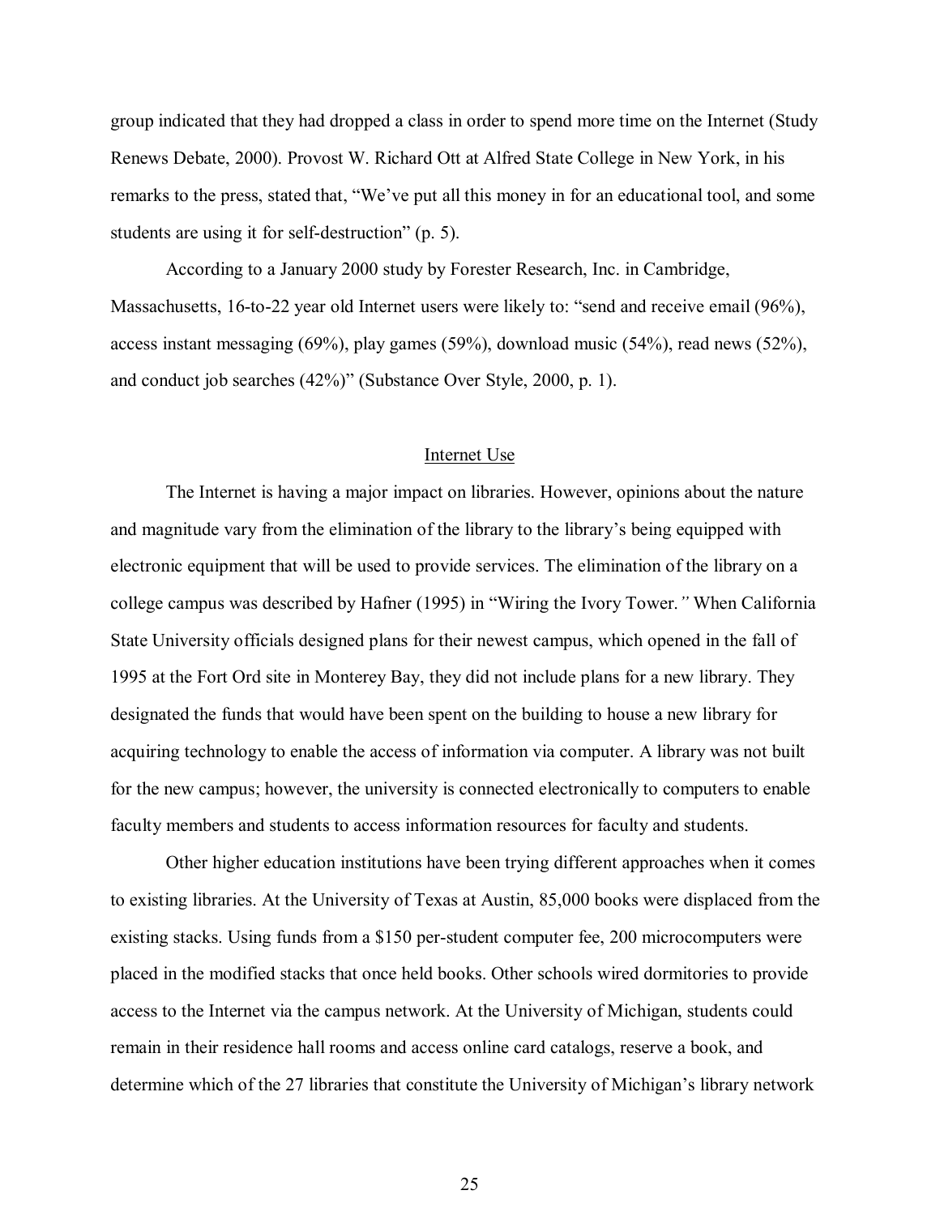group indicated that they had dropped a class in order to spend more time on the Internet (Study Renews Debate, 2000). Provost W. Richard Ott at Alfred State College in New York, in his remarks to the press, stated that, "We've put all this money in for an educational tool, and some students are using it for self-destruction" (p. 5).

According to a January 2000 study by Forester Research, Inc. in Cambridge, Massachusetts, 16-to-22 year old Internet users were likely to: "send and receive email (96%), access instant messaging (69%), play games (59%), download music (54%), read news (52%), and conduct job searches (42%)" (Substance Over Style, 2000, p. 1).

## Internet Use

The Internet is having a major impact on libraries. However, opinions about the nature and magnitude vary from the elimination of the library to the library's being equipped with electronic equipment that will be used to provide services. The elimination of the library on a college campus was described by Hafner (1995) in "Wiring the Ivory Tower." When California State University officials designed plans for their newest campus, which opened in the fall of 1995 at the Fort Ord site in Monterey Bay, they did not include plans for a new library. They designated the funds that would have been spent on the building to house a new library for acquiring technology to enable the access of information via computer. A library was not built for the new campus; however, the university is connected electronically to computers to enable faculty members and students to access information resources for faculty and students.

Other higher education institutions have been trying different approaches when it comes to existing libraries. At the University of Texas at Austin, 85,000 books were displaced from the existing stacks. Using funds from a $150 per-student computer fee, 200 microcomputers were placed in the modified stacks that once held books. Other schools wired dormitories to provide access to the Internet via the campus network. At the University of Michigan, students could remain in their residence hall rooms and access online card catalogs, reserve a book, and determine which of the 27 libraries that constitute the University of Michigan's library network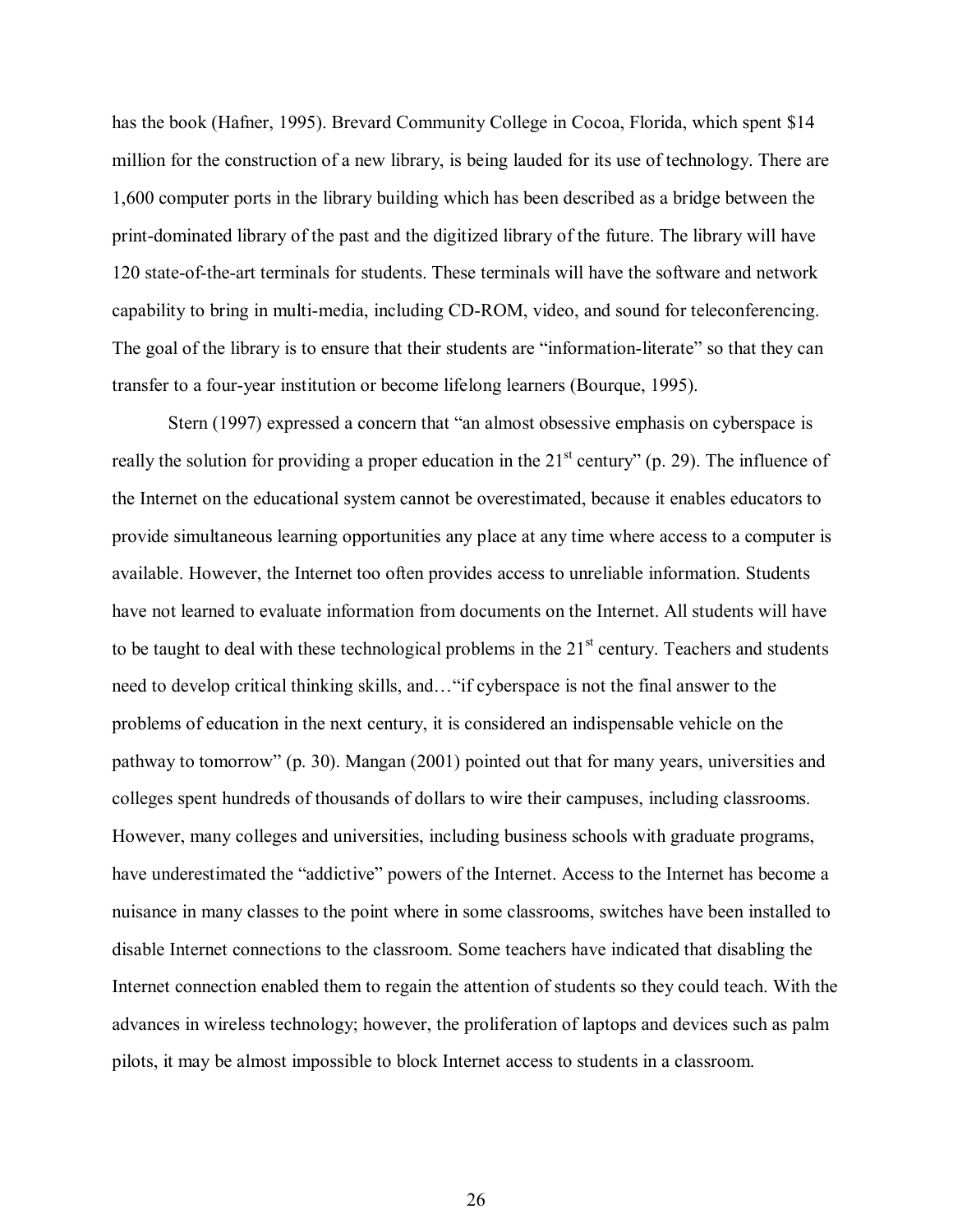has the book (Hafner, 1995). Brevard Community College in Cocoa, Florida, which spent $14 million for the construction of a new library, is being lauded for its use of technology. There are 1,600 computer ports in the library building which has been described as a bridge between the print-dominated library of the past and the digitized library of the future. The library will have 120 state-of-the-art terminals for students. These terminals will have the software and network capability to bring in multi-media, including CD-ROM, video, and sound for teleconferencing. The goal of the library is to ensure that their students are "information-literate" so that they can transfer to a four-year institution or become lifelong learners (Bourque, 1995).

Stern (1997) expressed a concern that "an almost obsessive emphasis on cyberspace is really the solution for providing a proper education in the 21st century" (p. 29). The influence of the Internet on the educational system cannot be overestimated, because it enables educators to provide simultaneous learning opportunities any place at any time where access to a computer is available. However, the Internet too often provides access to unreliable information. Students have not learned to evaluate information from documents on the Internet. All students will have to be taught to deal with these technological problems in the 21st century. Teachers and students need to develop critical thinking skills, and…"if cyberspace is not the final answer to the problems of education in the next century, it is considered an indispensable vehicle on the pathway to tomorrow" (p. 30). Mangan (2001) pointed out that for many years, universities and colleges spent hundreds of thousands of dollars to wire their campuses, including classrooms. However, many colleges and universities, including business schools with graduate programs, have underestimated the "addictive" powers of the Internet. Access to the Internet has become a nuisance in many classes to the point where in some classrooms, switches have been installed to disable Internet connections to the classroom. Some teachers have indicated that disabling the Internet connection enabled them to regain the attention of students so they could teach. With the advances in wireless technology; however, the proliferation of laptops and devices such as palm pilots, it may be almost impossible to block Internet access to students in a classroom.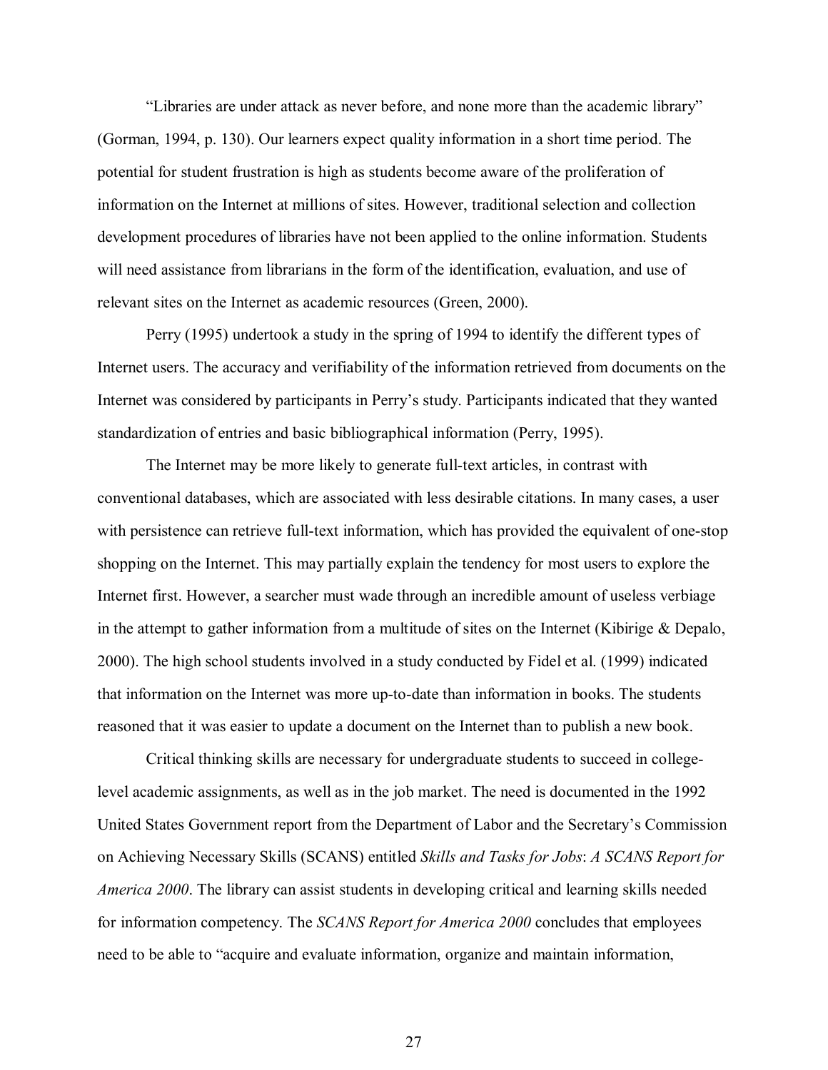“Libraries are under attack as never before, and none more than the academic library” (Gorman, 1994, p. 130). Our learners expect quality information in a short time period. The potential for student frustration is high as students become aware of the proliferation of information on the Internet at millions of sites. However, traditional selection and collection development procedures of libraries have not been applied to the online information. Students will need assistance from librarians in the form of the identification, evaluation, and use of relevant sites on the Internet as academic resources (Green, 2000).

Perry (1995) undertook a study in the spring of 1994 to identify the different types of Internet users. The accuracy and verifiability of the information retrieved from documents on the Internet was considered by participants in Perry’s study. Participants indicated that they wanted standardization of entries and basic bibliographical information (Perry, 1995).

The Internet may be more likely to generate full-text articles, in contrast with conventional databases, which are associated with less desirable citations. In many cases, a user with persistence can retrieve full-text information, which has provided the equivalent of one-stop shopping on the Internet. This may partially explain the tendency for most users to explore the Internet first. However, a searcher must wade through an incredible amount of useless verbiage in the attempt to gather information from a multitude of sites on the Internet (Kibirige & Depalo, 2000). The high school students involved in a study conducted by Fidel et al. (1999) indicated that information on the Internet was more up-to-date than information in books. The students reasoned that it was easier to update a document on the Internet than to publish a new book.

Critical thinking skills are necessary for undergraduate students to succeed in college-level academic assignments, as well as in the job market. The need is documented in the 1992 United States Government report from the Department of Labor and the Secretary’s Commission on Achieving Necessary Skills (SCANS) entitled *Skills and Tasks for Jobs*: *A SCANS Report for America 2000*. The library can assist students in developing critical and learning skills needed for information competency. The *SCANS Report for America 2000* concludes that employees need to be able to “acquire and evaluate information, organize and maintain information,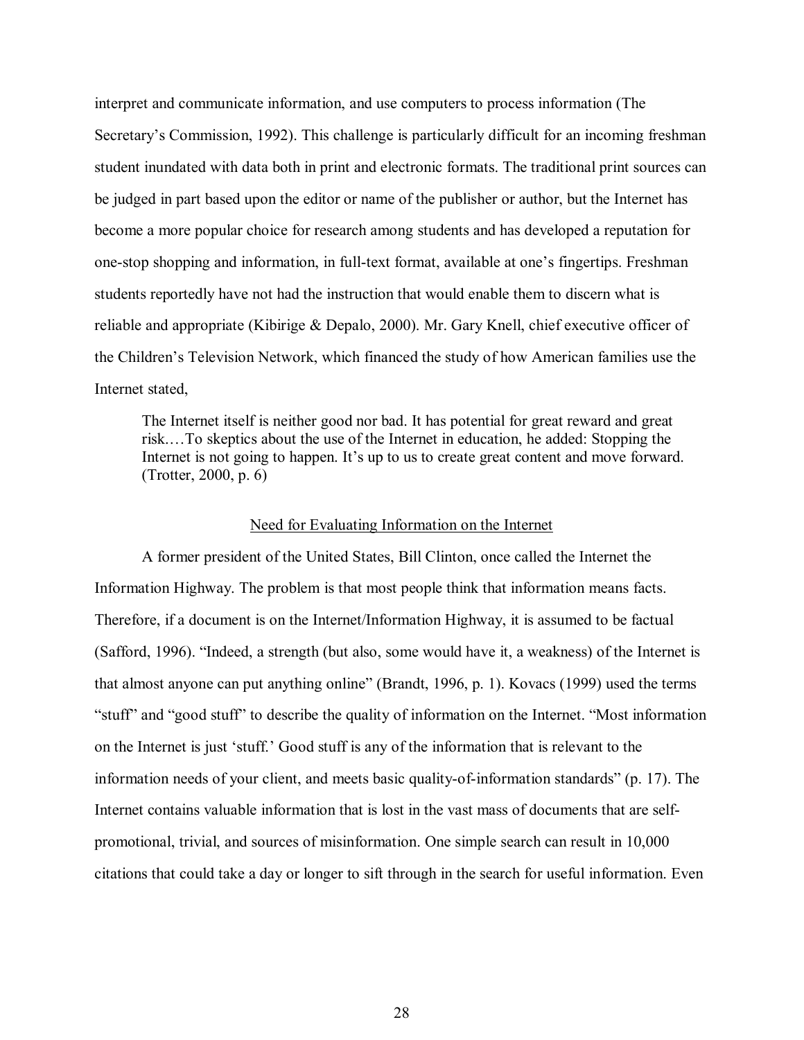interpret and communicate information, and use computers to process information (The Secretary's Commission, 1992). This challenge is particularly difficult for an incoming freshman student inundated with data both in print and electronic formats. The traditional print sources can be judged in part based upon the editor or name of the publisher or author, but the Internet has become a more popular choice for research among students and has developed a reputation for one-stop shopping and information, in full-text format, available at one's fingertips. Freshman students reportedly have not had the instruction that would enable them to discern what is reliable and appropriate (Kibirige & Depalo, 2000). Mr. Gary Knell, chief executive officer of the Children's Television Network, which financed the study of how American families use the Internet stated,

> The Internet itself is neither good nor bad. It has potential for great reward and great risk.…To skeptics about the use of the Internet in education, he added: Stopping the Internet is not going to happen. It's up to us to create great content and move forward. (Trotter, 2000, p. 6)

## Need for Evaluating Information on the Internet

A former president of the United States, Bill Clinton, once called the Internet the Information Highway. The problem is that most people think that information means facts. Therefore, if a document is on the Internet/Information Highway, it is assumed to be factual (Safford, 1996). "Indeed, a strength (but also, some would have it, a weakness) of the Internet is that almost anyone can put anything online" (Brandt, 1996, p. 1). Kovacs (1999) used the terms "stuff" and "good stuff" to describe the quality of information on the Internet. "Most information on the Internet is just 'stuff.' Good stuff is any of the information that is relevant to the information needs of your client, and meets basic quality-of-information standards" (p. 17). The Internet contains valuable information that is lost in the vast mass of documents that are self-promotional, trivial, and sources of misinformation. One simple search can result in 10,000 citations that could take a day or longer to sift through in the search for useful information. Even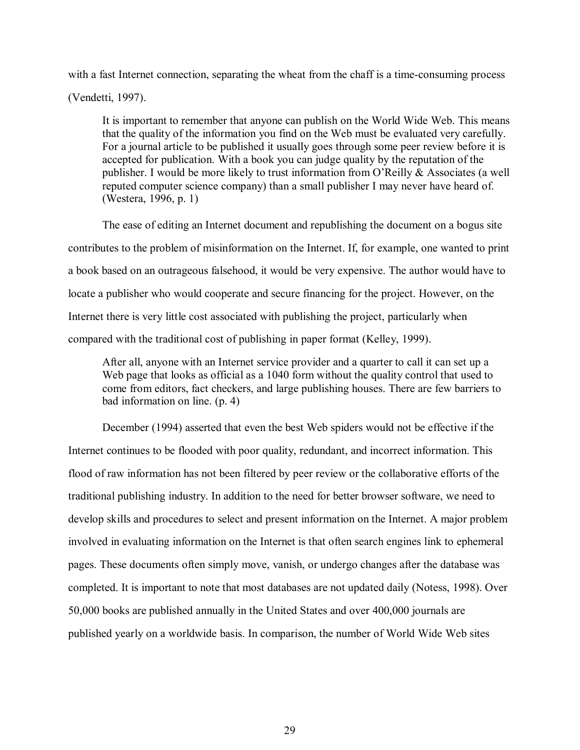with a fast Internet connection, separating the wheat from the chaff is a time-consuming process (Vendetti, 1997).

> It is important to remember that anyone can publish on the World Wide Web. This means that the quality of the information you find on the Web must be evaluated very carefully. For a journal article to be published it usually goes through some peer review before it is accepted for publication. With a book you can judge quality by the reputation of the publisher. I would be more likely to trust information from O'Reilly & Associates (a well reputed computer science company) than a small publisher I may never have heard of. (Westera, 1996, p. 1)

The ease of editing an Internet document and republishing the document on a bogus site contributes to the problem of misinformation on the Internet. If, for example, one wanted to print a book based on an outrageous falsehood, it would be very expensive. The author would have to locate a publisher who would cooperate and secure financing for the project. However, on the Internet there is very little cost associated with publishing the project, particularly when compared with the traditional cost of publishing in paper format (Kelley, 1999).

> After all, anyone with an Internet service provider and a quarter to call it can set up a Web page that looks as official as a 1040 form without the quality control that used to come from editors, fact checkers, and large publishing houses. There are few barriers to bad information on line. (p. 4)

December (1994) asserted that even the best Web spiders would not be effective if the Internet continues to be flooded with poor quality, redundant, and incorrect information. This flood of raw information has not been filtered by peer review or the collaborative efforts of the traditional publishing industry. In addition to the need for better browser software, we need to develop skills and procedures to select and present information on the Internet. A major problem involved in evaluating information on the Internet is that often search engines link to ephemeral pages. These documents often simply move, vanish, or undergo changes after the database was completed. It is important to note that most databases are not updated daily (Notess, 1998). Over 50,000 books are published annually in the United States and over 400,000 journals are published yearly on a worldwide basis. In comparison, the number of World Wide Web sites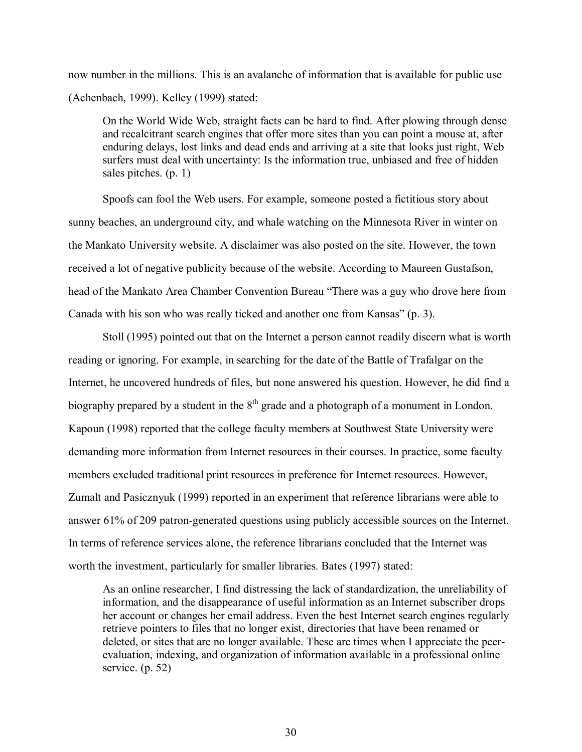now number in the millions. This is an avalanche of information that is available for public use (Achenbach, 1999). Kelley (1999) stated:

> On the World Wide Web, straight facts can be hard to find. After plowing through dense and recalcitrant search engines that offer more sites than you can point a mouse at, after enduring delays, lost links and dead ends and arriving at a site that looks just right, Web surfers must deal with uncertainty: Is the information true, unbiased and free of hidden sales pitches. (p. 1)

Spoofs can fool the Web users. For example, someone posted a fictitious story about sunny beaches, an underground city, and whale watching on the Minnesota River in winter on the Mankato University website. A disclaimer was also posted on the site. However, the town received a lot of negative publicity because of the website. According to Maureen Gustafson, head of the Mankato Area Chamber Convention Bureau "There was a guy who drove here from Canada with his son who was really ticked and another one from Kansas" (p. 3).

Stoll (1995) pointed out that on the Internet a person cannot readily discern what is worth reading or ignoring. For example, in searching for the date of the Battle of Trafalgar on the Internet, he uncovered hundreds of files, but none answered his question. However, he did find a biography prepared by a student in the 8th grade and a photograph of a monument in London. Kapoun (1998) reported that the college faculty members at Southwest State University were demanding more information from Internet resources in their courses. In practice, some faculty members excluded traditional print resources in preference for Internet resources. However, Zumalt and Pasicznyuk (1999) reported in an experiment that reference librarians were able to answer 61% of 209 patron-generated questions using publicly accessible sources on the Internet. In terms of reference services alone, the reference librarians concluded that the Internet was worth the investment, particularly for smaller libraries. Bates (1997) stated:

> As an online researcher, I find distressing the lack of standardization, the unreliability of information, and the disappearance of useful information as an Internet subscriber drops her account or changes her email address. Even the best Internet search engines regularly retrieve pointers to files that no longer exist, directories that have been renamed or deleted, or sites that are no longer available. These are times when I appreciate the peer-evaluation, indexing, and organization of information available in a professional online service. (p. 52)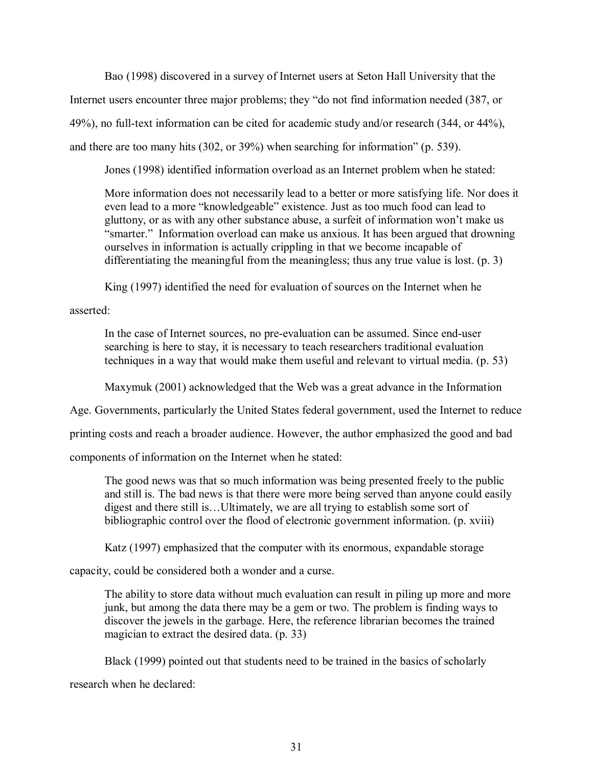Bao (1998) discovered in a survey of Internet users at Seton Hall University that the Internet users encounter three major problems; they "do not find information needed (387, or 49%), no full-text information can be cited for academic study and/or research (344, or 44%), and there are too many hits (302, or 39%) when searching for information" (p. 539).

Jones (1998) identified information overload as an Internet problem when he stated:

> More information does not necessarily lead to a better or more satisfying life. Nor does it even lead to a more "knowledgeable" existence. Just as too much food can lead to gluttony, or as with any other substance abuse, a surfeit of information won't make us "smarter." Information overload can make us anxious. It has been argued that drowning ourselves in information is actually crippling in that we become incapable of differentiating the meaningful from the meaningless; thus any true value is lost. (p. 3)

King (1997) identified the need for evaluation of sources on the Internet when he asserted:

> In the case of Internet sources, no pre-evaluation can be assumed. Since end-user searching is here to stay, it is necessary to teach researchers traditional evaluation techniques in a way that would make them useful and relevant to virtual media. (p. 53)

Maxymuk (2001) acknowledged that the Web was a great advance in the Information Age. Governments, particularly the United States federal government, used the Internet to reduce printing costs and reach a broader audience. However, the author emphasized the good and bad components of information on the Internet when he stated:

> The good news was that so much information was being presented freely to the public and still is. The bad news is that there were more being served than anyone could easily digest and there still is…Ultimately, we are all trying to establish some sort of bibliographic control over the flood of electronic government information. (p. xviii)

Katz (1997) emphasized that the computer with its enormous, expandable storage capacity, could be considered both a wonder and a curse.

> The ability to store data without much evaluation can result in piling up more and more junk, but among the data there may be a gem or two. The problem is finding ways to discover the jewels in the garbage. Here, the reference librarian becomes the trained magician to extract the desired data. (p. 33)

Black (1999) pointed out that students need to be trained in the basics of scholarly research when he declared: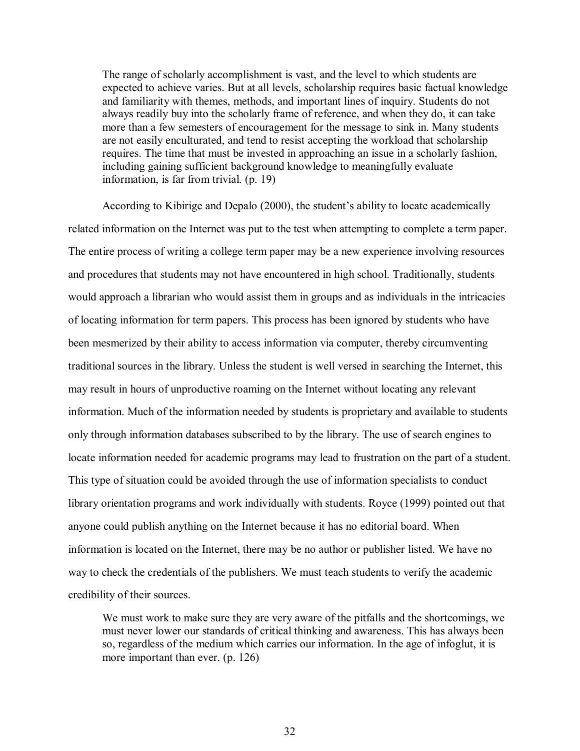> The range of scholarly accomplishment is vast, and the level to which students are expected to achieve varies. But at all levels, scholarship requires basic factual knowledge and familiarity with themes, methods, and important lines of inquiry. Students do not always readily buy into the scholarly frame of reference, and when they do, it can take more than a few semesters of encouragement for the message to sink in. Many students are not easily enculturated, and tend to resist accepting the workload that scholarship requires. The time that must be invested in approaching an issue in a scholarly fashion, including gaining sufficient background knowledge to meaningfully evaluate information, is far from trivial. (p. 19)

According to Kibirige and Depalo (2000), the student's ability to locate academically related information on the Internet was put to the test when attempting to complete a term paper. The entire process of writing a college term paper may be a new experience involving resources and procedures that students may not have encountered in high school. Traditionally, students would approach a librarian who would assist them in groups and as individuals in the intricacies of locating information for term papers. This process has been ignored by students who have been mesmerized by their ability to access information via computer, thereby circumventing traditional sources in the library. Unless the student is well versed in searching the Internet, this may result in hours of unproductive roaming on the Internet without locating any relevant information. Much of the information needed by students is proprietary and available to students only through information databases subscribed to by the library. The use of search engines to locate information needed for academic programs may lead to frustration on the part of a student. This type of situation could be avoided through the use of information specialists to conduct library orientation programs and work individually with students. Royce (1999) pointed out that anyone could publish anything on the Internet because it has no editorial board. When information is located on the Internet, there may be no author or publisher listed. We have no way to check the credentials of the publishers. We must teach students to verify the academic credibility of their sources.

> We must work to make sure they are very aware of the pitfalls and the shortcomings, we must never lower our standards of critical thinking and awareness. This has always been so, regardless of the medium which carries our information. In the age of infoglut, it is more important than ever. (p. 126)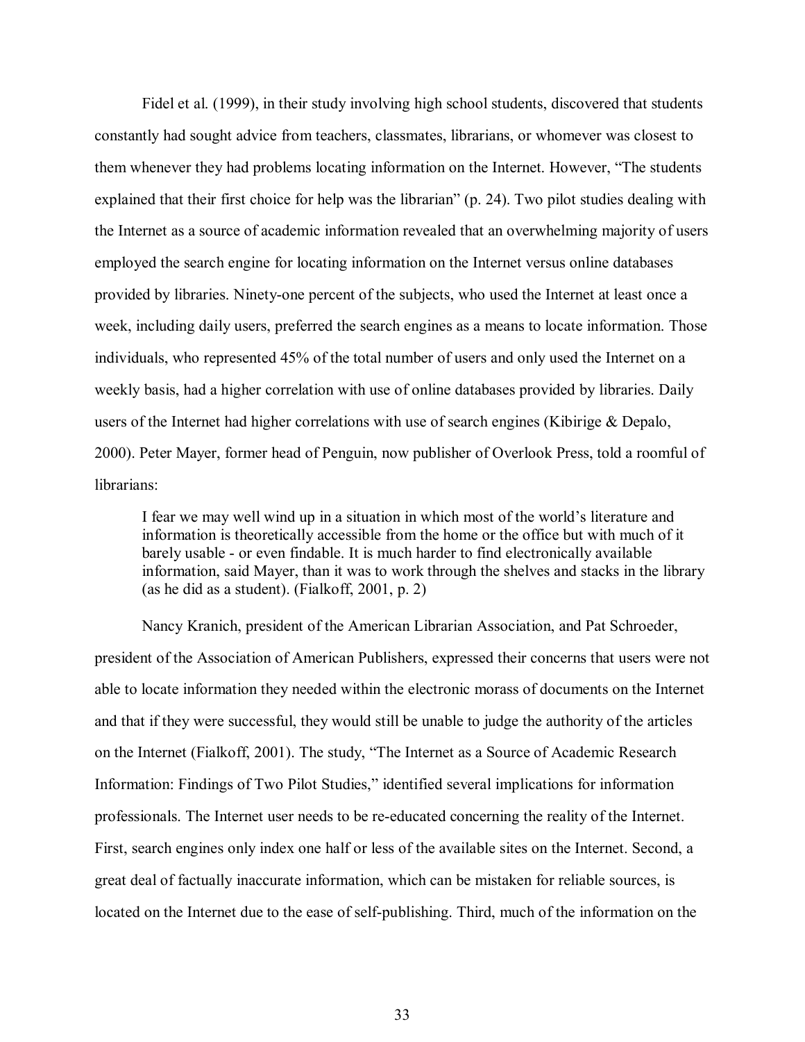Fidel et al. (1999), in their study involving high school students, discovered that students constantly had sought advice from teachers, classmates, librarians, or whomever was closest to them whenever they had problems locating information on the Internet. However, "The students explained that their first choice for help was the librarian" (p. 24). Two pilot studies dealing with the Internet as a source of academic information revealed that an overwhelming majority of users employed the search engine for locating information on the Internet versus online databases provided by libraries. Ninety-one percent of the subjects, who used the Internet at least once a week, including daily users, preferred the search engines as a means to locate information. Those individuals, who represented 45% of the total number of users and only used the Internet on a weekly basis, had a higher correlation with use of online databases provided by libraries. Daily users of the Internet had higher correlations with use of search engines (Kibirige & Depalo, 2000). Peter Mayer, former head of Penguin, now publisher of Overlook Press, told a roomful of librarians:

> I fear we may well wind up in a situation in which most of the world's literature and information is theoretically accessible from the home or the office but with much of it barely usable - or even findable. It is much harder to find electronically available information, said Mayer, than it was to work through the shelves and stacks in the library (as he did as a student). (Fialkoff, 2001, p. 2)

Nancy Kranich, president of the American Librarian Association, and Pat Schroeder, president of the Association of American Publishers, expressed their concerns that users were not able to locate information they needed within the electronic morass of documents on the Internet and that if they were successful, they would still be unable to judge the authority of the articles on the Internet (Fialkoff, 2001). The study, "The Internet as a Source of Academic Research Information: Findings of Two Pilot Studies," identified several implications for information professionals. The Internet user needs to be re-educated concerning the reality of the Internet. First, search engines only index one half or less of the available sites on the Internet. Second, a great deal of factually inaccurate information, which can be mistaken for reliable sources, is located on the Internet due to the ease of self-publishing. Third, much of the information on the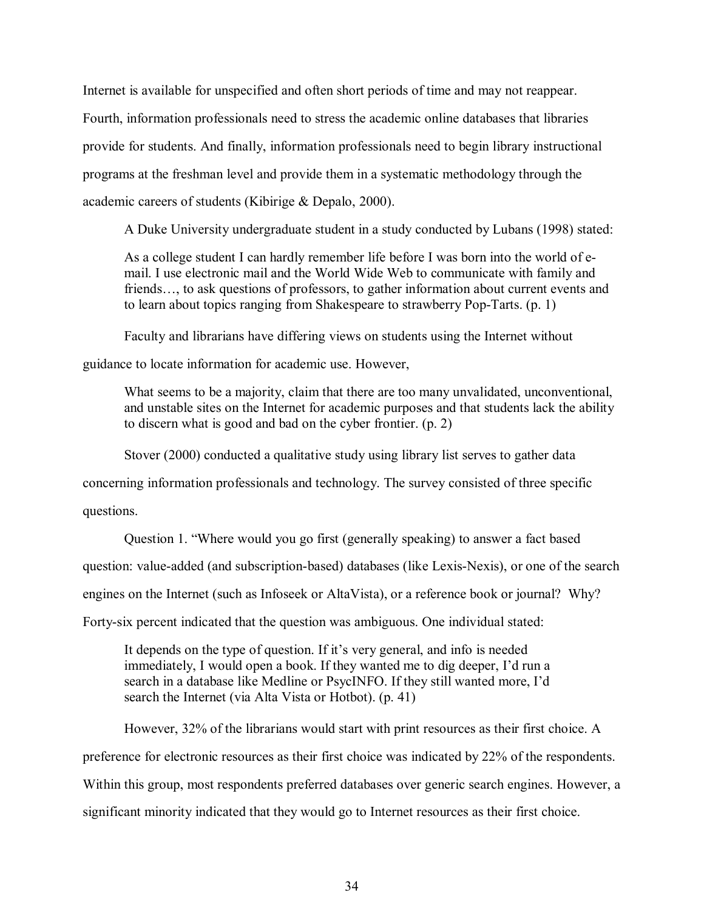Internet is available for unspecified and often short periods of time and may not reappear. Fourth, information professionals need to stress the academic online databases that libraries provide for students. And finally, information professionals need to begin library instructional programs at the freshman level and provide them in a systematic methodology through the academic careers of students (Kibirige & Depalo, 2000).

A Duke University undergraduate student in a study conducted by Lubans (1998) stated:

> As a college student I can hardly remember life before I was born into the world of e-mail. I use electronic mail and the World Wide Web to communicate with family and friends…, to ask questions of professors, to gather information about current events and to learn about topics ranging from Shakespeare to strawberry Pop-Tarts. (p. 1)

Faculty and librarians have differing views on students using the Internet without guidance to locate information for academic use. However,

> What seems to be a majority, claim that there are too many unvalidated, unconventional, and unstable sites on the Internet for academic purposes and that students lack the ability to discern what is good and bad on the cyber frontier. (p. 2)

Stover (2000) conducted a qualitative study using library list serves to gather data concerning information professionals and technology. The survey consisted of three specific questions.

Question 1. "Where would you go first (generally speaking) to answer a fact based question: value-added (and subscription-based) databases (like Lexis-Nexis), or one of the search engines on the Internet (such as Infoseek or AltaVista), or a reference book or journal? Why? Forty-six percent indicated that the question was ambiguous. One individual stated:

> It depends on the type of question. If it's very general, and info is needed immediately, I would open a book. If they wanted me to dig deeper, I'd run a search in a database like Medline or PsycINFO. If they still wanted more, I'd search the Internet (via Alta Vista or Hotbot). (p. 41)

However, 32% of the librarians would start with print resources as their first choice. A preference for electronic resources as their first choice was indicated by 22% of the respondents. Within this group, most respondents preferred databases over generic search engines. However, a significant minority indicated that they would go to Internet resources as their first choice.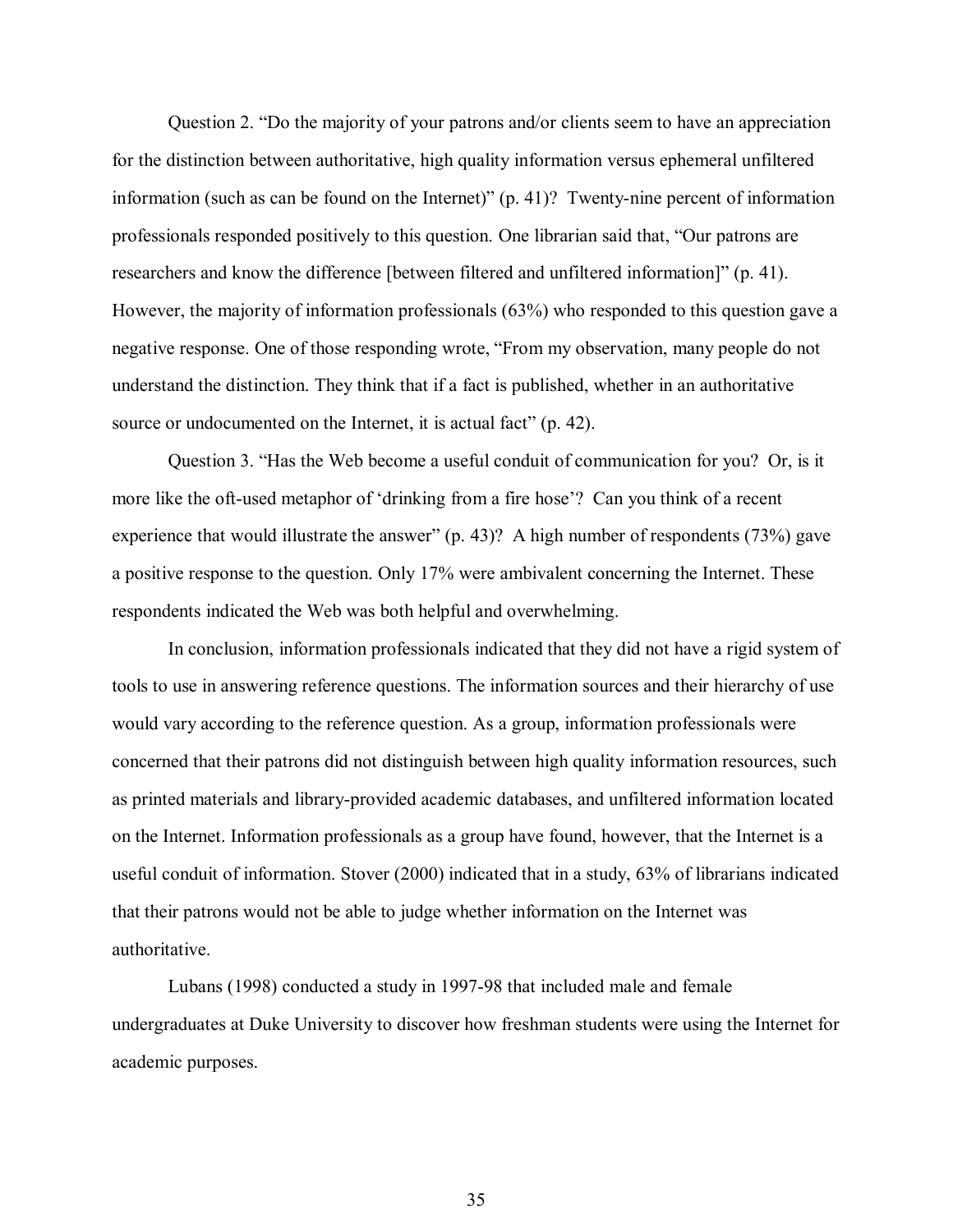Question 2. "Do the majority of your patrons and/or clients seem to have an appreciation for the distinction between authoritative, high quality information versus ephemeral unfiltered information (such as can be found on the Internet)" (p. 41)? Twenty-nine percent of information professionals responded positively to this question. One librarian said that, "Our patrons are researchers and know the difference [between filtered and unfiltered information]" (p. 41). However, the majority of information professionals (63%) who responded to this question gave a negative response. One of those responding wrote, "From my observation, many people do not understand the distinction. They think that if a fact is published, whether in an authoritative source or undocumented on the Internet, it is actual fact" (p. 42).

Question 3. "Has the Web become a useful conduit of communication for you? Or, is it more like the oft-used metaphor of 'drinking from a fire hose'? Can you think of a recent experience that would illustrate the answer" (p. 43)? A high number of respondents (73%) gave a positive response to the question. Only 17% were ambivalent concerning the Internet. These respondents indicated the Web was both helpful and overwhelming.

In conclusion, information professionals indicated that they did not have a rigid system of tools to use in answering reference questions. The information sources and their hierarchy of use would vary according to the reference question. As a group, information professionals were concerned that their patrons did not distinguish between high quality information resources, such as printed materials and library-provided academic databases, and unfiltered information located on the Internet. Information professionals as a group have found, however, that the Internet is a useful conduit of information. Stover (2000) indicated that in a study, 63% of librarians indicated that their patrons would not be able to judge whether information on the Internet was authoritative.

Lubans (1998) conducted a study in 1997-98 that included male and female undergraduates at Duke University to discover how freshman students were using the Internet for academic purposes.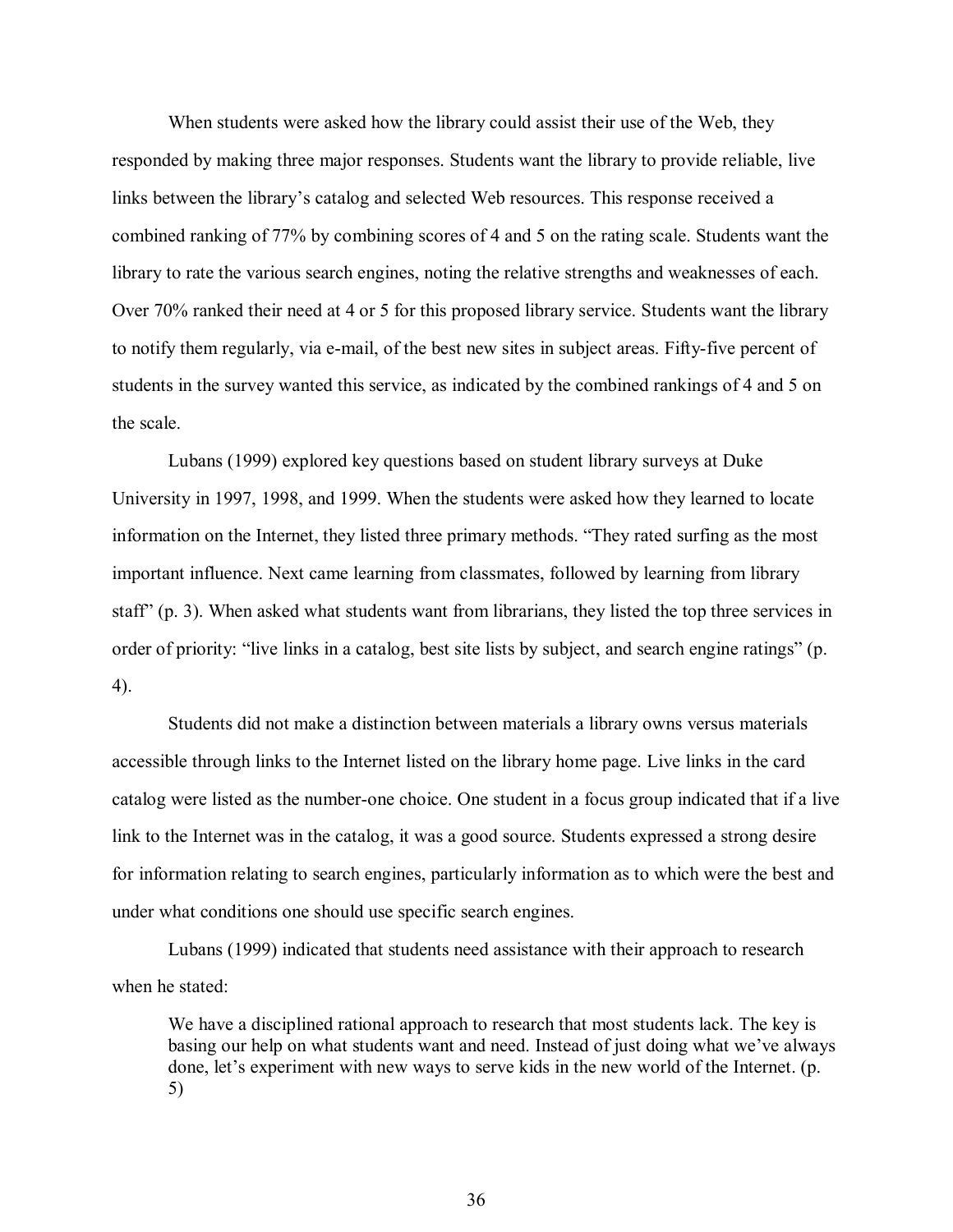When students were asked how the library could assist their use of the Web, they responded by making three major responses. Students want the library to provide reliable, live links between the library's catalog and selected Web resources. This response received a combined ranking of 77% by combining scores of 4 and 5 on the rating scale. Students want the library to rate the various search engines, noting the relative strengths and weaknesses of each. Over 70% ranked their need at 4 or 5 for this proposed library service. Students want the library to notify them regularly, via e-mail, of the best new sites in subject areas. Fifty-five percent of students in the survey wanted this service, as indicated by the combined rankings of 4 and 5 on the scale.

Lubans (1999) explored key questions based on student library surveys at Duke University in 1997, 1998, and 1999. When the students were asked how they learned to locate information on the Internet, they listed three primary methods. "They rated surfing as the most important influence. Next came learning from classmates, followed by learning from library staff" (p. 3). When asked what students want from librarians, they listed the top three services in order of priority: "live links in a catalog, best site lists by subject, and search engine ratings" (p. 4).

Students did not make a distinction between materials a library owns versus materials accessible through links to the Internet listed on the library home page. Live links in the card catalog were listed as the number-one choice. One student in a focus group indicated that if a live link to the Internet was in the catalog, it was a good source. Students expressed a strong desire for information relating to search engines, particularly information as to which were the best and under what conditions one should use specific search engines.

Lubans (1999) indicated that students need assistance with their approach to research when he stated:

> We have a disciplined rational approach to research that most students lack. The key is basing our help on what students want and need. Instead of just doing what we've always done, let's experiment with new ways to serve kids in the new world of the Internet. (p. 5)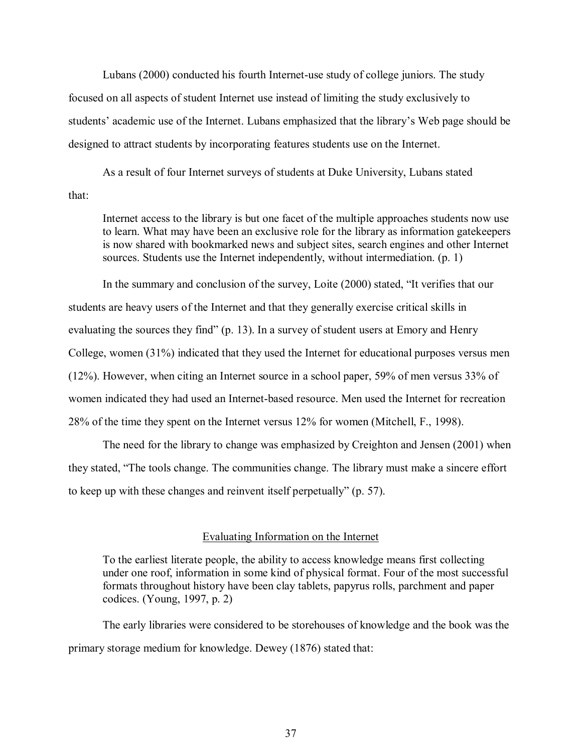Lubans (2000) conducted his fourth Internet-use study of college juniors. The study focused on all aspects of student Internet use instead of limiting the study exclusively to students' academic use of the Internet. Lubans emphasized that the library's Web page should be designed to attract students by incorporating features students use on the Internet.

As a result of four Internet surveys of students at Duke University, Lubans stated that:

> Internet access to the library is but one facet of the multiple approaches students now use to learn. What may have been an exclusive role for the library as information gatekeepers is now shared with bookmarked news and subject sites, search engines and other Internet sources. Students use the Internet independently, without intermediation. (p. 1)

In the summary and conclusion of the survey, Loite (2000) stated, "It verifies that our students are heavy users of the Internet and that they generally exercise critical skills in evaluating the sources they find" (p. 13). In a survey of student users at Emory and Henry College, women (31%) indicated that they used the Internet for educational purposes versus men (12%). However, when citing an Internet source in a school paper, 59% of men versus 33% of women indicated they had used an Internet-based resource. Men used the Internet for recreation 28% of the time they spent on the Internet versus 12% for women (Mitchell, F., 1998).

The need for the library to change was emphasized by Creighton and Jensen (2001) when they stated, "The tools change. The communities change. The library must make a sincere effort to keep up with these changes and reinvent itself perpetually" (p. 57).

## Evaluating Information on the Internet

> To the earliest literate people, the ability to access knowledge means first collecting under one roof, information in some kind of physical format. Four of the most successful formats throughout history have been clay tablets, papyrus rolls, parchment and paper codices. (Young, 1997, p. 2)

The early libraries were considered to be storehouses of knowledge and the book was the primary storage medium for knowledge. Dewey (1876) stated that: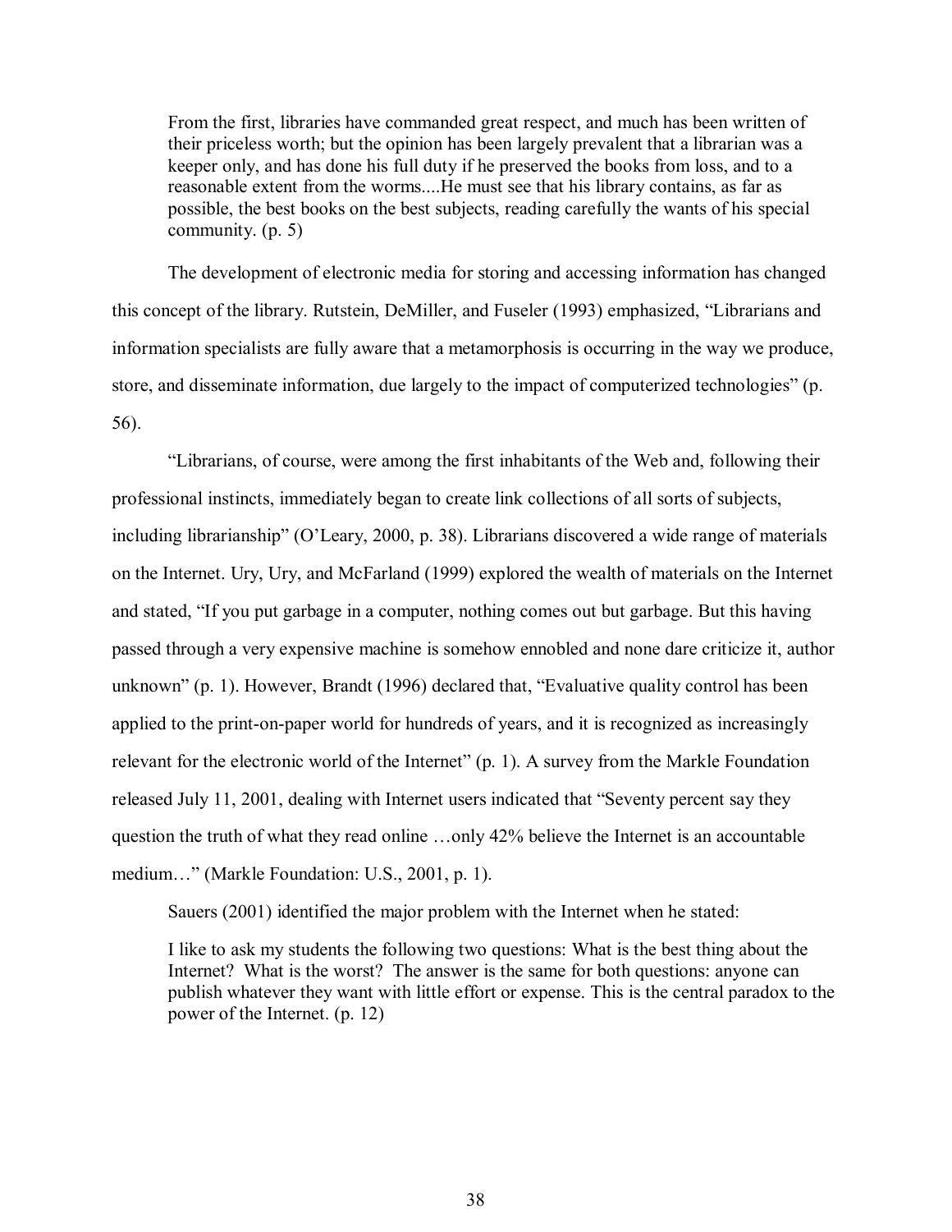> From the first, libraries have commanded great respect, and much has been written of their priceless worth; but the opinion has been largely prevalent that a librarian was a keeper only, and has done his full duty if he preserved the books from loss, and to a reasonable extent from the worms....He must see that his library contains, as far as possible, the best books on the best subjects, reading carefully the wants of his special community. (p. 5)

The development of electronic media for storing and accessing information has changed this concept of the library. Rutstein, DeMiller, and Fuseler (1993) emphasized, "Librarians and information specialists are fully aware that a metamorphosis is occurring in the way we produce, store, and disseminate information, due largely to the impact of computerized technologies" (p. 56).

"Librarians, of course, were among the first inhabitants of the Web and, following their professional instincts, immediately began to create link collections of all sorts of subjects, including librarianship" (O'Leary, 2000, p. 38). Librarians discovered a wide range of materials on the Internet. Ury, Ury, and McFarland (1999) explored the wealth of materials on the Internet and stated, "If you put garbage in a computer, nothing comes out but garbage. But this having passed through a very expensive machine is somehow ennobled and none dare criticize it, author unknown" (p. 1). However, Brandt (1996) declared that, "Evaluative quality control has been applied to the print-on-paper world for hundreds of years, and it is recognized as increasingly relevant for the electronic world of the Internet" (p. 1). A survey from the Markle Foundation released July 11, 2001, dealing with Internet users indicated that "Seventy percent say they question the truth of what they read online …only 42% believe the Internet is an accountable medium…" (Markle Foundation: U.S., 2001, p. 1).

Sauers (2001) identified the major problem with the Internet when he stated:

> I like to ask my students the following two questions: What is the best thing about the Internet? What is the worst? The answer is the same for both questions: anyone can publish whatever they want with little effort or expense. This is the central paradox to the power of the Internet. (p. 12)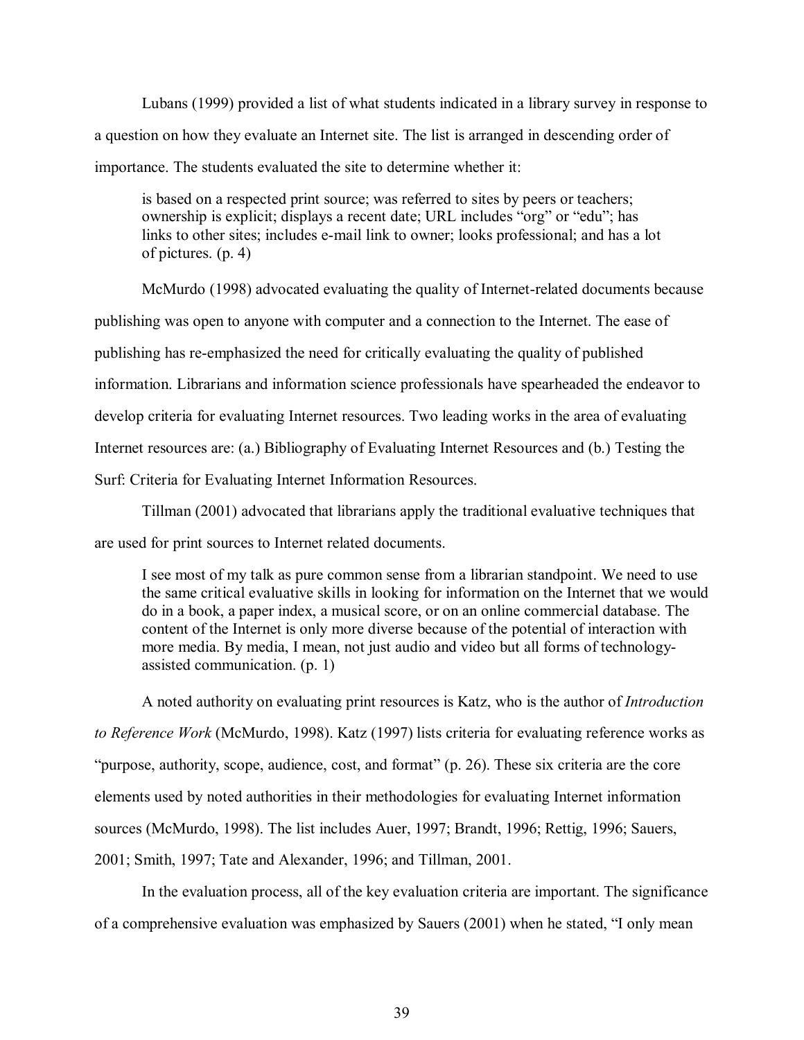Lubans (1999) provided a list of what students indicated in a library survey in response to a question on how they evaluate an Internet site. The list is arranged in descending order of importance. The students evaluated the site to determine whether it:

> is based on a respected print source; was referred to sites by peers or teachers; ownership is explicit; displays a recent date; URL includes "org" or "edu"; has links to other sites; includes e-mail link to owner; looks professional; and has a lot of pictures. (p. 4)

McMurdo (1998) advocated evaluating the quality of Internet-related documents because publishing was open to anyone with computer and a connection to the Internet. The ease of publishing has re-emphasized the need for critically evaluating the quality of published information. Librarians and information science professionals have spearheaded the endeavor to develop criteria for evaluating Internet resources. Two leading works in the area of evaluating Internet resources are: (a.) Bibliography of Evaluating Internet Resources and (b.) Testing the Surf: Criteria for Evaluating Internet Information Resources.

Tillman (2001) advocated that librarians apply the traditional evaluative techniques that are used for print sources to Internet related documents.

> I see most of my talk as pure common sense from a librarian standpoint. We need to use the same critical evaluative skills in looking for information on the Internet that we would do in a book, a paper index, a musical score, or on an online commercial database. The content of the Internet is only more diverse because of the potential of interaction with more media. By media, I mean, not just audio and video but all forms of technology-assisted communication. (p. 1)

A noted authority on evaluating print resources is Katz, who is the author of *Introduction to Reference Work* (McMurdo, 1998). Katz (1997) lists criteria for evaluating reference works as "purpose, authority, scope, audience, cost, and format" (p. 26). These six criteria are the core elements used by noted authorities in their methodologies for evaluating Internet information sources (McMurdo, 1998). The list includes Auer, 1997; Brandt, 1996; Rettig, 1996; Sauers, 2001; Smith, 1997; Tate and Alexander, 1996; and Tillman, 2001.

In the evaluation process, all of the key evaluation criteria are important. The significance of a comprehensive evaluation was emphasized by Sauers (2001) when he stated, "I only mean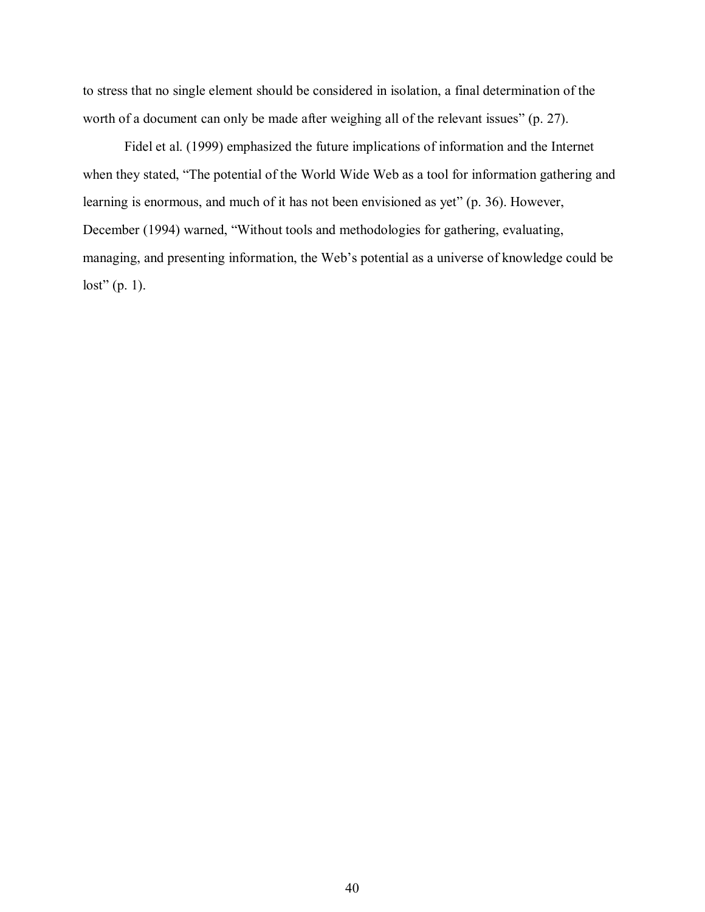to stress that no single element should be considered in isolation, a final determination of the worth of a document can only be made after weighing all of the relevant issues" (p. 27).

Fidel et al. (1999) emphasized the future implications of information and the Internet when they stated, "The potential of the World Wide Web as a tool for information gathering and learning is enormous, and much of it has not been envisioned as yet" (p. 36). However, December (1994) warned, "Without tools and methodologies for gathering, evaluating, managing, and presenting information, the Web's potential as a universe of knowledge could be lost" (p. 1).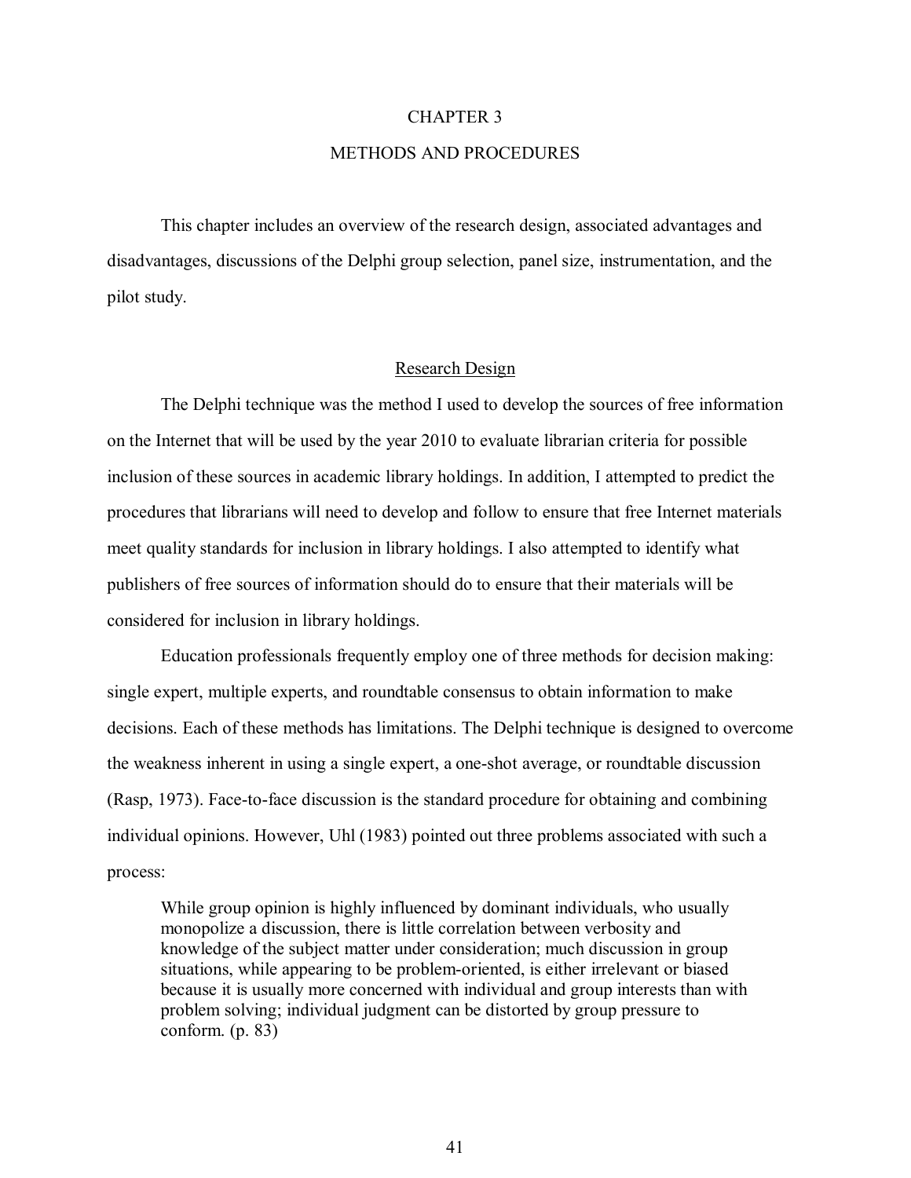# CHAPTER 3

# METHODS AND PROCEDURES

This chapter includes an overview of the research design, associated advantages and disadvantages, discussions of the Delphi group selection, panel size, instrumentation, and the pilot study.

## Research Design

The Delphi technique was the method I used to develop the sources of free information on the Internet that will be used by the year 2010 to evaluate librarian criteria for possible inclusion of these sources in academic library holdings. In addition, I attempted to predict the procedures that librarians will need to develop and follow to ensure that free Internet materials meet quality standards for inclusion in library holdings. I also attempted to identify what publishers of free sources of information should do to ensure that their materials will be considered for inclusion in library holdings.

Education professionals frequently employ one of three methods for decision making: single expert, multiple experts, and roundtable consensus to obtain information to make decisions. Each of these methods has limitations. The Delphi technique is designed to overcome the weakness inherent in using a single expert, a one-shot average, or roundtable discussion (Rasp, 1973). Face-to-face discussion is the standard procedure for obtaining and combining individual opinions. However, Uhl (1983) pointed out three problems associated with such a process:

> While group opinion is highly influenced by dominant individuals, who usually monopolize a discussion, there is little correlation between verbosity and knowledge of the subject matter under consideration; much discussion in group situations, while appearing to be problem-oriented, is either irrelevant or biased because it is usually more concerned with individual and group interests than with problem solving; individual judgment can be distorted by group pressure to conform. (p. 83)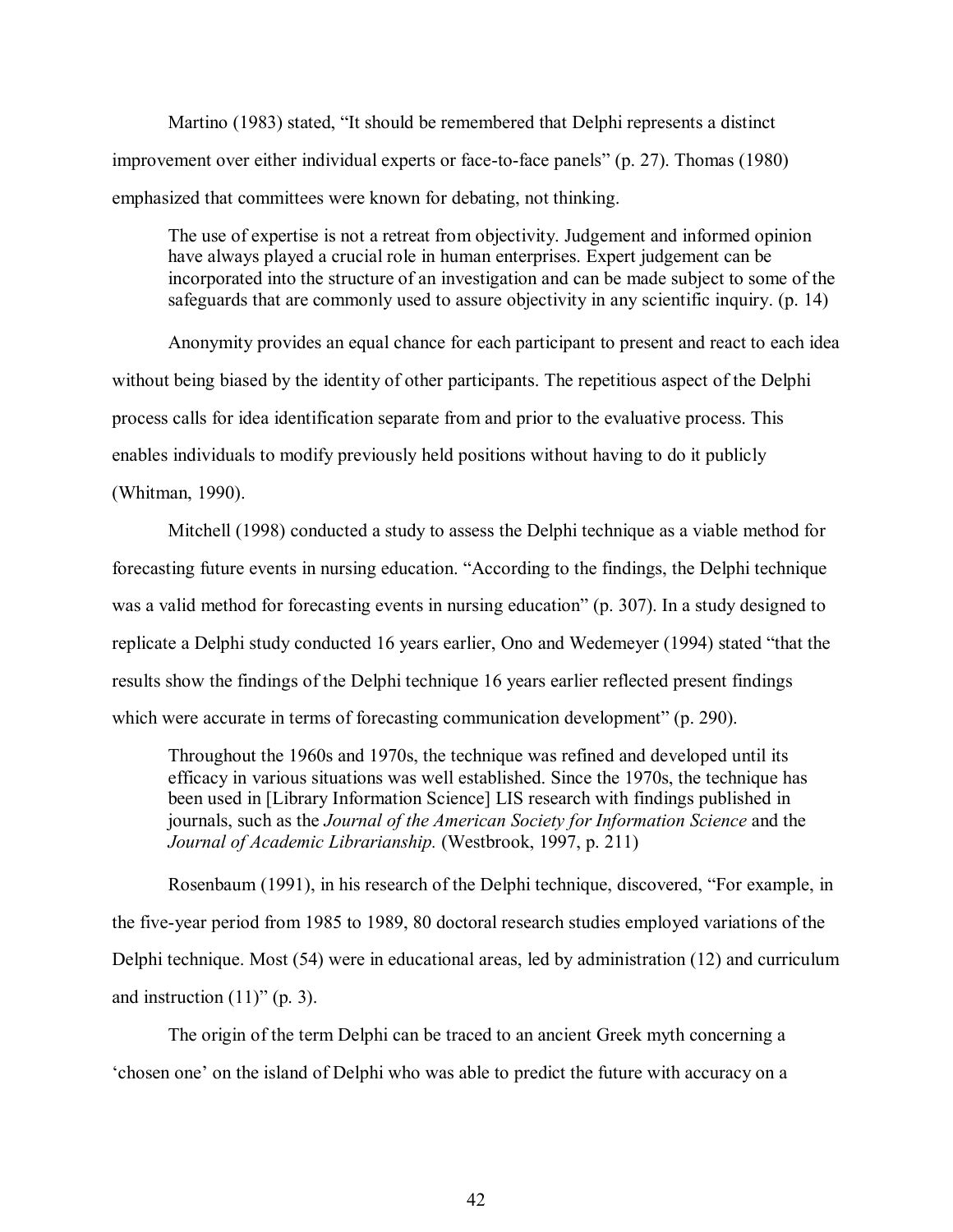Martino (1983) stated, “It should be remembered that Delphi represents a distinct improvement over either individual experts or face-to-face panels” (p. 27). Thomas (1980) emphasized that committees were known for debating, not thinking.

> The use of expertise is not a retreat from objectivity. Judgement and informed opinion have always played a crucial role in human enterprises. Expert judgement can be incorporated into the structure of an investigation and can be made subject to some of the safeguards that are commonly used to assure objectivity in any scientific inquiry. (p. 14)

Anonymity provides an equal chance for each participant to present and react to each idea without being biased by the identity of other participants. The repetitious aspect of the Delphi process calls for idea identification separate from and prior to the evaluative process. This enables individuals to modify previously held positions without having to do it publicly (Whitman, 1990).

Mitchell (1998) conducted a study to assess the Delphi technique as a viable method for forecasting future events in nursing education. “According to the findings, the Delphi technique was a valid method for forecasting events in nursing education” (p. 307). In a study designed to replicate a Delphi study conducted 16 years earlier, Ono and Wedemeyer (1994) stated “that the results show the findings of the Delphi technique 16 years earlier reflected present findings which were accurate in terms of forecasting communication development” (p. 290).

> Throughout the 1960s and 1970s, the technique was refined and developed until its efficacy in various situations was well established. Since the 1970s, the technique has been used in [Library Information Science] LIS research with findings published in journals, such as the *Journal of the American Society for Information Science* and the *Journal of Academic Librarianship.* (Westbrook, 1997, p. 211)

Rosenbaum (1991), in his research of the Delphi technique, discovered, “For example, in the five-year period from 1985 to 1989, 80 doctoral research studies employed variations of the Delphi technique. Most (54) were in educational areas, led by administration (12) and curriculum and instruction (11)” (p. 3).

The origin of the term Delphi can be traced to an ancient Greek myth concerning a ‘chosen one’ on the island of Delphi who was able to predict the future with accuracy on a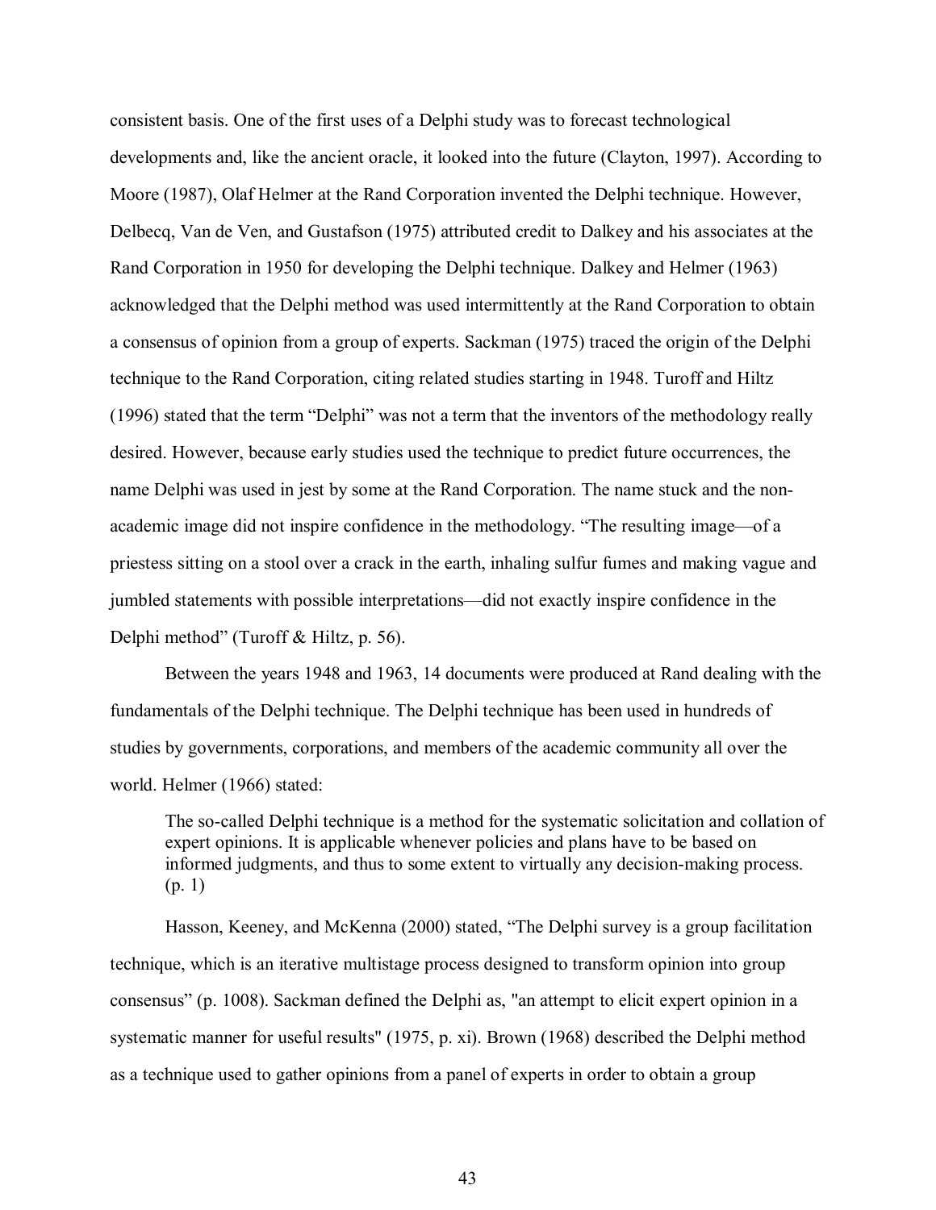consistent basis. One of the first uses of a Delphi study was to forecast technological developments and, like the ancient oracle, it looked into the future (Clayton, 1997). According to Moore (1987), Olaf Helmer at the Rand Corporation invented the Delphi technique. However, Delbecq, Van de Ven, and Gustafson (1975) attributed credit to Dalkey and his associates at the Rand Corporation in 1950 for developing the Delphi technique. Dalkey and Helmer (1963) acknowledged that the Delphi method was used intermittently at the Rand Corporation to obtain a consensus of opinion from a group of experts. Sackman (1975) traced the origin of the Delphi technique to the Rand Corporation, citing related studies starting in 1948. Turoff and Hiltz (1996) stated that the term "Delphi" was not a term that the inventors of the methodology really desired. However, because early studies used the technique to predict future occurrences, the name Delphi was used in jest by some at the Rand Corporation. The name stuck and the non-academic image did not inspire confidence in the methodology. "The resulting image—of a priestess sitting on a stool over a crack in the earth, inhaling sulfur fumes and making vague and jumbled statements with possible interpretations—did not exactly inspire confidence in the Delphi method" (Turoff & Hiltz, p. 56).

Between the years 1948 and 1963, 14 documents were produced at Rand dealing with the fundamentals of the Delphi technique. The Delphi technique has been used in hundreds of studies by governments, corporations, and members of the academic community all over the world. Helmer (1966) stated:

> The so-called Delphi technique is a method for the systematic solicitation and collation of expert opinions. It is applicable whenever policies and plans have to be based on informed judgments, and thus to some extent to virtually any decision-making process. (p. 1)

Hasson, Keeney, and McKenna (2000) stated, "The Delphi survey is a group facilitation technique, which is an iterative multistage process designed to transform opinion into group consensus" (p. 1008). Sackman defined the Delphi as, "an attempt to elicit expert opinion in a systematic manner for useful results" (1975, p. xi). Brown (1968) described the Delphi method as a technique used to gather opinions from a panel of experts in order to obtain a group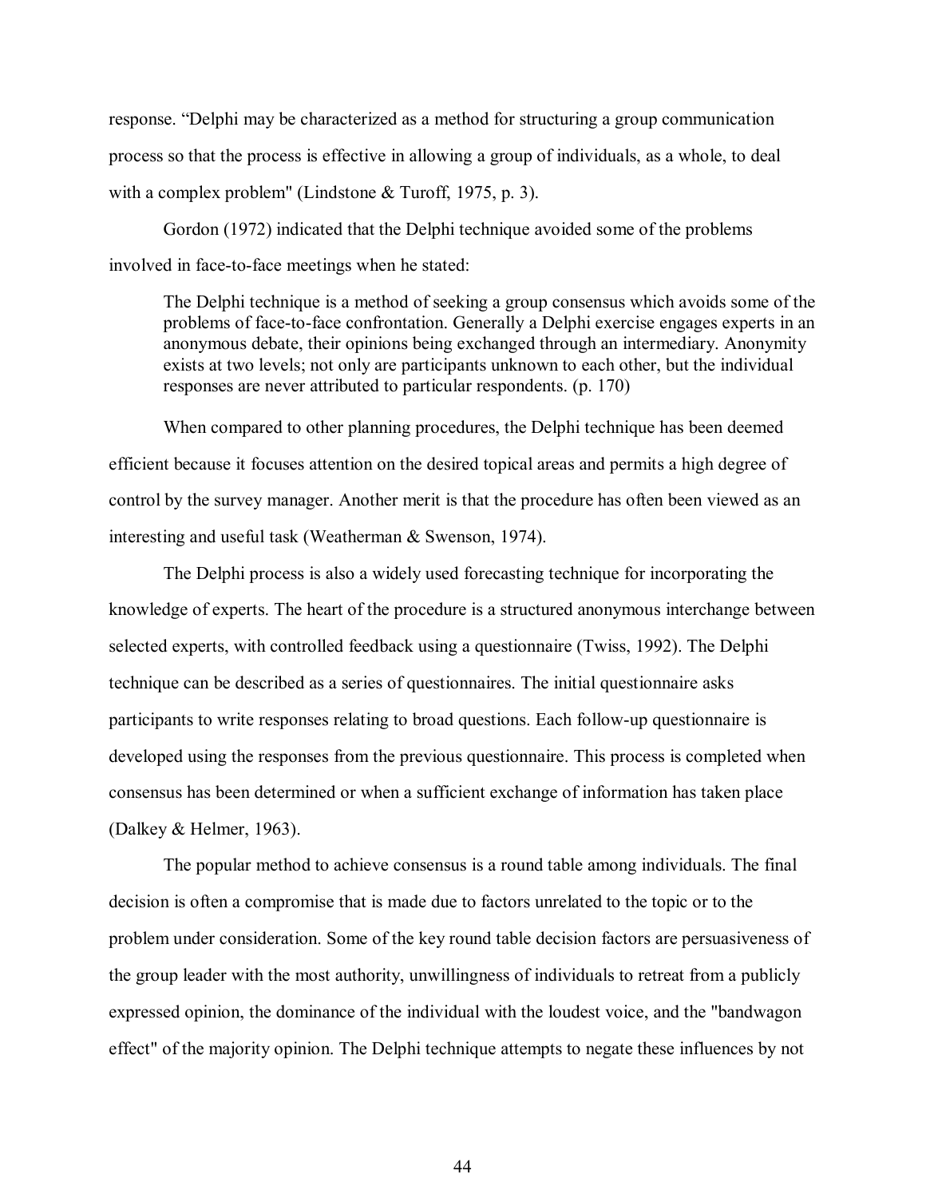response. “Delphi may be characterized as a method for structuring a group communication process so that the process is effective in allowing a group of individuals, as a whole, to deal with a complex problem" (Lindstone & Turoff, 1975, p. 3).

Gordon (1972) indicated that the Delphi technique avoided some of the problems involved in face-to-face meetings when he stated:

> The Delphi technique is a method of seeking a group consensus which avoids some of the problems of face-to-face confrontation. Generally a Delphi exercise engages experts in an anonymous debate, their opinions being exchanged through an intermediary. Anonymity exists at two levels; not only are participants unknown to each other, but the individual responses are never attributed to particular respondents. (p. 170)

When compared to other planning procedures, the Delphi technique has been deemed efficient because it focuses attention on the desired topical areas and permits a high degree of control by the survey manager. Another merit is that the procedure has often been viewed as an interesting and useful task (Weatherman & Swenson, 1974).

The Delphi process is also a widely used forecasting technique for incorporating the knowledge of experts. The heart of the procedure is a structured anonymous interchange between selected experts, with controlled feedback using a questionnaire (Twiss, 1992). The Delphi technique can be described as a series of questionnaires. The initial questionnaire asks participants to write responses relating to broad questions. Each follow-up questionnaire is developed using the responses from the previous questionnaire. This process is completed when consensus has been determined or when a sufficient exchange of information has taken place (Dalkey & Helmer, 1963).

The popular method to achieve consensus is a round table among individuals. The final decision is often a compromise that is made due to factors unrelated to the topic or to the problem under consideration. Some of the key round table decision factors are persuasiveness of the group leader with the most authority, unwillingness of individuals to retreat from a publicly expressed opinion, the dominance of the individual with the loudest voice, and the "bandwagon effect" of the majority opinion. The Delphi technique attempts to negate these influences by not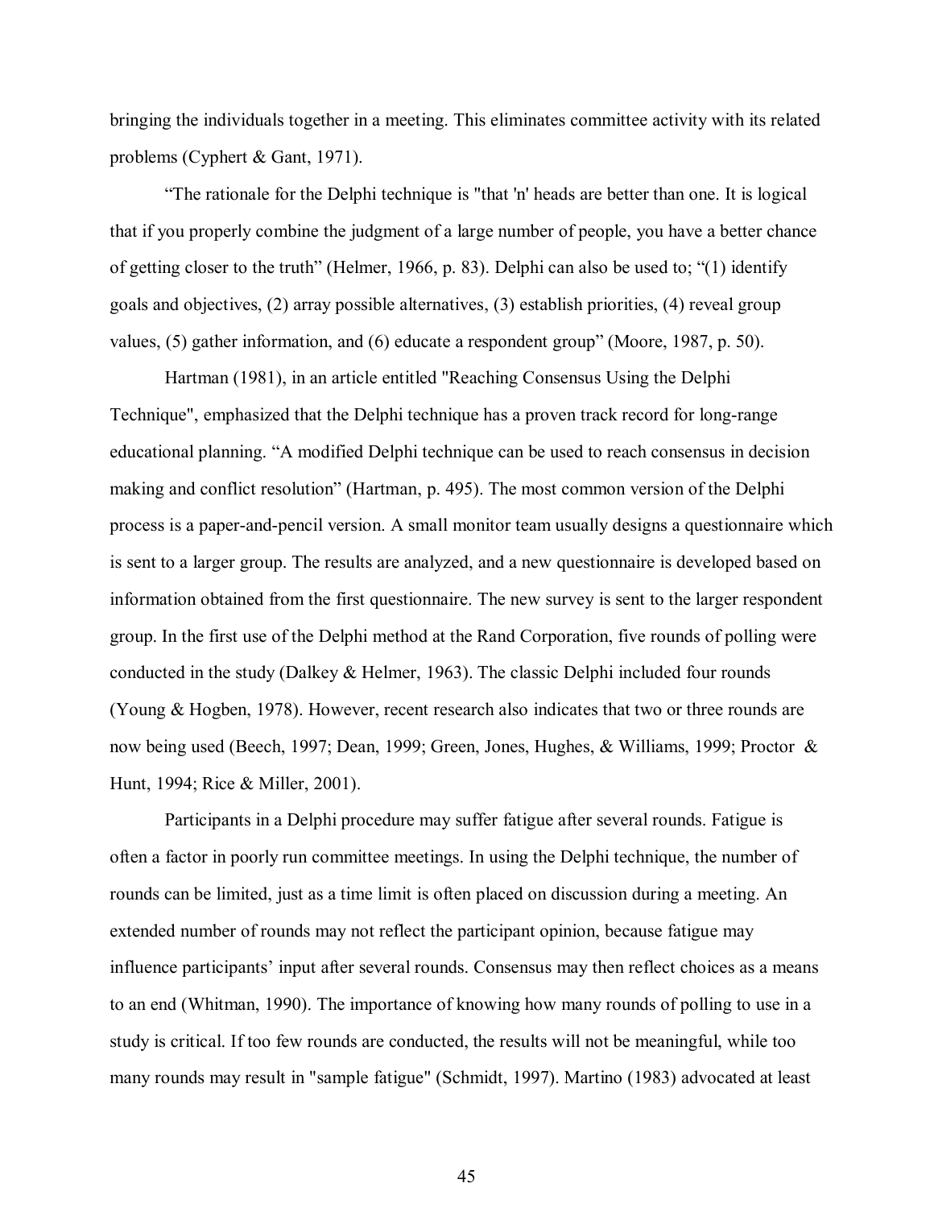bringing the individuals together in a meeting. This eliminates committee activity with its related problems (Cyphert & Gant, 1971).

“The rationale for the Delphi technique is "that 'n' heads are better than one. It is logical that if you properly combine the judgment of a large number of people, you have a better chance of getting closer to the truth” (Helmer, 1966, p. 83). Delphi can also be used to; “(1) identify goals and objectives, (2) array possible alternatives, (3) establish priorities, (4) reveal group values, (5) gather information, and (6) educate a respondent group” (Moore, 1987, p. 50).

Hartman (1981), in an article entitled "Reaching Consensus Using the Delphi Technique", emphasized that the Delphi technique has a proven track record for long-range educational planning. “A modified Delphi technique can be used to reach consensus in decision making and conflict resolution” (Hartman, p. 495). The most common version of the Delphi process is a paper-and-pencil version. A small monitor team usually designs a questionnaire which is sent to a larger group. The results are analyzed, and a new questionnaire is developed based on information obtained from the first questionnaire. The new survey is sent to the larger respondent group. In the first use of the Delphi method at the Rand Corporation, five rounds of polling were conducted in the study (Dalkey & Helmer, 1963). The classic Delphi included four rounds (Young & Hogben, 1978). However, recent research also indicates that two or three rounds are now being used (Beech, 1997; Dean, 1999; Green, Jones, Hughes, & Williams, 1999; Proctor & Hunt, 1994; Rice & Miller, 2001).

Participants in a Delphi procedure may suffer fatigue after several rounds. Fatigue is often a factor in poorly run committee meetings. In using the Delphi technique, the number of rounds can be limited, just as a time limit is often placed on discussion during a meeting. An extended number of rounds may not reflect the participant opinion, because fatigue may influence participants’ input after several rounds. Consensus may then reflect choices as a means to an end (Whitman, 1990). The importance of knowing how many rounds of polling to use in a study is critical. If too few rounds are conducted, the results will not be meaningful, while too many rounds may result in "sample fatigue" (Schmidt, 1997). Martino (1983) advocated at least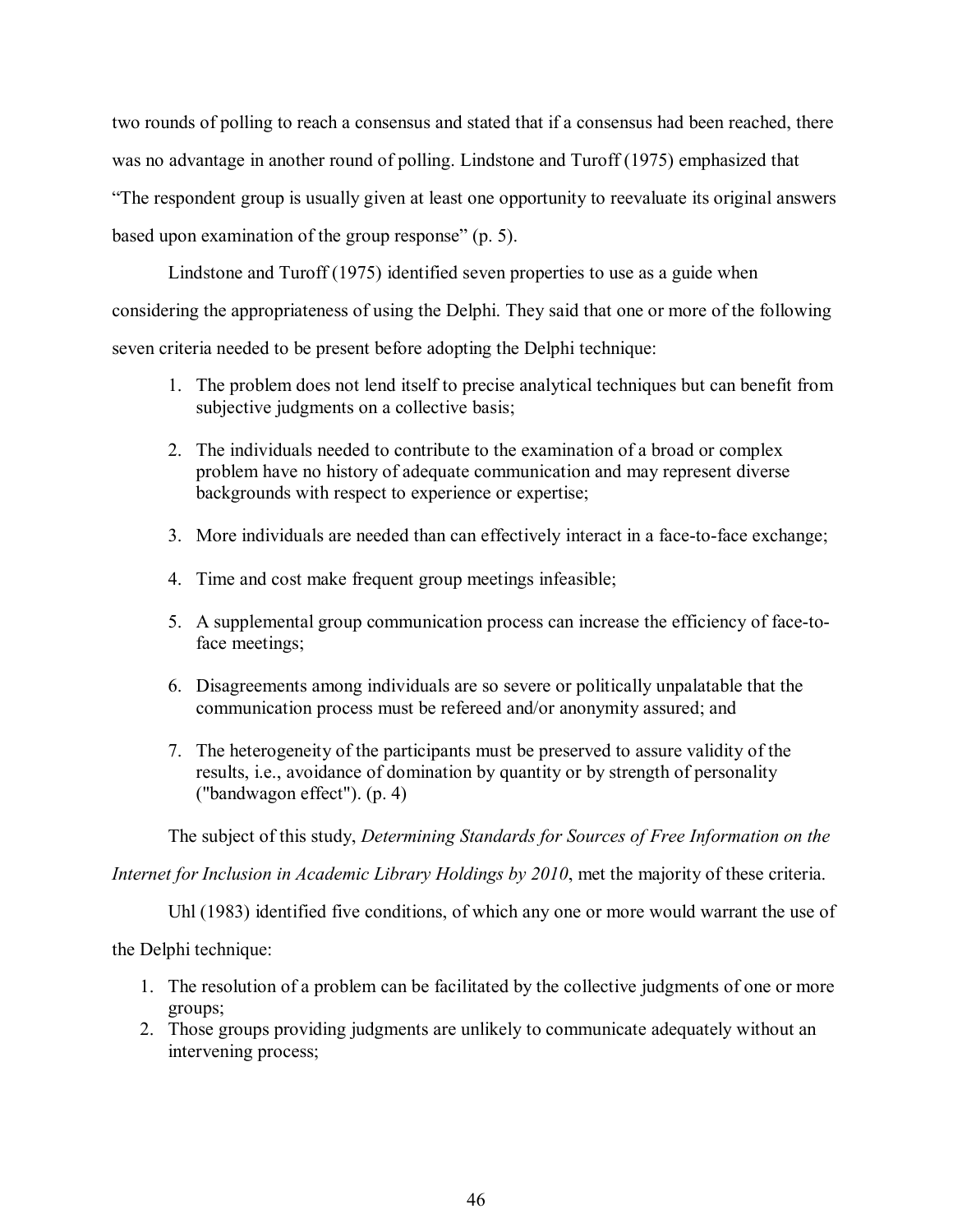two rounds of polling to reach a consensus and stated that if a consensus had been reached, there was no advantage in another round of polling. Lindstone and Turoff (1975) emphasized that "The respondent group is usually given at least one opportunity to reevaluate its original answers based upon examination of the group response" (p. 5).

Lindstone and Turoff (1975) identified seven properties to use as a guide when considering the appropriateness of using the Delphi. They said that one or more of the following seven criteria needed to be present before adopting the Delphi technique:

1. The problem does not lend itself to precise analytical techniques but can benefit from subjective judgments on a collective basis;

2. The individuals needed to contribute to the examination of a broad or complex problem have no history of adequate communication and may represent diverse backgrounds with respect to experience or expertise;

3. More individuals are needed than can effectively interact in a face-to-face exchange;

4. Time and cost make frequent group meetings infeasible;

5. A supplemental group communication process can increase the efficiency of face-to-face meetings;

6. Disagreements among individuals are so severe or politically unpalatable that the communication process must be refereed and/or anonymity assured; and

7. The heterogeneity of the participants must be preserved to assure validity of the results, i.e., avoidance of domination by quantity or by strength of personality ("bandwagon effect"). (p. 4)

The subject of this study, *Determining Standards for Sources of Free Information on the Internet for Inclusion in Academic Library Holdings by 2010*, met the majority of these criteria.

Uhl (1983) identified five conditions, of which any one or more would warrant the use of the Delphi technique:

1. The resolution of a problem can be facilitated by the collective judgments of one or more groups;
2. Those groups providing judgments are unlikely to communicate adequately without an intervening process;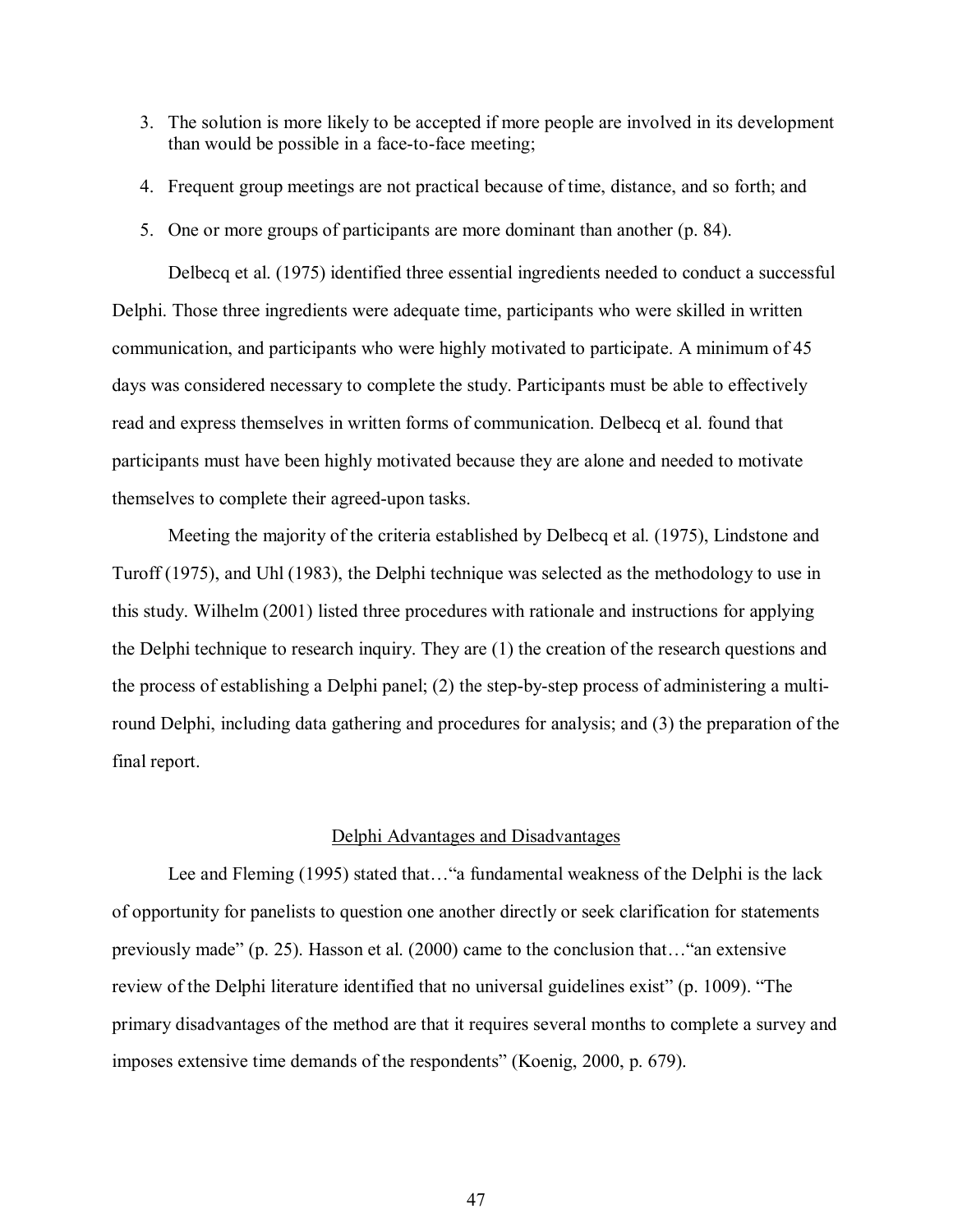3. The solution is more likely to be accepted if more people are involved in its development than would be possible in a face-to-face meeting;
4. Frequent group meetings are not practical because of time, distance, and so forth; and
5. One or more groups of participants are more dominant than another (p. 84).

Delbecq et al. (1975) identified three essential ingredients needed to conduct a successful Delphi. Those three ingredients were adequate time, participants who were skilled in written communication, and participants who were highly motivated to participate. A minimum of 45 days was considered necessary to complete the study. Participants must be able to effectively read and express themselves in written forms of communication. Delbecq et al. found that participants must have been highly motivated because they are alone and needed to motivate themselves to complete their agreed-upon tasks.

Meeting the majority of the criteria established by Delbecq et al. (1975), Lindstone and Turoff (1975), and Uhl (1983), the Delphi technique was selected as the methodology to use in this study. Wilhelm (2001) listed three procedures with rationale and instructions for applying the Delphi technique to research inquiry. They are (1) the creation of the research questions and the process of establishing a Delphi panel; (2) the step-by-step process of administering a multi-round Delphi, including data gathering and procedures for analysis; and (3) the preparation of the final report.

## Delphi Advantages and Disadvantages

Lee and Fleming (1995) stated that…"a fundamental weakness of the Delphi is the lack of opportunity for panelists to question one another directly or seek clarification for statements previously made" (p. 25). Hasson et al. (2000) came to the conclusion that…"an extensive review of the Delphi literature identified that no universal guidelines exist" (p. 1009). "The primary disadvantages of the method are that it requires several months to complete a survey and imposes extensive time demands of the respondents" (Koenig, 2000, p. 679).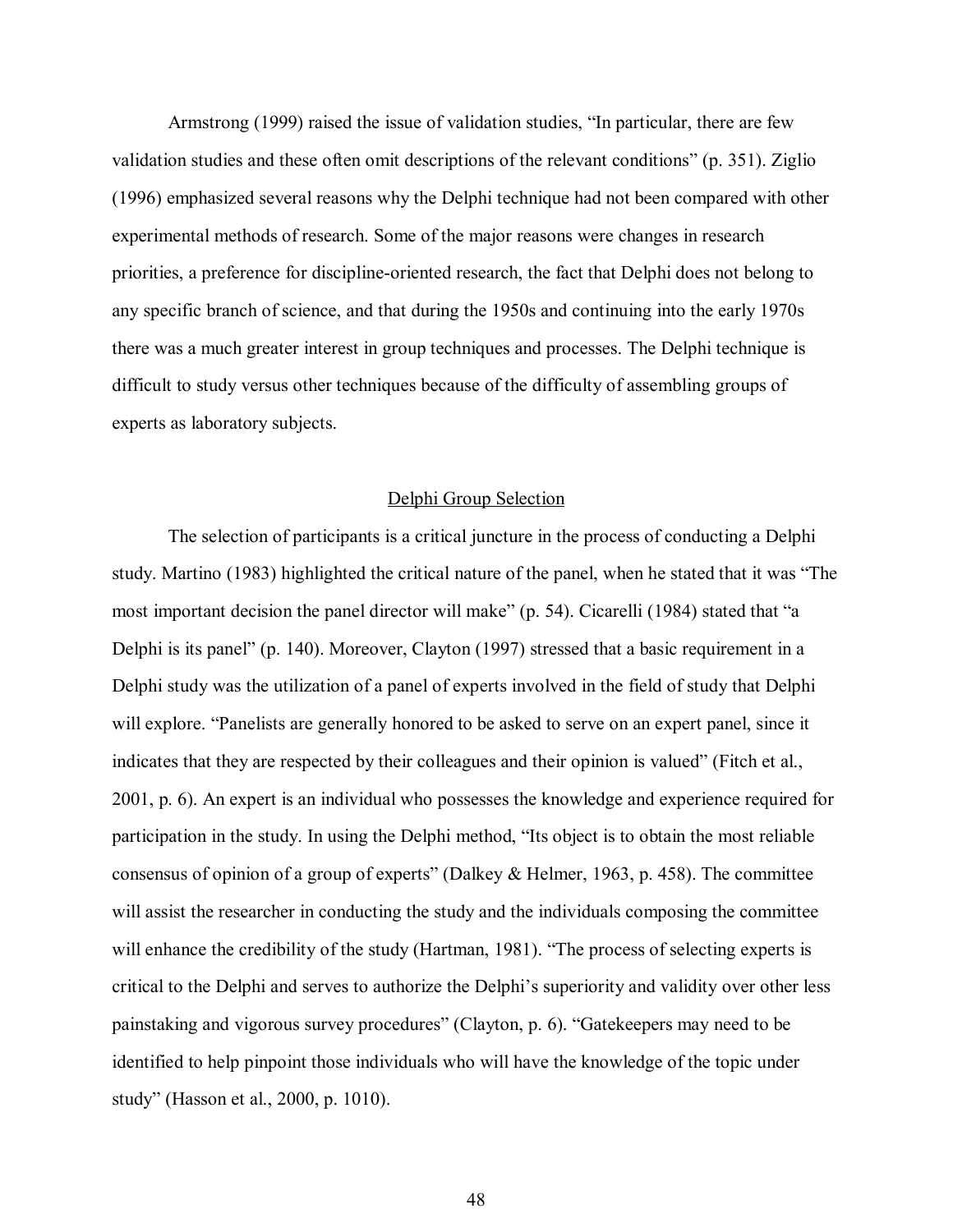Armstrong (1999) raised the issue of validation studies, "In particular, there are few validation studies and these often omit descriptions of the relevant conditions" (p. 351). Ziglio (1996) emphasized several reasons why the Delphi technique had not been compared with other experimental methods of research. Some of the major reasons were changes in research priorities, a preference for discipline-oriented research, the fact that Delphi does not belong to any specific branch of science, and that during the 1950s and continuing into the early 1970s there was a much greater interest in group techniques and processes. The Delphi technique is difficult to study versus other techniques because of the difficulty of assembling groups of experts as laboratory subjects.

## Delphi Group Selection

The selection of participants is a critical juncture in the process of conducting a Delphi study. Martino (1983) highlighted the critical nature of the panel, when he stated that it was "The most important decision the panel director will make" (p. 54). Cicarelli (1984) stated that "a Delphi is its panel" (p. 140). Moreover, Clayton (1997) stressed that a basic requirement in a Delphi study was the utilization of a panel of experts involved in the field of study that Delphi will explore. "Panelists are generally honored to be asked to serve on an expert panel, since it indicates that they are respected by their colleagues and their opinion is valued" (Fitch et al., 2001, p. 6). An expert is an individual who possesses the knowledge and experience required for participation in the study. In using the Delphi method, "Its object is to obtain the most reliable consensus of opinion of a group of experts" (Dalkey & Helmer, 1963, p. 458). The committee will assist the researcher in conducting the study and the individuals composing the committee will enhance the credibility of the study (Hartman, 1981). "The process of selecting experts is critical to the Delphi and serves to authorize the Delphi's superiority and validity over other less painstaking and vigorous survey procedures" (Clayton, p. 6). "Gatekeepers may need to be identified to help pinpoint those individuals who will have the knowledge of the topic under study" (Hasson et al., 2000, p. 1010).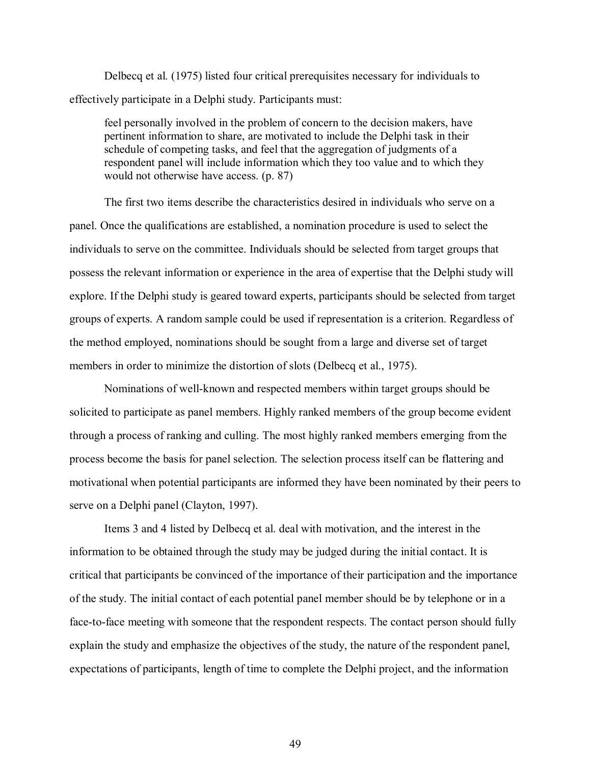Delbecq et al. (1975) listed four critical prerequisites necessary for individuals to effectively participate in a Delphi study. Participants must:

> feel personally involved in the problem of concern to the decision makers, have pertinent information to share, are motivated to include the Delphi task in their schedule of competing tasks, and feel that the aggregation of judgments of a respondent panel will include information which they too value and to which they would not otherwise have access. (p. 87)

The first two items describe the characteristics desired in individuals who serve on a panel. Once the qualifications are established, a nomination procedure is used to select the individuals to serve on the committee. Individuals should be selected from target groups that possess the relevant information or experience in the area of expertise that the Delphi study will explore. If the Delphi study is geared toward experts, participants should be selected from target groups of experts. A random sample could be used if representation is a criterion. Regardless of the method employed, nominations should be sought from a large and diverse set of target members in order to minimize the distortion of slots (Delbecq et al., 1975).

Nominations of well-known and respected members within target groups should be solicited to participate as panel members. Highly ranked members of the group become evident through a process of ranking and culling. The most highly ranked members emerging from the process become the basis for panel selection. The selection process itself can be flattering and motivational when potential participants are informed they have been nominated by their peers to serve on a Delphi panel (Clayton, 1997).

Items 3 and 4 listed by Delbecq et al. deal with motivation, and the interest in the information to be obtained through the study may be judged during the initial contact. It is critical that participants be convinced of the importance of their participation and the importance of the study. The initial contact of each potential panel member should be by telephone or in a face-to-face meeting with someone that the respondent respects. The contact person should fully explain the study and emphasize the objectives of the study, the nature of the respondent panel, expectations of participants, length of time to complete the Delphi project, and the information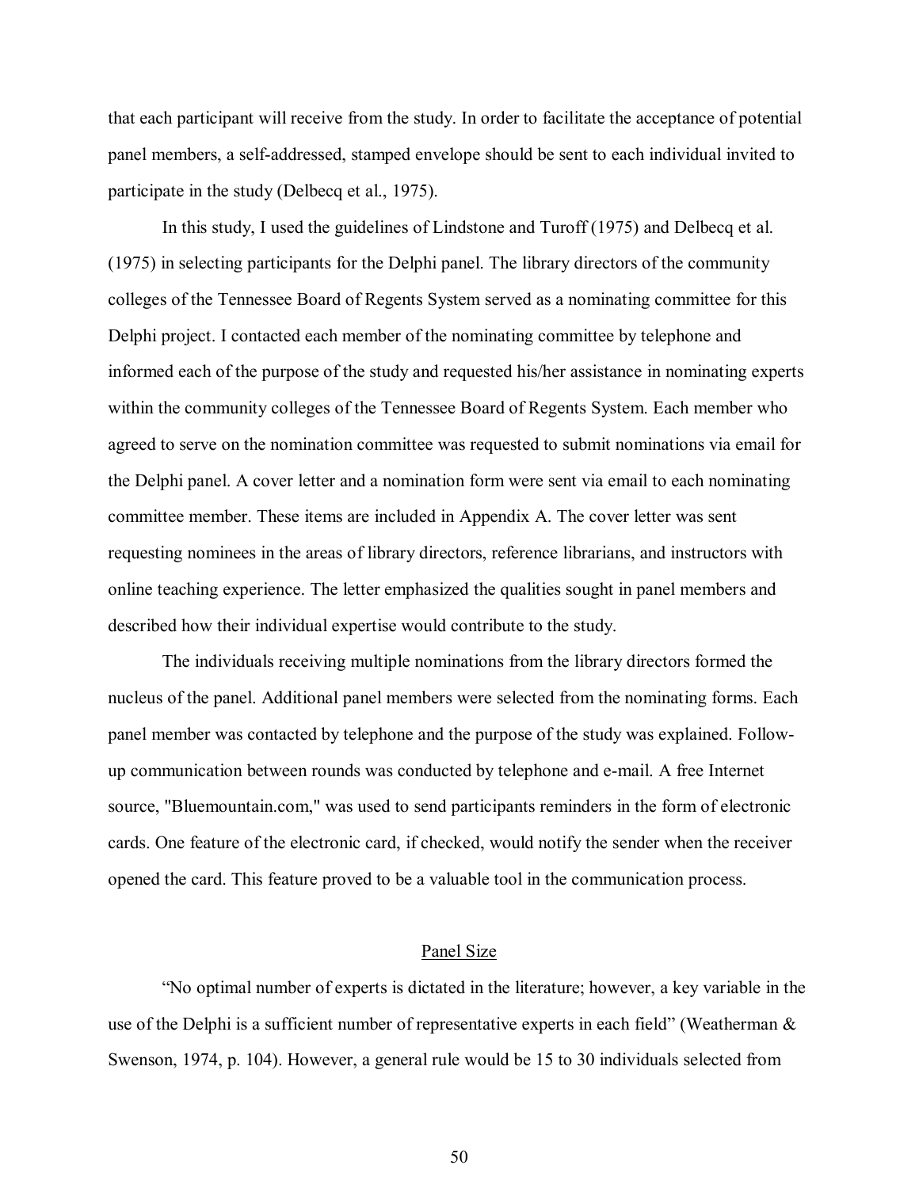that each participant will receive from the study. In order to facilitate the acceptance of potential panel members, a self-addressed, stamped envelope should be sent to each individual invited to participate in the study (Delbecq et al., 1975).

In this study, I used the guidelines of Lindstone and Turoff (1975) and Delbecq et al. (1975) in selecting participants for the Delphi panel. The library directors of the community colleges of the Tennessee Board of Regents System served as a nominating committee for this Delphi project. I contacted each member of the nominating committee by telephone and informed each of the purpose of the study and requested his/her assistance in nominating experts within the community colleges of the Tennessee Board of Regents System. Each member who agreed to serve on the nomination committee was requested to submit nominations via email for the Delphi panel. A cover letter and a nomination form were sent via email to each nominating committee member. These items are included in Appendix A. The cover letter was sent requesting nominees in the areas of library directors, reference librarians, and instructors with online teaching experience. The letter emphasized the qualities sought in panel members and described how their individual expertise would contribute to the study.

The individuals receiving multiple nominations from the library directors formed the nucleus of the panel. Additional panel members were selected from the nominating forms. Each panel member was contacted by telephone and the purpose of the study was explained. Follow-up communication between rounds was conducted by telephone and e-mail. A free Internet source, "Bluemountain.com," was used to send participants reminders in the form of electronic cards. One feature of the electronic card, if checked, would notify the sender when the receiver opened the card. This feature proved to be a valuable tool in the communication process.

## Panel Size

"No optimal number of experts is dictated in the literature; however, a key variable in the use of the Delphi is a sufficient number of representative experts in each field" (Weatherman & Swenson, 1974, p. 104). However, a general rule would be 15 to 30 individuals selected from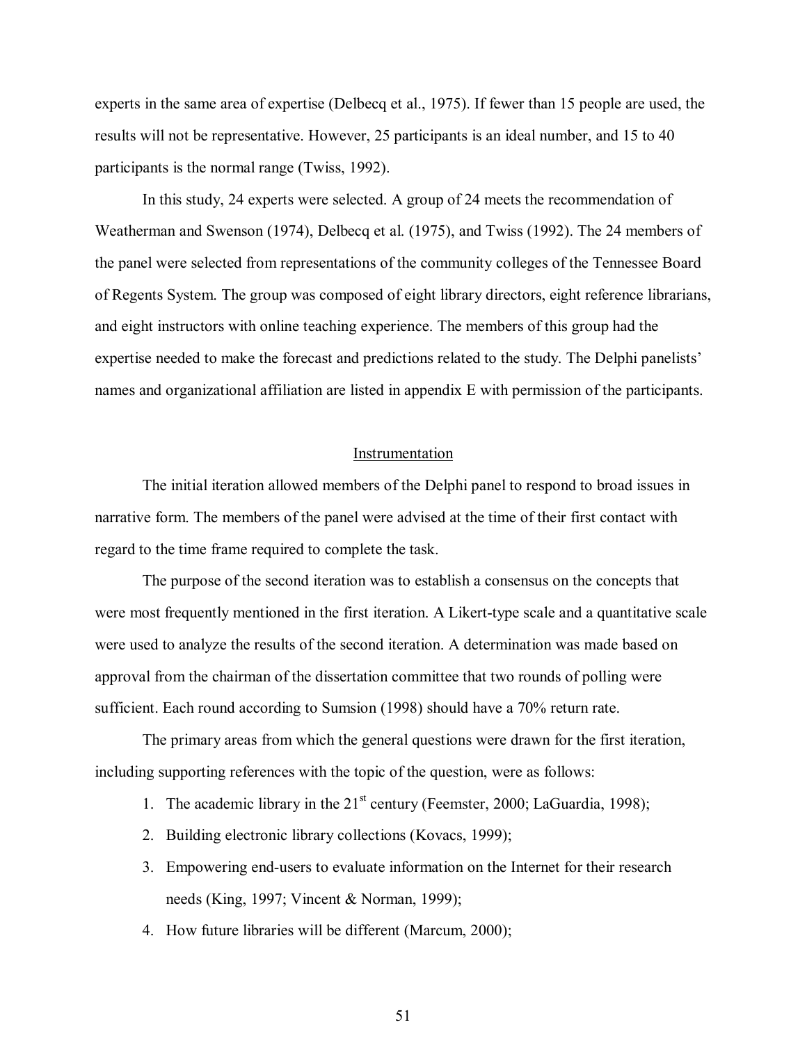experts in the same area of expertise (Delbecq et al., 1975). If fewer than 15 people are used, the results will not be representative. However, 25 participants is an ideal number, and 15 to 40 participants is the normal range (Twiss, 1992).

In this study, 24 experts were selected. A group of 24 meets the recommendation of Weatherman and Swenson (1974), Delbecq et al. (1975), and Twiss (1992). The 24 members of the panel were selected from representations of the community colleges of the Tennessee Board of Regents System. The group was composed of eight library directors, eight reference librarians, and eight instructors with online teaching experience. The members of this group had the expertise needed to make the forecast and predictions related to the study. The Delphi panelists' names and organizational affiliation are listed in appendix E with permission of the participants.

## Instrumentation

The initial iteration allowed members of the Delphi panel to respond to broad issues in narrative form. The members of the panel were advised at the time of their first contact with regard to the time frame required to complete the task.

The purpose of the second iteration was to establish a consensus on the concepts that were most frequently mentioned in the first iteration. A Likert-type scale and a quantitative scale were used to analyze the results of the second iteration. A determination was made based on approval from the chairman of the dissertation committee that two rounds of polling were sufficient. Each round according to Sumsion (1998) should have a 70% return rate.

The primary areas from which the general questions were drawn for the first iteration, including supporting references with the topic of the question, were as follows:

1. The academic library in the 21st century (Feemster, 2000; LaGuardia, 1998);
2. Building electronic library collections (Kovacs, 1999);
3. Empowering end-users to evaluate information on the Internet for their research needs (King, 1997; Vincent & Norman, 1999);
4. How future libraries will be different (Marcum, 2000);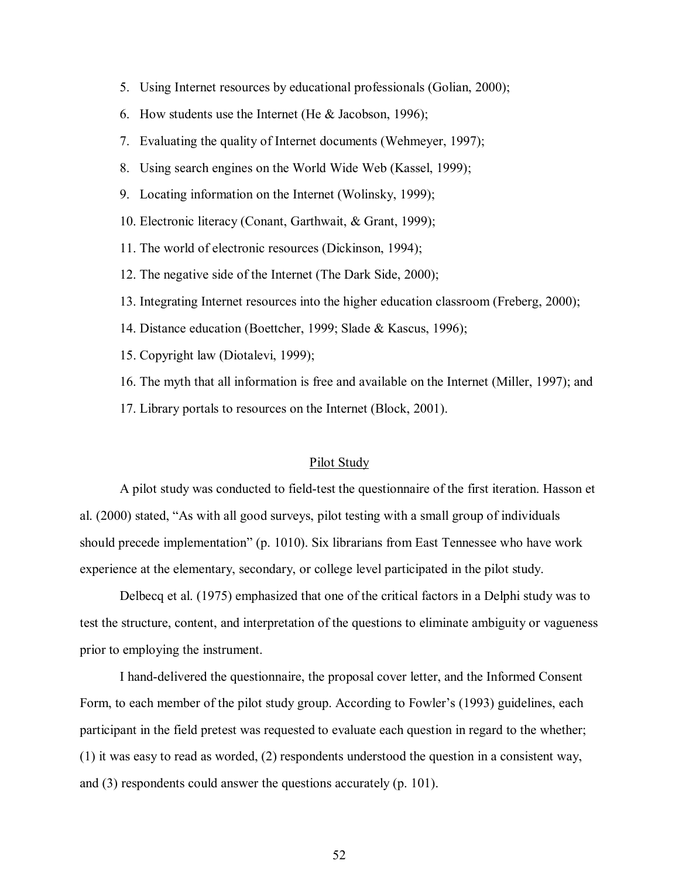5. Using Internet resources by educational professionals (Golian, 2000);
6. How students use the Internet (He & Jacobson, 1996);
7. Evaluating the quality of Internet documents (Wehmeyer, 1997);
8. Using search engines on the World Wide Web (Kassel, 1999);
9. Locating information on the Internet (Wolinsky, 1999);
10. Electronic literacy (Conant, Garthwait, & Grant, 1999);
11. The world of electronic resources (Dickinson, 1994);
12. The negative side of the Internet (The Dark Side, 2000);
13. Integrating Internet resources into the higher education classroom (Freberg, 2000);
14. Distance education (Boettcher, 1999; Slade & Kascus, 1996);
15. Copyright law (Diotalevi, 1999);
16. The myth that all information is free and available on the Internet (Miller, 1997); and
17. Library portals to resources on the Internet (Block, 2001).

## Pilot Study

A pilot study was conducted to field-test the questionnaire of the first iteration. Hasson et al. (2000) stated, "As with all good surveys, pilot testing with a small group of individuals should precede implementation" (p. 1010). Six librarians from East Tennessee who have work experience at the elementary, secondary, or college level participated in the pilot study.

Delbecq et al. (1975) emphasized that one of the critical factors in a Delphi study was to test the structure, content, and interpretation of the questions to eliminate ambiguity or vagueness prior to employing the instrument.

I hand-delivered the questionnaire, the proposal cover letter, and the Informed Consent Form, to each member of the pilot study group. According to Fowler's (1993) guidelines, each participant in the field pretest was requested to evaluate each question in regard to the whether; (1) it was easy to read as worded, (2) respondents understood the question in a consistent way, and (3) respondents could answer the questions accurately (p. 101).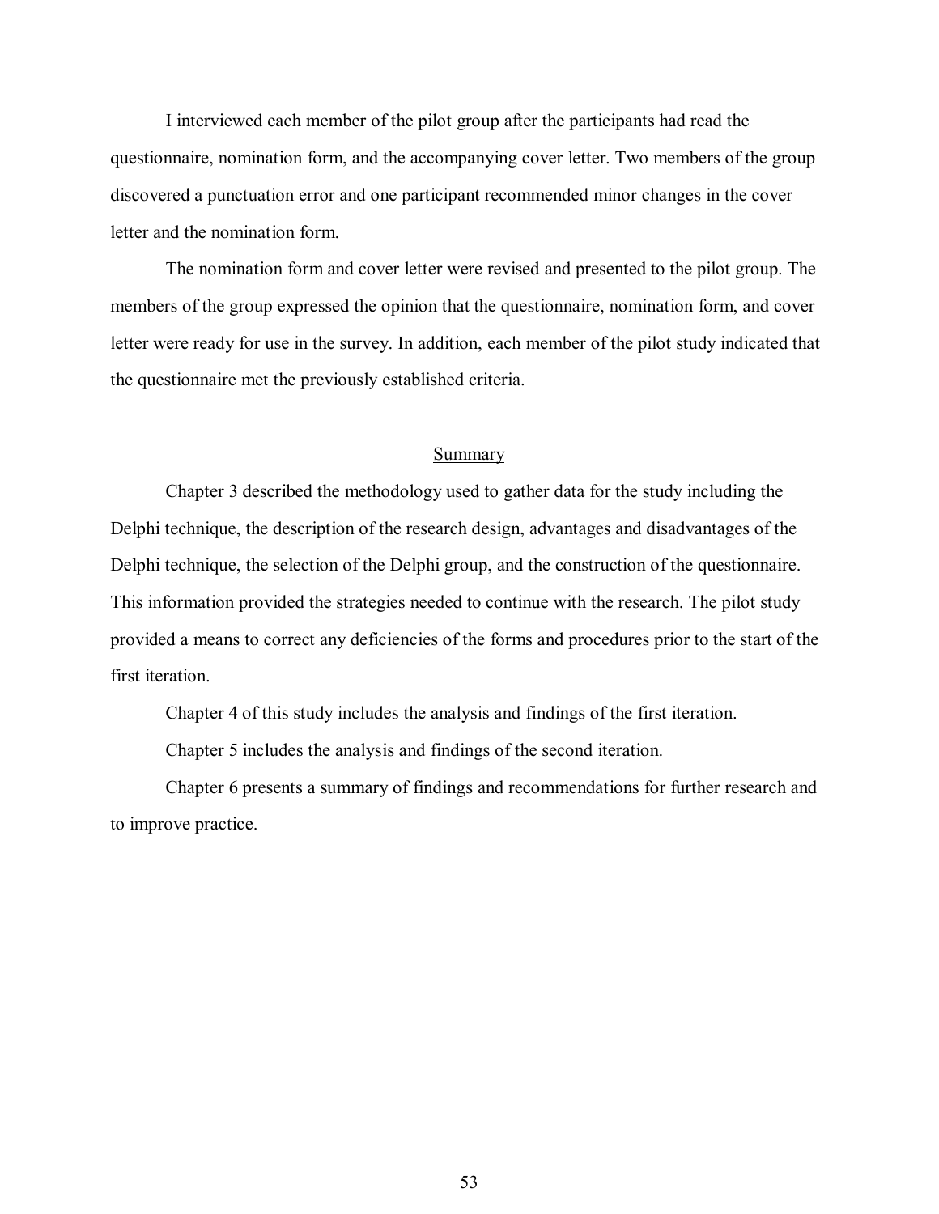I interviewed each member of the pilot group after the participants had read the questionnaire, nomination form, and the accompanying cover letter. Two members of the group discovered a punctuation error and one participant recommended minor changes in the cover letter and the nomination form.

The nomination form and cover letter were revised and presented to the pilot group. The members of the group expressed the opinion that the questionnaire, nomination form, and cover letter were ready for use in the survey. In addition, each member of the pilot study indicated that the questionnaire met the previously established criteria.

## Summary

Chapter 3 described the methodology used to gather data for the study including the Delphi technique, the description of the research design, advantages and disadvantages of the Delphi technique, the selection of the Delphi group, and the construction of the questionnaire. This information provided the strategies needed to continue with the research. The pilot study provided a means to correct any deficiencies of the forms and procedures prior to the start of the first iteration.

Chapter 4 of this study includes the analysis and findings of the first iteration.

Chapter 5 includes the analysis and findings of the second iteration.

Chapter 6 presents a summary of findings and recommendations for further research and to improve practice.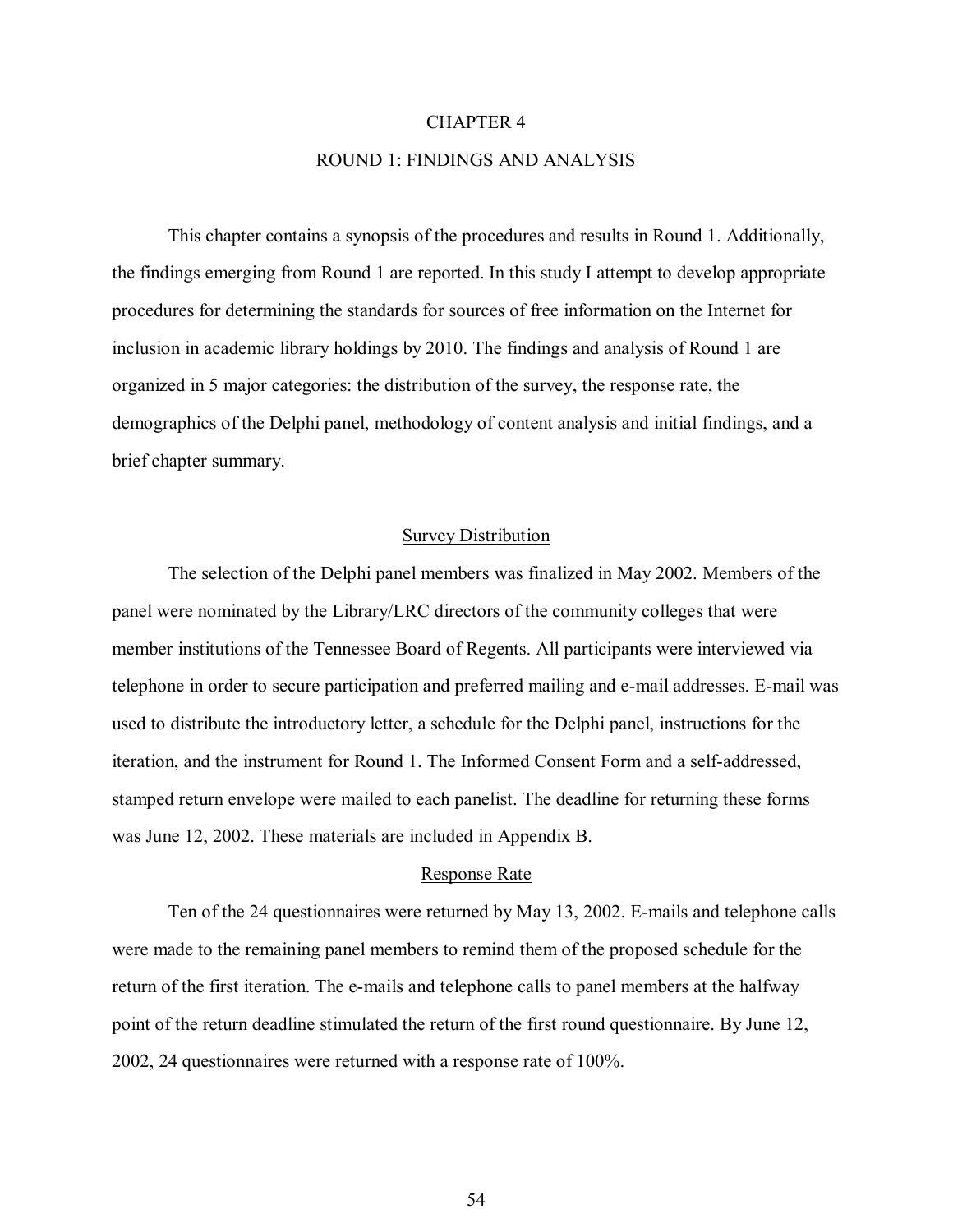# CHAPTER 4

## ROUND 1: FINDINGS AND ANALYSIS

This chapter contains a synopsis of the procedures and results in Round 1. Additionally, the findings emerging from Round 1 are reported. In this study I attempt to develop appropriate procedures for determining the standards for sources of free information on the Internet for inclusion in academic library holdings by 2010. The findings and analysis of Round 1 are organized in 5 major categories: the distribution of the survey, the response rate, the demographics of the Delphi panel, methodology of content analysis and initial findings, and a brief chapter summary.

### Survey Distribution

The selection of the Delphi panel members was finalized in May 2002. Members of the panel were nominated by the Library/LRC directors of the community colleges that were member institutions of the Tennessee Board of Regents. All participants were interviewed via telephone in order to secure participation and preferred mailing and e-mail addresses. E-mail was used to distribute the introductory letter, a schedule for the Delphi panel, instructions for the iteration, and the instrument for Round 1. The Informed Consent Form and a self-addressed, stamped return envelope were mailed to each panelist. The deadline for returning these forms was June 12, 2002. These materials are included in Appendix B.

### Response Rate

Ten of the 24 questionnaires were returned by May 13, 2002. E-mails and telephone calls were made to the remaining panel members to remind them of the proposed schedule for the return of the first iteration. The e-mails and telephone calls to panel members at the halfway point of the return deadline stimulated the return of the first round questionnaire. By June 12, 2002, 24 questionnaires were returned with a response rate of 100%.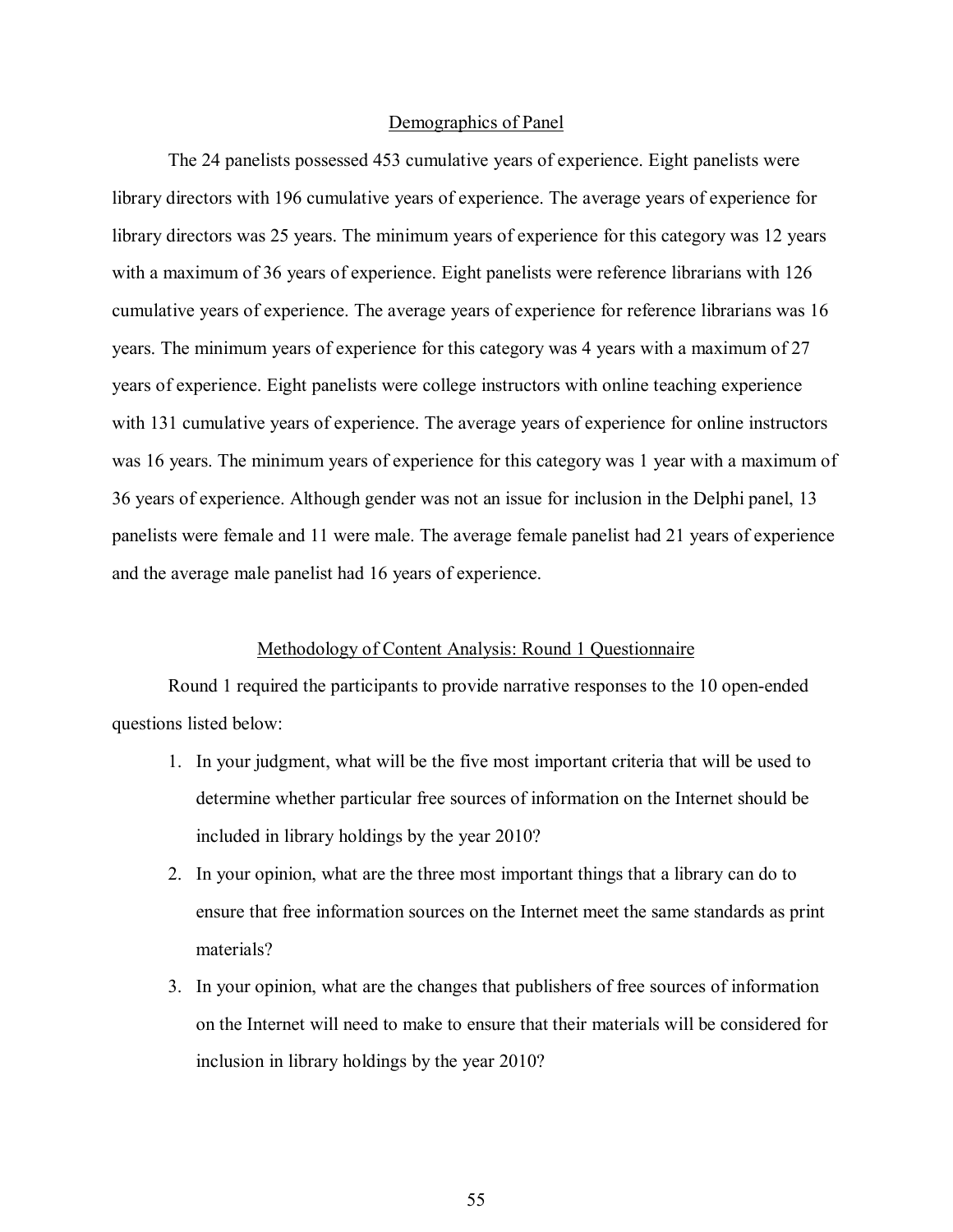## Demographics of Panel

The 24 panelists possessed 453 cumulative years of experience. Eight panelists were library directors with 196 cumulative years of experience. The average years of experience for library directors was 25 years. The minimum years of experience for this category was 12 years with a maximum of 36 years of experience. Eight panelists were reference librarians with 126 cumulative years of experience. The average years of experience for reference librarians was 16 years. The minimum years of experience for this category was 4 years with a maximum of 27 years of experience. Eight panelists were college instructors with online teaching experience with 131 cumulative years of experience. The average years of experience for online instructors was 16 years. The minimum years of experience for this category was 1 year with a maximum of 36 years of experience. Although gender was not an issue for inclusion in the Delphi panel, 13 panelists were female and 11 were male. The average female panelist had 21 years of experience and the average male panelist had 16 years of experience.

## Methodology of Content Analysis: Round 1 Questionnaire

Round 1 required the participants to provide narrative responses to the 10 open-ended questions listed below:

1. In your judgment, what will be the five most important criteria that will be used to determine whether particular free sources of information on the Internet should be included in library holdings by the year 2010?
2. In your opinion, what are the three most important things that a library can do to ensure that free information sources on the Internet meet the same standards as print materials?
3. In your opinion, what are the changes that publishers of free sources of information on the Internet will need to make to ensure that their materials will be considered for inclusion in library holdings by the year 2010?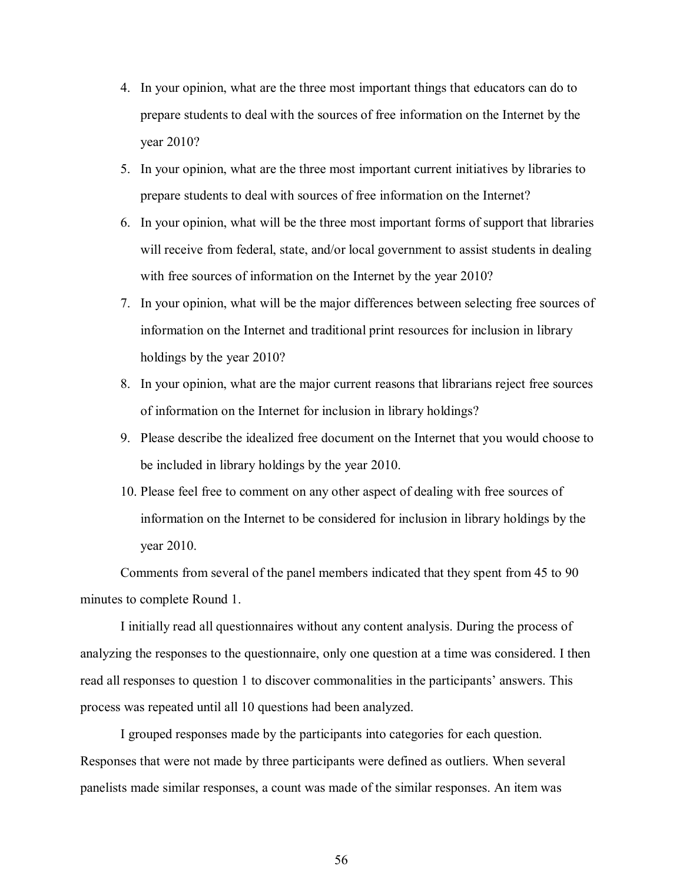4. In your opinion, what are the three most important things that educators can do to prepare students to deal with the sources of free information on the Internet by the year 2010?
5. In your opinion, what are the three most important current initiatives by libraries to prepare students to deal with sources of free information on the Internet?
6. In your opinion, what will be the three most important forms of support that libraries will receive from federal, state, and/or local government to assist students in dealing with free sources of information on the Internet by the year 2010?
7. In your opinion, what will be the major differences between selecting free sources of information on the Internet and traditional print resources for inclusion in library holdings by the year 2010?
8. In your opinion, what are the major current reasons that librarians reject free sources of information on the Internet for inclusion in library holdings?
9. Please describe the idealized free document on the Internet that you would choose to be included in library holdings by the year 2010.
10. Please feel free to comment on any other aspect of dealing with free sources of information on the Internet to be considered for inclusion in library holdings by the year 2010.

Comments from several of the panel members indicated that they spent from 45 to 90 minutes to complete Round 1.

I initially read all questionnaires without any content analysis. During the process of analyzing the responses to the questionnaire, only one question at a time was considered. I then read all responses to question 1 to discover commonalities in the participants' answers. This process was repeated until all 10 questions had been analyzed.

I grouped responses made by the participants into categories for each question. Responses that were not made by three participants were defined as outliers. When several panelists made similar responses, a count was made of the similar responses. An item was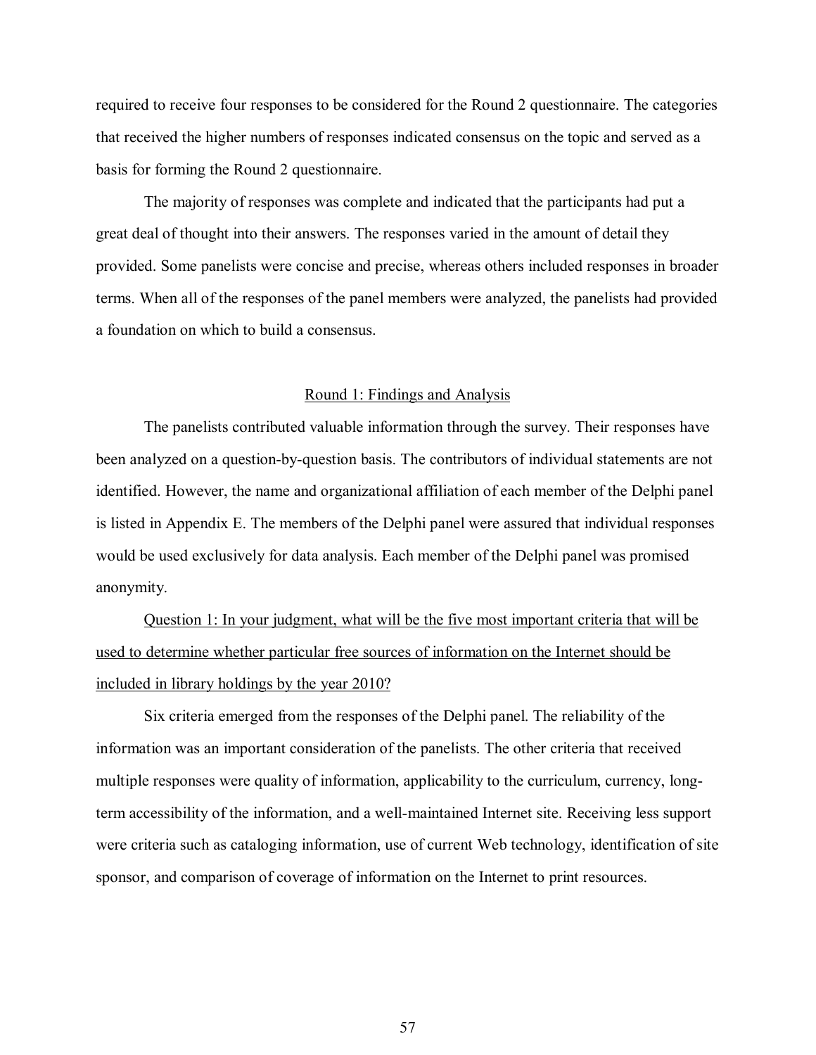required to receive four responses to be considered for the Round 2 questionnaire. The categories that received the higher numbers of responses indicated consensus on the topic and served as a basis for forming the Round 2 questionnaire.

The majority of responses was complete and indicated that the participants had put a great deal of thought into their answers. The responses varied in the amount of detail they provided. Some panelists were concise and precise, whereas others included responses in broader terms. When all of the responses of the panel members were analyzed, the panelists had provided a foundation on which to build a consensus.

## Round 1: Findings and Analysis

The panelists contributed valuable information through the survey. Their responses have been analyzed on a question-by-question basis. The contributors of individual statements are not identified. However, the name and organizational affiliation of each member of the Delphi panel is listed in Appendix E. The members of the Delphi panel were assured that individual responses would be used exclusively for data analysis. Each member of the Delphi panel was promised anonymity.

Question 1: In your judgment, what will be the five most important criteria that will be used to determine whether particular free sources of information on the Internet should be included in library holdings by the year 2010?

Six criteria emerged from the responses of the Delphi panel. The reliability of the information was an important consideration of the panelists. The other criteria that received multiple responses were quality of information, applicability to the curriculum, currency, long-term accessibility of the information, and a well-maintained Internet site. Receiving less support were criteria such as cataloging information, use of current Web technology, identification of site sponsor, and comparison of coverage of information on the Internet to print resources.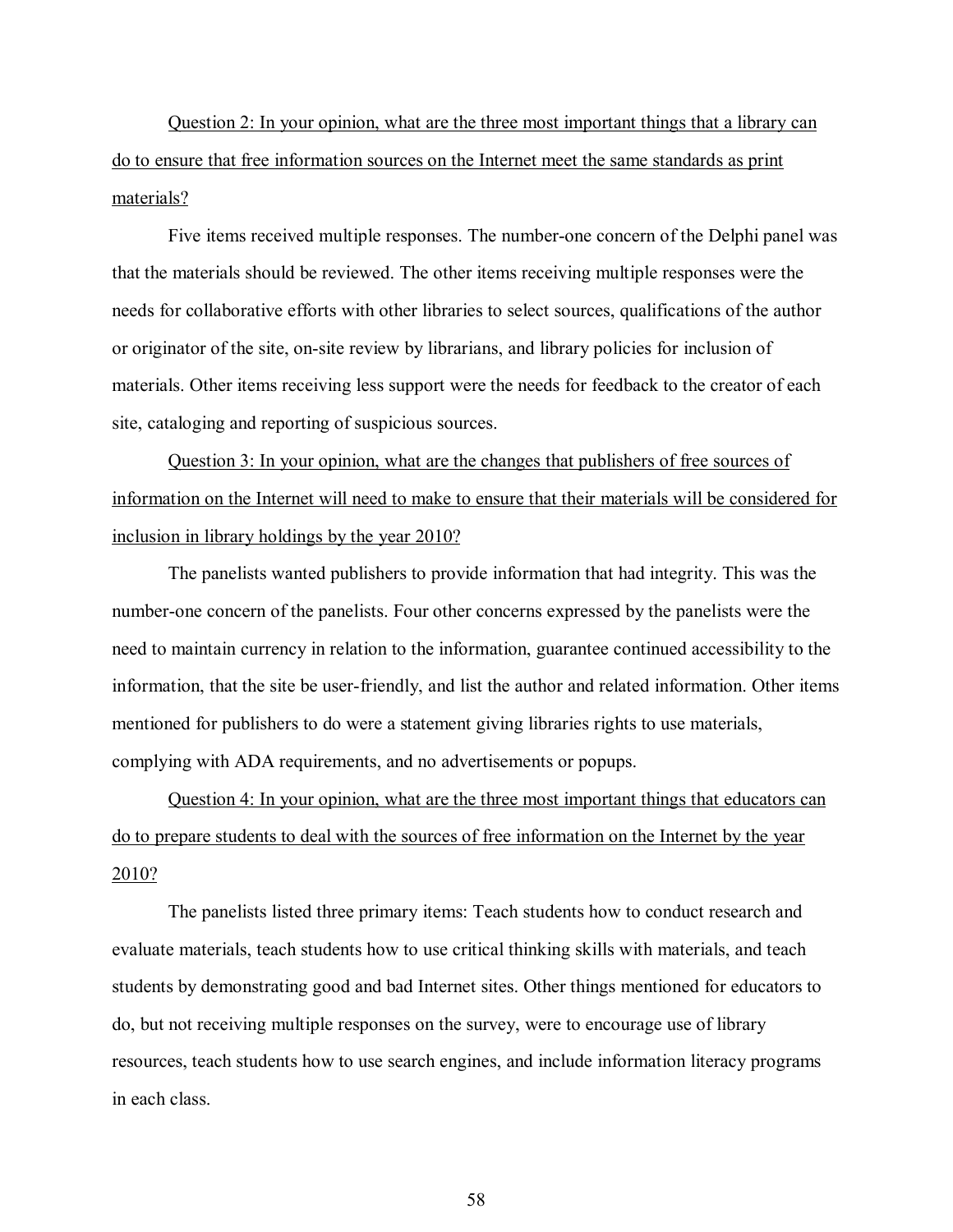<u>Question 2: In your opinion, what are the three most important things that a library can do to ensure that free information sources on the Internet meet the same standards as print materials?</u>

Five items received multiple responses. The number-one concern of the Delphi panel was that the materials should be reviewed. The other items receiving multiple responses were the needs for collaborative efforts with other libraries to select sources, qualifications of the author or originator of the site, on-site review by librarians, and library policies for inclusion of materials. Other items receiving less support were the needs for feedback to the creator of each site, cataloging and reporting of suspicious sources.

<u>Question 3: In your opinion, what are the changes that publishers of free sources of information on the Internet will need to make to ensure that their materials will be considered for inclusion in library holdings by the year 2010?</u>

The panelists wanted publishers to provide information that had integrity. This was the number-one concern of the panelists. Four other concerns expressed by the panelists were the need to maintain currency in relation to the information, guarantee continued accessibility to the information, that the site be user-friendly, and list the author and related information. Other items mentioned for publishers to do were a statement giving libraries rights to use materials, complying with ADA requirements, and no advertisements or popups.

<u>Question 4: In your opinion, what are the three most important things that educators can do to prepare students to deal with the sources of free information on the Internet by the year 2010?</u>

The panelists listed three primary items: Teach students how to conduct research and evaluate materials, teach students how to use critical thinking skills with materials, and teach students by demonstrating good and bad Internet sites. Other things mentioned for educators to do, but not receiving multiple responses on the survey, were to encourage use of library resources, teach students how to use search engines, and include information literacy programs in each class.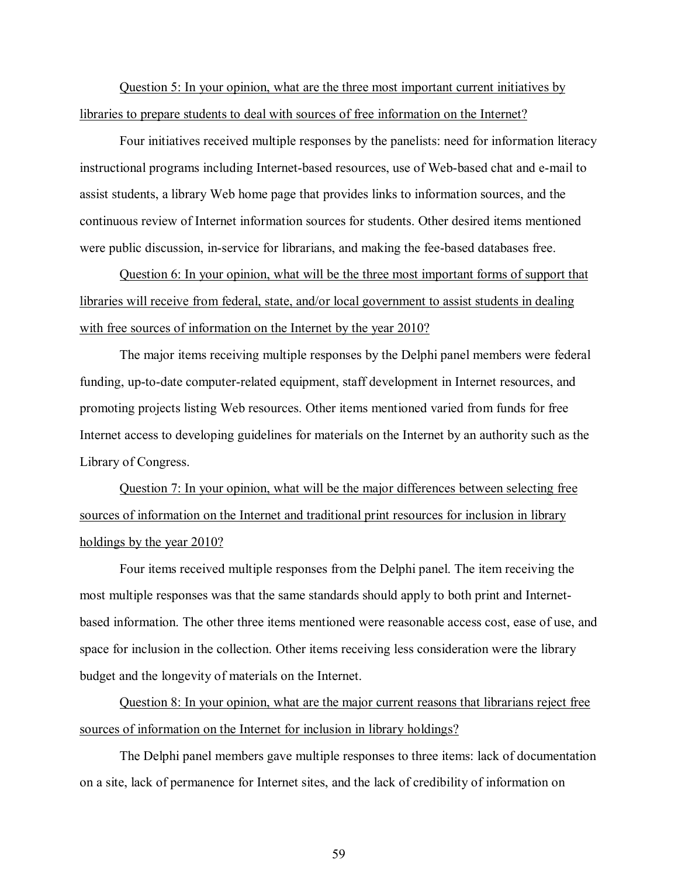<u>Question 5: In your opinion, what are the three most important current initiatives by libraries to prepare students to deal with sources of free information on the Internet?</u>

Four initiatives received multiple responses by the panelists: need for information literacy instructional programs including Internet-based resources, use of Web-based chat and e-mail to assist students, a library Web home page that provides links to information sources, and the continuous review of Internet information sources for students. Other desired items mentioned were public discussion, in-service for librarians, and making the fee-based databases free.

<u>Question 6: In your opinion, what will be the three most important forms of support that libraries will receive from federal, state, and/or local government to assist students in dealing with free sources of information on the Internet by the year 2010?</u>

The major items receiving multiple responses by the Delphi panel members were federal funding, up-to-date computer-related equipment, staff development in Internet resources, and promoting projects listing Web resources. Other items mentioned varied from funds for free Internet access to developing guidelines for materials on the Internet by an authority such as the Library of Congress.

<u>Question 7: In your opinion, what will be the major differences between selecting free sources of information on the Internet and traditional print resources for inclusion in library holdings by the year 2010?</u>

Four items received multiple responses from the Delphi panel. The item receiving the most multiple responses was that the same standards should apply to both print and Internet-based information. The other three items mentioned were reasonable access cost, ease of use, and space for inclusion in the collection. Other items receiving less consideration were the library budget and the longevity of materials on the Internet.

<u>Question 8: In your opinion, what are the major current reasons that librarians reject free sources of information on the Internet for inclusion in library holdings?</u>

The Delphi panel members gave multiple responses to three items: lack of documentation on a site, lack of permanence for Internet sites, and the lack of credibility of information on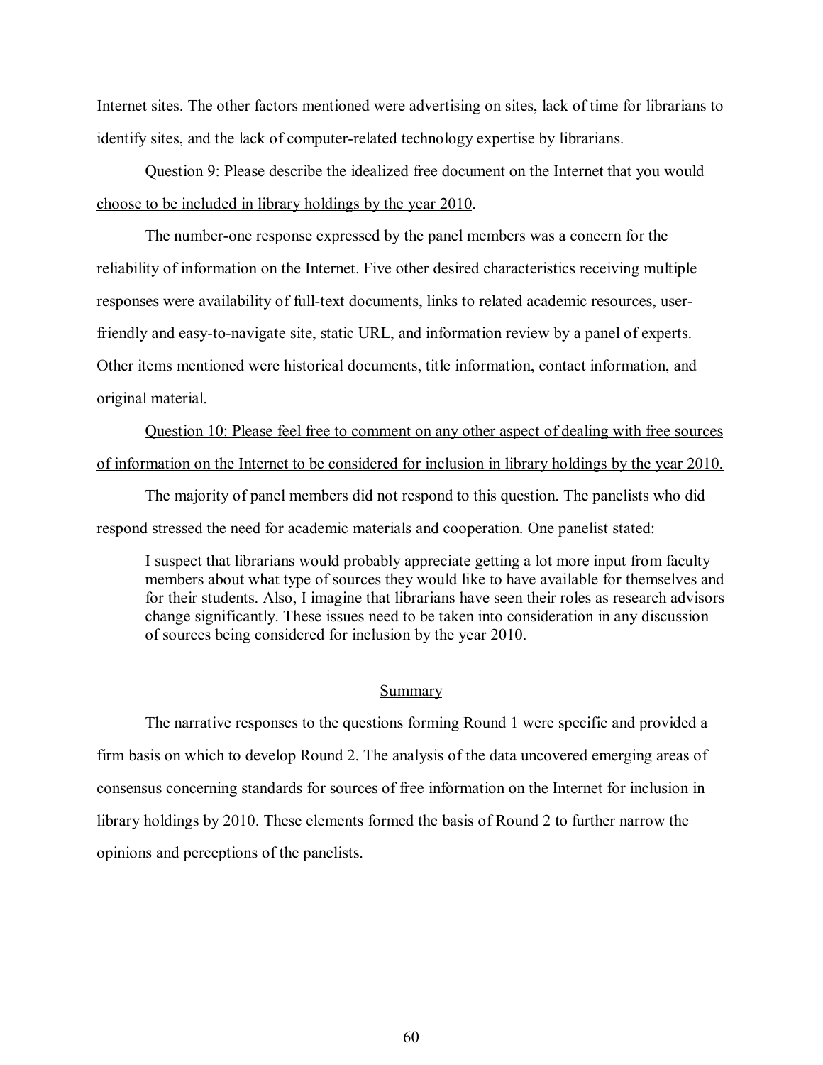Internet sites. The other factors mentioned were advertising on sites, lack of time for librarians to identify sites, and the lack of computer-related technology expertise by librarians.

Question 9: Please describe the idealized free document on the Internet that you would choose to be included in library holdings by the year 2010.

The number-one response expressed by the panel members was a concern for the reliability of information on the Internet. Five other desired characteristics receiving multiple responses were availability of full-text documents, links to related academic resources, user-friendly and easy-to-navigate site, static URL, and information review by a panel of experts. Other items mentioned were historical documents, title information, contact information, and original material.

Question 10: Please feel free to comment on any other aspect of dealing with free sources of information on the Internet to be considered for inclusion in library holdings by the year 2010.

The majority of panel members did not respond to this question. The panelists who did respond stressed the need for academic materials and cooperation. One panelist stated:

> I suspect that librarians would probably appreciate getting a lot more input from faculty members about what type of sources they would like to have available for themselves and for their students. Also, I imagine that librarians have seen their roles as research advisors change significantly. These issues need to be taken into consideration in any discussion of sources being considered for inclusion by the year 2010.

## Summary

The narrative responses to the questions forming Round 1 were specific and provided a firm basis on which to develop Round 2. The analysis of the data uncovered emerging areas of consensus concerning standards for sources of free information on the Internet for inclusion in library holdings by 2010. These elements formed the basis of Round 2 to further narrow the opinions and perceptions of the panelists.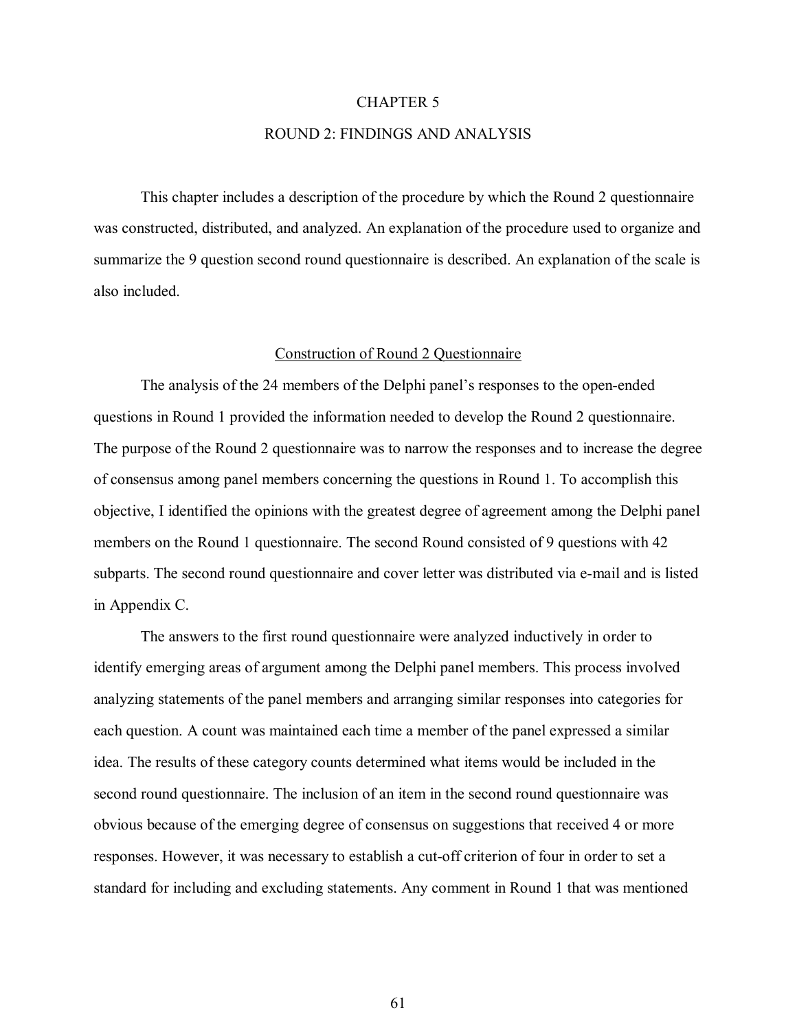# CHAPTER 5

# ROUND 2: FINDINGS AND ANALYSIS

This chapter includes a description of the procedure by which the Round 2 questionnaire was constructed, distributed, and analyzed. An explanation of the procedure used to organize and summarize the 9 question second round questionnaire is described. An explanation of the scale is also included.

## Construction of Round 2 Questionnaire

The analysis of the 24 members of the Delphi panel's responses to the open-ended questions in Round 1 provided the information needed to develop the Round 2 questionnaire. The purpose of the Round 2 questionnaire was to narrow the responses and to increase the degree of consensus among panel members concerning the questions in Round 1. To accomplish this objective, I identified the opinions with the greatest degree of agreement among the Delphi panel members on the Round 1 questionnaire. The second Round consisted of 9 questions with 42 subparts. The second round questionnaire and cover letter was distributed via e-mail and is listed in Appendix C.

The answers to the first round questionnaire were analyzed inductively in order to identify emerging areas of argument among the Delphi panel members. This process involved analyzing statements of the panel members and arranging similar responses into categories for each question. A count was maintained each time a member of the panel expressed a similar idea. The results of these category counts determined what items would be included in the second round questionnaire. The inclusion of an item in the second round questionnaire was obvious because of the emerging degree of consensus on suggestions that received 4 or more responses. However, it was necessary to establish a cut-off criterion of four in order to set a standard for including and excluding statements. Any comment in Round 1 that was mentioned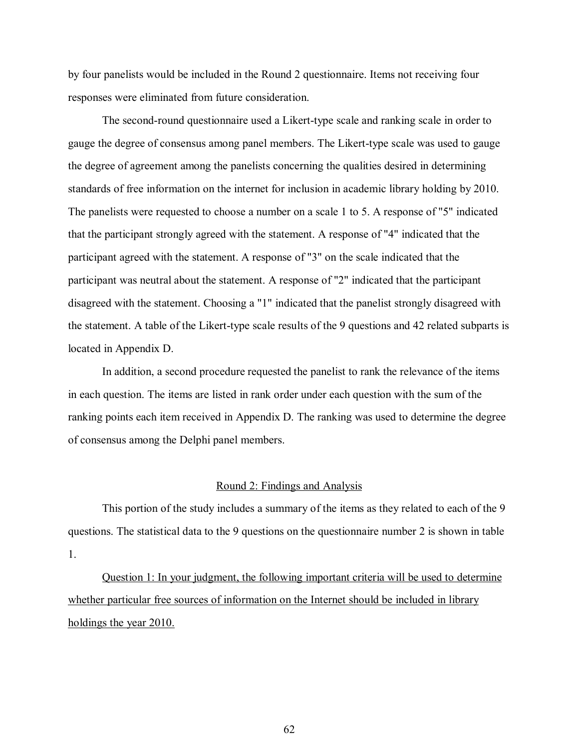by four panelists would be included in the Round 2 questionnaire. Items not receiving four responses were eliminated from future consideration.

The second-round questionnaire used a Likert-type scale and ranking scale in order to gauge the degree of consensus among panel members. The Likert-type scale was used to gauge the degree of agreement among the panelists concerning the qualities desired in determining standards of free information on the internet for inclusion in academic library holding by 2010. The panelists were requested to choose a number on a scale 1 to 5. A response of "5" indicated that the participant strongly agreed with the statement. A response of "4" indicated that the participant agreed with the statement. A response of "3" on the scale indicated that the participant was neutral about the statement. A response of "2" indicated that the participant disagreed with the statement. Choosing a "1" indicated that the panelist strongly disagreed with the statement. A table of the Likert-type scale results of the 9 questions and 42 related subparts is located in Appendix D.

In addition, a second procedure requested the panelist to rank the relevance of the items in each question. The items are listed in rank order under each question with the sum of the ranking points each item received in Appendix D. The ranking was used to determine the degree of consensus among the Delphi panel members.

## Round 2: Findings and Analysis

This portion of the study includes a summary of the items as they related to each of the 9 questions. The statistical data to the 9 questions on the questionnaire number 2 is shown in table 1.

Question 1: In your judgment, the following important criteria will be used to determine whether particular free sources of information on the Internet should be included in library holdings the year 2010.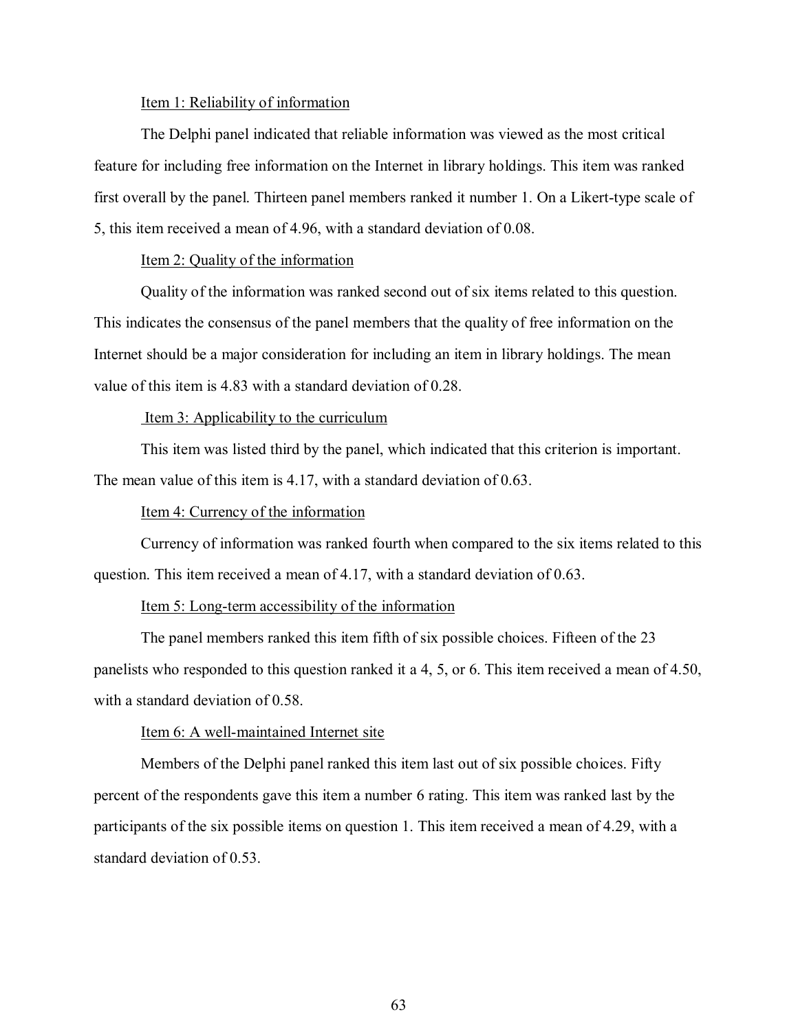Item 1: Reliability of information

The Delphi panel indicated that reliable information was viewed as the most critical feature for including free information on the Internet in library holdings. This item was ranked first overall by the panel. Thirteen panel members ranked it number 1. On a Likert-type scale of 5, this item received a mean of 4.96, with a standard deviation of 0.08.

Item 2: Quality of the information

Quality of the information was ranked second out of six items related to this question. This indicates the consensus of the panel members that the quality of free information on the Internet should be a major consideration for including an item in library holdings. The mean value of this item is 4.83 with a standard deviation of 0.28.

Item 3: Applicability to the curriculum

This item was listed third by the panel, which indicated that this criterion is important. The mean value of this item is 4.17, with a standard deviation of 0.63.

Item 4: Currency of the information

Currency of information was ranked fourth when compared to the six items related to this question. This item received a mean of 4.17, with a standard deviation of 0.63.

Item 5: Long-term accessibility of the information

The panel members ranked this item fifth of six possible choices. Fifteen of the 23 panelists who responded to this question ranked it a 4, 5, or 6. This item received a mean of 4.50, with a standard deviation of 0.58.

Item 6: A well-maintained Internet site

Members of the Delphi panel ranked this item last out of six possible choices. Fifty percent of the respondents gave this item a number 6 rating. This item was ranked last by the participants of the six possible items on question 1. This item received a mean of 4.29, with a standard deviation of 0.53.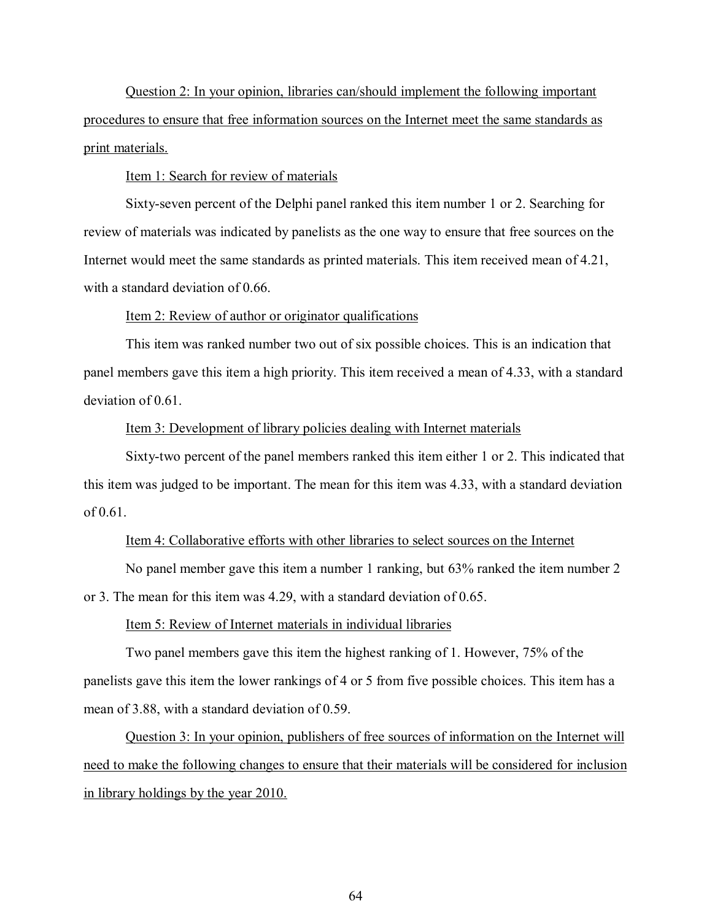<u>Question 2: In your opinion, libraries can/should implement the following important procedures to ensure that free information sources on the Internet meet the same standards as print materials.</u>

<u>Item 1: Search for review of materials</u>

Sixty-seven percent of the Delphi panel ranked this item number 1 or 2. Searching for review of materials was indicated by panelists as the one way to ensure that free sources on the Internet would meet the same standards as printed materials. This item received mean of 4.21, with a standard deviation of 0.66.

<u>Item 2: Review of author or originator qualifications</u>

This item was ranked number two out of six possible choices. This is an indication that panel members gave this item a high priority. This item received a mean of 4.33, with a standard deviation of 0.61.

<u>Item 3: Development of library policies dealing with Internet materials</u>

Sixty-two percent of the panel members ranked this item either 1 or 2. This indicated that this item was judged to be important. The mean for this item was 4.33, with a standard deviation of 0.61.

<u>Item 4: Collaborative efforts with other libraries to select sources on the Internet</u>

No panel member gave this item a number 1 ranking, but 63% ranked the item number 2 or 3. The mean for this item was 4.29, with a standard deviation of 0.65.

<u>Item 5: Review of Internet materials in individual libraries</u>

Two panel members gave this item the highest ranking of 1. However, 75% of the panelists gave this item the lower rankings of 4 or 5 from five possible choices. This item has a mean of 3.88, with a standard deviation of 0.59.

<u>Question 3: In your opinion, publishers of free sources of information on the Internet will need to make the following changes to ensure that their materials will be considered for inclusion in library holdings by the year 2010.</u>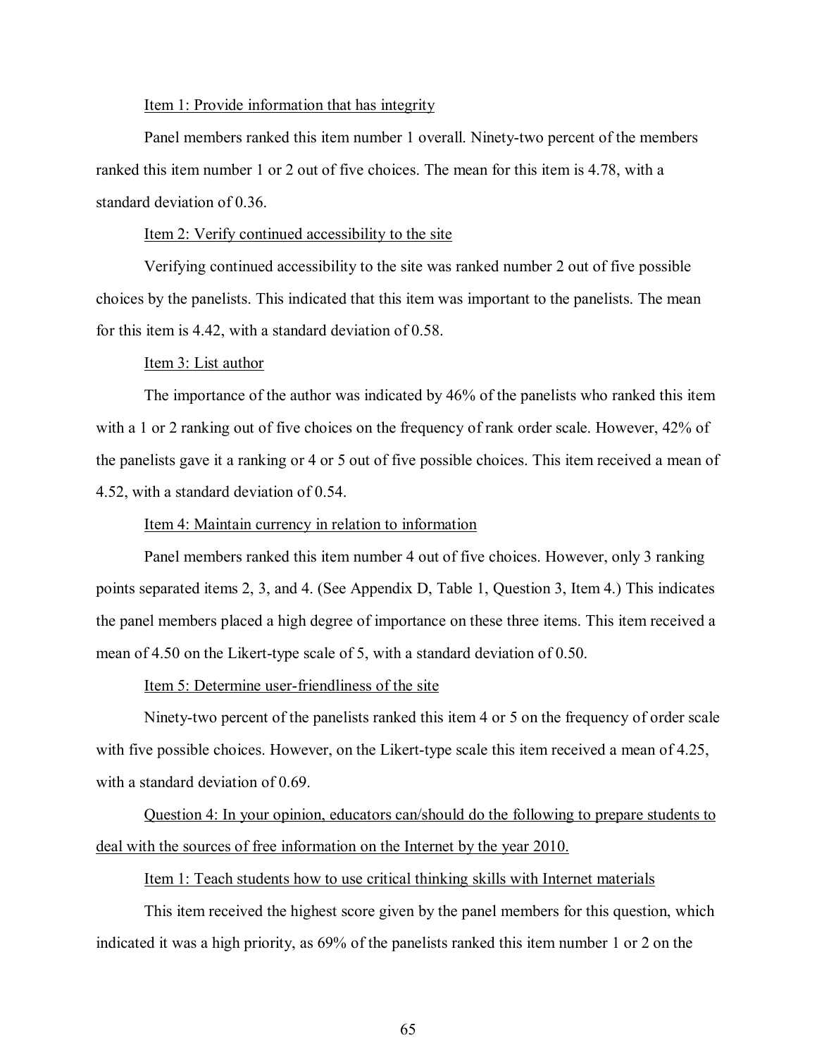Item 1: Provide information that has integrity

Panel members ranked this item number 1 overall. Ninety-two percent of the members ranked this item number 1 or 2 out of five choices. The mean for this item is 4.78, with a standard deviation of 0.36.

Item 2: Verify continued accessibility to the site

Verifying continued accessibility to the site was ranked number 2 out of five possible choices by the panelists. This indicated that this item was important to the panelists. The mean for this item is 4.42, with a standard deviation of 0.58.

Item 3: List author

The importance of the author was indicated by 46% of the panelists who ranked this item with a 1 or 2 ranking out of five choices on the frequency of rank order scale. However, 42% of the panelists gave it a ranking or 4 or 5 out of five possible choices. This item received a mean of 4.52, with a standard deviation of 0.54.

Item 4: Maintain currency in relation to information

Panel members ranked this item number 4 out of five choices. However, only 3 ranking points separated items 2, 3, and 4. (See Appendix D, Table 1, Question 3, Item 4.) This indicates the panel members placed a high degree of importance on these three items. This item received a mean of 4.50 on the Likert-type scale of 5, with a standard deviation of 0.50.

Item 5: Determine user-friendliness of the site

Ninety-two percent of the panelists ranked this item 4 or 5 on the frequency of order scale with five possible choices. However, on the Likert-type scale this item received a mean of 4.25, with a standard deviation of 0.69.

Question 4: In your opinion, educators can/should do the following to prepare students to deal with the sources of free information on the Internet by the year 2010.

Item 1: Teach students how to use critical thinking skills with Internet materials

This item received the highest score given by the panel members for this question, which indicated it was a high priority, as 69% of the panelists ranked this item number 1 or 2 on the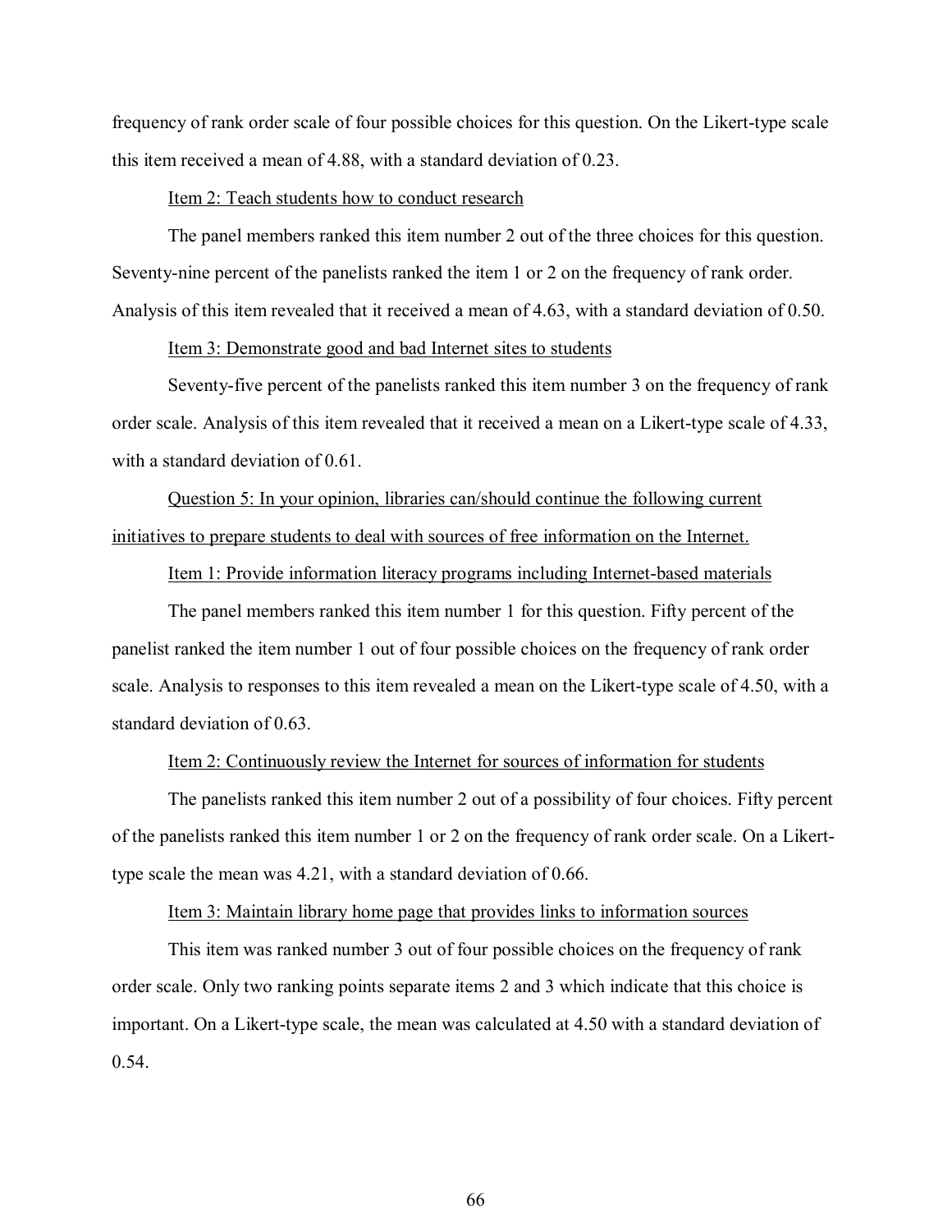frequency of rank order scale of four possible choices for this question. On the Likert-type scale this item received a mean of 4.88, with a standard deviation of 0.23.

<u>Item 2: Teach students how to conduct research</u>

The panel members ranked this item number 2 out of the three choices for this question. Seventy-nine percent of the panelists ranked the item 1 or 2 on the frequency of rank order. Analysis of this item revealed that it received a mean of 4.63, with a standard deviation of 0.50.

<u>Item 3: Demonstrate good and bad Internet sites to students</u>

Seventy-five percent of the panelists ranked this item number 3 on the frequency of rank order scale. Analysis of this item revealed that it received a mean on a Likert-type scale of 4.33, with a standard deviation of 0.61.

<u>Question 5: In your opinion, libraries can/should continue the following current initiatives to prepare students to deal with sources of free information on the Internet.</u>

<u>Item 1: Provide information literacy programs including Internet-based materials</u>

The panel members ranked this item number 1 for this question. Fifty percent of the panelist ranked the item number 1 out of four possible choices on the frequency of rank order scale. Analysis to responses to this item revealed a mean on the Likert-type scale of 4.50, with a standard deviation of 0.63.

<u>Item 2: Continuously review the Internet for sources of information for students</u>

The panelists ranked this item number 2 out of a possibility of four choices. Fifty percent of the panelists ranked this item number 1 or 2 on the frequency of rank order scale. On a Likert-type scale the mean was 4.21, with a standard deviation of 0.66.

<u>Item 3: Maintain library home page that provides links to information sources</u>

This item was ranked number 3 out of four possible choices on the frequency of rank order scale. Only two ranking points separate items 2 and 3 which indicate that this choice is important. On a Likert-type scale, the mean was calculated at 4.50 with a standard deviation of 0.54.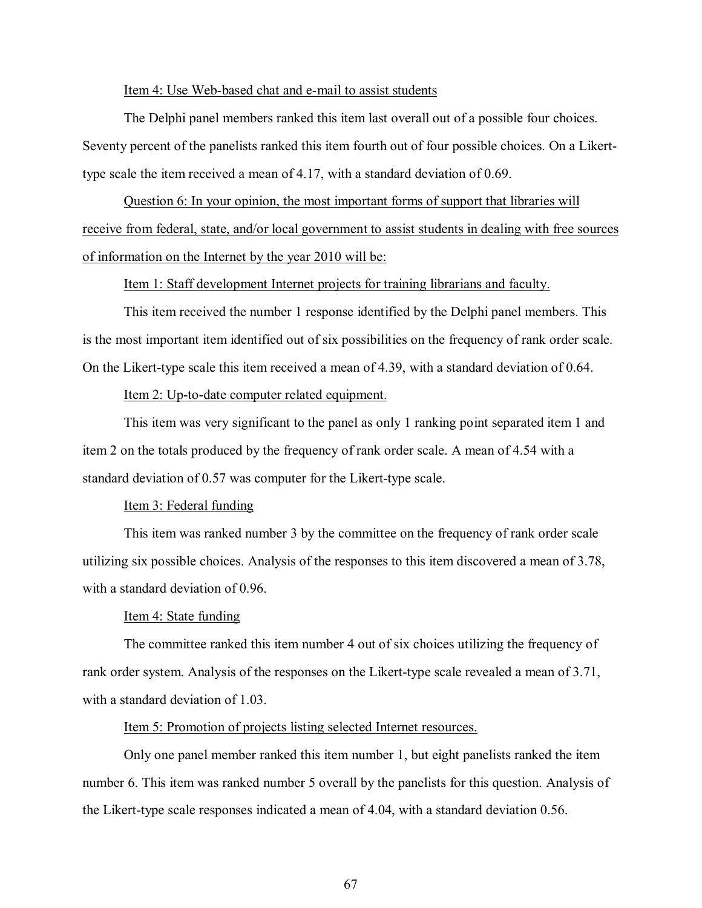Item 4: Use Web-based chat and e-mail to assist students

The Delphi panel members ranked this item last overall out of a possible four choices. Seventy percent of the panelists ranked this item fourth out of four possible choices. On a Likert-type scale the item received a mean of 4.17, with a standard deviation of 0.69.

Question 6: In your opinion, the most important forms of support that libraries will receive from federal, state, and/or local government to assist students in dealing with free sources of information on the Internet by the year 2010 will be:

Item 1: Staff development Internet projects for training librarians and faculty.

This item received the number 1 response identified by the Delphi panel members. This is the most important item identified out of six possibilities on the frequency of rank order scale. On the Likert-type scale this item received a mean of 4.39, with a standard deviation of 0.64.

Item 2: Up-to-date computer related equipment.

This item was very significant to the panel as only 1 ranking point separated item 1 and item 2 on the totals produced by the frequency of rank order scale. A mean of 4.54 with a standard deviation of 0.57 was computer for the Likert-type scale.

Item 3: Federal funding

This item was ranked number 3 by the committee on the frequency of rank order scale utilizing six possible choices. Analysis of the responses to this item discovered a mean of 3.78, with a standard deviation of 0.96.

Item 4: State funding

The committee ranked this item number 4 out of six choices utilizing the frequency of rank order system. Analysis of the responses on the Likert-type scale revealed a mean of 3.71, with a standard deviation of 1.03.

Item 5: Promotion of projects listing selected Internet resources.

Only one panel member ranked this item number 1, but eight panelists ranked the item number 6. This item was ranked number 5 overall by the panelists for this question. Analysis of the Likert-type scale responses indicated a mean of 4.04, with a standard deviation 0.56.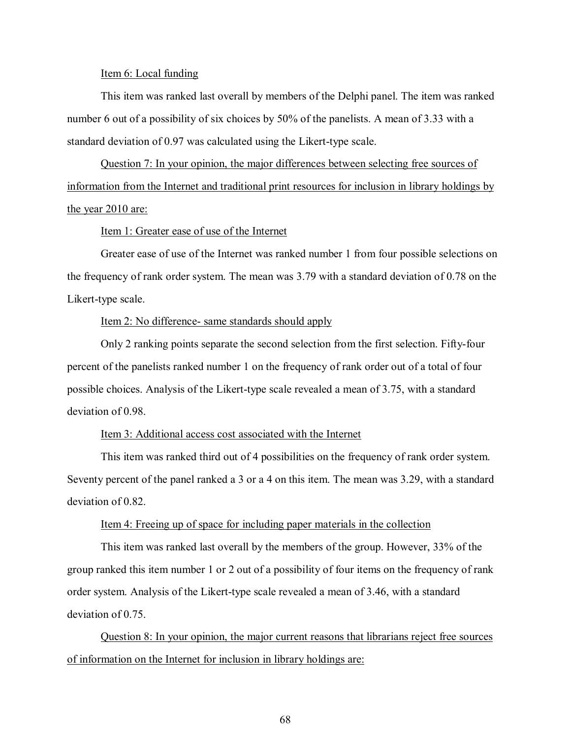Item 6: Local funding

This item was ranked last overall by members of the Delphi panel. The item was ranked number 6 out of a possibility of six choices by 50% of the panelists. A mean of 3.33 with a standard deviation of 0.97 was calculated using the Likert-type scale.

Question 7: In your opinion, the major differences between selecting free sources of information from the Internet and traditional print resources for inclusion in library holdings by the year 2010 are:

Item 1: Greater ease of use of the Internet

Greater ease of use of the Internet was ranked number 1 from four possible selections on the frequency of rank order system. The mean was 3.79 with a standard deviation of 0.78 on the Likert-type scale.

Item 2: No difference- same standards should apply

Only 2 ranking points separate the second selection from the first selection. Fifty-four percent of the panelists ranked number 1 on the frequency of rank order out of a total of four possible choices. Analysis of the Likert-type scale revealed a mean of 3.75, with a standard deviation of 0.98.

Item 3: Additional access cost associated with the Internet

This item was ranked third out of 4 possibilities on the frequency of rank order system. Seventy percent of the panel ranked a 3 or a 4 on this item. The mean was 3.29, with a standard deviation of 0.82.

Item 4: Freeing up of space for including paper materials in the collection

This item was ranked last overall by the members of the group. However, 33% of the group ranked this item number 1 or 2 out of a possibility of four items on the frequency of rank order system. Analysis of the Likert-type scale revealed a mean of 3.46, with a standard deviation of 0.75.

Question 8: In your opinion, the major current reasons that librarians reject free sources of information on the Internet for inclusion in library holdings are: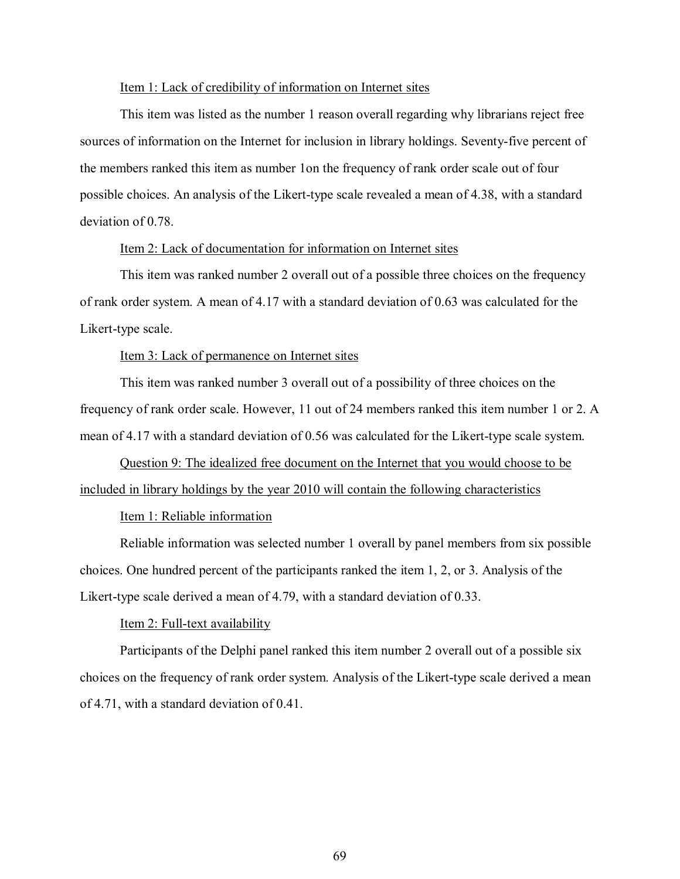Item 1: Lack of credibility of information on Internet sites

This item was listed as the number 1 reason overall regarding why librarians reject free sources of information on the Internet for inclusion in library holdings. Seventy-five percent of the members ranked this item as number 1on the frequency of rank order scale out of four possible choices. An analysis of the Likert-type scale revealed a mean of 4.38, with a standard deviation of 0.78.

Item 2: Lack of documentation for information on Internet sites

This item was ranked number 2 overall out of a possible three choices on the frequency of rank order system. A mean of 4.17 with a standard deviation of 0.63 was calculated for the Likert-type scale.

Item 3: Lack of permanence on Internet sites

This item was ranked number 3 overall out of a possibility of three choices on the frequency of rank order scale. However, 11 out of 24 members ranked this item number 1 or 2. A mean of 4.17 with a standard deviation of 0.56 was calculated for the Likert-type scale system.

Question 9: The idealized free document on the Internet that you would choose to be included in library holdings by the year 2010 will contain the following characteristics

Item 1: Reliable information

Reliable information was selected number 1 overall by panel members from six possible choices. One hundred percent of the participants ranked the item 1, 2, or 3. Analysis of the Likert-type scale derived a mean of 4.79, with a standard deviation of 0.33.

Item 2: Full-text availability

Participants of the Delphi panel ranked this item number 2 overall out of a possible six choices on the frequency of rank order system. Analysis of the Likert-type scale derived a mean of 4.71, with a standard deviation of 0.41.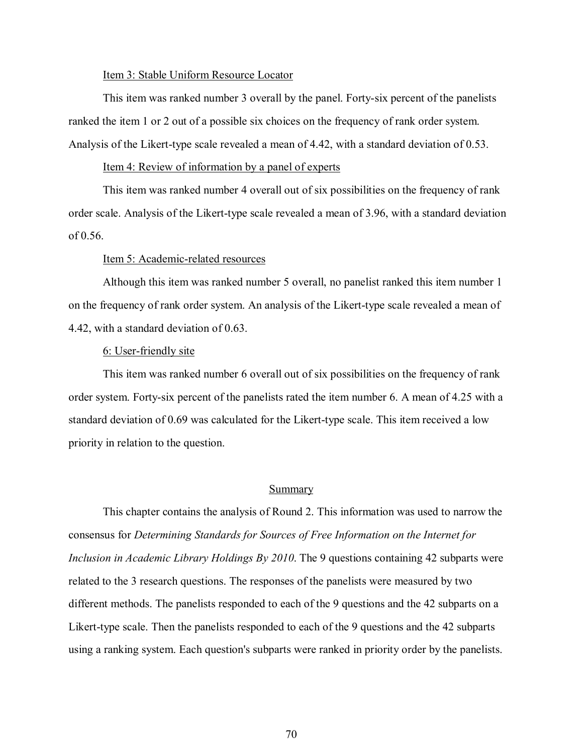Item 3: Stable Uniform Resource Locator

This item was ranked number 3 overall by the panel. Forty-six percent of the panelists ranked the item 1 or 2 out of a possible six choices on the frequency of rank order system. Analysis of the Likert-type scale revealed a mean of 4.42, with a standard deviation of 0.53.

Item 4: Review of information by a panel of experts

This item was ranked number 4 overall out of six possibilities on the frequency of rank order scale. Analysis of the Likert-type scale revealed a mean of 3.96, with a standard deviation of 0.56.

Item 5: Academic-related resources

Although this item was ranked number 5 overall, no panelist ranked this item number 1 on the frequency of rank order system. An analysis of the Likert-type scale revealed a mean of 4.42, with a standard deviation of 0.63.

6: User-friendly site

This item was ranked number 6 overall out of six possibilities on the frequency of rank order system. Forty-six percent of the panelists rated the item number 6. A mean of 4.25 with a standard deviation of 0.69 was calculated for the Likert-type scale. This item received a low priority in relation to the question.

## Summary

This chapter contains the analysis of Round 2. This information was used to narrow the consensus for *Determining Standards for Sources of Free Information on the Internet for Inclusion in Academic Library Holdings By 2010*. The 9 questions containing 42 subparts were related to the 3 research questions. The responses of the panelists were measured by two different methods. The panelists responded to each of the 9 questions and the 42 subparts on a Likert-type scale. Then the panelists responded to each of the 9 questions and the 42 subparts using a ranking system. Each question's subparts were ranked in priority order by the panelists.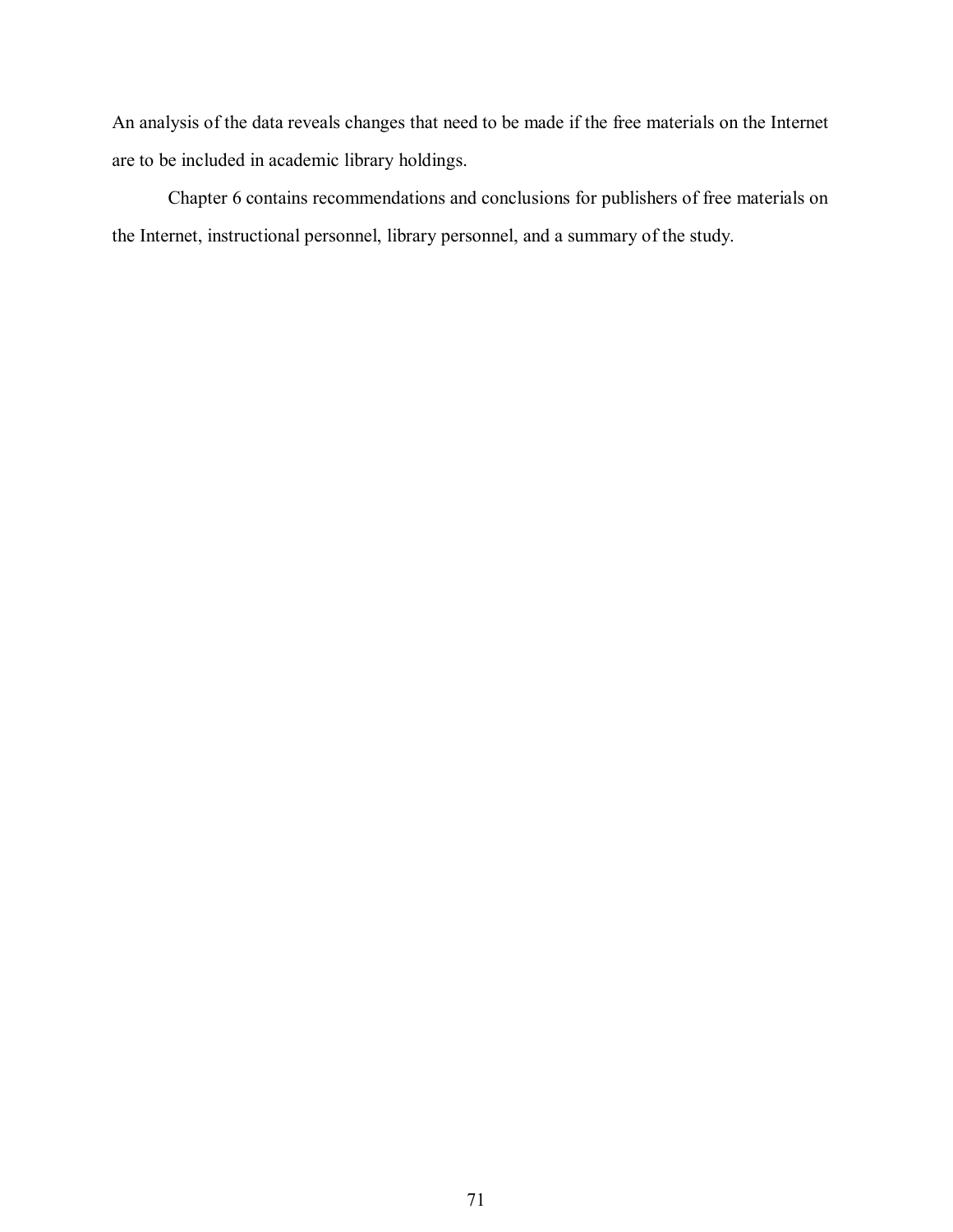An analysis of the data reveals changes that need to be made if the free materials on the Internet are to be included in academic library holdings.

Chapter 6 contains recommendations and conclusions for publishers of free materials on the Internet, instructional personnel, library personnel, and a summary of the study.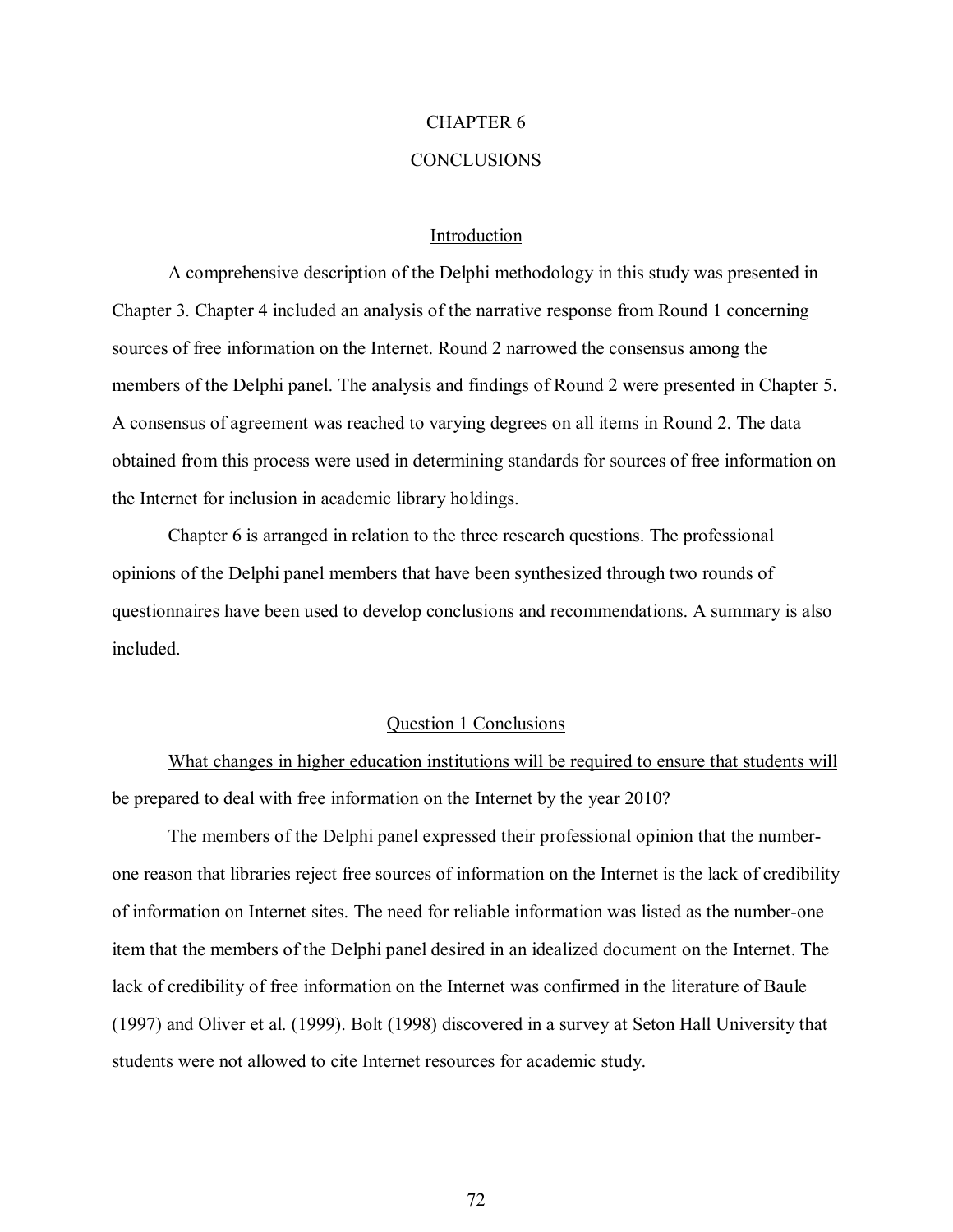# CHAPTER 6

# CONCLUSIONS

## Introduction

A comprehensive description of the Delphi methodology in this study was presented in Chapter 3. Chapter 4 included an analysis of the narrative response from Round 1 concerning sources of free information on the Internet. Round 2 narrowed the consensus among the members of the Delphi panel. The analysis and findings of Round 2 were presented in Chapter 5. A consensus of agreement was reached to varying degrees on all items in Round 2. The data obtained from this process were used in determining standards for sources of free information on the Internet for inclusion in academic library holdings.

Chapter 6 is arranged in relation to the three research questions. The professional opinions of the Delphi panel members that have been synthesized through two rounds of questionnaires have been used to develop conclusions and recommendations. A summary is also included.

## Question 1 Conclusions

What changes in higher education institutions will be required to ensure that students will be prepared to deal with free information on the Internet by the year 2010?

The members of the Delphi panel expressed their professional opinion that the number-one reason that libraries reject free sources of information on the Internet is the lack of credibility of information on Internet sites. The need for reliable information was listed as the number-one item that the members of the Delphi panel desired in an idealized document on the Internet. The lack of credibility of free information on the Internet was confirmed in the literature of Baule (1997) and Oliver et al. (1999). Bolt (1998) discovered in a survey at Seton Hall University that students were not allowed to cite Internet resources for academic study.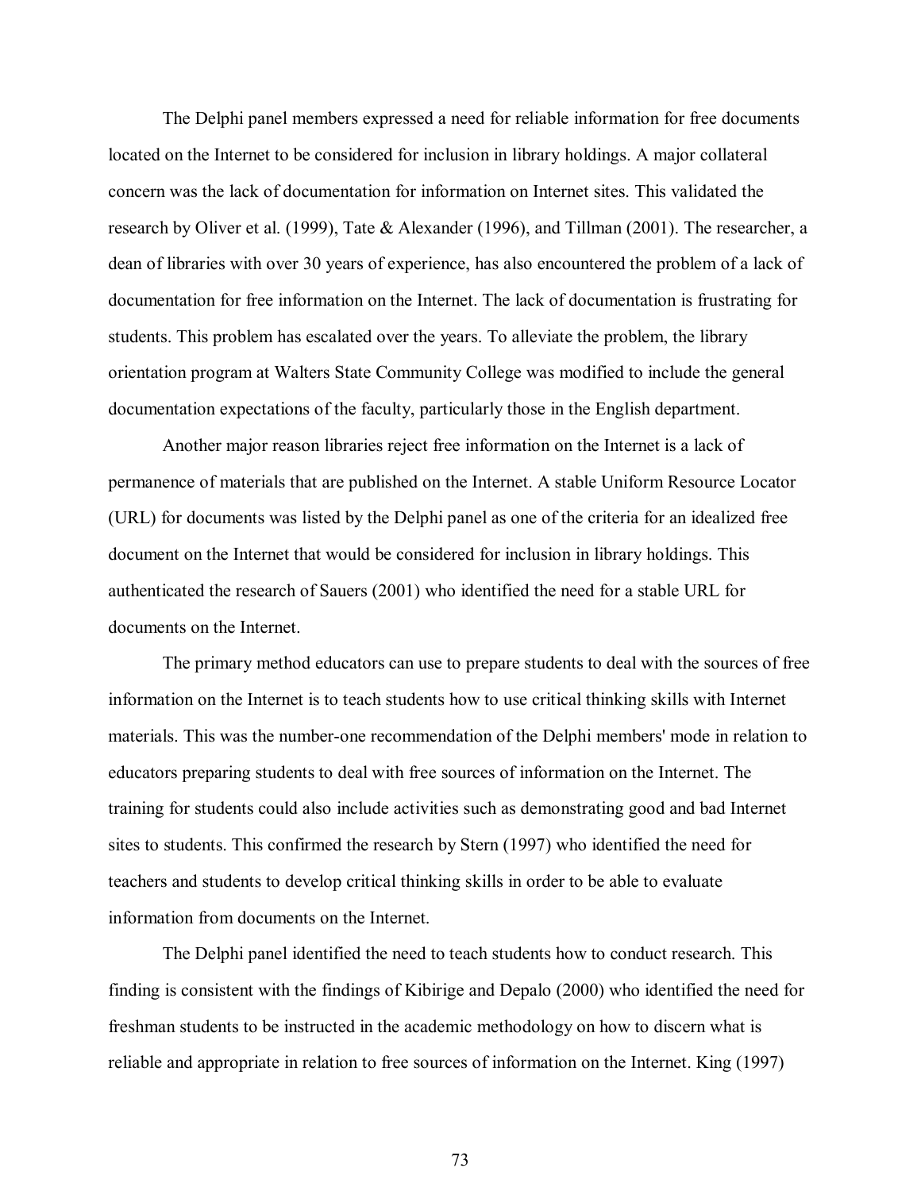The Delphi panel members expressed a need for reliable information for free documents located on the Internet to be considered for inclusion in library holdings. A major collateral concern was the lack of documentation for information on Internet sites. This validated the research by Oliver et al. (1999), Tate & Alexander (1996), and Tillman (2001). The researcher, a dean of libraries with over 30 years of experience, has also encountered the problem of a lack of documentation for free information on the Internet. The lack of documentation is frustrating for students. This problem has escalated over the years. To alleviate the problem, the library orientation program at Walters State Community College was modified to include the general documentation expectations of the faculty, particularly those in the English department.

Another major reason libraries reject free information on the Internet is a lack of permanence of materials that are published on the Internet. A stable Uniform Resource Locator (URL) for documents was listed by the Delphi panel as one of the criteria for an idealized free document on the Internet that would be considered for inclusion in library holdings. This authenticated the research of Sauers (2001) who identified the need for a stable URL for documents on the Internet.

The primary method educators can use to prepare students to deal with the sources of free information on the Internet is to teach students how to use critical thinking skills with Internet materials. This was the number-one recommendation of the Delphi members' mode in relation to educators preparing students to deal with free sources of information on the Internet. The training for students could also include activities such as demonstrating good and bad Internet sites to students. This confirmed the research by Stern (1997) who identified the need for teachers and students to develop critical thinking skills in order to be able to evaluate information from documents on the Internet.

The Delphi panel identified the need to teach students how to conduct research. This finding is consistent with the findings of Kibirige and Depalo (2000) who identified the need for freshman students to be instructed in the academic methodology on how to discern what is reliable and appropriate in relation to free sources of information on the Internet. King (1997)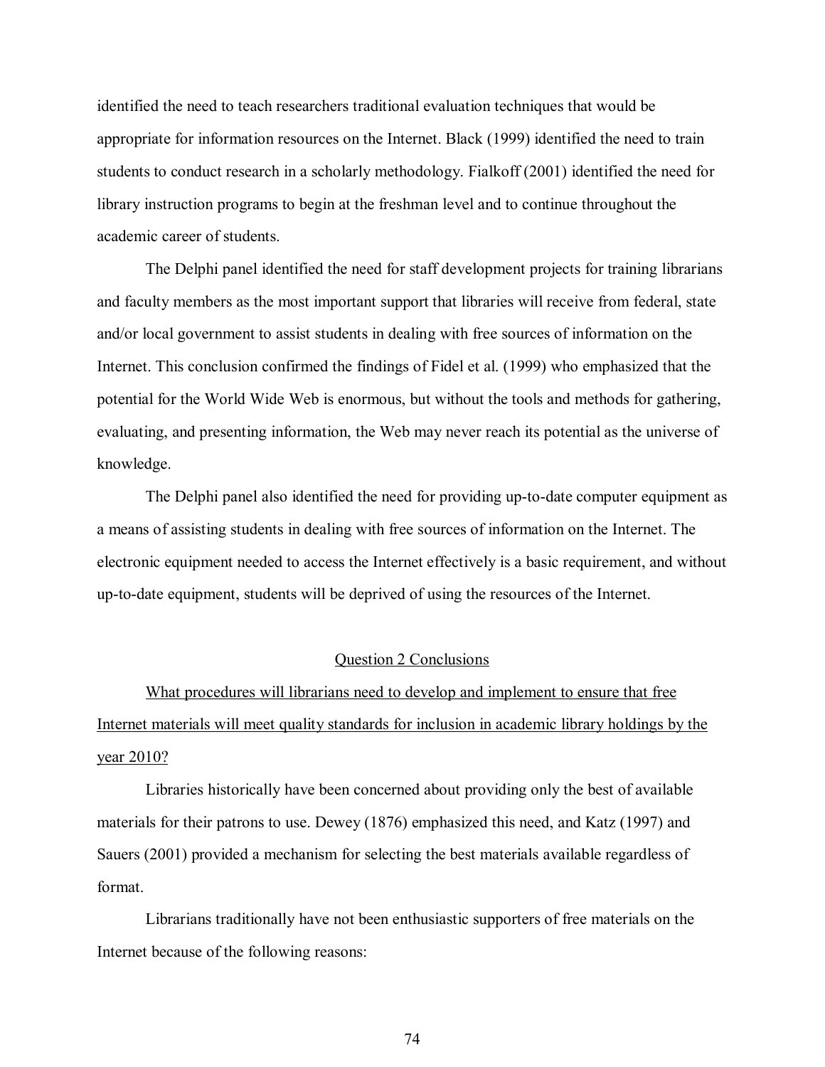identified the need to teach researchers traditional evaluation techniques that would be appropriate for information resources on the Internet. Black (1999) identified the need to train students to conduct research in a scholarly methodology. Fialkoff (2001) identified the need for library instruction programs to begin at the freshman level and to continue throughout the academic career of students.

The Delphi panel identified the need for staff development projects for training librarians and faculty members as the most important support that libraries will receive from federal, state and/or local government to assist students in dealing with free sources of information on the Internet. This conclusion confirmed the findings of Fidel et al. (1999) who emphasized that the potential for the World Wide Web is enormous, but without the tools and methods for gathering, evaluating, and presenting information, the Web may never reach its potential as the universe of knowledge.

The Delphi panel also identified the need for providing up-to-date computer equipment as a means of assisting students in dealing with free sources of information on the Internet. The electronic equipment needed to access the Internet effectively is a basic requirement, and without up-to-date equipment, students will be deprived of using the resources of the Internet.

## Question 2 Conclusions

What procedures will librarians need to develop and implement to ensure that free Internet materials will meet quality standards for inclusion in academic library holdings by the year 2010?

Libraries historically have been concerned about providing only the best of available materials for their patrons to use. Dewey (1876) emphasized this need, and Katz (1997) and Sauers (2001) provided a mechanism for selecting the best materials available regardless of format.

Librarians traditionally have not been enthusiastic supporters of free materials on the Internet because of the following reasons: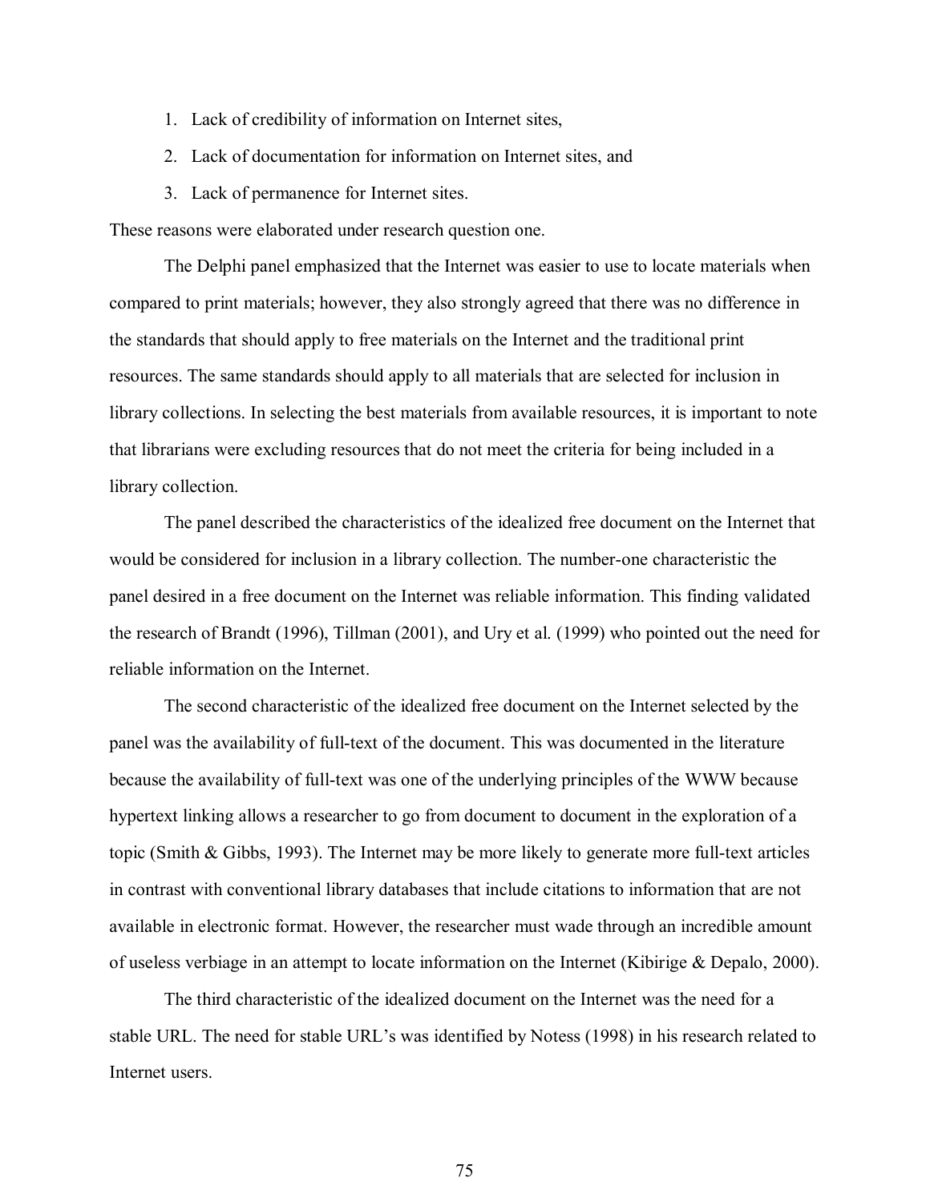1. Lack of credibility of information on Internet sites,
2. Lack of documentation for information on Internet sites, and
3. Lack of permanence for Internet sites.

These reasons were elaborated under research question one.

The Delphi panel emphasized that the Internet was easier to use to locate materials when compared to print materials; however, they also strongly agreed that there was no difference in the standards that should apply to free materials on the Internet and the traditional print resources. The same standards should apply to all materials that are selected for inclusion in library collections. In selecting the best materials from available resources, it is important to note that librarians were excluding resources that do not meet the criteria for being included in a library collection.

The panel described the characteristics of the idealized free document on the Internet that would be considered for inclusion in a library collection. The number-one characteristic the panel desired in a free document on the Internet was reliable information. This finding validated the research of Brandt (1996), Tillman (2001), and Ury et al. (1999) who pointed out the need for reliable information on the Internet.

The second characteristic of the idealized free document on the Internet selected by the panel was the availability of full-text of the document. This was documented in the literature because the availability of full-text was one of the underlying principles of the WWW because hypertext linking allows a researcher to go from document to document in the exploration of a topic (Smith & Gibbs, 1993). The Internet may be more likely to generate more full-text articles in contrast with conventional library databases that include citations to information that are not available in electronic format. However, the researcher must wade through an incredible amount of useless verbiage in an attempt to locate information on the Internet (Kibirige & Depalo, 2000).

The third characteristic of the idealized document on the Internet was the need for a stable URL. The need for stable URL's was identified by Notess (1998) in his research related to Internet users.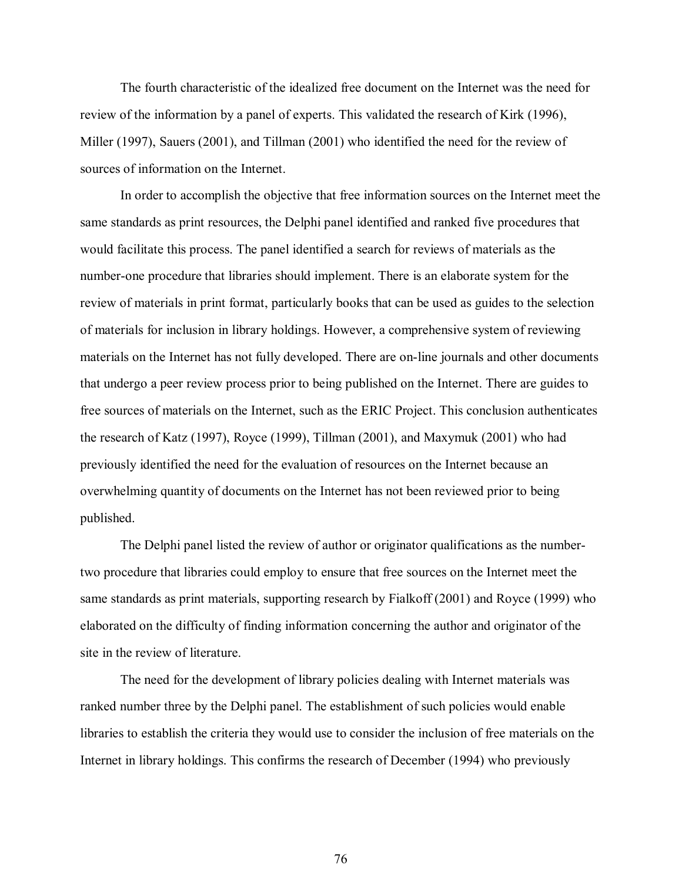The fourth characteristic of the idealized free document on the Internet was the need for review of the information by a panel of experts. This validated the research of Kirk (1996), Miller (1997), Sauers (2001), and Tillman (2001) who identified the need for the review of sources of information on the Internet.

In order to accomplish the objective that free information sources on the Internet meet the same standards as print resources, the Delphi panel identified and ranked five procedures that would facilitate this process. The panel identified a search for reviews of materials as the number-one procedure that libraries should implement. There is an elaborate system for the review of materials in print format, particularly books that can be used as guides to the selection of materials for inclusion in library holdings. However, a comprehensive system of reviewing materials on the Internet has not fully developed. There are on-line journals and other documents that undergo a peer review process prior to being published on the Internet. There are guides to free sources of materials on the Internet, such as the ERIC Project. This conclusion authenticates the research of Katz (1997), Royce (1999), Tillman (2001), and Maxymuk (2001) who had previously identified the need for the evaluation of resources on the Internet because an overwhelming quantity of documents on the Internet has not been reviewed prior to being published.

The Delphi panel listed the review of author or originator qualifications as the number-two procedure that libraries could employ to ensure that free sources on the Internet meet the same standards as print materials, supporting research by Fialkoff (2001) and Royce (1999) who elaborated on the difficulty of finding information concerning the author and originator of the site in the review of literature.

The need for the development of library policies dealing with Internet materials was ranked number three by the Delphi panel. The establishment of such policies would enable libraries to establish the criteria they would use to consider the inclusion of free materials on the Internet in library holdings. This confirms the research of December (1994) who previously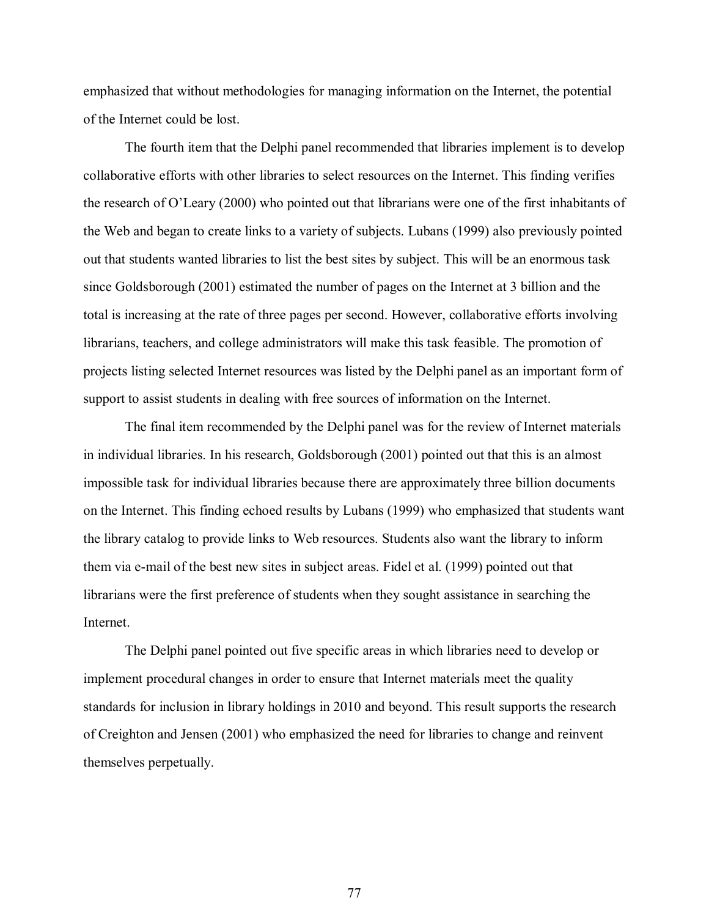emphasized that without methodologies for managing information on the Internet, the potential of the Internet could be lost.

The fourth item that the Delphi panel recommended that libraries implement is to develop collaborative efforts with other libraries to select resources on the Internet. This finding verifies the research of O'Leary (2000) who pointed out that librarians were one of the first inhabitants of the Web and began to create links to a variety of subjects. Lubans (1999) also previously pointed out that students wanted libraries to list the best sites by subject. This will be an enormous task since Goldsborough (2001) estimated the number of pages on the Internet at 3 billion and the total is increasing at the rate of three pages per second. However, collaborative efforts involving librarians, teachers, and college administrators will make this task feasible. The promotion of projects listing selected Internet resources was listed by the Delphi panel as an important form of support to assist students in dealing with free sources of information on the Internet.

The final item recommended by the Delphi panel was for the review of Internet materials in individual libraries. In his research, Goldsborough (2001) pointed out that this is an almost impossible task for individual libraries because there are approximately three billion documents on the Internet. This finding echoed results by Lubans (1999) who emphasized that students want the library catalog to provide links to Web resources. Students also want the library to inform them via e-mail of the best new sites in subject areas. Fidel et al. (1999) pointed out that librarians were the first preference of students when they sought assistance in searching the Internet.

The Delphi panel pointed out five specific areas in which libraries need to develop or implement procedural changes in order to ensure that Internet materials meet the quality standards for inclusion in library holdings in 2010 and beyond. This result supports the research of Creighton and Jensen (2001) who emphasized the need for libraries to change and reinvent themselves perpetually.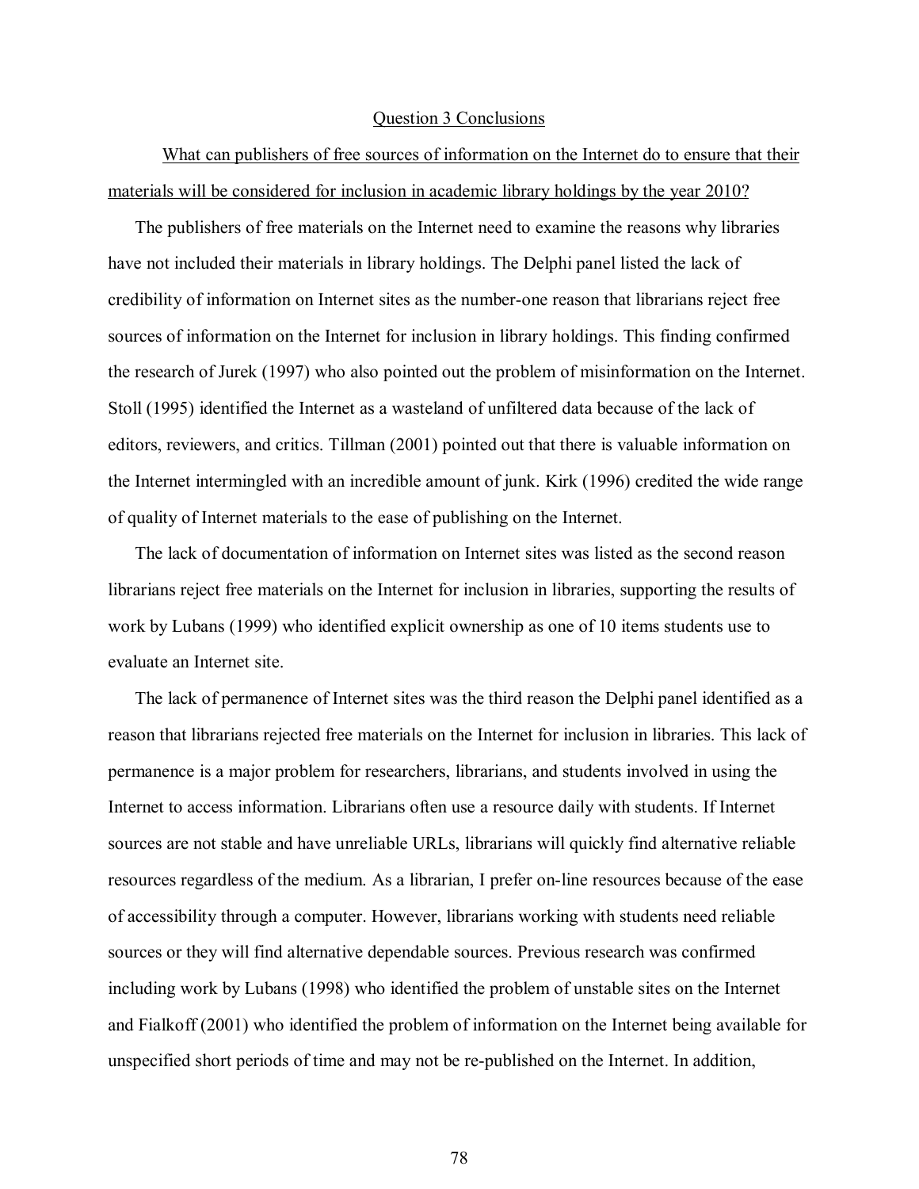## Question 3 Conclusions

What can publishers of free sources of information on the Internet do to ensure that their materials will be considered for inclusion in academic library holdings by the year 2010?

The publishers of free materials on the Internet need to examine the reasons why libraries have not included their materials in library holdings. The Delphi panel listed the lack of credibility of information on Internet sites as the number-one reason that librarians reject free sources of information on the Internet for inclusion in library holdings. This finding confirmed the research of Jurek (1997) who also pointed out the problem of misinformation on the Internet. Stoll (1995) identified the Internet as a wasteland of unfiltered data because of the lack of editors, reviewers, and critics. Tillman (2001) pointed out that there is valuable information on the Internet intermingled with an incredible amount of junk. Kirk (1996) credited the wide range of quality of Internet materials to the ease of publishing on the Internet.

The lack of documentation of information on Internet sites was listed as the second reason librarians reject free materials on the Internet for inclusion in libraries, supporting the results of work by Lubans (1999) who identified explicit ownership as one of 10 items students use to evaluate an Internet site.

The lack of permanence of Internet sites was the third reason the Delphi panel identified as a reason that librarians rejected free materials on the Internet for inclusion in libraries. This lack of permanence is a major problem for researchers, librarians, and students involved in using the Internet to access information. Librarians often use a resource daily with students. If Internet sources are not stable and have unreliable URLs, librarians will quickly find alternative reliable resources regardless of the medium. As a librarian, I prefer on-line resources because of the ease of accessibility through a computer. However, librarians working with students need reliable sources or they will find alternative dependable sources. Previous research was confirmed including work by Lubans (1998) who identified the problem of unstable sites on the Internet and Fialkoff (2001) who identified the problem of information on the Internet being available for unspecified short periods of time and may not be re-published on the Internet. In addition,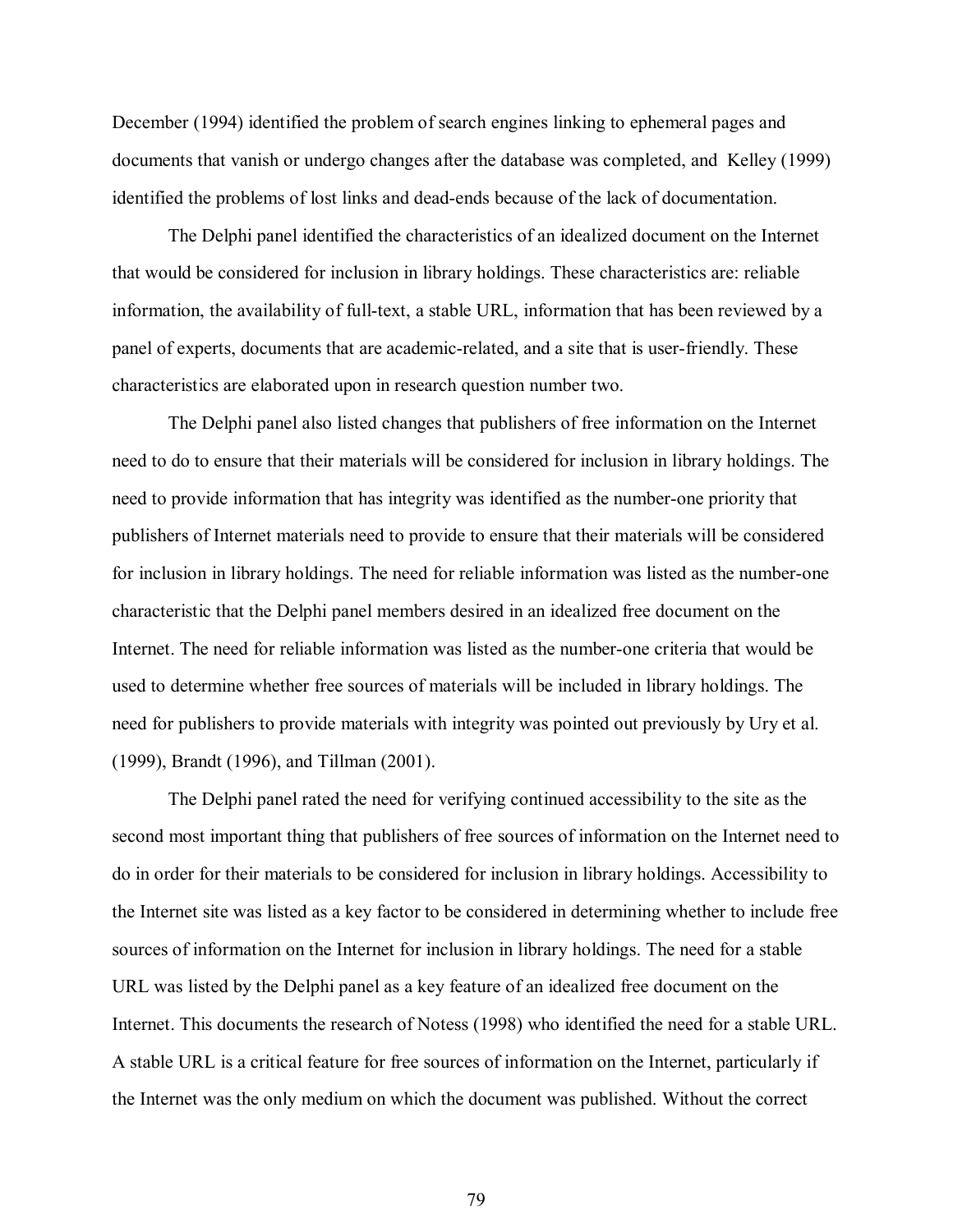December (1994) identified the problem of search engines linking to ephemeral pages and documents that vanish or undergo changes after the database was completed, and Kelley (1999) identified the problems of lost links and dead-ends because of the lack of documentation.

The Delphi panel identified the characteristics of an idealized document on the Internet that would be considered for inclusion in library holdings. These characteristics are: reliable information, the availability of full-text, a stable URL, information that has been reviewed by a panel of experts, documents that are academic-related, and a site that is user-friendly. These characteristics are elaborated upon in research question number two.

The Delphi panel also listed changes that publishers of free information on the Internet need to do to ensure that their materials will be considered for inclusion in library holdings. The need to provide information that has integrity was identified as the number-one priority that publishers of Internet materials need to provide to ensure that their materials will be considered for inclusion in library holdings. The need for reliable information was listed as the number-one characteristic that the Delphi panel members desired in an idealized free document on the Internet. The need for reliable information was listed as the number-one criteria that would be used to determine whether free sources of materials will be included in library holdings. The need for publishers to provide materials with integrity was pointed out previously by Ury et al. (1999), Brandt (1996), and Tillman (2001).

The Delphi panel rated the need for verifying continued accessibility to the site as the second most important thing that publishers of free sources of information on the Internet need to do in order for their materials to be considered for inclusion in library holdings. Accessibility to the Internet site was listed as a key factor to be considered in determining whether to include free sources of information on the Internet for inclusion in library holdings. The need for a stable URL was listed by the Delphi panel as a key feature of an idealized free document on the Internet. This documents the research of Notess (1998) who identified the need for a stable URL. A stable URL is a critical feature for free sources of information on the Internet, particularly if the Internet was the only medium on which the document was published. Without the correct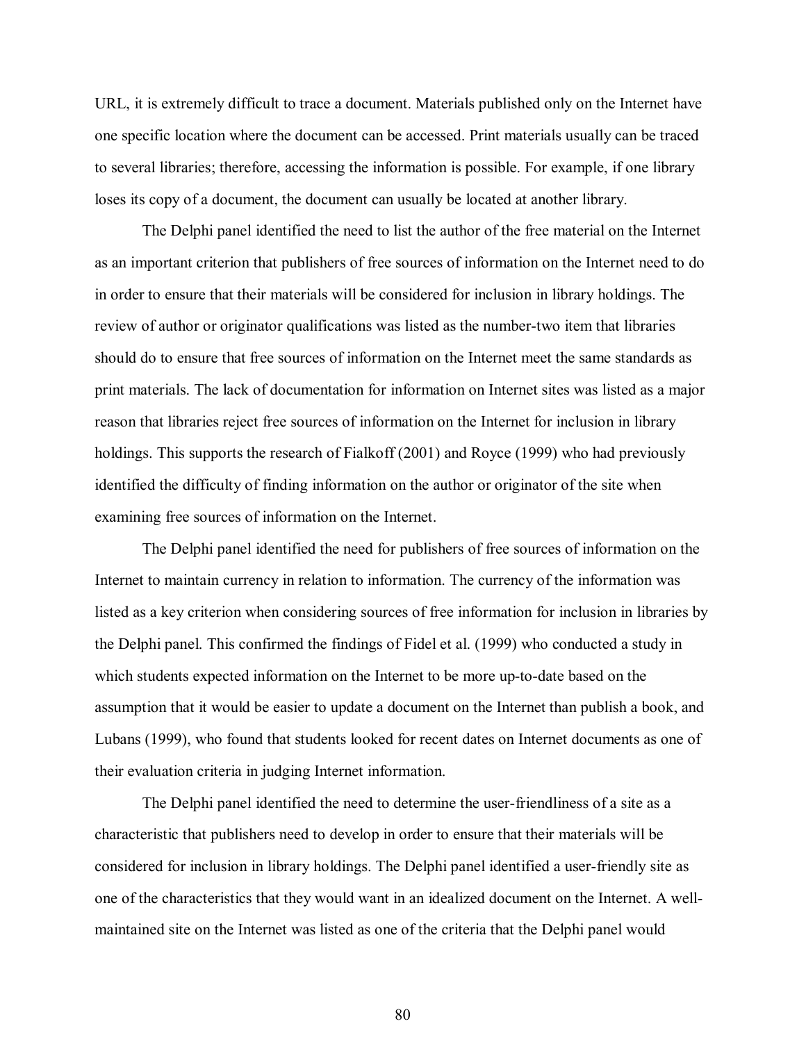URL, it is extremely difficult to trace a document. Materials published only on the Internet have one specific location where the document can be accessed. Print materials usually can be traced to several libraries; therefore, accessing the information is possible. For example, if one library loses its copy of a document, the document can usually be located at another library.

The Delphi panel identified the need to list the author of the free material on the Internet as an important criterion that publishers of free sources of information on the Internet need to do in order to ensure that their materials will be considered for inclusion in library holdings. The review of author or originator qualifications was listed as the number-two item that libraries should do to ensure that free sources of information on the Internet meet the same standards as print materials. The lack of documentation for information on Internet sites was listed as a major reason that libraries reject free sources of information on the Internet for inclusion in library holdings. This supports the research of Fialkoff (2001) and Royce (1999) who had previously identified the difficulty of finding information on the author or originator of the site when examining free sources of information on the Internet.

The Delphi panel identified the need for publishers of free sources of information on the Internet to maintain currency in relation to information. The currency of the information was listed as a key criterion when considering sources of free information for inclusion in libraries by the Delphi panel. This confirmed the findings of Fidel et al. (1999) who conducted a study in which students expected information on the Internet to be more up-to-date based on the assumption that it would be easier to update a document on the Internet than publish a book, and Lubans (1999), who found that students looked for recent dates on Internet documents as one of their evaluation criteria in judging Internet information.

The Delphi panel identified the need to determine the user-friendliness of a site as a characteristic that publishers need to develop in order to ensure that their materials will be considered for inclusion in library holdings. The Delphi panel identified a user-friendly site as one of the characteristics that they would want in an idealized document on the Internet. A well-maintained site on the Internet was listed as one of the criteria that the Delphi panel would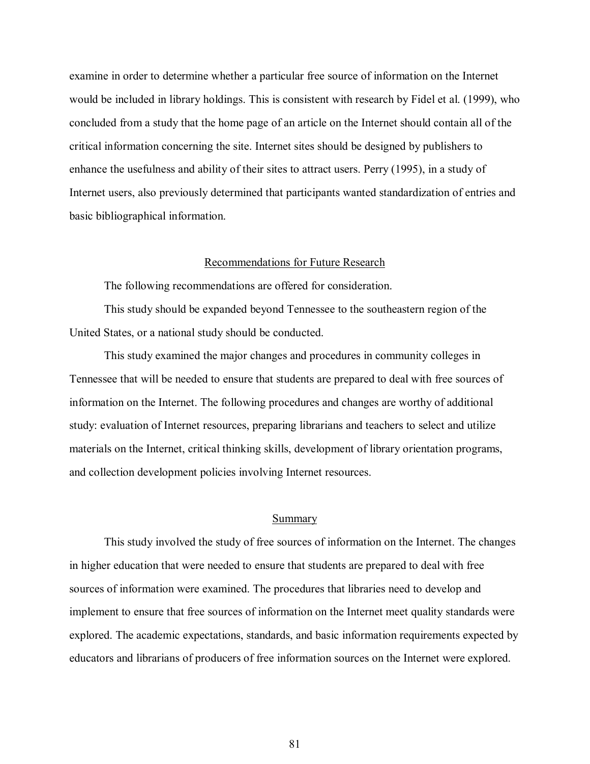examine in order to determine whether a particular free source of information on the Internet would be included in library holdings. This is consistent with research by Fidel et al. (1999), who concluded from a study that the home page of an article on the Internet should contain all of the critical information concerning the site. Internet sites should be designed by publishers to enhance the usefulness and ability of their sites to attract users. Perry (1995), in a study of Internet users, also previously determined that participants wanted standardization of entries and basic bibliographical information.

## Recommendations for Future Research

The following recommendations are offered for consideration.

This study should be expanded beyond Tennessee to the southeastern region of the United States, or a national study should be conducted.

This study examined the major changes and procedures in community colleges in Tennessee that will be needed to ensure that students are prepared to deal with free sources of information on the Internet. The following procedures and changes are worthy of additional study: evaluation of Internet resources, preparing librarians and teachers to select and utilize materials on the Internet, critical thinking skills, development of library orientation programs, and collection development policies involving Internet resources.

## Summary

This study involved the study of free sources of information on the Internet. The changes in higher education that were needed to ensure that students are prepared to deal with free sources of information were examined. The procedures that libraries need to develop and implement to ensure that free sources of information on the Internet meet quality standards were explored. The academic expectations, standards, and basic information requirements expected by educators and librarians of producers of free information sources on the Internet were explored.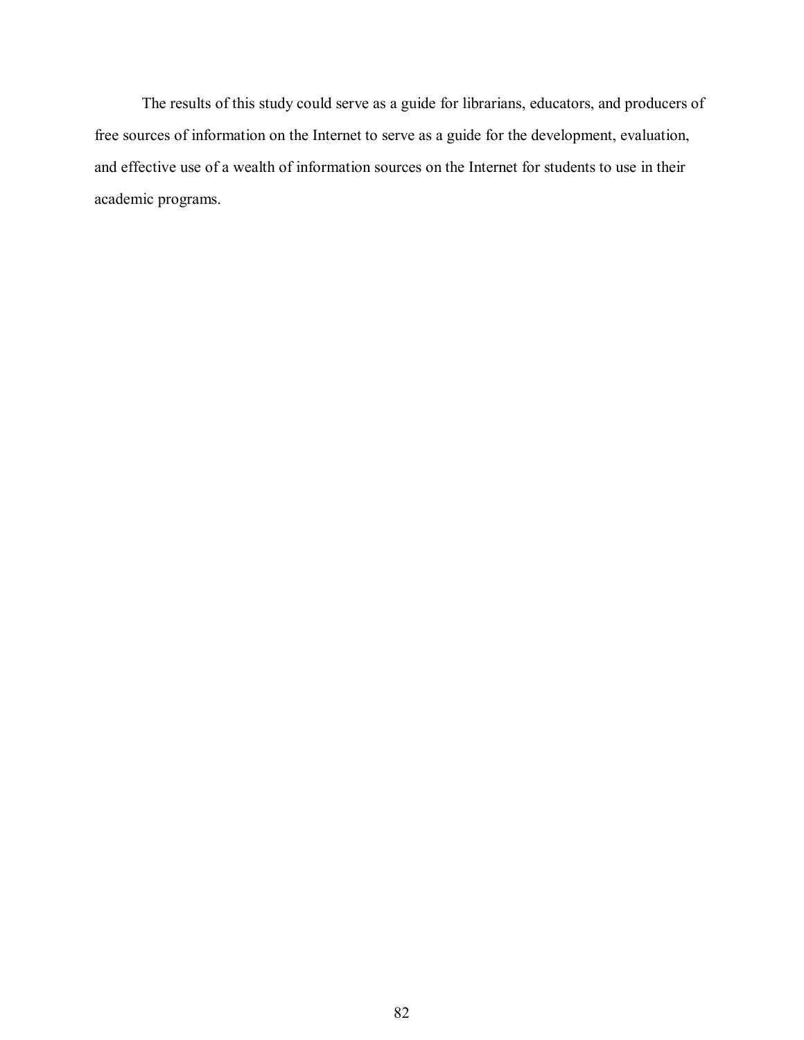The results of this study could serve as a guide for librarians, educators, and producers of free sources of information on the Internet to serve as a guide for the development, evaluation, and effective use of a wealth of information sources on the Internet for students to use in their academic programs.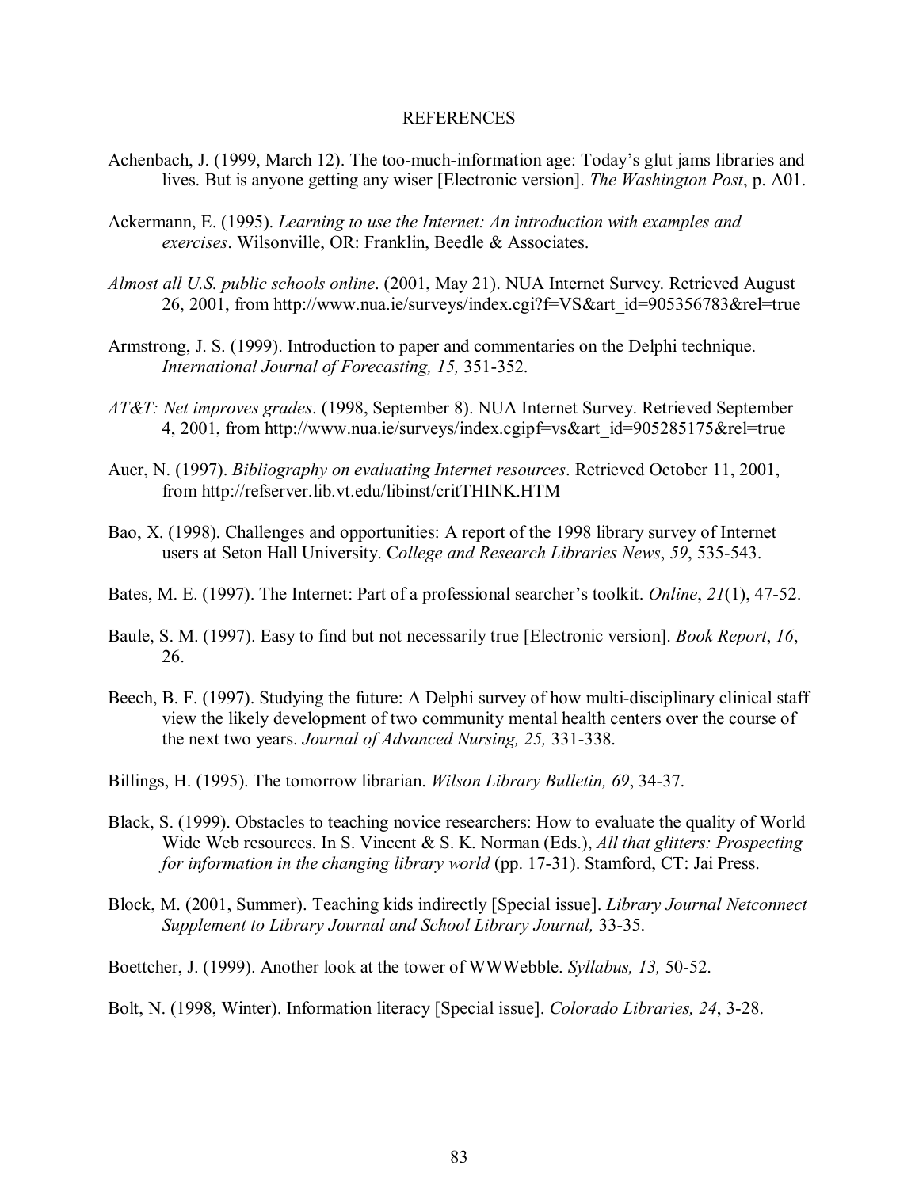# REFERENCES

Achenbach, J. (1999, March 12). The too-much-information age: Today's glut jams libraries and lives. But is anyone getting any wiser [Electronic version]. *The Washington Post*, p. A01.

Ackermann, E. (1995). *Learning to use the Internet: An introduction with examples and exercises*. Wilsonville, OR: Franklin, Beedle & Associates.

*Almost all U.S. public schools online*. (2001, May 21). NUA Internet Survey. Retrieved August 26, 2001, from http://www.nua.ie/surveys/index.cgi?f=VS&art_id=905356783&rel=true

Armstrong, J. S. (1999). Introduction to paper and commentaries on the Delphi technique. *International Journal of Forecasting, 15,* 351-352.

*AT&T: Net improves grades*. (1998, September 8). NUA Internet Survey. Retrieved September 4, 2001, from http://www.nua.ie/surveys/index.cgipf=vs&art_id=905285175&rel=true

Auer, N. (1997). *Bibliography on evaluating Internet resources*. Retrieved October 11, 2001, from http://refserver.lib.vt.edu/libinst/critTHINK.HTM

Bao, X. (1998). Challenges and opportunities: A report of the 1998 library survey of Internet users at Seton Hall University. C*ollege and Research Libraries News*, *59*, 535-543.

Bates, M. E. (1997). The Internet: Part of a professional searcher's toolkit. *Online*, *21*(1), 47-52.

Baule, S. M. (1997). Easy to find but not necessarily true [Electronic version]. *Book Report*, *16*, 26.

Beech, B. F. (1997). Studying the future: A Delphi survey of how multi-disciplinary clinical staff view the likely development of two community mental health centers over the course of the next two years. *Journal of Advanced Nursing, 25,* 331-338.

Billings, H. (1995). The tomorrow librarian. *Wilson Library Bulletin, 69*, 34-37.

Black, S. (1999). Obstacles to teaching novice researchers: How to evaluate the quality of World Wide Web resources. In S. Vincent & S. K. Norman (Eds.), *All that glitters: Prospecting for information in the changing library world* (pp. 17-31). Stamford, CT: Jai Press.

Block, M. (2001, Summer). Teaching kids indirectly [Special issue]. *Library Journal Netconnect Supplement to Library Journal and School Library Journal,* 33-35.

Boettcher, J. (1999). Another look at the tower of WWWebble. *Syllabus, 13,* 50-52.

Bolt, N. (1998, Winter). Information literacy [Special issue]. *Colorado Libraries, 24*, 3-28.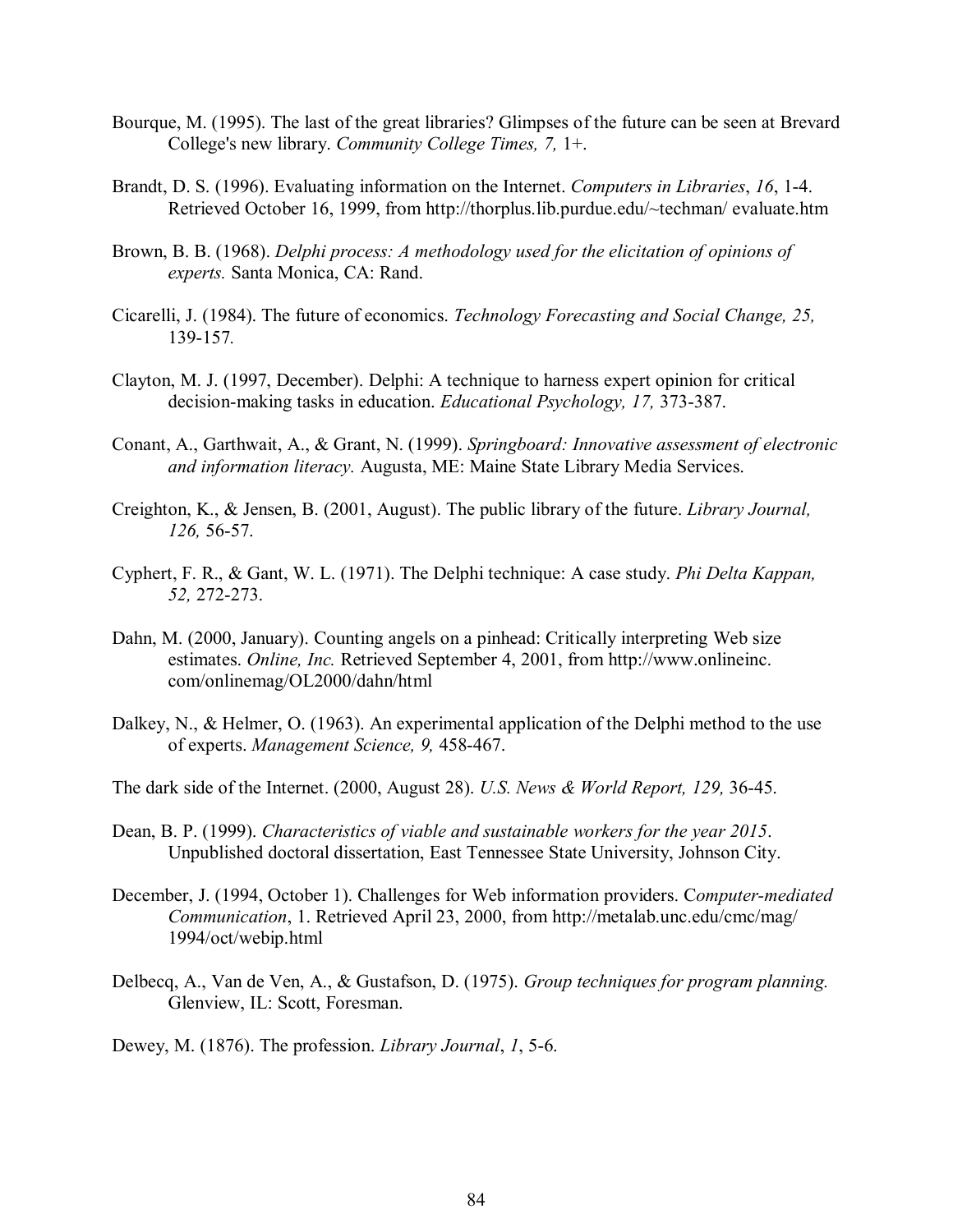Bourque, M. (1995). The last of the great libraries? Glimpses of the future can be seen at Brevard College's new library. *Community College Times, 7,* 1+.

Brandt, D. S. (1996). Evaluating information on the Internet. *Computers in Libraries*, *16*, 1-4. Retrieved October 16, 1999, from http://thorplus.lib.purdue.edu/~techman/ evaluate.htm

Brown, B. B. (1968). *Delphi process: A methodology used for the elicitation of opinions of experts.* Santa Monica, CA: Rand.

Cicarelli, J. (1984). The future of economics. *Technology Forecasting and Social Change, 25,* 139-157.

Clayton, M. J. (1997, December). Delphi: A technique to harness expert opinion for critical decision-making tasks in education. *Educational Psychology, 17,* 373-387.

Conant, A., Garthwait, A., & Grant, N. (1999). *Springboard: Innovative assessment of electronic and information literacy.* Augusta, ME: Maine State Library Media Services.

Creighton, K., & Jensen, B. (2001, August). The public library of the future. *Library Journal, 126,* 56-57.

Cyphert, F. R., & Gant, W. L. (1971). The Delphi technique: A case study. *Phi Delta Kappan, 52,* 272-273.

Dahn, M. (2000, January). Counting angels on a pinhead: Critically interpreting Web size estimates. *Online, Inc.* Retrieved September 4, 2001, from http://www.onlineinc. com/onlinemag/OL2000/dahn/html

Dalkey, N., & Helmer, O. (1963). An experimental application of the Delphi method to the use of experts. *Management Science, 9,* 458-467.

The dark side of the Internet. (2000, August 28). *U.S. News & World Report, 129,* 36-45.

Dean, B. P. (1999). *Characteristics of viable and sustainable workers for the year 2015*. Unpublished doctoral dissertation, East Tennessee State University, Johnson City.

December, J. (1994, October 1). Challenges for Web information providers. C*omputer-mediated Communication*, 1. Retrieved April 23, 2000, from http://metalab.unc.edu/cmc/mag/ 1994/oct/webip.html

Delbecq, A., Van de Ven, A., & Gustafson, D. (1975). *Group techniques for program planning.* Glenview, IL: Scott, Foresman.

Dewey, M. (1876). The profession. *Library Journal*, *1*, 5-6.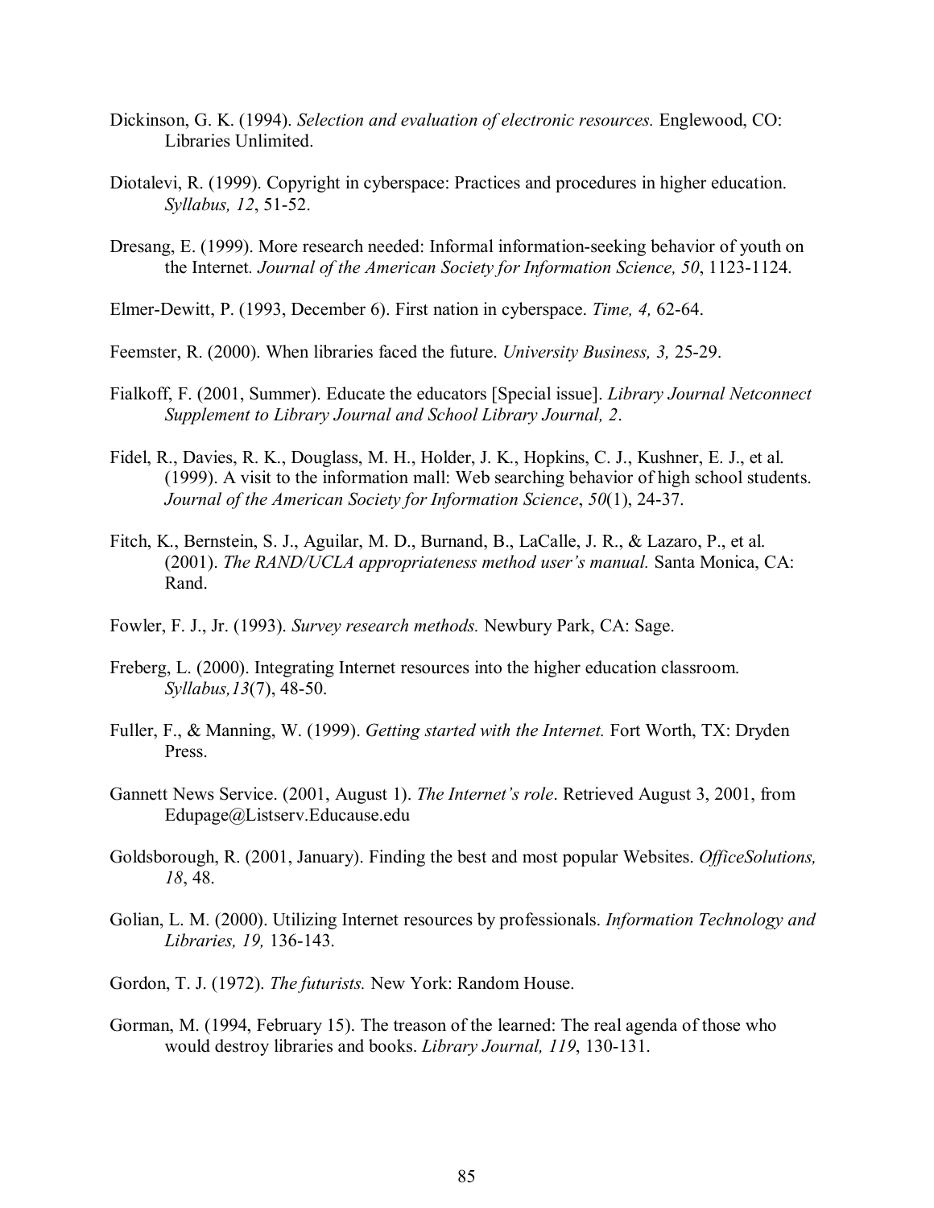Dickinson, G. K. (1994). *Selection and evaluation of electronic resources.* Englewood, CO: Libraries Unlimited.

Diotalevi, R. (1999). Copyright in cyberspace: Practices and procedures in higher education. *Syllabus, 12*, 51-52.

Dresang, E. (1999). More research needed: Informal information-seeking behavior of youth on the Internet. *Journal of the American Society for Information Science, 50*, 1123-1124.

Elmer-Dewitt, P. (1993, December 6). First nation in cyberspace. *Time, 4,* 62-64.

Feemster, R. (2000). When libraries faced the future. *University Business, 3,* 25-29.

Fialkoff, F. (2001, Summer). Educate the educators [Special issue]. *Library Journal Netconnect Supplement to Library Journal and School Library Journal, 2*.

Fidel, R., Davies, R. K., Douglass, M. H., Holder, J. K., Hopkins, C. J., Kushner, E. J., et al. (1999). A visit to the information mall: Web searching behavior of high school students. *Journal of the American Society for Information Science*, *50*(1), 24-37.

Fitch, K., Bernstein, S. J., Aguilar, M. D., Burnand, B., LaCalle, J. R., & Lazaro, P., et al. (2001). *The RAND/UCLA appropriateness method user's manual.* Santa Monica, CA: Rand.

Fowler, F. J., Jr. (1993). *Survey research methods.* Newbury Park, CA: Sage.

Freberg, L. (2000). Integrating Internet resources into the higher education classroom. *Syllabus,13*(7), 48-50.

Fuller, F., & Manning, W. (1999). *Getting started with the Internet.* Fort Worth, TX: Dryden Press.

Gannett News Service. (2001, August 1). *The Internet's role*. Retrieved August 3, 2001, from Edupage@Listserv.Educause.edu

Goldsborough, R. (2001, January). Finding the best and most popular Websites. *OfficeSolutions, 18*, 48.

Golian, L. M. (2000). Utilizing Internet resources by professionals. *Information Technology and Libraries, 19,* 136-143.

Gordon, T. J. (1972). *The futurists.* New York: Random House.

Gorman, M. (1994, February 15). The treason of the learned: The real agenda of those who would destroy libraries and books. *Library Journal, 119*, 130-131.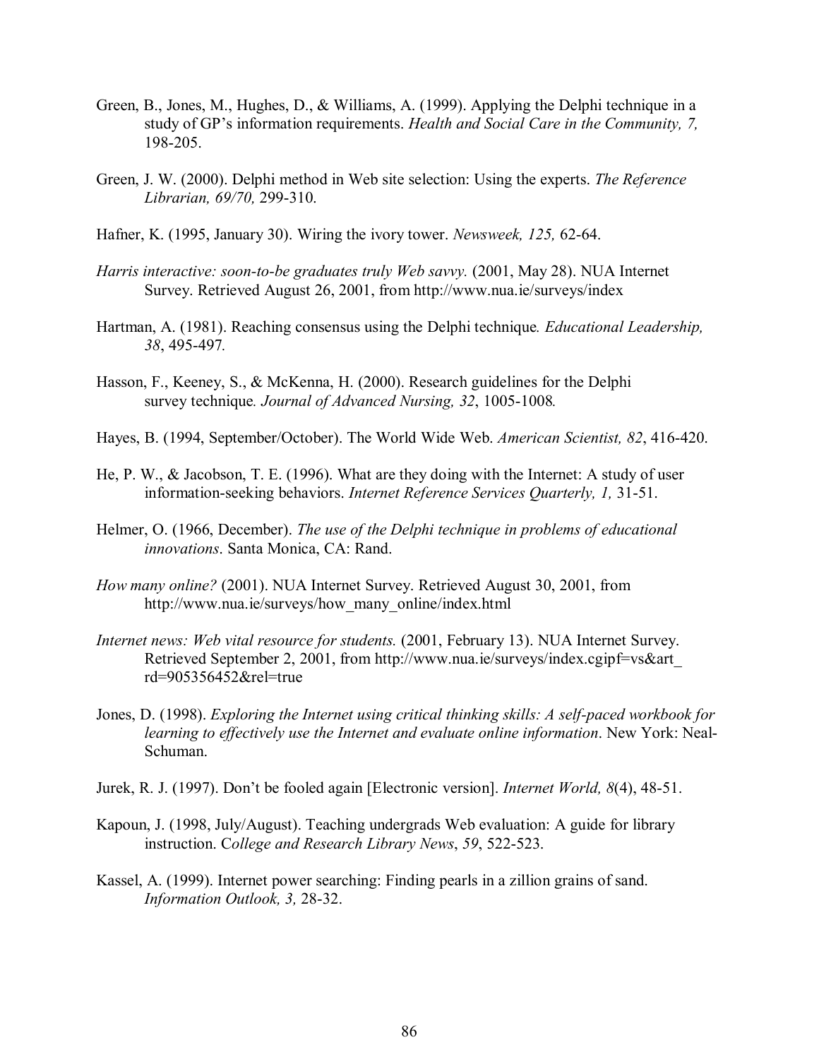Green, B., Jones, M., Hughes, D., & Williams, A. (1999). Applying the Delphi technique in a study of GP's information requirements. *Health and Social Care in the Community, 7,* 198-205.

Green, J. W. (2000). Delphi method in Web site selection: Using the experts. *The Reference Librarian, 69/70,* 299-310.

Hafner, K. (1995, January 30). Wiring the ivory tower. *Newsweek, 125,* 62-64.

*Harris interactive: soon-to-be graduates truly Web savvy.* (2001, May 28). NUA Internet Survey. Retrieved August 26, 2001, from http://www.nua.ie/surveys/index

Hartman, A. (1981). Reaching consensus using the Delphi technique*. Educational Leadership, 38*, 495-497*.*

Hasson, F., Keeney, S., & McKenna, H. (2000). Research guidelines for the Delphi survey technique*. Journal of Advanced Nursing, 32*, 1005-1008*.*

Hayes, B. (1994, September/October). The World Wide Web. *American Scientist, 82*, 416-420.

He, P. W., & Jacobson, T. E. (1996). What are they doing with the Internet: A study of user information-seeking behaviors. *Internet Reference Services Quarterly, 1,* 31-51.

Helmer, O. (1966, December). *The use of the Delphi technique in problems of educational innovations*. Santa Monica, CA: Rand.

*How many online?* (2001). NUA Internet Survey. Retrieved August 30, 2001, from http://www.nua.ie/surveys/how_many_online/index.html

*Internet news: Web vital resource for students.* (2001, February 13). NUA Internet Survey. Retrieved September 2, 2001, from http://www.nua.ie/surveys/index.cgipf=vs&art_rd=905356452&rel=true

Jones, D. (1998). *Exploring the Internet using critical thinking skills: A self-paced workbook for learning to effectively use the Internet and evaluate online information*. New York: Neal-Schuman.

Jurek, R. J. (1997). Don't be fooled again [Electronic version]. *Internet World, 8*(4), 48-51.

Kapoun, J. (1998, July/August). Teaching undergrads Web evaluation: A guide for library instruction. C*ollege and Research Library News*, *59*, 522-523.

Kassel, A. (1999). Internet power searching: Finding pearls in a zillion grains of sand. *Information Outlook, 3,* 28-32.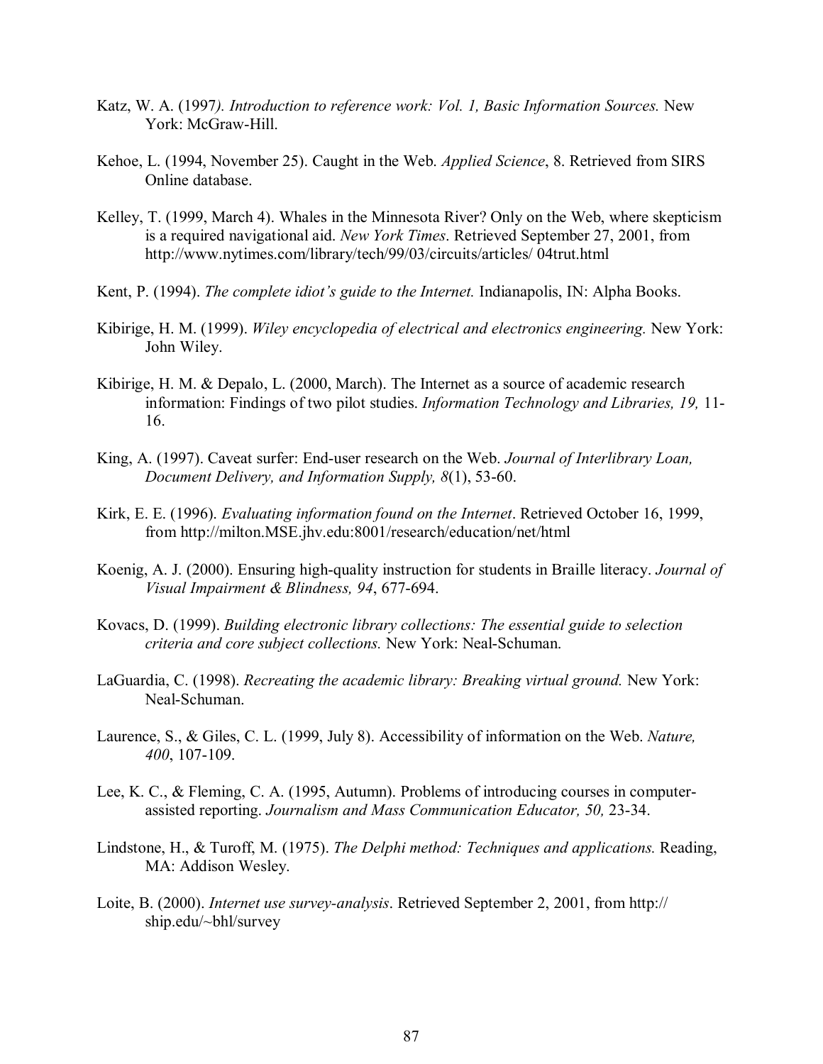Katz, W. A. (1997*). Introduction to reference work: Vol. 1, Basic Information Sources.* New York: McGraw-Hill.

Kehoe, L. (1994, November 25). Caught in the Web. *Applied Science*, 8. Retrieved from SIRS Online database.

Kelley, T. (1999, March 4). Whales in the Minnesota River? Only on the Web, where skepticism is a required navigational aid. *New York Times*. Retrieved September 27, 2001, from http://www.nytimes.com/library/tech/99/03/circuits/articles/ 04trut.html

Kent, P. (1994). *The complete idiot's guide to the Internet.* Indianapolis, IN: Alpha Books.

Kibirige, H. M. (1999). *Wiley encyclopedia of electrical and electronics engineering.* New York: John Wiley.

Kibirige, H. M. & Depalo, L. (2000, March). The Internet as a source of academic research information: Findings of two pilot studies. *Information Technology and Libraries, 19,* 11-16.

King, A. (1997). Caveat surfer: End-user research on the Web. *Journal of Interlibrary Loan, Document Delivery, and Information Supply, 8*(1), 53-60.

Kirk, E. E. (1996). *Evaluating information found on the Internet*. Retrieved October 16, 1999, from http://milton.MSE.jhv.edu:8001/research/education/net/html

Koenig, A. J. (2000). Ensuring high-quality instruction for students in Braille literacy. *Journal of Visual Impairment & Blindness, 94*, 677-694.

Kovacs, D. (1999). *Building electronic library collections: The essential guide to selection criteria and core subject collections.* New York: Neal-Schuman.

LaGuardia, C. (1998). *Recreating the academic library: Breaking virtual ground.* New York: Neal-Schuman.

Laurence, S., & Giles, C. L. (1999, July 8). Accessibility of information on the Web. *Nature, 400*, 107-109.

Lee, K. C., & Fleming, C. A. (1995, Autumn). Problems of introducing courses in computer-assisted reporting. *Journalism and Mass Communication Educator, 50,* 23-34.

Lindstone, H., & Turoff, M. (1975). *The Delphi method: Techniques and applications.* Reading, MA: Addison Wesley.

Loite, B. (2000). *Internet use survey-analysis*. Retrieved September 2, 2001, from http:// ship.edu/~bhl/survey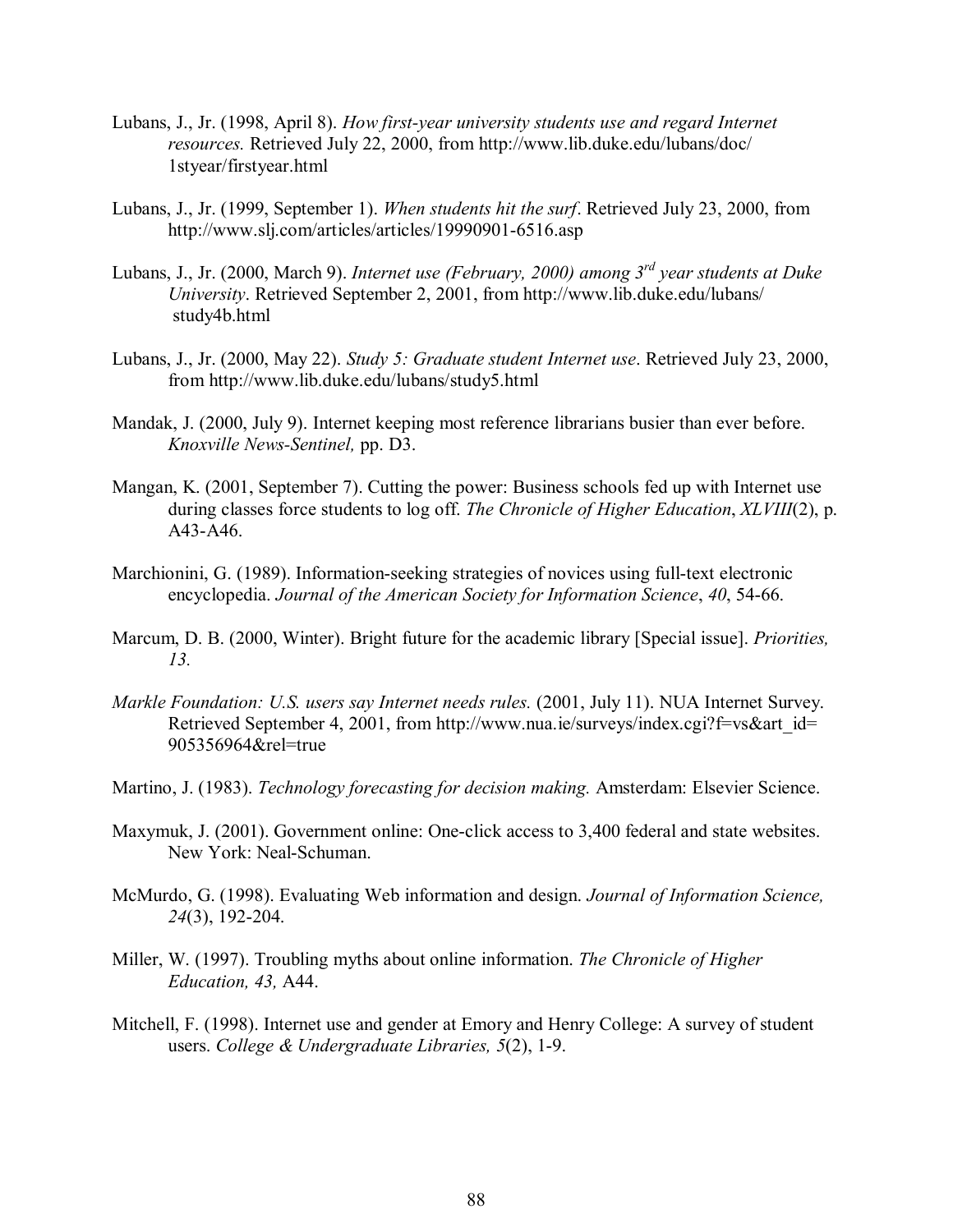Lubans, J., Jr. (1998, April 8). *How first-year university students use and regard Internet resources.* Retrieved July 22, 2000, from http://www.lib.duke.edu/lubans/doc/1styear/firstyear.html

Lubans, J., Jr. (1999, September 1). *When students hit the surf*. Retrieved July 23, 2000, from http://www.slj.com/articles/articles/19990901-6516.asp

Lubans, J., Jr. (2000, March 9). *Internet use (February, 2000) among 3rd year students at Duke University*. Retrieved September 2, 2001, from http://www.lib.duke.edu/lubans/study4b.html

Lubans, J., Jr. (2000, May 22). *Study 5: Graduate student Internet use*. Retrieved July 23, 2000, from http://www.lib.duke.edu/lubans/study5.html

Mandak, J. (2000, July 9). Internet keeping most reference librarians busier than ever before. *Knoxville News-Sentinel,* pp. D3.

Mangan, K. (2001, September 7). Cutting the power: Business schools fed up with Internet use during classes force students to log off. *The Chronicle of Higher Education*, *XLVIII*(2), p. A43-A46.

Marchionini, G. (1989). Information-seeking strategies of novices using full-text electronic encyclopedia. *Journal of the American Society for Information Science*, *40*, 54-66.

Marcum, D. B. (2000, Winter). Bright future for the academic library [Special issue]. *Priorities, 13.*

*Markle Foundation: U.S. users say Internet needs rules.* (2001, July 11). NUA Internet Survey. Retrieved September 4, 2001, from http://www.nua.ie/surveys/index.cgi?f=vs&art_id=905356964&rel=true

Martino, J. (1983). *Technology forecasting for decision making.* Amsterdam: Elsevier Science.

Maxymuk, J. (2001). Government online: One-click access to 3,400 federal and state websites. New York: Neal-Schuman.

McMurdo, G. (1998). Evaluating Web information and design. *Journal of Information Science, 24*(3), 192-204.

Miller, W. (1997). Troubling myths about online information. *The Chronicle of Higher Education, 43,* A44.

Mitchell, F. (1998). Internet use and gender at Emory and Henry College: A survey of student users. *College & Undergraduate Libraries, 5*(2), 1-9.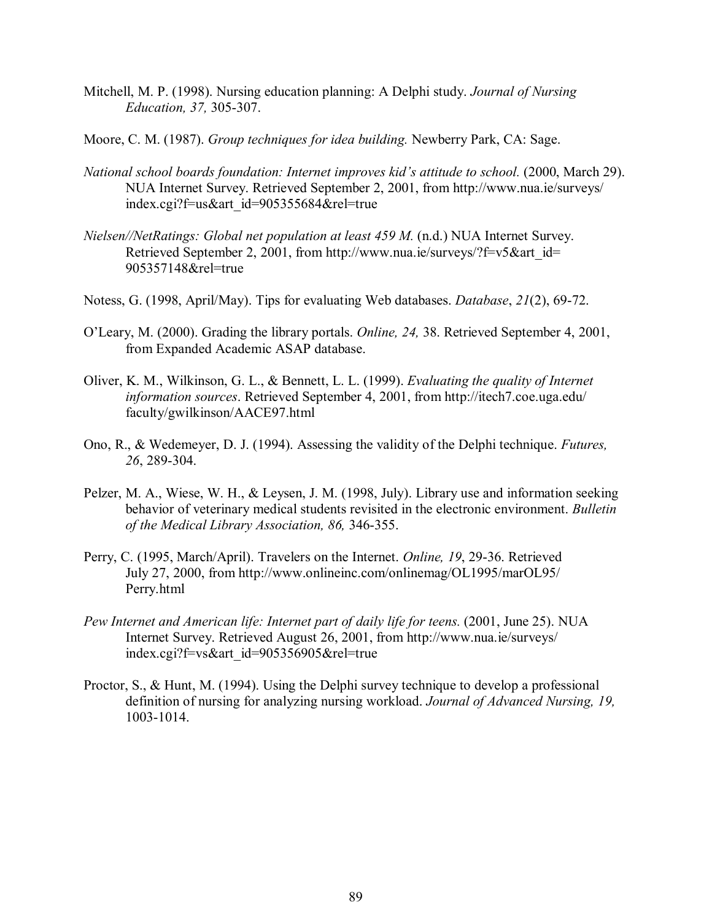Mitchell, M. P. (1998). Nursing education planning: A Delphi study. *Journal of Nursing Education, 37,* 305-307.

Moore, C. M. (1987). *Group techniques for idea building.* Newberry Park, CA: Sage.

*National school boards foundation: Internet improves kid's attitude to school.* (2000, March 29). NUA Internet Survey. Retrieved September 2, 2001, from http://www.nua.ie/surveys/index.cgi?f=us&art_id=905355684&rel=true

*Nielsen//NetRatings: Global net population at least 459 M.* (n.d.) NUA Internet Survey. Retrieved September 2, 2001, from http://www.nua.ie/surveys/?f=v5&art_id=905357148&rel=true

Notess, G. (1998, April/May). Tips for evaluating Web databases. *Database*, *21*(2), 69-72.

O'Leary, M. (2000). Grading the library portals. *Online, 24,* 38. Retrieved September 4, 2001, from Expanded Academic ASAP database.

Oliver, K. M., Wilkinson, G. L., & Bennett, L. L. (1999). *Evaluating the quality of Internet information sources*. Retrieved September 4, 2001, from http://itech7.coe.uga.edu/faculty/gwilkinson/AACE97.html

Ono, R., & Wedemeyer, D. J. (1994). Assessing the validity of the Delphi technique. *Futures, 26*, 289-304.

Pelzer, M. A., Wiese, W. H., & Leysen, J. M. (1998, July). Library use and information seeking behavior of veterinary medical students revisited in the electronic environment. *Bulletin of the Medical Library Association, 86,* 346-355.

Perry, C. (1995, March/April). Travelers on the Internet. *Online, 19*, 29-36. Retrieved July 27, 2000, from http://www.onlineinc.com/onlinemag/OL1995/marOL95/Perry.html

*Pew Internet and American life: Internet part of daily life for teens.* (2001, June 25). NUA Internet Survey. Retrieved August 26, 2001, from http://www.nua.ie/surveys/index.cgi?f=vs&art_id=905356905&rel=true

Proctor, S., & Hunt, M. (1994). Using the Delphi survey technique to develop a professional definition of nursing for analyzing nursing workload. *Journal of Advanced Nursing, 19,* 1003-1014.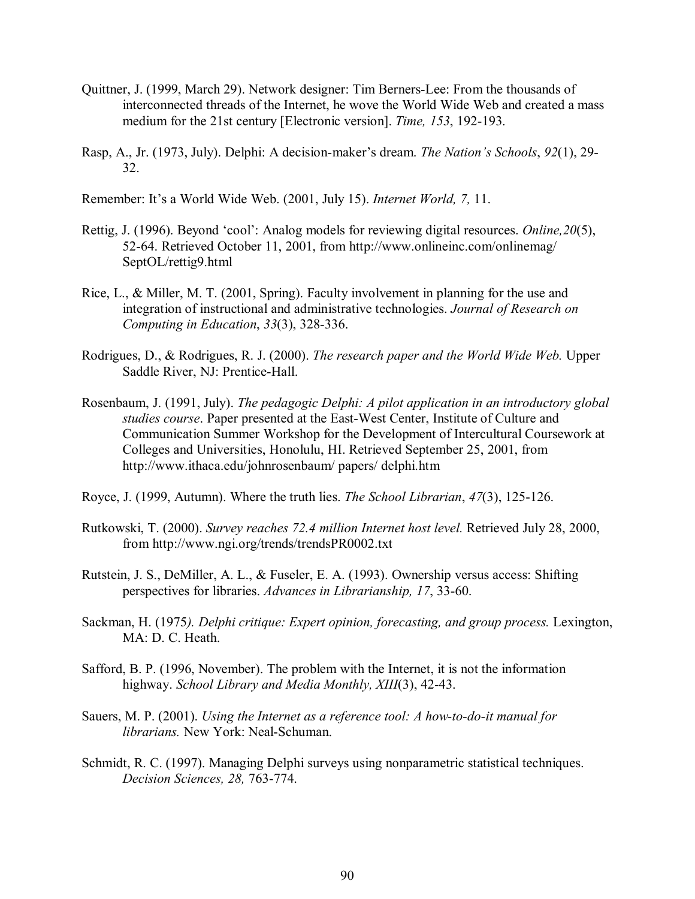Quittner, J. (1999, March 29). Network designer: Tim Berners-Lee: From the thousands of interconnected threads of the Internet, he wove the World Wide Web and created a mass medium for the 21st century [Electronic version]. *Time, 153*, 192-193.

Rasp, A., Jr. (1973, July). Delphi: A decision-maker's dream. *The Nation's Schools*, *92*(1), 29-32.

Remember: It's a World Wide Web. (2001, July 15). *Internet World, 7,* 11.

Rettig, J. (1996). Beyond 'cool': Analog models for reviewing digital resources. *Online,20*(5), 52-64. Retrieved October 11, 2001, from http://www.onlineinc.com/onlinemag/SeptOL/rettig9.html

Rice, L., & Miller, M. T. (2001, Spring). Faculty involvement in planning for the use and integration of instructional and administrative technologies. *Journal of Research on Computing in Education*, *33*(3), 328-336.

Rodrigues, D., & Rodrigues, R. J. (2000). *The research paper and the World Wide Web.* Upper Saddle River, NJ: Prentice-Hall.

Rosenbaum, J. (1991, July). *The pedagogic Delphi: A pilot application in an introductory global studies course*. Paper presented at the East-West Center, Institute of Culture and Communication Summer Workshop for the Development of Intercultural Coursework at Colleges and Universities, Honolulu, HI. Retrieved September 25, 2001, from http://www.ithaca.edu/johnrosenbaum/ papers/ delphi.htm

Royce, J. (1999, Autumn). Where the truth lies. *The School Librarian*, *47*(3), 125-126.

Rutkowski, T. (2000). *Survey reaches 72.4 million Internet host level.* Retrieved July 28, 2000, from http://www.ngi.org/trends/trendsPR0002.txt

Rutstein, J. S., DeMiller, A. L., & Fuseler, E. A. (1993). Ownership versus access: Shifting perspectives for libraries. *Advances in Librarianship, 17*, 33-60.

Sackman, H. (1975*). Delphi critique: Expert opinion, forecasting, and group process.* Lexington, MA: D. C. Heath.

Safford, B. P. (1996, November). The problem with the Internet, it is not the information highway. *School Library and Media Monthly, XIII*(3), 42-43.

Sauers, M. P. (2001). *Using the Internet as a reference tool: A how-to-do-it manual for librarians.* New York: Neal-Schuman.

Schmidt, R. C. (1997). Managing Delphi surveys using nonparametric statistical techniques. *Decision Sciences, 28,* 763-774.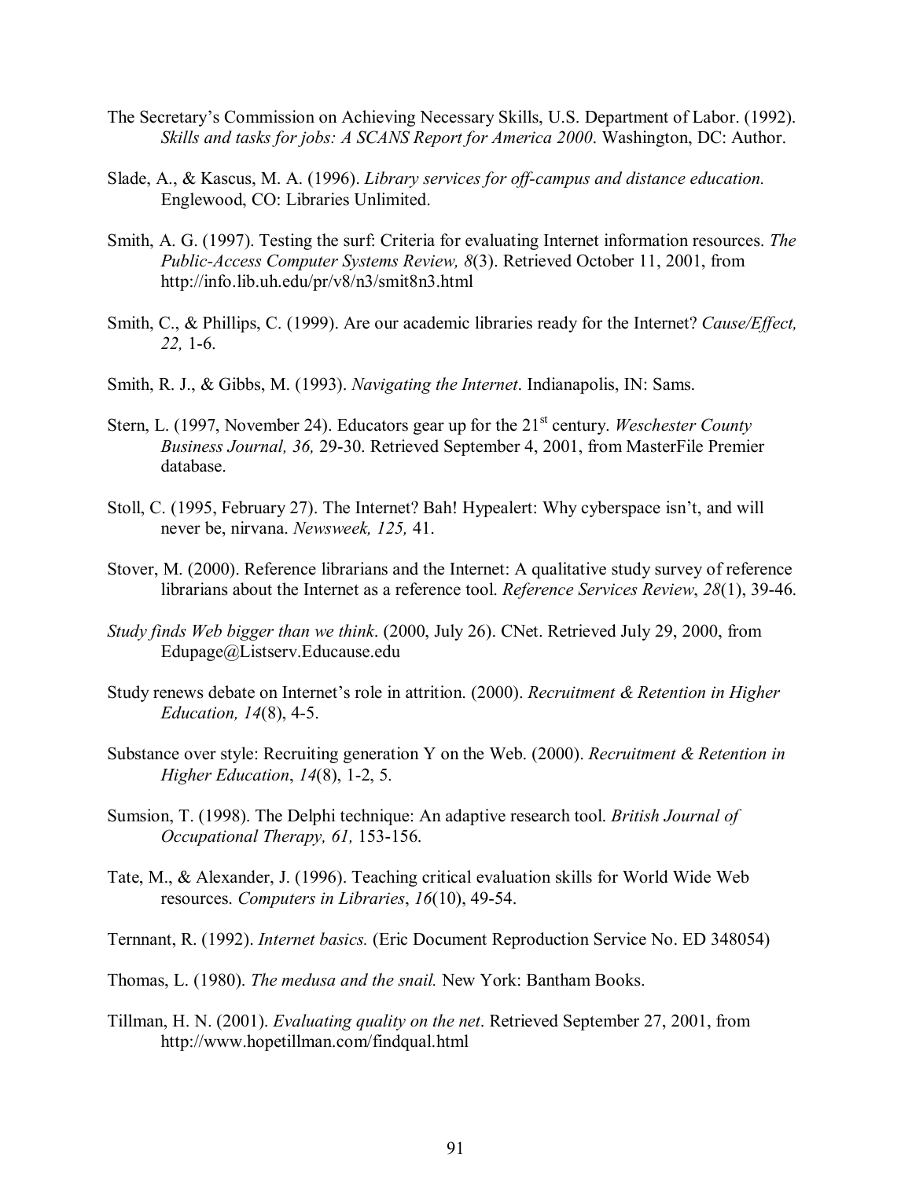The Secretary's Commission on Achieving Necessary Skills, U.S. Department of Labor. (1992). *Skills and tasks for jobs: A SCANS Report for America 2000*. Washington, DC: Author.

Slade, A., & Kascus, M. A. (1996). *Library services for off-campus and distance education.* Englewood, CO: Libraries Unlimited.

Smith, A. G. (1997). Testing the surf: Criteria for evaluating Internet information resources. *The Public-Access Computer Systems Review, 8*(3). Retrieved October 11, 2001, from http://info.lib.uh.edu/pr/v8/n3/smit8n3.html

Smith, C., & Phillips, C. (1999). Are our academic libraries ready for the Internet? *Cause/Effect, 22,* 1-6.

Smith, R. J., & Gibbs, M. (1993). *Navigating the Internet*. Indianapolis, IN: Sams.

Stern, L. (1997, November 24). Educators gear up for the 21st century. *Weschester County Business Journal, 36,* 29-30. Retrieved September 4, 2001, from MasterFile Premier database.

Stoll, C. (1995, February 27). The Internet? Bah! Hypealert: Why cyberspace isn't, and will never be, nirvana. *Newsweek, 125,* 41.

Stover, M. (2000). Reference librarians and the Internet: A qualitative study survey of reference librarians about the Internet as a reference tool. *Reference Services Review*, *28*(1), 39-46.

*Study finds Web bigger than we think*. (2000, July 26). CNet. Retrieved July 29, 2000, from Edupage@Listserv.Educause.edu

Study renews debate on Internet's role in attrition. (2000). *Recruitment & Retention in Higher Education, 14*(8), 4-5.

Substance over style: Recruiting generation Y on the Web. (2000). *Recruitment & Retention in Higher Education*, *14*(8), 1-2, 5.

Sumsion, T. (1998). The Delphi technique: An adaptive research tool. *British Journal of Occupational Therapy, 61,* 153-156.

Tate, M., & Alexander, J. (1996). Teaching critical evaluation skills for World Wide Web resources. *Computers in Libraries*, *16*(10), 49-54.

Ternnant, R. (1992). *Internet basics.* (Eric Document Reproduction Service No. ED 348054)

Thomas, L. (1980). *The medusa and the snail.* New York: Bantham Books.

Tillman, H. N. (2001). *Evaluating quality on the net*. Retrieved September 27, 2001, from http://www.hopetillman.com/findqual.html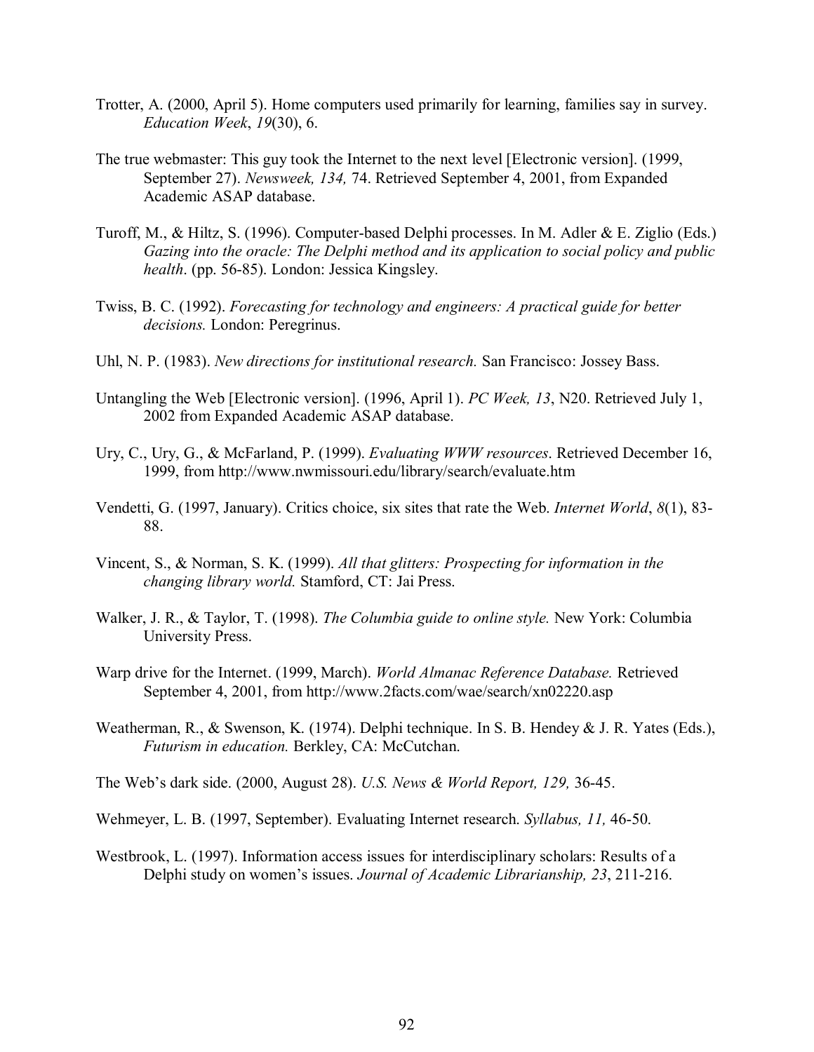Trotter, A. (2000, April 5). Home computers used primarily for learning, families say in survey. *Education Week*, *19*(30), 6.

The true webmaster: This guy took the Internet to the next level [Electronic version]. (1999, September 27). *Newsweek, 134,* 74. Retrieved September 4, 2001, from Expanded Academic ASAP database.

Turoff, M., & Hiltz, S. (1996). Computer-based Delphi processes. In M. Adler & E. Ziglio (Eds.) *Gazing into the oracle: The Delphi method and its application to social policy and public health*. (pp. 56-85). London: Jessica Kingsley.

Twiss, B. C. (1992). *Forecasting for technology and engineers: A practical guide for better decisions.* London: Peregrinus.

Uhl, N. P. (1983). *New directions for institutional research.* San Francisco: Jossey Bass.

Untangling the Web [Electronic version]. (1996, April 1). *PC Week, 13*, N20. Retrieved July 1, 2002 from Expanded Academic ASAP database.

Ury, C., Ury, G., & McFarland, P. (1999). *Evaluating WWW resources*. Retrieved December 16, 1999, from http://www.nwmissouri.edu/library/search/evaluate.htm

Vendetti, G. (1997, January). Critics choice, six sites that rate the Web. *Internet World*, *8*(1), 83-88.

Vincent, S., & Norman, S. K. (1999). *All that glitters: Prospecting for information in the changing library world.* Stamford, CT: Jai Press.

Walker, J. R., & Taylor, T. (1998). *The Columbia guide to online style.* New York: Columbia University Press.

Warp drive for the Internet. (1999, March). *World Almanac Reference Database.* Retrieved September 4, 2001, from http://www.2facts.com/wae/search/xn02220.asp

Weatherman, R., & Swenson, K. (1974). Delphi technique. In S. B. Hendey & J. R. Yates (Eds.), *Futurism in education.* Berkley, CA: McCutchan.

The Web's dark side. (2000, August 28). *U.S. News & World Report, 129,* 36-45.

Wehmeyer, L. B. (1997, September). Evaluating Internet research. *Syllabus, 11,* 46-50.

Westbrook, L. (1997). Information access issues for interdisciplinary scholars: Results of a Delphi study on women's issues. *Journal of Academic Librarianship, 23*, 211-216.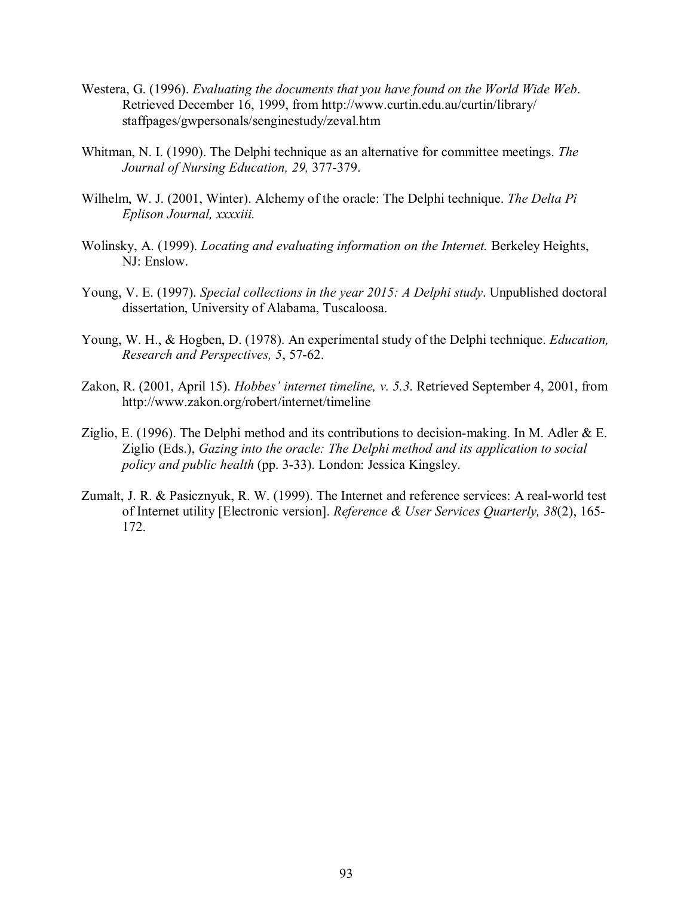Westera, G. (1996). *Evaluating the documents that you have found on the World Wide Web*. Retrieved December 16, 1999, from http://www.curtin.edu.au/curtin/library/staffpages/gwpersonals/senginestudy/zeval.htm

Whitman, N. I. (1990). The Delphi technique as an alternative for committee meetings. *The Journal of Nursing Education, 29,* 377-379.

Wilhelm, W. J. (2001, Winter). Alchemy of the oracle: The Delphi technique. *The Delta Pi Eplison Journal, xxxxiii.*

Wolinsky, A. (1999). *Locating and evaluating information on the Internet.* Berkeley Heights, NJ: Enslow.

Young, V. E. (1997). *Special collections in the year 2015: A Delphi study*. Unpublished doctoral dissertation, University of Alabama, Tuscaloosa.

Young, W. H., & Hogben, D. (1978). An experimental study of the Delphi technique. *Education, Research and Perspectives, 5*, 57-62.

Zakon, R. (2001, April 15). *Hobbes' internet timeline, v. 5.3*. Retrieved September 4, 2001, from http://www.zakon.org/robert/internet/timeline

Ziglio, E. (1996). The Delphi method and its contributions to decision-making. In M. Adler & E. Ziglio (Eds.), *Gazing into the oracle: The Delphi method and its application to social policy and public health* (pp. 3-33). London: Jessica Kingsley.

Zumalt, J. R. & Pasicznyuk, R. W. (1999). The Internet and reference services: A real-world test of Internet utility [Electronic version]. *Reference & User Services Quarterly, 38*(2), 165-172.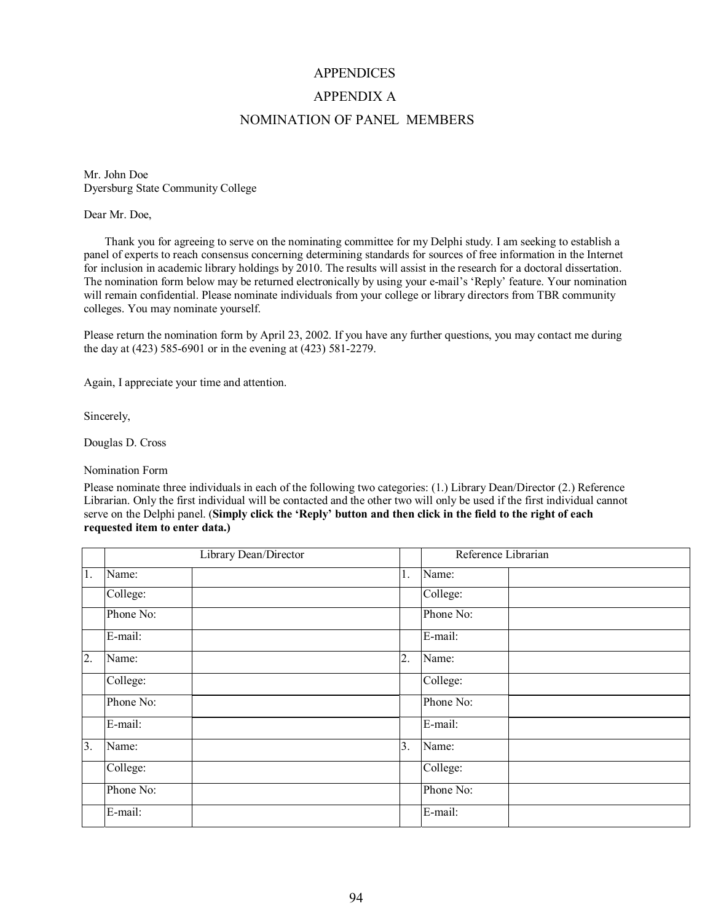# APPENDICES

## APPENDIX A

## NOMINATION OF PANEL MEMBERS

Mr. John Doe
Dyersburg State Community College

Dear Mr. Doe,

Thank you for agreeing to serve on the nominating committee for my Delphi study. I am seeking to establish a panel of experts to reach consensus concerning determining standards for sources of free information in the Internet for inclusion in academic library holdings by 2010. The results will assist in the research for a doctoral dissertation. The nomination form below may be returned electronically by using your e-mail's 'Reply' feature. Your nomination will remain confidential. Please nominate individuals from your college or library directors from TBR community colleges. You may nominate yourself.

Please return the nomination form by April 23, 2002. If you have any further questions, you may contact me during the day at (423) 585-6901 or in the evening at (423) 581-2279.

Again, I appreciate your time and attention.

Sincerely,

Douglas D. Cross

Nomination Form

Please nominate three individuals in each of the following two categories: (1.) Library Dean/Director (2.) Reference Librarian. Only the first individual will be contacted and the other two will only be used if the first individual cannot serve on the Delphi panel. (**Simply click the 'Reply' button and then click in the field to the right of each requested item to enter data.)**

| | Library Dean/Director | | | Reference Librarian | |
|---|---|---|---|---|---|
| 1. | Name: | | 1. | Name: | |
| | College: | | | College: | |
| | Phone No: | | | Phone No: | |
| | E-mail: | | | E-mail: | |
| 2. | Name: | | 2. | Name: | |
| | College: | | | College: | |
| | Phone No: | | | Phone No: | |
| | E-mail: | | | E-mail: | |
| 3. | Name: | | 3. | Name: | |
| | College: | | | College: | |
| | Phone No: | | | Phone No: | |
| | E-mail: | | | E-mail: | |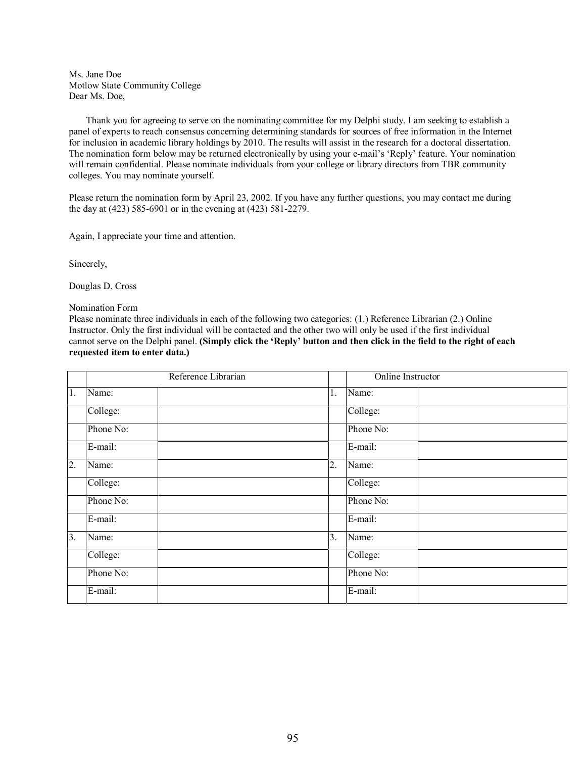Ms. Jane Doe
Motlow State Community College
Dear Ms. Doe,

Thank you for agreeing to serve on the nominating committee for my Delphi study. I am seeking to establish a panel of experts to reach consensus concerning determining standards for sources of free information in the Internet for inclusion in academic library holdings by 2010. The results will assist in the research for a doctoral dissertation. The nomination form below may be returned electronically by using your e-mail's 'Reply' feature. Your nomination will remain confidential. Please nominate individuals from your college or library directors from TBR community colleges. You may nominate yourself.

Please return the nomination form by April 23, 2002. If you have any further questions, you may contact me during the day at (423) 585-6901 or in the evening at (423) 581-2279.

Again, I appreciate your time and attention.

Sincerely,

Douglas D. Cross

Nomination Form
Please nominate three individuals in each of the following two categories: (1.) Reference Librarian (2.) Online Instructor. Only the first individual will be contacted and the other two will only be used if the first individual cannot serve on the Delphi panel. **(Simply click the 'Reply' button and then click in the field to the right of each requested item to enter data.)**

| | Reference Librarian | | | Online Instructor | |
|---|---|---|---|---|---|
| 1. | Name: | | 1. | Name: | |
| | College: | | | College: | |
| | Phone No: | | | Phone No: | |
| | E-mail: | | | E-mail: | |
| 2. | Name: | | 2. | Name: | |
| | College: | | | College: | |
| | Phone No: | | | Phone No: | |
| | E-mail: | | | E-mail: | |
| 3. | Name: | | 3. | Name: | |
| | College: | | | College: | |
| | Phone No: | | | Phone No: | |
| | E-mail: | | | E-mail: | |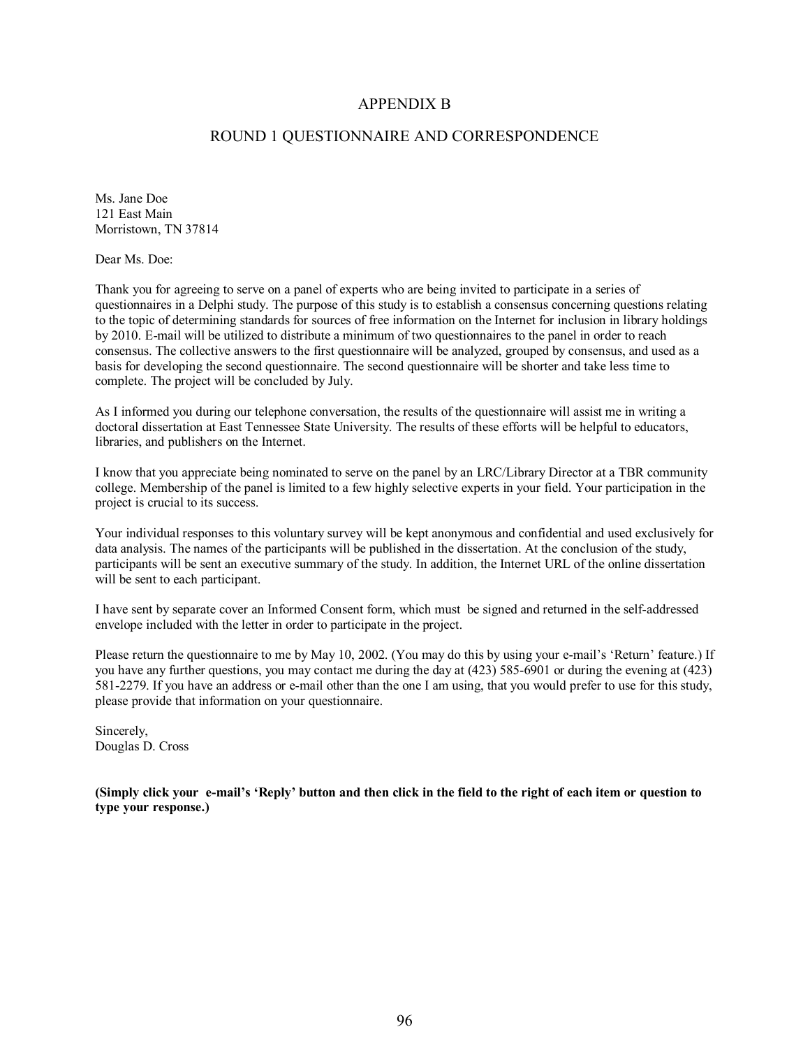# APPENDIX B

## ROUND 1 QUESTIONNAIRE AND CORRESPONDENCE

Ms. Jane Doe
121 East Main
Morristown, TN 37814

Dear Ms. Doe:

Thank you for agreeing to serve on a panel of experts who are being invited to participate in a series of questionnaires in a Delphi study. The purpose of this study is to establish a consensus concerning questions relating to the topic of determining standards for sources of free information on the Internet for inclusion in library holdings by 2010. E-mail will be utilized to distribute a minimum of two questionnaires to the panel in order to reach consensus. The collective answers to the first questionnaire will be analyzed, grouped by consensus, and used as a basis for developing the second questionnaire. The second questionnaire will be shorter and take less time to complete. The project will be concluded by July.

As I informed you during our telephone conversation, the results of the questionnaire will assist me in writing a doctoral dissertation at East Tennessee State University. The results of these efforts will be helpful to educators, libraries, and publishers on the Internet.

I know that you appreciate being nominated to serve on the panel by an LRC/Library Director at a TBR community college. Membership of the panel is limited to a few highly selective experts in your field. Your participation in the project is crucial to its success.

Your individual responses to this voluntary survey will be kept anonymous and confidential and used exclusively for data analysis. The names of the participants will be published in the dissertation. At the conclusion of the study, participants will be sent an executive summary of the study. In addition, the Internet URL of the online dissertation will be sent to each participant.

I have sent by separate cover an Informed Consent form, which must be signed and returned in the self-addressed envelope included with the letter in order to participate in the project.

Please return the questionnaire to me by May 10, 2002. (You may do this by using your e-mail's 'Return' feature.) If you have any further questions, you may contact me during the day at (423) 585-6901 or during the evening at (423) 581-2279. If you have an address or e-mail other than the one I am using, that you would prefer to use for this study, please provide that information on your questionnaire.

Sincerely,
Douglas D. Cross

**(Simply click your e-mail's 'Reply' button and then click in the field to the right of each item or question to type your response.)**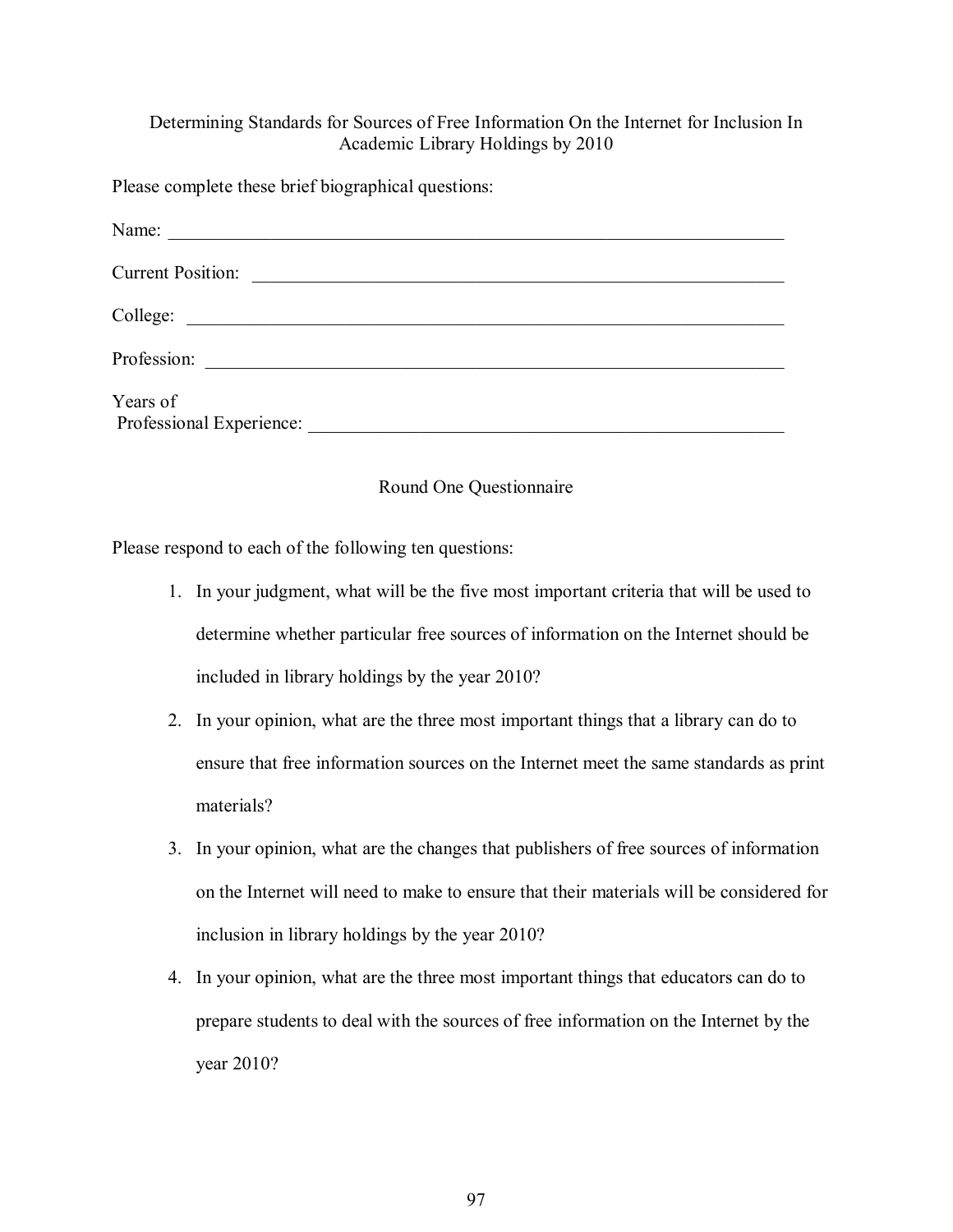Determining Standards for Sources of Free Information On the Internet for Inclusion In Academic Library Holdings by 2010

Please complete these brief biographical questions:

Name: ______________________________________________________________________

Current Position: ______________________________________________________________

College: ____________________________________________________________________

Profession: _________________________________________________________________

Years of
Professional Experience: _______________________________________________________

Round One Questionnaire

Please respond to each of the following ten questions:

1. In your judgment, what will be the five most important criteria that will be used to determine whether particular free sources of information on the Internet should be included in library holdings by the year 2010?
2. In your opinion, what are the three most important things that a library can do to ensure that free information sources on the Internet meet the same standards as print materials?
3. In your opinion, what are the changes that publishers of free sources of information on the Internet will need to make to ensure that their materials will be considered for inclusion in library holdings by the year 2010?
4. In your opinion, what are the three most important things that educators can do to prepare students to deal with the sources of free information on the Internet by the year 2010?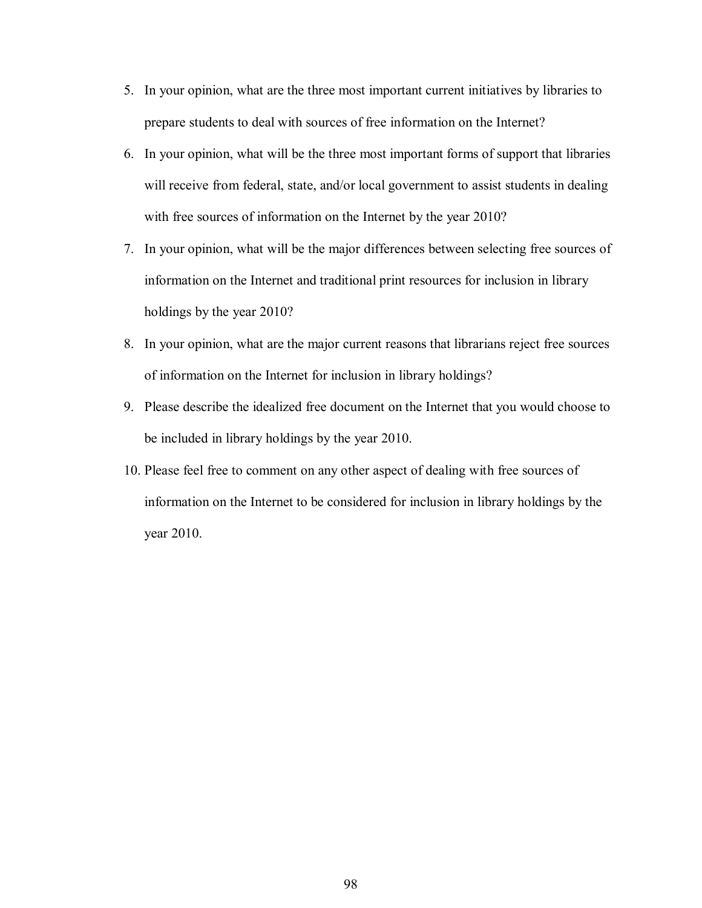5. In your opinion, what are the three most important current initiatives by libraries to prepare students to deal with sources of free information on the Internet?
6. In your opinion, what will be the three most important forms of support that libraries will receive from federal, state, and/or local government to assist students in dealing with free sources of information on the Internet by the year 2010?
7. In your opinion, what will be the major differences between selecting free sources of information on the Internet and traditional print resources for inclusion in library holdings by the year 2010?
8. In your opinion, what are the major current reasons that librarians reject free sources of information on the Internet for inclusion in library holdings?
9. Please describe the idealized free document on the Internet that you would choose to be included in library holdings by the year 2010.
10. Please feel free to comment on any other aspect of dealing with free sources of information on the Internet to be considered for inclusion in library holdings by the year 2010.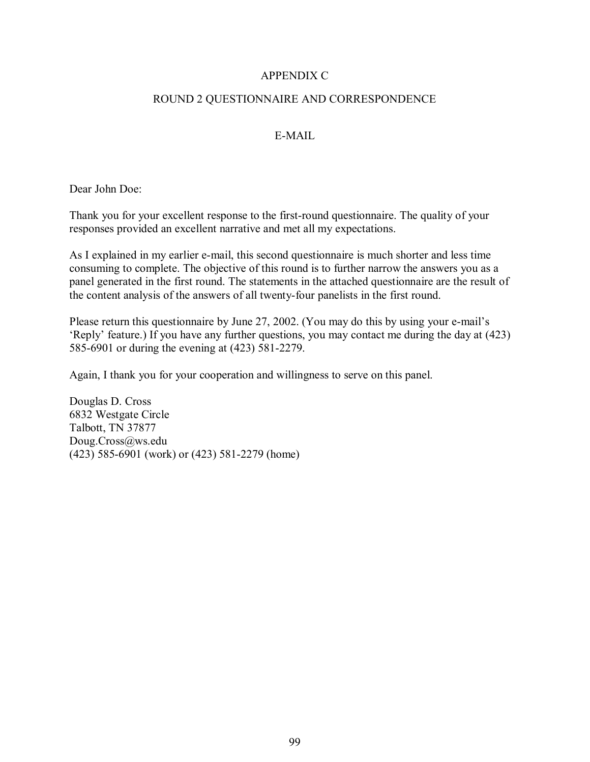# APPENDIX C

## ROUND 2 QUESTIONNAIRE AND CORRESPONDENCE

### E-MAIL

Dear John Doe:

Thank you for your excellent response to the first-round questionnaire. The quality of your responses provided an excellent narrative and met all my expectations.

As I explained in my earlier e-mail, this second questionnaire is much shorter and less time consuming to complete. The objective of this round is to further narrow the answers you as a panel generated in the first round. The statements in the attached questionnaire are the result of the content analysis of the answers of all twenty-four panelists in the first round.

Please return this questionnaire by June 27, 2002. (You may do this by using your e-mail's 'Reply' feature.) If you have any further questions, you may contact me during the day at (423) 585-6901 or during the evening at (423) 581-2279.

Again, I thank you for your cooperation and willingness to serve on this panel.

Douglas D. Cross
6832 Westgate Circle
Talbott, TN 37877
Doug.Cross@ws.edu
(423) 585-6901 (work) or (423) 581-2279 (home)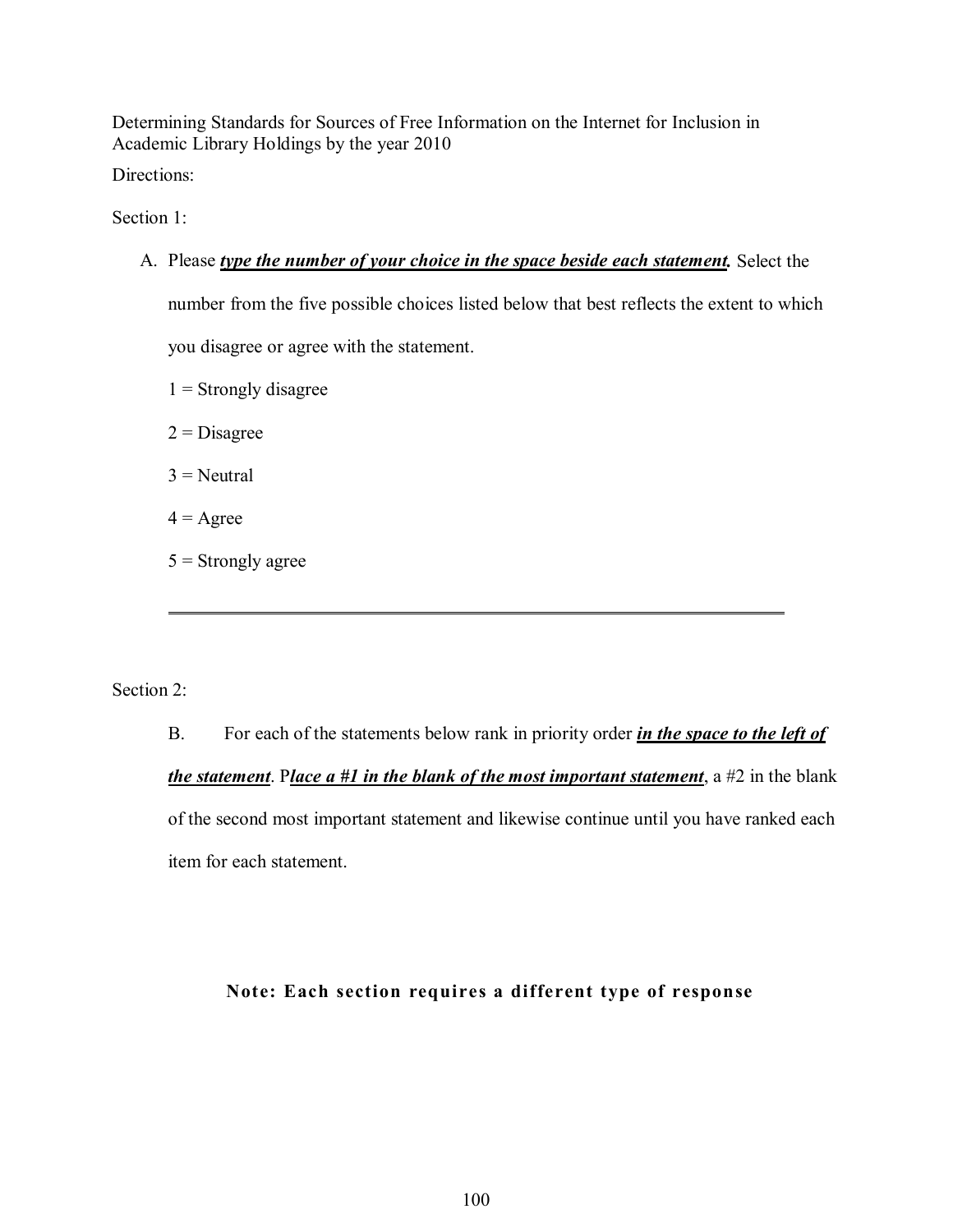Determining Standards for Sources of Free Information on the Internet for Inclusion in Academic Library Holdings by the year 2010

Directions:

Section 1:

A. Please ***type the number of your choice in the space beside each statement.*** Select the number from the five possible choices listed below that best reflects the extent to which you disagree or agree with the statement.

1 = Strongly disagree

2 = Disagree

3 = Neutral

4 = Agree

5 = Strongly agree

---

Section 2:

B. For each of the statements below rank in priority order ***in the space to the left of the statement***. P***lace a #1 in the blank of the most important statement***, a #2 in the blank of the second most important statement and likewise continue until you have ranked each item for each statement.

**Note: Each section requires a different type of response**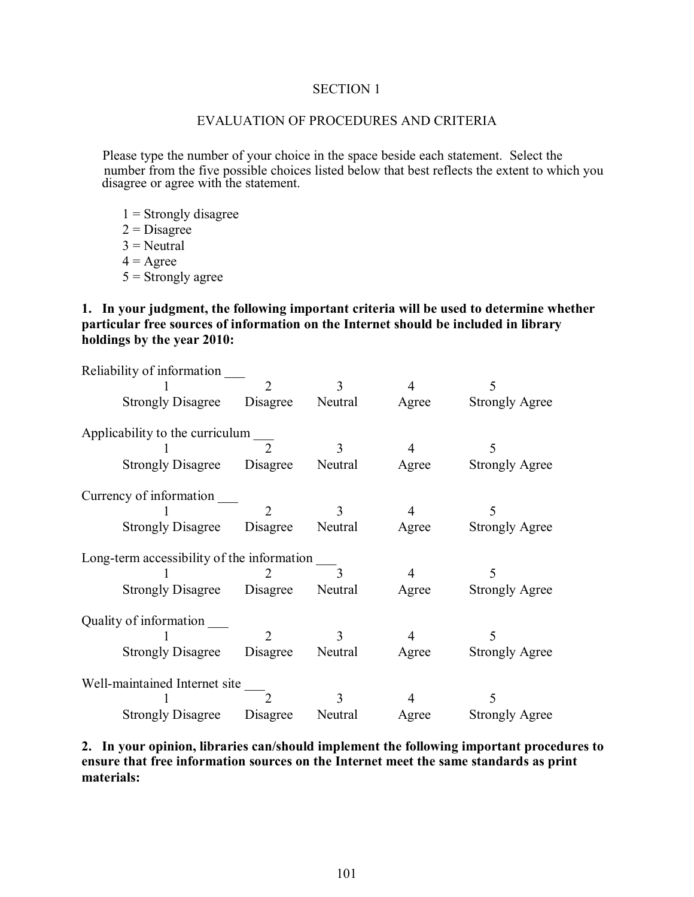SECTION 1

EVALUATION OF PROCEDURES AND CRITERIA

Please type the number of your choice in the space beside each statement. Select the number from the five possible choices listed below that best reflects the extent to which you disagree or agree with the statement.

1 = Strongly disagree
2 = Disagree
3 = Neutral
4 = Agree
5 = Strongly agree

**1. In your judgment, the following important criteria will be used to determine whether particular free sources of information on the Internet should be included in library holdings by the year 2010:**

Reliability of information ___

| 1 | 2 | 3 | 4 | 5 |
|---|---|---|---|---|
| Strongly Disagree | Disagree | Neutral | Agree | Strongly Agree |

Applicability to the curriculum ___

| 1 | 2 | 3 | 4 | 5 |
|---|---|---|---|---|
| Strongly Disagree | Disagree | Neutral | Agree | Strongly Agree |

Currency of information ___

| 1 | 2 | 3 | 4 | 5 |
|---|---|---|---|---|
| Strongly Disagree | Disagree | Neutral | Agree | Strongly Agree |

Long-term accessibility of the information ___

| 1 | 2 | 3 | 4 | 5 |
|---|---|---|---|---|
| Strongly Disagree | Disagree | Neutral | Agree | Strongly Agree |

Quality of information ___

| 1 | 2 | 3 | 4 | 5 |
|---|---|---|---|---|
| Strongly Disagree | Disagree | Neutral | Agree | Strongly Agree |

Well-maintained Internet site ___

| 1 | 2 | 3 | 4 | 5 |
|---|---|---|---|---|
| Strongly Disagree | Disagree | Neutral | Agree | Strongly Agree |

**2. In your opinion, libraries can/should implement the following important procedures to ensure that free information sources on the Internet meet the same standards as print materials:**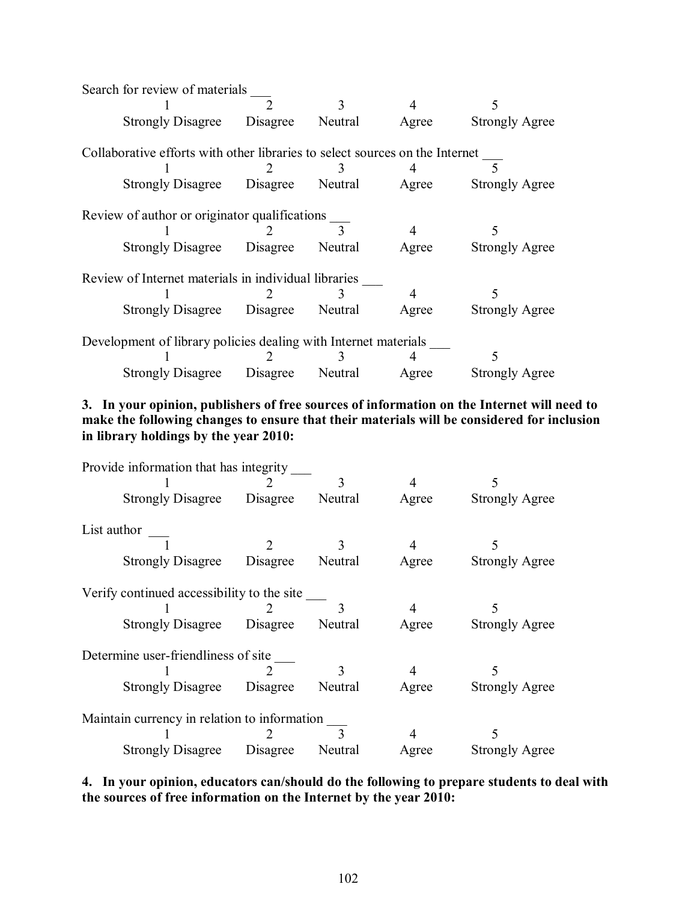Search for review of materials ___

| 1 | 2 | 3 | 4 | 5 |
|---|---|---|---|---|
| Strongly Disagree | Disagree | Neutral | Agree | Strongly Agree |

Collaborative efforts with other libraries to select sources on the Internet ___

| 1 | 2 | 3 | 4 | 5 |
|---|---|---|---|---|
| Strongly Disagree | Disagree | Neutral | Agree | Strongly Agree |

Review of author or originator qualifications ___

| 1 | 2 | 3 | 4 | 5 |
|---|---|---|---|---|
| Strongly Disagree | Disagree | Neutral | Agree | Strongly Agree |

Review of Internet materials in individual libraries ___

| 1 | 2 | 3 | 4 | 5 |
|---|---|---|---|---|
| Strongly Disagree | Disagree | Neutral | Agree | Strongly Agree |

Development of library policies dealing with Internet materials ___

| 1 | 2 | 3 | 4 | 5 |
|---|---|---|---|---|
| Strongly Disagree | Disagree | Neutral | Agree | Strongly Agree |

**3. In your opinion, publishers of free sources of information on the Internet will need to make the following changes to ensure that their materials will be considered for inclusion in library holdings by the year 2010:**

Provide information that has integrity ___

| 1 | 2 | 3 | 4 | 5 |
|---|---|---|---|---|
| Strongly Disagree | Disagree | Neutral | Agree | Strongly Agree |

List author ___

| 1 | 2 | 3 | 4 | 5 |
|---|---|---|---|---|
| Strongly Disagree | Disagree | Neutral | Agree | Strongly Agree |

Verify continued accessibility to the site ___

| 1 | 2 | 3 | 4 | 5 |
|---|---|---|---|---|
| Strongly Disagree | Disagree | Neutral | Agree | Strongly Agree |

Determine user-friendliness of site ___

| 1 | 2 | 3 | 4 | 5 |
|---|---|---|---|---|
| Strongly Disagree | Disagree | Neutral | Agree | Strongly Agree |

Maintain currency in relation to information ___

| 1 | 2 | 3 | 4 | 5 |
|---|---|---|---|---|
| Strongly Disagree | Disagree | Neutral | Agree | Strongly Agree |

**4. In your opinion, educators can/should do the following to prepare students to deal with the sources of free information on the Internet by the year 2010:**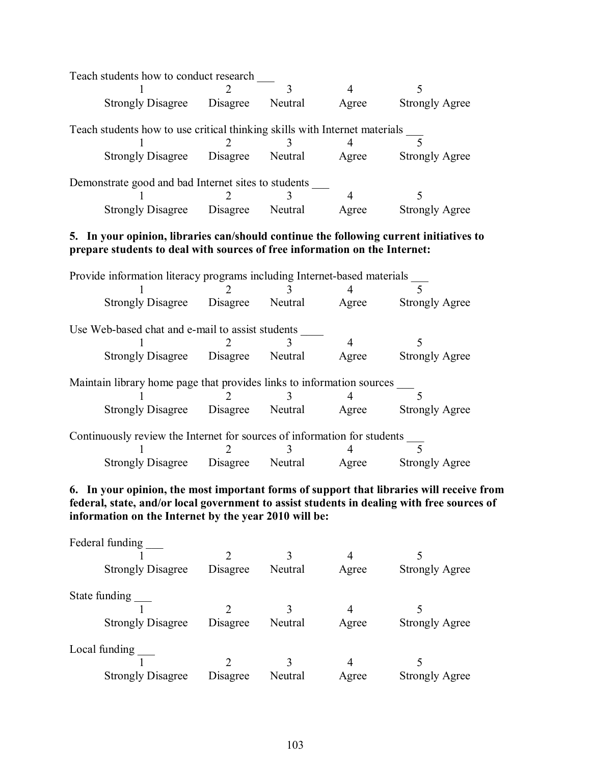Teach students how to conduct research ___

| 1 | 2 | 3 | 4 | 5 |
|---|---|---|---|---|
| Strongly Disagree | Disagree | Neutral | Agree | Strongly Agree |

Teach students how to use critical thinking skills with Internet materials ___

| 1 | 2 | 3 | 4 | 5 |
|---|---|---|---|---|
| Strongly Disagree | Disagree | Neutral | Agree | Strongly Agree |

Demonstrate good and bad Internet sites to students ___

| 1 | 2 | 3 | 4 | 5 |
|---|---|---|---|---|
| Strongly Disagree | Disagree | Neutral | Agree | Strongly Agree |

**5. In your opinion, libraries can/should continue the following current initiatives to prepare students to deal with sources of free information on the Internet:**

Provide information literacy programs including Internet-based materials ___

| 1 | 2 | 3 | 4 | 5 |
|---|---|---|---|---|
| Strongly Disagree | Disagree | Neutral | Agree | Strongly Agree |

Use Web-based chat and e-mail to assist students ____

| 1 | 2 | 3 | 4 | 5 |
|---|---|---|---|---|
| Strongly Disagree | Disagree | Neutral | Agree | Strongly Agree |

Maintain library home page that provides links to information sources ___

| 1 | 2 | 3 | 4 | 5 |
|---|---|---|---|---|
| Strongly Disagree | Disagree | Neutral | Agree | Strongly Agree |

Continuously review the Internet for sources of information for students ___

| 1 | 2 | 3 | 4 | 5 |
|---|---|---|---|---|
| Strongly Disagree | Disagree | Neutral | Agree | Strongly Agree |

**6. In your opinion, the most important forms of support that libraries will receive from federal, state, and/or local government to assist students in dealing with free sources of information on the Internet by the year 2010 will be:**

Federal funding ___

| 1 | 2 | 3 | 4 | 5 |
|---|---|---|---|---|
| Strongly Disagree | Disagree | Neutral | Agree | Strongly Agree |

State funding ___

| 1 | 2 | 3 | 4 | 5 |
|---|---|---|---|---|
| Strongly Disagree | Disagree | Neutral | Agree | Strongly Agree |

Local funding ___

| 1 | 2 | 3 | 4 | 5 |
|---|---|---|---|---|
| Strongly Disagree | Disagree | Neutral | Agree | Strongly Agree |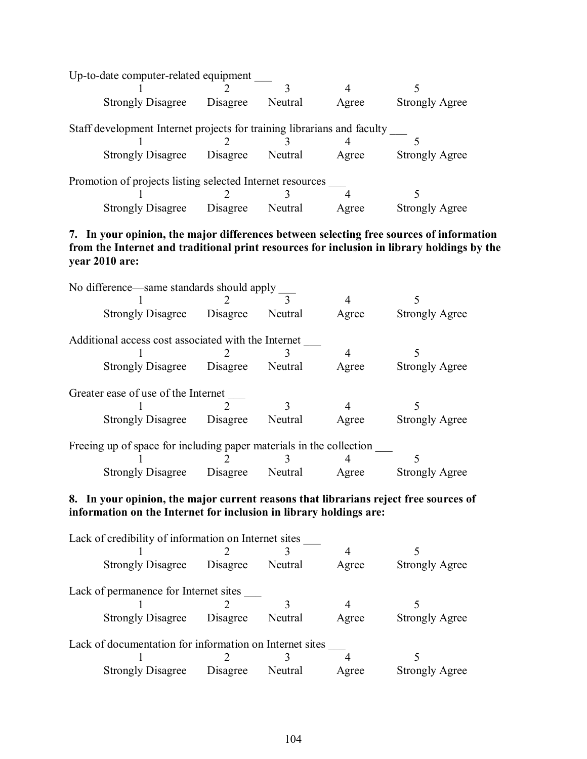Up-to-date computer-related equipment ___

| 1 | 2 | 3 | 4 | 5 |
|---|---|---|---|---|
| Strongly Disagree | Disagree | Neutral | Agree | Strongly Agree |

Staff development Internet projects for training librarians and faculty ___

| 1 | 2 | 3 | 4 | 5 |
|---|---|---|---|---|
| Strongly Disagree | Disagree | Neutral | Agree | Strongly Agree |

Promotion of projects listing selected Internet resources ___

| 1 | 2 | 3 | 4 | 5 |
|---|---|---|---|---|
| Strongly Disagree | Disagree | Neutral | Agree | Strongly Agree |

**7. In your opinion, the major differences between selecting free sources of information from the Internet and traditional print resources for inclusion in library holdings by the year 2010 are:**

No difference—same standards should apply ___

| 1 | 2 | 3 | 4 | 5 |
|---|---|---|---|---|
| Strongly Disagree | Disagree | Neutral | Agree | Strongly Agree |

Additional access cost associated with the Internet ___

| 1 | 2 | 3 | 4 | 5 |
|---|---|---|---|---|
| Strongly Disagree | Disagree | Neutral | Agree | Strongly Agree |

Greater ease of use of the Internet ___

| 1 | 2 | 3 | 4 | 5 |
|---|---|---|---|---|
| Strongly Disagree | Disagree | Neutral | Agree | Strongly Agree |

Freeing up of space for including paper materials in the collection ___

| 1 | 2 | 3 | 4 | 5 |
|---|---|---|---|---|
| Strongly Disagree | Disagree | Neutral | Agree | Strongly Agree |

**8. In your opinion, the major current reasons that librarians reject free sources of information on the Internet for inclusion in library holdings are:**

Lack of credibility of information on Internet sites ___

| 1 | 2 | 3 | 4 | 5 |
|---|---|---|---|---|
| Strongly Disagree | Disagree | Neutral | Agree | Strongly Agree |

Lack of permanence for Internet sites ___

| 1 | 2 | 3 | 4 | 5 |
|---|---|---|---|---|
| Strongly Disagree | Disagree | Neutral | Agree | Strongly Agree |

Lack of documentation for information on Internet sites ___

| 1 | 2 | 3 | 4 | 5 |
|---|---|---|---|---|
| Strongly Disagree | Disagree | Neutral | Agree | Strongly Agree |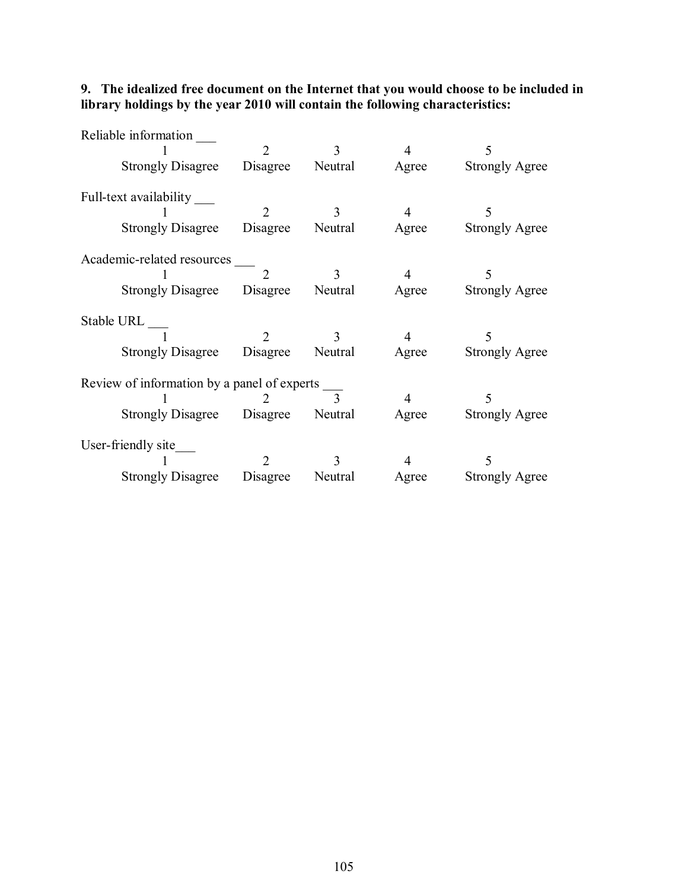**9. The idealized free document on the Internet that you would choose to be included in library holdings by the year 2010 will contain the following characteristics:**

Reliable information ___

| 1 | 2 | 3 | 4 | 5 |
|---|---|---|---|---|
| Strongly Disagree | Disagree | Neutral | Agree | Strongly Agree |

Full-text availability ___

| 1 | 2 | 3 | 4 | 5 |
|---|---|---|---|---|
| Strongly Disagree | Disagree | Neutral | Agree | Strongly Agree |

Academic-related resources ___

| 1 | 2 | 3 | 4 | 5 |
|---|---|---|---|---|
| Strongly Disagree | Disagree | Neutral | Agree | Strongly Agree |

Stable URL ___

| 1 | 2 | 3 | 4 | 5 |
|---|---|---|---|---|
| Strongly Disagree | Disagree | Neutral | Agree | Strongly Agree |

Review of information by a panel of experts ___

| 1 | 2 | 3 | 4 | 5 |
|---|---|---|---|---|
| Strongly Disagree | Disagree | Neutral | Agree | Strongly Agree |

User-friendly site___

| 1 | 2 | 3 | 4 | 5 |
|---|---|---|---|---|
| Strongly Disagree | Disagree | Neutral | Agree | Strongly Agree |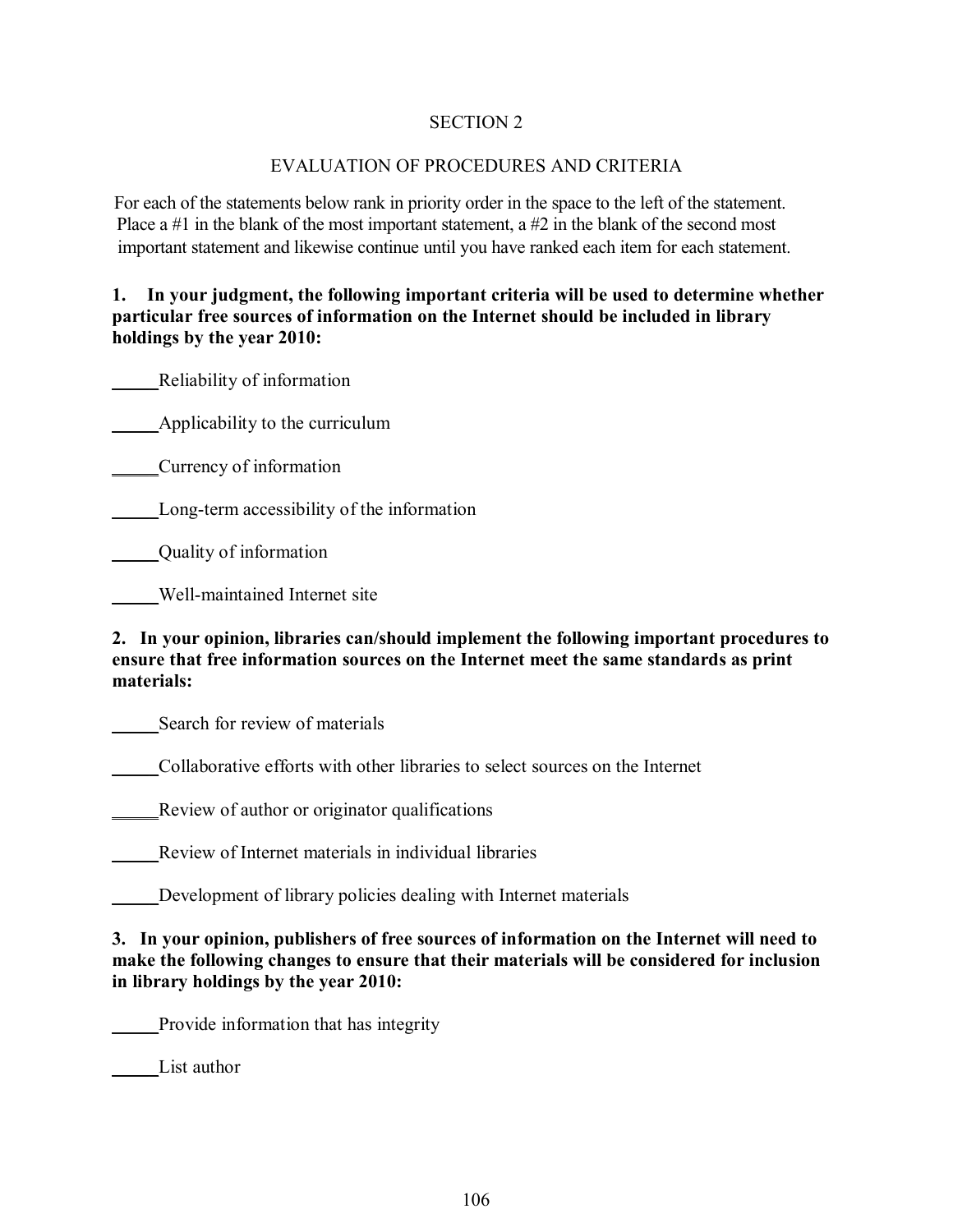## SECTION 2

## EVALUATION OF PROCEDURES AND CRITERIA

For each of the statements below rank in priority order in the space to the left of the statement. Place a #1 in the blank of the most important statement, a #2 in the blank of the second most important statement and likewise continue until you have ranked each item for each statement.

**1. In your judgment, the following important criteria will be used to determine whether particular free sources of information on the Internet should be included in library holdings by the year 2010:**

_____Reliability of information

_____Applicability to the curriculum

_____Currency of information

_____Long-term accessibility of the information

_____Quality of information

_____Well-maintained Internet site

**2. In your opinion, libraries can/should implement the following important procedures to ensure that free information sources on the Internet meet the same standards as print materials:**

_____Search for review of materials

_____Collaborative efforts with other libraries to select sources on the Internet

_____Review of author or originator qualifications

_____Review of Internet materials in individual libraries

_____Development of library policies dealing with Internet materials

**3. In your opinion, publishers of free sources of information on the Internet will need to make the following changes to ensure that their materials will be considered for inclusion in library holdings by the year 2010:**

_____Provide information that has integrity

_____List author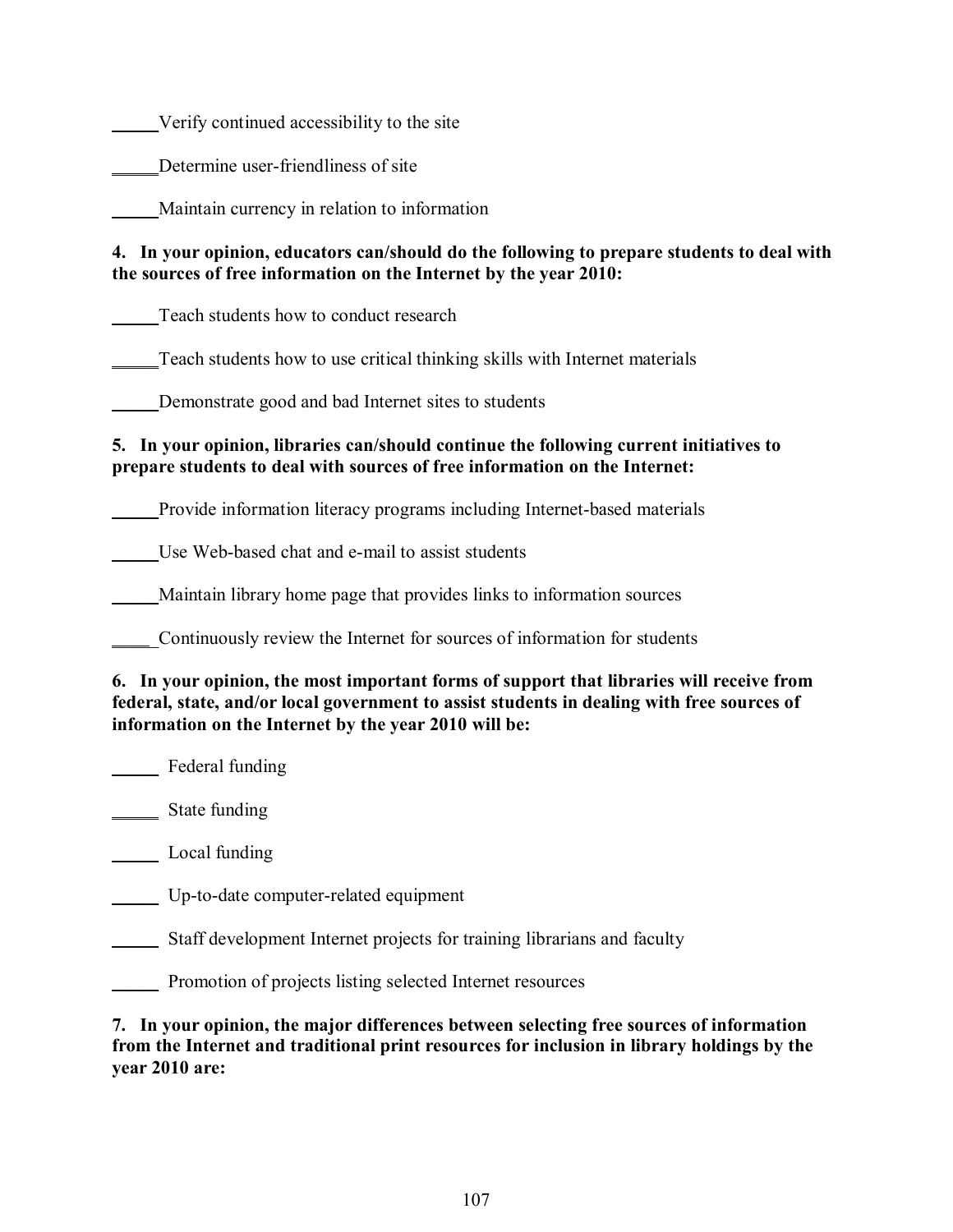_____Verify continued accessibility to the site

_____Determine user-friendliness of site

_____Maintain currency in relation to information

**4. In your opinion, educators can/should do the following to prepare students to deal with the sources of free information on the Internet by the year 2010:**

_____Teach students how to conduct research

_____Teach students how to use critical thinking skills with Internet materials

_____Demonstrate good and bad Internet sites to students

**5. In your opinion, libraries can/should continue the following current initiatives to prepare students to deal with sources of free information on the Internet:**

_____Provide information literacy programs including Internet-based materials

_____Use Web-based chat and e-mail to assist students

_____Maintain library home page that provides links to information sources

_____ Continuously review the Internet for sources of information for students

**6. In your opinion, the most important forms of support that libraries will receive from federal, state, and/or local government to assist students in dealing with free sources of information on the Internet by the year 2010 will be:**

_____ Federal funding

_____ State funding

_____ Local funding

_____ Up-to-date computer-related equipment

_____ Staff development Internet projects for training librarians and faculty

_____ Promotion of projects listing selected Internet resources

**7. In your opinion, the major differences between selecting free sources of information from the Internet and traditional print resources for inclusion in library holdings by the year 2010 are:**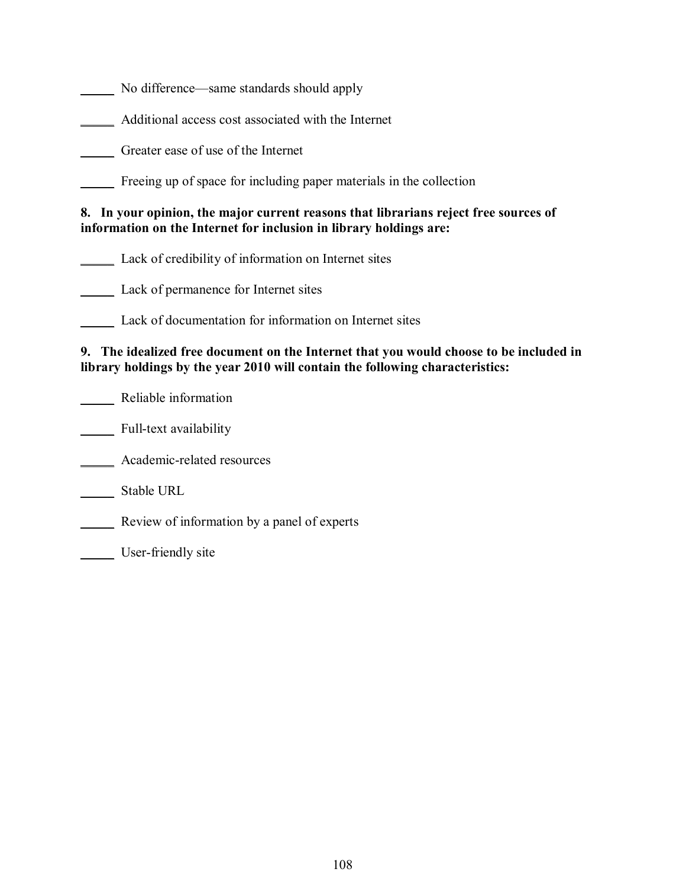_____ No difference—same standards should apply

_____ Additional access cost associated with the Internet

_____ Greater ease of use of the Internet

_____ Freeing up of space for including paper materials in the collection

**8. In your opinion, the major current reasons that librarians reject free sources of information on the Internet for inclusion in library holdings are:**

_____ Lack of credibility of information on Internet sites

_____ Lack of permanence for Internet sites

_____ Lack of documentation for information on Internet sites

**9. The idealized free document on the Internet that you would choose to be included in library holdings by the year 2010 will contain the following characteristics:**

_____ Reliable information

_____ Full-text availability

_____ Academic-related resources

_____ Stable URL

_____ Review of information by a panel of experts

_____ User-friendly site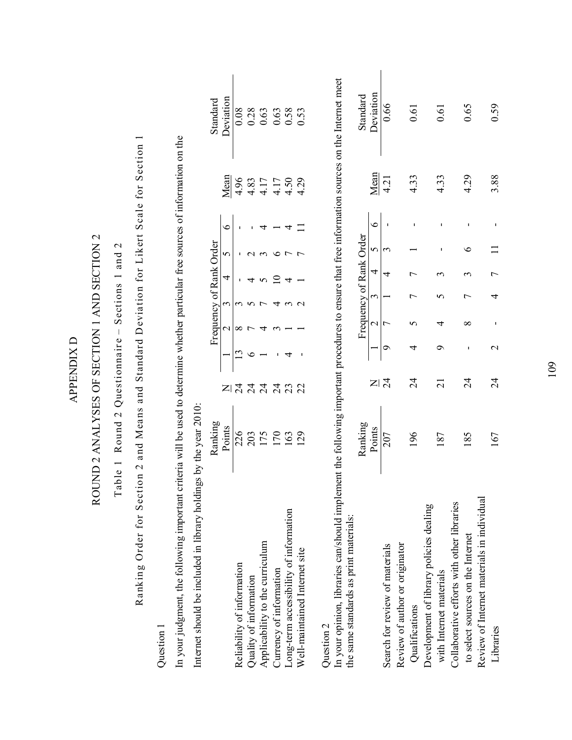# APPENDIX D

## ROUND 2 ANALYSES OF SECTION 1 AND SECTION 2

### Table 1 Round 2 Questionnaire – Sections 1 and 2

### Ranking Order for Section 2 and Means and Standard Deviation for Likert Scale for Section 1

Question 1

In your judgment, the following important criteria will be used to determine whether particular free sources of information on the Internet should be included in library holdings by the year 2010:

| | Ranking Points | N | Frequency of Rank Order | | | | | | Mean | Standard Deviation |
|---|---|---|---|---|---|---|---|---|---|---|
| | | | 1 | 2 | 3 | 4 | 5 | 6 | | |
| Reliability of information | 226 | 24 | 13 | 8 | 3 | - | - | - | 4.96 | 0.08 |
| Quality of information | 203 | 24 | 6 | 7 | 5 | 4 | 2 | - | 4.83 | 0.28 |
| Applicability to the curriculum | 175 | 24 | 1 | 4 | 7 | 5 | 3 | 4 | 4.17 | 0.63 |
| Currency of information | 170 | 24 | - | 3 | 4 | 10 | 6 | 1 | 4.17 | 0.63 |
| Long-term accessibility of information | 163 | 23 | 4 | 1 | 3 | 4 | 7 | 4 | 4.50 | 0.58 |
| Well-maintained Internet site | 129 | 22 | - | 1 | 2 | 1 | 7 | 11 | 4.29 | 0.53 |

Question 2

In your opinion, libraries can/should implement the following important procedures to ensure that free information sources on the Internet meet the same standards as print materials:

| | Ranking Points | N | Frequency of Rank Order | | | | | | Mean | Standard Deviation |
|---|---|---|---|---|---|---|---|---|---|---|
| | | | 1 | 2 | 3 | 4 | 5 | 6 | | |
| Search for review of materials | 207 | 24 | 9 | 7 | 1 | 4 | 3 | - | 4.21 | 0.66 |
| Review of author or originator Qualifications | 196 | 24 | 4 | 5 | 7 | 7 | 1 | - | 4.33 | 0.61 |
| Development of library policies dealing with Internet materials | 187 | 21 | 9 | 4 | 5 | 3 | - | - | 4.33 | 0.61 |
| Collaborative efforts with other libraries to select sources on the Internet | 185 | 24 | - | 8 | 7 | 3 | 6 | - | 4.29 | 0.65 |
| Review of Internet materials in individual Libraries | 167 | 24 | 2 | - | 4 | 7 | 11 | - | 3.88 | 0.59 |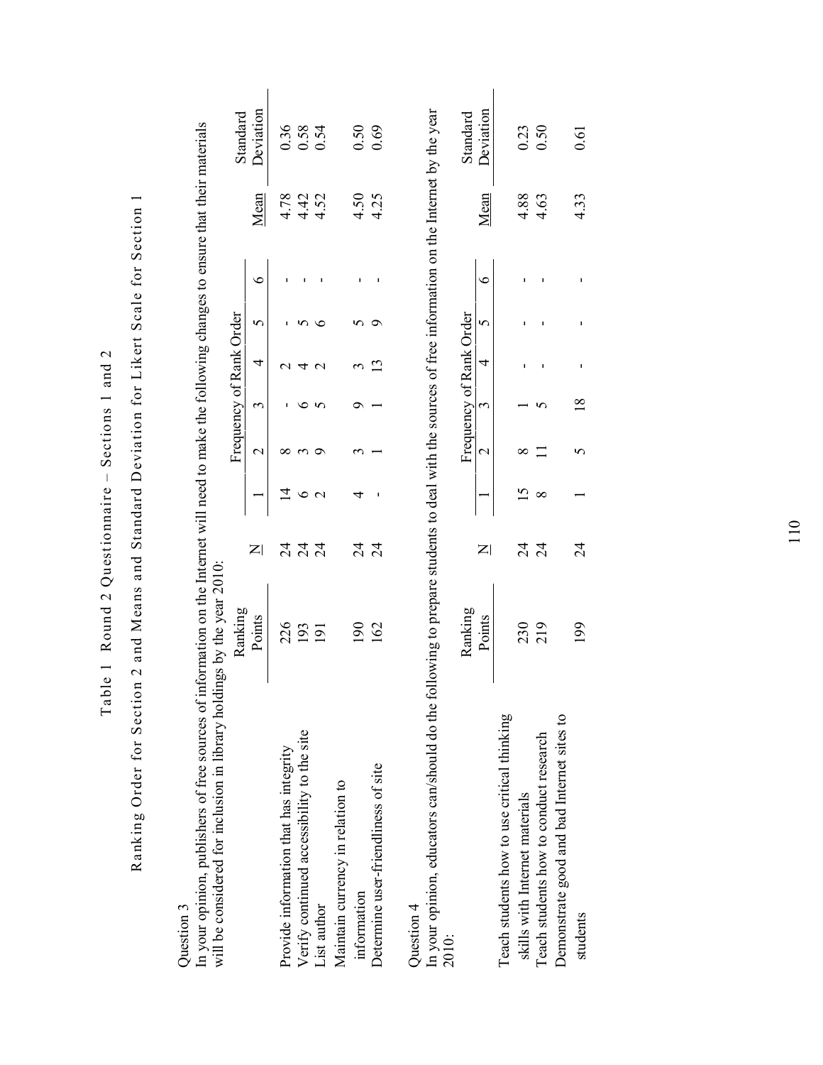# Table 1 Round 2 Questionnaire – Sections 1 and 2

## Ranking Order for Section 2 and Means and Standard Deviation for Likert Scale for Section 1

Question 3

In your opinion, publishers of free sources of information on the Internet will need to make the following changes to ensure that their materials will be considered for inclusion in library holdings by the year 2010:

| | Ranking Points | N | Frequency of Rank Order 1 | 2 | 3 | 4 | 5 | 6 | Mean | Standard Deviation |
|---|---|---|---|---|---|---|---|---|---|---|
| Provide information that has integrity | 226 | 24 | 14 | 8 | - | 2 | - | - | 4.78 | 0.36 |
| Verify continued accessibility to the site | 193 | 24 | 6 | 3 | 6 | 4 | 5 | - | 4.42 | 0.58 |
| List author | 191 | 24 | 2 | 9 | 5 | 2 | 6 | - | 4.52 | 0.54 |
| Maintain currency in relation to information | 190 | 24 | 4 | 3 | 9 | 3 | 5 | - | 4.50 | 0.50 |
| Determine user-friendliness of site | 162 | 24 | - | 1 | 1 | 13 | 9 | - | 4.25 | 0.69 |

Question 4

In your opinion, educators can/should do the following to prepare students to deal with the sources of free information on the Internet by the year 2010:

| | Ranking Points | N | Frequency of Rank Order 1 | 2 | 3 | 4 | 5 | 6 | Mean | Standard Deviation |
|---|---|---|---|---|---|---|---|---|---|---|
| Teach students how to use critical thinking skills with Internet materials | 230 | 24 | 15 | 8 | 1 | - | - | - | 4.88 | 0.23 |
| Teach students how to conduct research | 219 | 24 | 8 | 11 | 5 | - | - | - | 4.63 | 0.50 |
| Demonstrate good and bad Internet sites to students | 199 | 24 | 1 | 5 | 18 | - | - | - | 4.33 | 0.61 |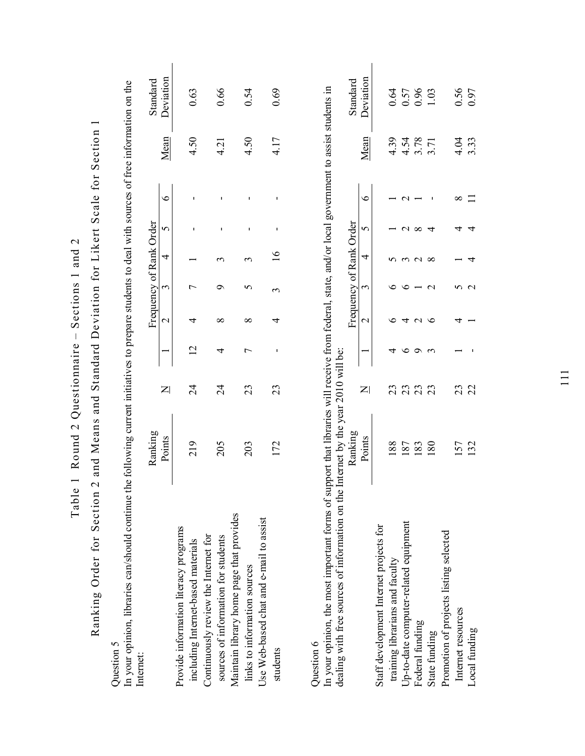Table 1 Round 2 Questionnaire – Sections 1 and 2

Ranking Order for Section 2 and Means and Standard Deviation for Likert Scale for Section 1

Question 5

In your opinion, libraries can/should continue the following current initiatives to prepare students to deal with sources of free information on the Internet:

| | Ranking Points | N | Frequency of Rank Order | | | | | | Mean | Standard Deviation |
|---|---|---|---|---|---|---|---|---|---|---|
| | | | 1 | 2 | 3 | 4 | 5 | 6 | | |
| Provide information literacy programs including Internet-based materials | 219 | 24 | 12 | 4 | 7 | 1 | - | - | 4.50 | 0.63 |
| Continuously review the Internet for sources of information for students | 205 | 24 | 4 | 8 | 9 | 3 | - | - | 4.21 | 0.66 |
| Maintain library home page that provides links to information sources | 203 | 23 | 7 | 8 | 5 | 3 | - | - | 4.50 | 0.54 |
| Use Web-based chat and e-mail to assist students | 172 | 23 | - | 4 | 3 | 16 | - | - | 4.17 | 0.69 |

Question 6

In your opinion, the most important forms of support that libraries will receive from federal, state, and/or local government to assist students in dealing with free sources of information on the Internet by the year 2010 will be:

| | Ranking Points | N | Frequency of Rank Order | | | | | | Mean | Standard Deviation |
|---|---|---|---|---|---|---|---|---|---|---|
| | | | 1 | 2 | 3 | 4 | 5 | 6 | | |
| Staff development Internet projects for training librarians and faculty | 188 | 23 | 4 | 6 | 6 | 5 | 1 | 1 | 4.39 | 0.64 |
| Up-to-date computer-related equipment | 187 | 23 | 6 | 4 | 6 | 3 | 2 | 2 | 4.54 | 0.57 |
| Federal funding | 183 | 23 | 9 | 2 | 1 | 2 | 8 | 1 | 3.78 | 0.96 |
| State funding | 180 | 23 | 3 | 6 | 2 | 8 | 4 | - | 3.71 | 1.03 |
| Promotion of projects listing selected Internet resources | 157 | 23 | 1 | 4 | 5 | 1 | 4 | 8 | 4.04 | 0.56 |
| Local funding | 132 | 22 | - | 1 | 2 | 4 | 4 | 11 | 3.33 | 0.97 |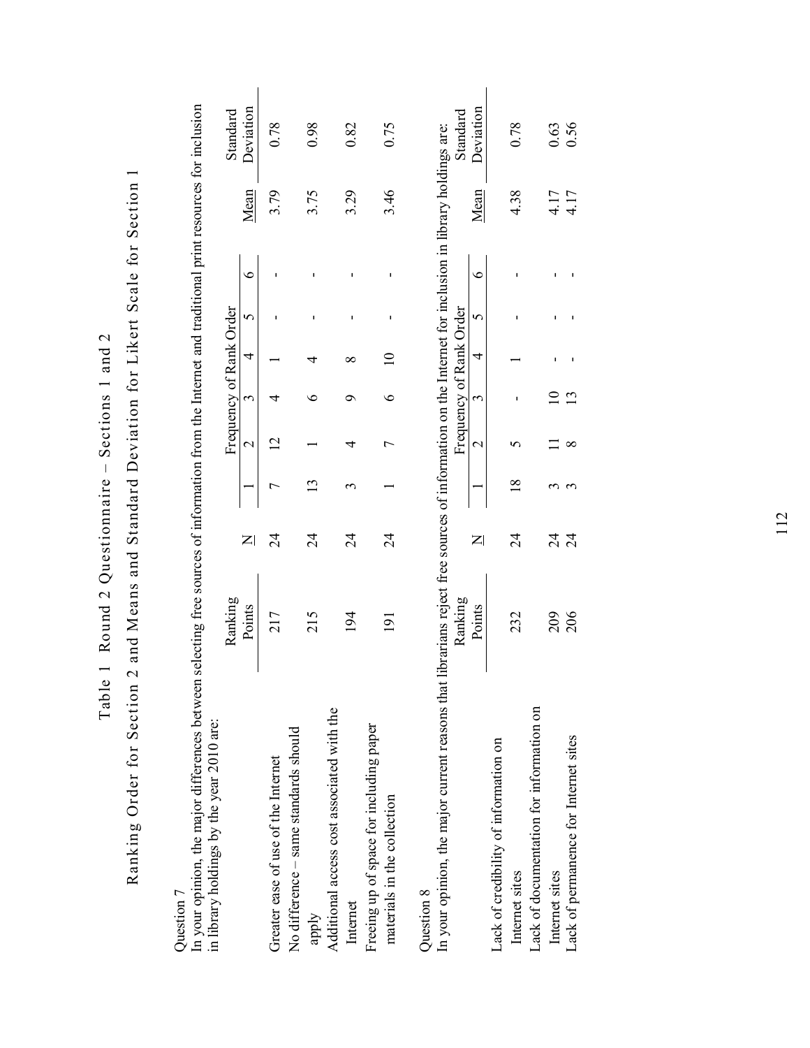Table 1 Round 2 Questionnaire – Sections 1 and 2

Ranking Order for Section 2 and Means and Standard Deviation for Likert Scale for Section 1

Question 7
In your opinion, the major differences between selecting free sources of information from the Internet and traditional print resources for inclusion in library holdings by the year 2010 are:

| | Ranking Points | N | Frequency of Rank Order | | | | | | Mean | Standard Deviation |
|---|---|---|---|---|---|---|---|---|---|---|
| | | | 1 | 2 | 3 | 4 | 5 | 6 | | |
| Greater ease of use of the Internet | 217 | 24 | 7 | 12 | 4 | 1 | - | - | 3.79 | 0.78 |
| No difference – same standards should apply | 215 | 24 | 13 | 1 | 6 | 4 | - | - | 3.75 | 0.98 |
| Additional access cost associated with the Internet | 194 | 24 | 3 | 4 | 9 | 8 | - | - | 3.29 | 0.82 |
| Freeing up of space for including paper materials in the collection | 191 | 24 | 1 | 7 | 6 | 10 | - | - | 3.46 | 0.75 |

Question 8
In your opinion, the major current reasons that librarians reject free sources of information on the Internet for inclusion in library holdings are:

| | Ranking Points | N | Frequency of Rank Order | | | | | | Mean | Standard Deviation |
|---|---|---|---|---|---|---|---|---|---|---|
| | | | 1 | 2 | 3 | 4 | 5 | 6 | | |
| Lack of credibility of information on Internet sites | 232 | 24 | 18 | 5 | - | 1 | - | - | 4.38 | 0.78 |
| Lack of documentation for information on Internet sites | 209 | 24 | 3 | 11 | 10 | - | - | - | 4.17 | 0.63 |
| Lack of permanence for Internet sites | 206 | 24 | 3 | 8 | 13 | - | - | - | 4.17 | 0.56 |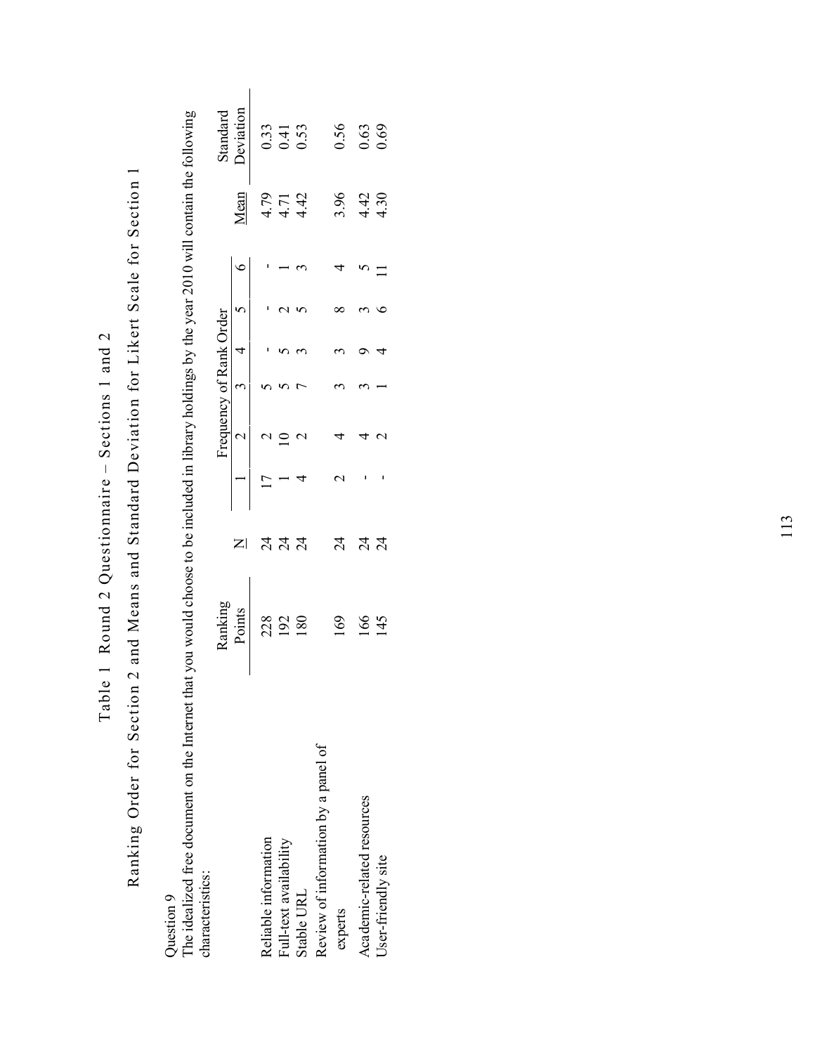Table 1 Round 2 Questionnaire – Sections 1 and 2

Ranking Order for Section 2 and Means and Standard Deviation for Likert Scale for Section 1

Question 9

The idealized free document on the Internet that you would choose to be included in library holdings by the year 2010 will contain the following characteristics:

| | Ranking Points | N | Frequency of Rank Order | | | | | | Mean | Standard Deviation |
|---|---|---|---|---|---|---|---|---|---|---|
| | | | 1 | 2 | 3 | 4 | 5 | 6 | | |
| Reliable information | 228 | 24 | 17 | 2 | 5 | - | - | - | 4.79 | 0.33 |
| Full-text availability | 192 | 24 | 1 | 10 | 5 | 5 | 2 | 1 | 4.71 | 0.41 |
| Stable URL | 180 | 24 | 4 | 2 | 7 | 3 | 5 | 3 | 4.42 | 0.53 |
| Review of information by a panel of experts | 169 | 24 | 2 | 4 | 3 | 3 | 8 | 4 | 3.96 | 0.56 |
| Academic-related resources | 166 | 24 | - | 4 | 3 | 9 | 3 | 5 | 4.42 | 0.63 |
| User-friendly site | 145 | 24 | - | 2 | 1 | 4 | 6 | 11 | 4.30 | 0.69 |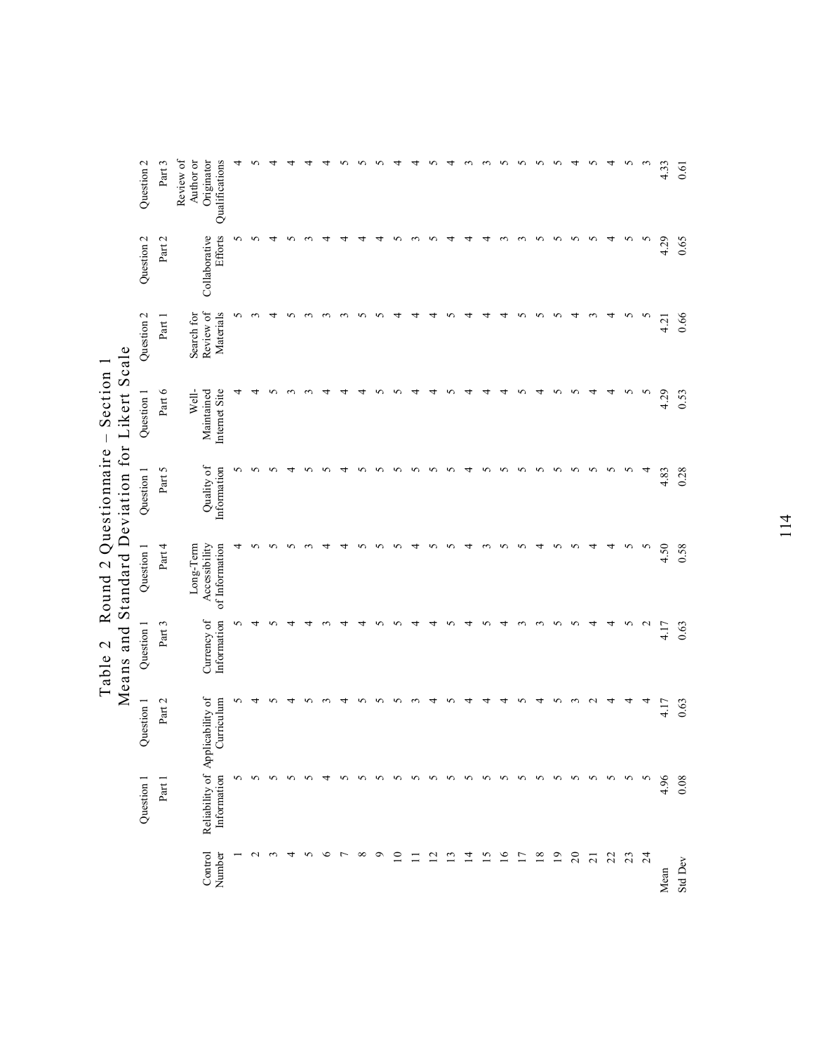# Table 2 Round 2 Questionnaire – Section 1
## Means and Standard Deviation for Likert Scale

| Control Number | Question 1 Part 1 Reliability of Information | Question 1 Part 2 Applicability of Curriculum | Question 1 Part 3 Currency of Information | Question 1 Part 4 Long-Term Accessibility of Information | Question 1 Part 5 Quality of Information | Question 1 Part 6 Well-Maintained Internet Site | Question 2 Part 1 Search for Review of Materials | Question 2 Part 2 Collaborative Efforts | Question 2 Part 3 Review of Author or Originator Qualifications |
|---|---|---|---|---|---|---|---|---|---|
| 1 | 5 | 5 | 5 | 4 | 5 | 4 | 5 | 5 | 4 |
| 2 | 5 | 4 | 4 | 5 | 5 | 4 | 3 | 5 | 5 |
| 3 | 5 | 5 | 5 | 5 | 5 | 5 | 4 | 4 | 4 |
| 4 | 5 | 4 | 4 | 5 | 4 | 3 | 5 | 5 | 4 |
| 5 | 5 | 5 | 4 | 3 | 5 | 3 | 3 | 3 | 4 |
| 6 | 4 | 3 | 3 | 4 | 5 | 4 | 3 | 4 | 4 |
| 7 | 5 | 4 | 4 | 4 | 4 | 4 | 3 | 4 | 5 |
| 8 | 5 | 5 | 4 | 5 | 5 | 4 | 5 | 4 | 5 |
| 9 | 5 | 5 | 5 | 5 | 5 | 5 | 5 | 4 | 5 |
| 10 | 5 | 5 | 5 | 5 | 5 | 5 | 4 | 5 | 4 |
| 11 | 5 | 3 | 4 | 4 | 5 | 4 | 4 | 3 | 4 |
| 12 | 5 | 4 | 4 | 5 | 5 | 4 | 4 | 5 | 5 |
| 13 | 5 | 5 | 5 | 5 | 5 | 5 | 5 | 4 | 4 |
| 14 | 5 | 4 | 4 | 4 | 4 | 4 | 4 | 4 | 3 |
| 15 | 5 | 4 | 5 | 3 | 5 | 4 | 4 | 4 | 3 |
| 16 | 5 | 4 | 4 | 5 | 5 | 4 | 4 | 3 | 5 |
| 17 | 5 | 5 | 3 | 5 | 5 | 5 | 5 | 3 | 5 |
| 18 | 5 | 4 | 3 | 4 | 5 | 4 | 5 | 5 | 5 |
| 19 | 5 | 5 | 5 | 5 | 5 | 5 | 5 | 5 | 5 |
| 20 | 5 | 3 | 5 | 5 | 5 | 5 | 4 | 5 | 4 |
| 21 | 5 | 2 | 4 | 4 | 5 | 4 | 3 | 5 | 5 |
| 22 | 5 | 4 | 4 | 4 | 5 | 4 | 4 | 4 | 4 |
| 23 | 5 | 4 | 5 | 5 | 5 | 5 | 5 | 5 | 5 |
| 24 | 5 | 4 | 2 | 5 | 4 | 5 | 5 | 5 | 3 |
| Mean | 4.96 | 4.17 | 4.17 | 4.50 | 4.83 | 4.29 | 4.21 | 4.29 | 4.33 |
| Std Dev | 0.08 | 0.63 | 0.63 | 0.58 | 0.28 | 0.53 | 0.66 | 0.65 | 0.61 |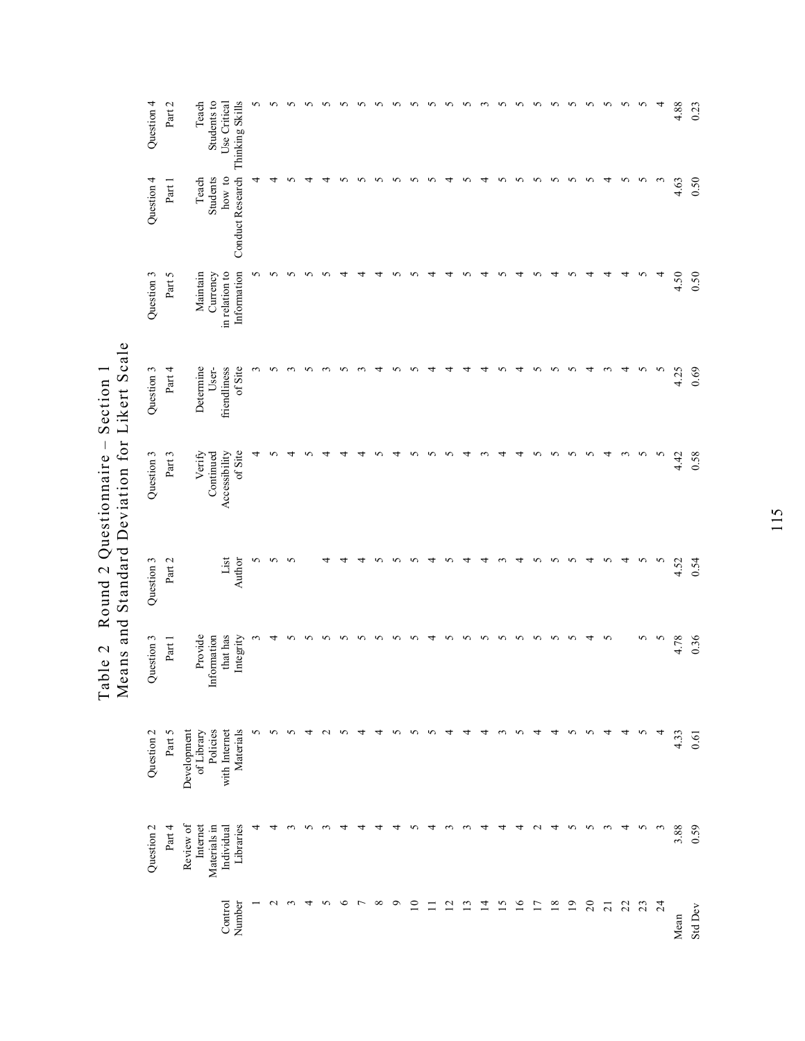# Table 2 Round 2 Questionnaire – Section 1
## Means and Standard Deviation for Likert Scale

| Control Number | Question 2 Part 4 Review of Internet Materials in Individual Libraries | Question 2 Part 5 Development of Library Policies with Internet Materials | Question 3 Part 1 Provide Information that has Integrity | Question 3 Part 2 List Author | Question 3 Part 3 Verify Continued Accessibility of Site | Question 3 Part 4 Determine User-friendliness of Site | Question 3 Part 5 Maintain Currency in relation to Information | Question 4 Part 1 Teach Students how to Conduct Research | Question 4 Part 2 Teach Students to Use Critical Thinking Skills |
|---|---|---|---|---|---|---|---|---|---|
| 1 | 4 | 5 | 3 | 5 | 4 | 3 | 5 | 4 | 5 |
| 2 | 4 | 5 | 4 | 5 | 5 | 5 | 5 | 4 | 5 |
| 3 | 3 | 5 | 5 | 5 | 4 | 3 | 5 | 5 | 5 |
| 4 | 5 | 4 | 5 | | 5 | 5 | 5 | 4 | 5 |
| 5 | 3 | 2 | 5 | 4 | 4 | 3 | 5 | 4 | 5 |
| 6 | 4 | 5 | 5 | 4 | 4 | 5 | 4 | 5 | 5 |
| 7 | 4 | 4 | 5 | 4 | 4 | 3 | 4 | 5 | 5 |
| 8 | 4 | 4 | 5 | 5 | 5 | 4 | 4 | 5 | 5 |
| 9 | 4 | 5 | 5 | 5 | 4 | 5 | 5 | 5 | 5 |
| 10 | 5 | 5 | 5 | 5 | 5 | 5 | 5 | 5 | 5 |
| 11 | 4 | 5 | 4 | 4 | 5 | 4 | 4 | 5 | 5 |
| 12 | 3 | 4 | 5 | 5 | 5 | 4 | 4 | 4 | 5 |
| 13 | 3 | 4 | 5 | 4 | 4 | 4 | 5 | 5 | 5 |
| 14 | 4 | 4 | 5 | 4 | 3 | 4 | 4 | 4 | 3 |
| 15 | 4 | 3 | 5 | 3 | 4 | 5 | 5 | 5 | 5 |
| 16 | 4 | 5 | 5 | 4 | 4 | 4 | 4 | 5 | 5 |
| 17 | 2 | 4 | 5 | 5 | 5 | 5 | 5 | 5 | 5 |
| 18 | 4 | 4 | 5 | 5 | 5 | 5 | 4 | 5 | 5 |
| 19 | 5 | 5 | 5 | 5 | 5 | 5 | 5 | 5 | 5 |
| 20 | 5 | 5 | 4 | 4 | 5 | 4 | 4 | 5 | 5 |
| 21 | 3 | 4 | 5 | 5 | 4 | 3 | 4 | 4 | 5 |
| 22 | 4 | 4 | | 4 | 3 | 4 | 4 | 5 | 5 |
| 23 | 5 | 5 | 5 | 5 | 5 | 5 | 5 | 5 | 5 |
| 24 | 3 | 4 | 5 | 5 | 5 | 5 | 4 | 3 | 4 |
| Mean | 3.88 | 4.33 | 4.78 | 4.52 | 4.42 | 4.25 | 4.50 | 4.63 | 4.88 |
| Std Dev | 0.59 | 0.61 | 0.36 | 0.54 | 0.58 | 0.69 | 0.50 | 0.50 | 0.23 |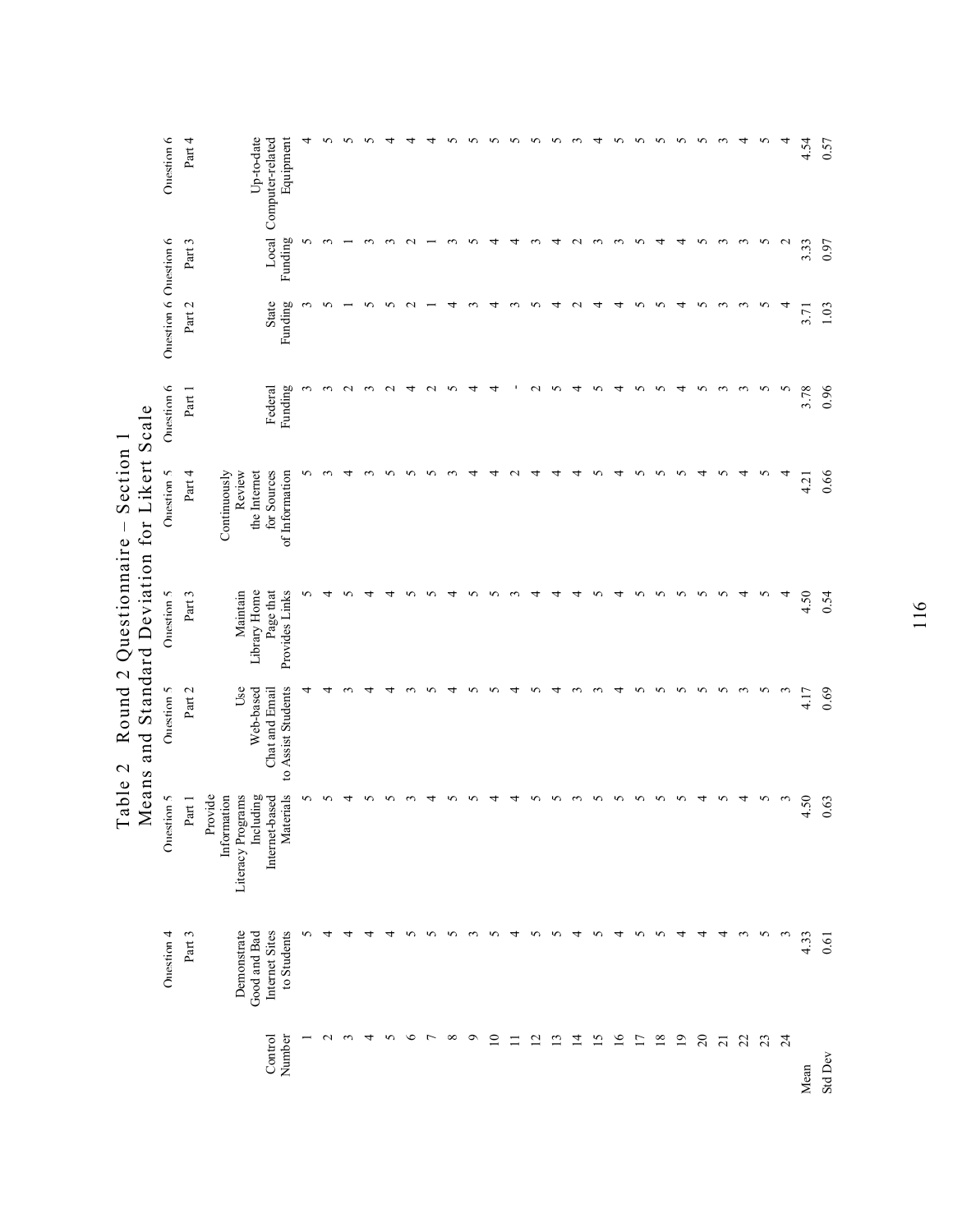# Table 2 Round 2 Questionnaire – Section 1
## Means and Standard Deviation for Likert Scale

| Control Number | Question 4 Part 3 Demonstrate Good and Bad Internet Sites to Students | Question 5 Part 1 Provide Information Literacy Programs Including Internet-based Materials | Question 5 Part 2 Use Web-based Chat and Email to Assist Students | Question 5 Part 3 Maintain Library Home Page that Provides Links | Question 5 Part 4 Continuously Review the Internet for Sources of Information | Question 6 Part 1 Federal Funding | Question 6 Part 2 State Funding | Question 6 Part 3 Local Funding | Question 6 Part 4 Up-to-date Computer-related Equipment |
|---|---|---|---|---|---|---|---|---|---|
| 1 | 5 | 5 | 4 | 5 | 5 | 3 | 3 | 5 | 4 |
| 2 | 4 | 5 | 4 | 4 | 3 | 3 | 5 | 3 | 5 |
| 3 | 4 | 4 | 3 | 5 | 4 | 2 | 1 | 1 | 5 |
| 4 | 4 | 5 | 4 | 4 | 3 | 3 | 5 | 3 | 5 |
| 5 | 4 | 5 | 4 | 4 | 5 | 2 | 5 | 3 | 4 |
| 6 | 5 | 3 | 3 | 5 | 5 | 4 | 2 | 2 | 4 |
| 7 | 5 | 4 | 5 | 5 | 5 | 2 | 1 | 1 | 4 |
| 8 | 5 | 5 | 4 | 4 | 3 | 5 | 4 | 3 | 5 |
| 9 | 3 | 5 | 5 | 5 | 4 | 4 | 3 | 5 | 5 |
| 10 | 5 | 4 | 5 | 5 | 4 | 4 | 4 | 4 | 5 |
| 11 | 4 | 4 | 4 | 3 | 2 | - | 3 | 4 | 5 |
| 12 | 5 | 5 | 5 | 4 | 4 | 2 | 5 | 3 | 5 |
| 13 | 5 | 5 | 4 | 4 | 4 | 5 | 4 | 4 | 5 |
| 14 | 4 | 3 | 3 | 4 | 4 | 4 | 2 | 2 | 3 |
| 15 | 5 | 5 | 3 | 5 | 5 | 5 | 4 | 3 | 4 |
| 16 | 4 | 5 | 4 | 4 | 4 | 4 | 4 | 3 | 5 |
| 17 | 5 | 5 | 5 | 5 | 5 | 5 | 5 | 5 | 5 |
| 18 | 5 | 5 | 5 | 5 | 5 | 5 | 5 | 4 | 5 |
| 19 | 4 | 5 | 5 | 5 | 5 | 4 | 4 | 4 | 5 |
| 20 | 4 | 4 | 5 | 5 | 4 | 5 | 5 | 5 | 5 |
| 21 | 4 | 5 | 5 | 5 | 5 | 3 | 3 | 3 | 3 |
| 22 | 3 | 4 | 3 | 4 | 4 | 3 | 3 | 3 | 4 |
| 23 | 5 | 5 | 5 | 5 | 5 | 5 | 5 | 5 | 5 |
| 24 | 3 | 3 | 3 | 4 | 4 | 5 | 4 | 2 | 4 |
| Mean | 4.33 | 4.50 | 4.17 | 4.50 | 4.21 | 3.78 | 3.71 | 3.33 | 4.54 |
| Std Dev | 0.61 | 0.63 | 0.69 | 0.54 | 0.66 | 0.96 | 1.03 | 0.97 | 0.57 |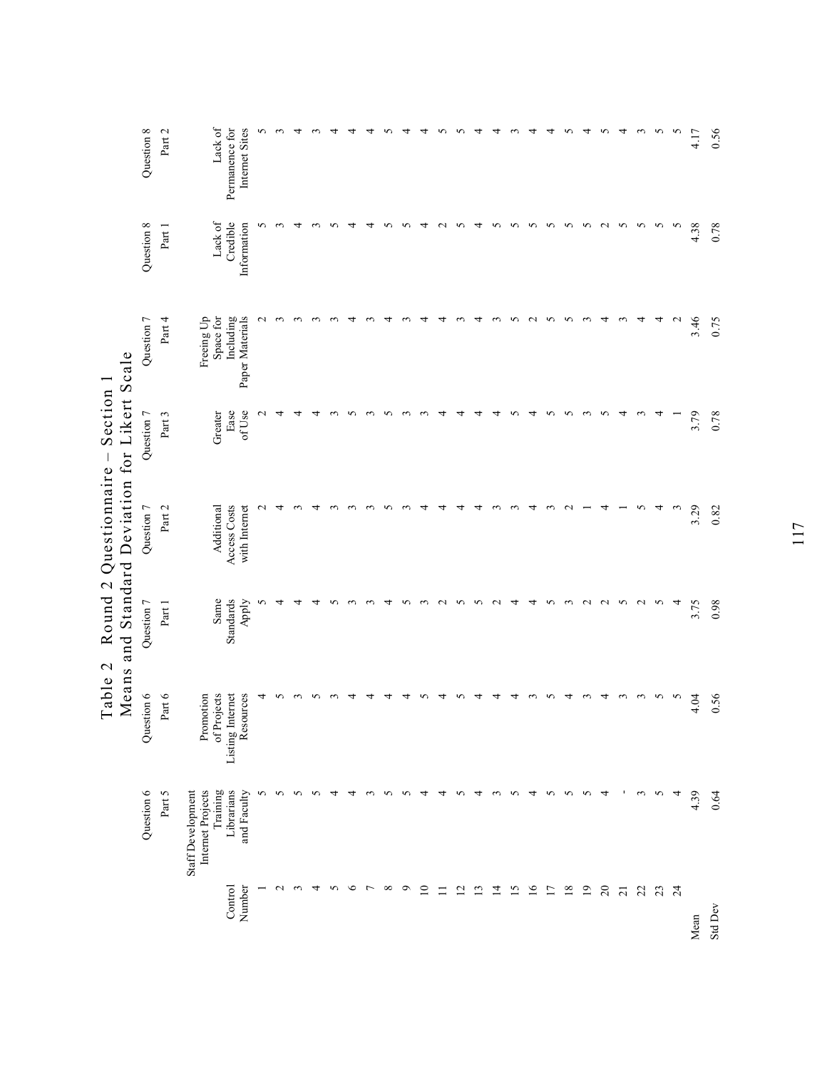# Table 2 Round 2 Questionnaire – Section 1
## Means and Standard Deviation for Likert Scale

| Control Number | Question 6 Part 5 Staff Development Internet Projects Training Librarians and Faculty | Question 6 Part 6 Promotion of Projects Listing Internet Resources | Question 7 Part 1 Same Standards Apply | Question 7 Part 2 Additional Access Costs with Internet | Question 7 Part 3 Greater Ease of Use | Question 7 Part 4 Freeing Up Space for Including Paper Materials | Question 8 Part 1 Lack of Credible Information | Question 8 Part 2 Lack of Permanence for Internet Sites |
|---|---|---|---|---|---|---|---|---|
| 1 | 5 | 4 | 5 | 2 | 2 | 2 | 5 | 5 |
| 2 | 5 | 5 | 4 | 4 | 4 | 3 | 3 | 3 |
| 3 | 5 | 3 | 4 | 3 | 4 | 3 | 4 | 4 |
| 4 | 5 | 5 | 4 | 4 | 4 | 3 | 3 | 3 |
| 5 | 4 | 3 | 5 | 3 | 3 | 3 | 5 | 4 |
| 6 | 4 | 4 | 3 | 3 | 5 | 4 | 4 | 4 |
| 7 | 3 | 4 | 3 | 3 | 3 | 3 | 4 | 4 |
| 8 | 5 | 4 | 4 | 5 | 5 | 4 | 5 | 5 |
| 9 | 5 | 4 | 5 | 3 | 3 | 3 | 5 | 4 |
| 10 | 4 | 5 | 3 | 4 | 3 | 4 | 4 | 4 |
| 11 | 4 | 4 | 2 | 4 | 4 | 4 | 2 | 5 |
| 12 | 5 | 5 | 5 | 4 | 4 | 3 | 5 | 5 |
| 13 | 4 | 4 | 5 | 4 | 4 | 4 | 4 | 4 |
| 14 | 3 | 4 | 2 | 3 | 4 | 3 | 5 | 4 |
| 15 | 5 | 4 | 4 | 3 | 5 | 5 | 5 | 3 |
| 16 | 4 | 3 | 4 | 4 | 4 | 2 | 5 | 4 |
| 17 | 5 | 5 | 5 | 3 | 5 | 5 | 5 | 4 |
| 18 | 5 | 4 | 3 | 2 | 5 | 5 | 5 | 5 |
| 19 | 5 | 3 | 2 | 1 | 3 | 3 | 5 | 4 |
| 20 | 4 | 4 | 2 | 4 | 5 | 4 | 2 | 5 |
| 21 | - | 3 | 5 | 1 | 4 | 3 | 5 | 4 |
| 22 | 3 | 3 | 2 | 5 | 3 | 4 | 5 | 3 |
| 23 | 5 | 5 | 5 | 4 | 4 | 4 | 5 | 5 |
| 24 | 4 | 5 | 4 | 3 | 1 | 2 | 5 | 5 |
| Mean | 4.39 | 4.04 | 3.75 | 3.29 | 3.79 | 3.46 | 4.38 | 4.17 |
| Std Dev | 0.64 | 0.56 | 0.98 | 0.82 | 0.78 | 0.75 | 0.78 | 0.56 |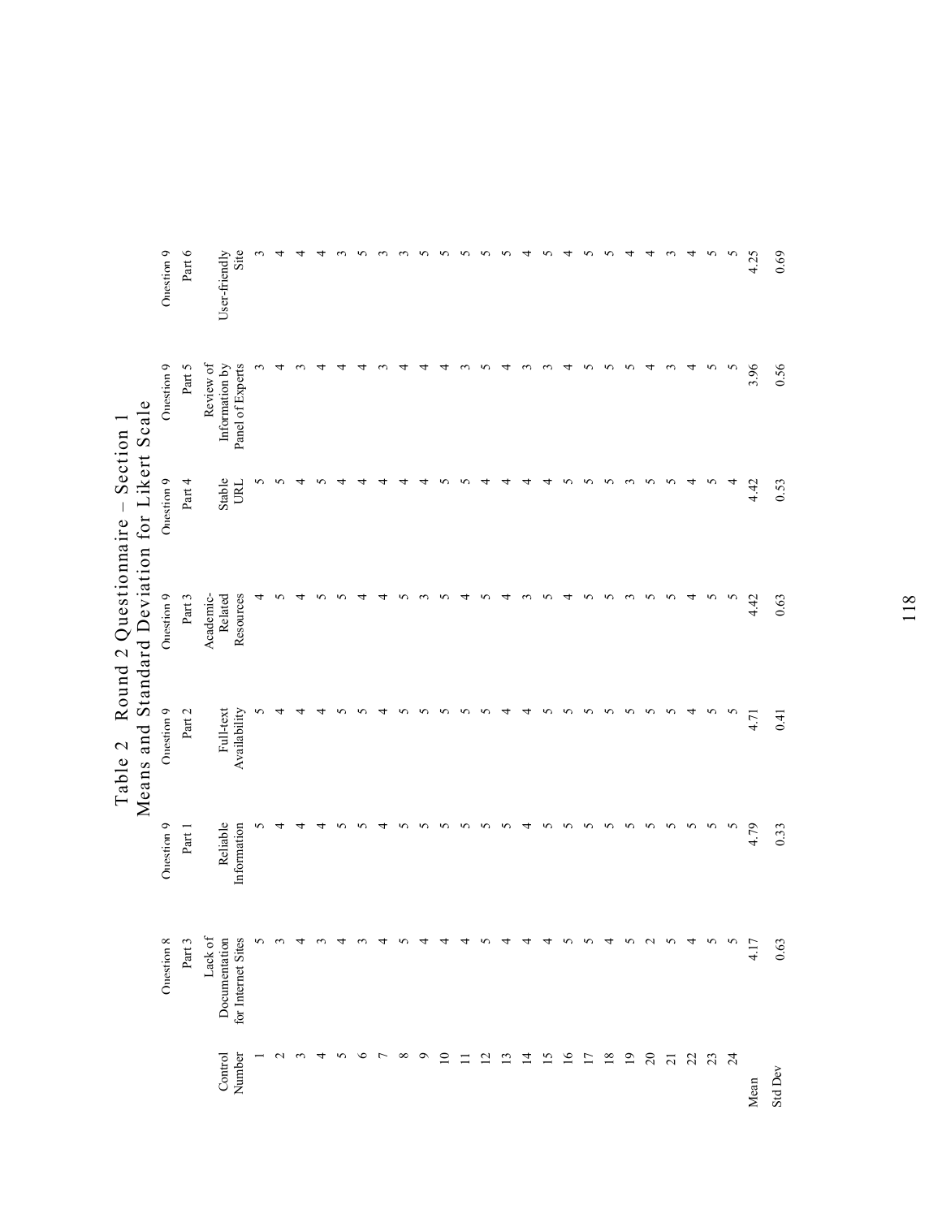# Table 2 Round 2 Questionnaire – Section 1
## Means and Standard Deviation for Likert Scale

| Control Number | Question 8 Part 3 Lack of Documentation for Internet Sites | Question 9 Part 1 Reliable Information | Question 9 Part 2 Full-text Availability | Question 9 Part 3 Academic-Related Resources | Question 9 Part 4 Stable URL | Question 9 Part 5 Review of Information by Panel of Experts | Question 9 Part 6 User-friendly Site |
|---|---|---|---|---|---|---|---|
| 1 | 5 | 5 | 5 | 4 | 5 | 3 | 3 |
| 2 | 3 | 4 | 4 | 5 | 5 | 4 | 4 |
| 3 | 4 | 4 | 4 | 4 | 4 | 3 | 4 |
| 4 | 3 | 4 | 4 | 5 | 5 | 4 | 4 |
| 5 | 4 | 5 | 5 | 5 | 4 | 4 | 3 |
| 6 | 3 | 5 | 5 | 4 | 4 | 4 | 5 |
| 7 | 4 | 4 | 4 | 4 | 4 | 3 | 3 |
| 8 | 5 | 5 | 5 | 5 | 4 | 4 | 3 |
| 9 | 4 | 5 | 5 | 3 | 4 | 4 | 5 |
| 10 | 4 | 5 | 5 | 5 | 5 | 4 | 5 |
| 11 | 4 | 5 | 5 | 4 | 5 | 3 | 5 |
| 12 | 5 | 5 | 5 | 5 | 4 | 5 | 5 |
| 13 | 4 | 5 | 4 | 4 | 4 | 4 | 5 |
| 14 | 4 | 4 | 4 | 3 | 4 | 3 | 4 |
| 15 | 4 | 5 | 5 | 5 | 4 | 3 | 5 |
| 16 | 5 | 5 | 5 | 4 | 5 | 4 | 4 |
| 17 | 5 | 5 | 5 | 5 | 5 | 5 | 5 |
| 18 | 4 | 5 | 5 | 5 | 5 | 5 | 5 |
| 19 | 5 | 5 | 5 | 3 | 3 | 5 | 4 |
| 20 | 2 | 5 | 5 | 5 | 5 | 4 | 4 |
| 21 | 5 | 5 | 5 | 5 | 5 | 3 | 3 |
| 22 | 4 | 5 | 4 | 4 | 4 | 4 | 4 |
| 23 | 5 | 5 | 5 | 5 | 5 | 5 | 5 |
| 24 | 5 | 5 | 5 | 5 | 4 | 5 | 5 |
| Mean | 4.17 | 4.79 | 4.71 | 4.42 | 4.42 | 3.96 | 4.25 |
| Std Dev | 0.63 | 0.33 | 0.41 | 0.63 | 0.53 | 0.56 | 0.69 |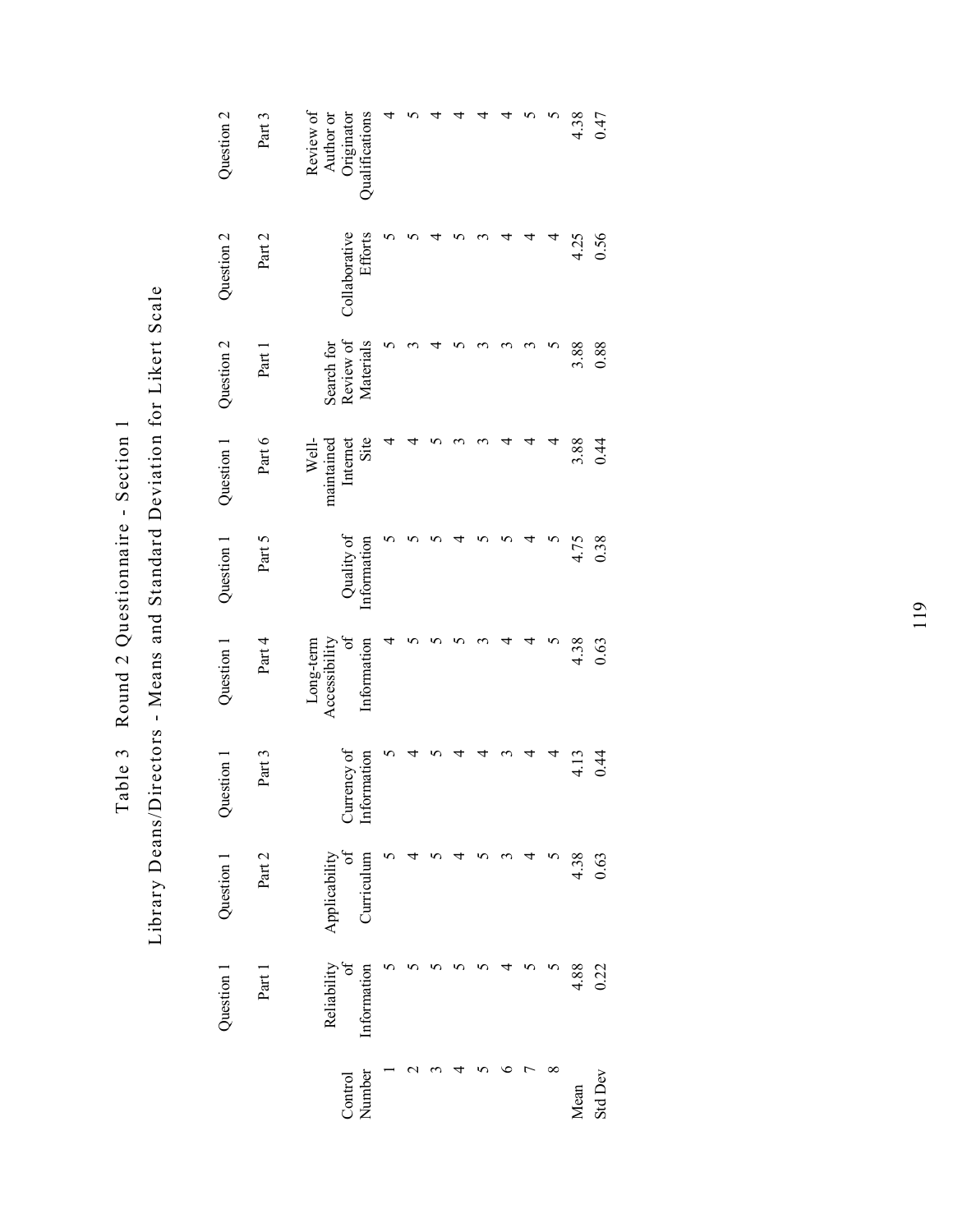# Table 3 Round 2 Questionnaire - Section 1

## Library Deans/Directors - Means and Standard Deviation for Likert Scale

| | Question 1 | Question 1 | Question 1 | Question 1 | Question 1 | Question 1 | Question 2 | Question 2 | Question 2 |
|---|---|---|---|---|---|---|---|---|---|
| | Part 1 | Part 2 | Part 3 | Part 4 | Part 5 | Part 6 | Part 1 | Part 2 | Part 3 |
| Control Number | Reliability of Information | Applicability of Curriculum | Currency of Information | Long-term Accessibility of Information | Quality of Information | Well-maintained Internet Site | Search for Review of Materials | Collaborative Efforts | Review of Author or Originator Qualifications |
| 1 | 5 | 5 | 5 | 4 | 5 | 4 | 5 | 5 | 4 |
| 2 | 5 | 4 | 4 | 5 | 5 | 4 | 3 | 5 | 5 |
| 3 | 5 | 5 | 5 | 5 | 5 | 5 | 4 | 4 | 4 |
| 4 | 5 | 4 | 4 | 5 | 4 | 3 | 5 | 5 | 4 |
| 5 | 5 | 5 | 4 | 3 | 5 | 3 | 3 | 3 | 4 |
| 6 | 4 | 3 | 3 | 4 | 5 | 4 | 3 | 4 | 4 |
| 7 | 5 | 4 | 4 | 4 | 4 | 4 | 3 | 4 | 5 |
| 8 | 5 | 5 | 4 | 5 | 5 | 4 | 5 | 4 | 5 |
| Mean | 4.88 | 4.38 | 4.13 | 4.38 | 4.75 | 3.88 | 3.88 | 4.25 | 4.38 |
| Std Dev | 0.22 | 0.63 | 0.44 | 0.63 | 0.38 | 0.44 | 0.88 | 0.56 | 0.47 |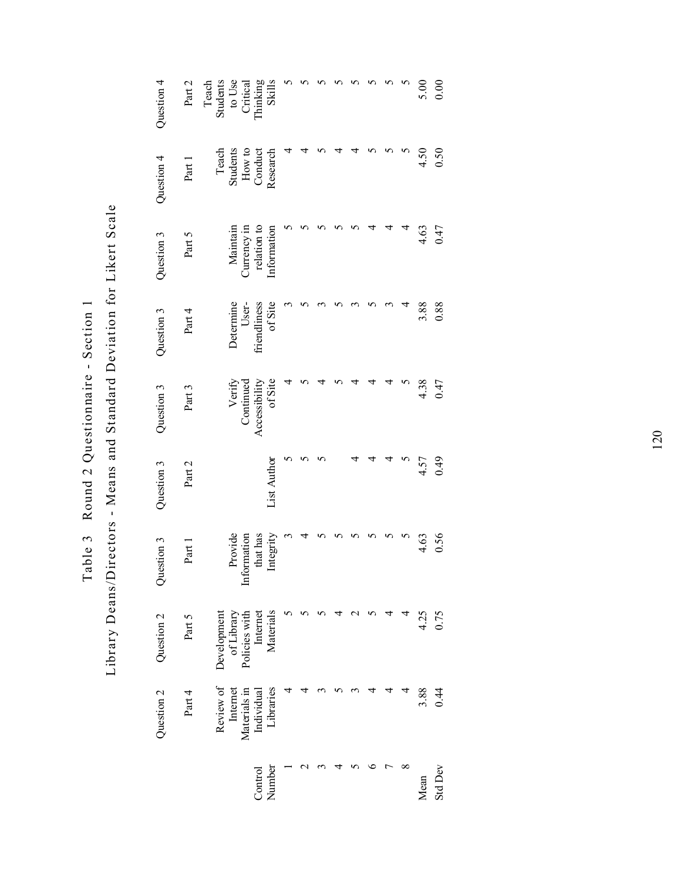# Table 3 Round 2 Questionnaire - Section 1

## Library Deans/Directors - Means and Standard Deviation for Likert Scale

| Control Number | Question 2 Part 4 Review of Internet Materials in Individual Libraries | Question 2 Part 5 Development of Library Policies with Internet Materials | Question 3 Part 1 Provide Information that has Integrity | Question 3 Part 2 List Author | Question 3 Part 3 Verify Continued Accessibility of Site | Question 3 Part 4 Determine User-friendliness of Site | Question 3 Part 5 Maintain Currency in relation to Information | Question 4 Part 1 Teach Students How to Conduct Research | Question 4 Part 2 Teach Students to Use Critical Thinking Skills |
|---|---|---|---|---|---|---|---|---|---|
| 1 | 4 | 5 | 3 | 5 | 4 | 3 | 5 | 4 | 5 |
| 2 | 4 | 5 | 4 | 5 | 5 | 5 | 5 | 4 | 5 |
| 3 | 3 | 5 | 5 | 5 | 4 | 3 | 5 | 5 | 5 |
| 4 | 5 | 4 | 5 | | 5 | 5 | 5 | 4 | 5 |
| 5 | 3 | 2 | 5 | 4 | 4 | 3 | 5 | 4 | 5 |
| 6 | 4 | 5 | 5 | 4 | 4 | 5 | 4 | 5 | 5 |
| 7 | 4 | 4 | 5 | 4 | 4 | 3 | 4 | 5 | 5 |
| 8 | 4 | 4 | 5 | 5 | 5 | 4 | 4 | 5 | 5 |
| Mean | 3.88 | 4.25 | 4.63 | 4.57 | 4.38 | 3.88 | 4.63 | 4.50 | 5.00 |
| Std Dev | 0.44 | 0.75 | 0.56 | 0.49 | 0.47 | 0.88 | 0.47 | 0.50 | 0.00 |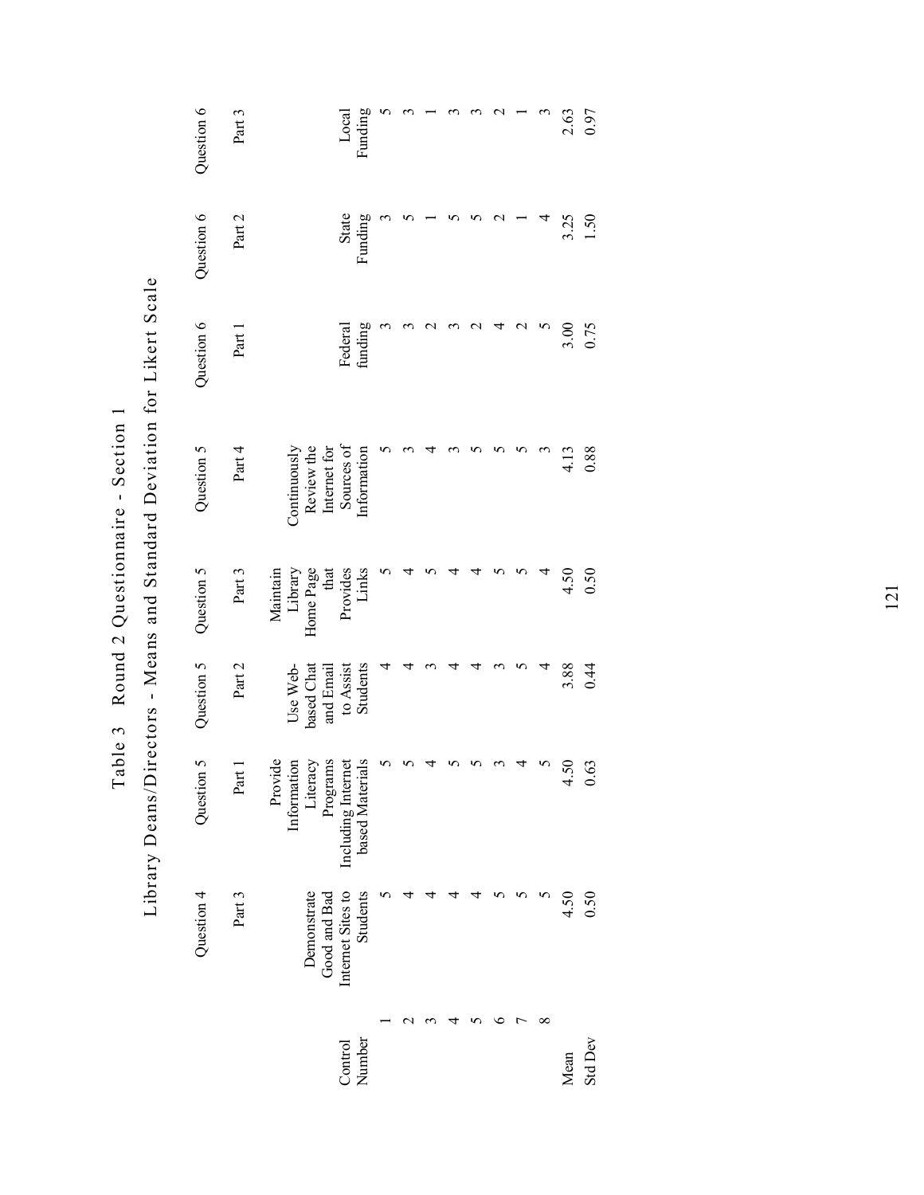Table 3 Round 2 Questionnaire - Section 1

Library Deans/Directors - Means and Standard Deviation for Likert Scale

| Control Number | Question 4 Part 3 Demonstrate Good and Bad Internet Sites to Students | Question 5 Part 1 Provide Information Literacy Programs Including Internet based Materials | Question 5 Part 2 Use Web-based Chat and Email to Assist Students | Question 5 Part 3 Maintain Library Home Page that Provides Links | Question 5 Part 4 Continuously Review the Internet for Sources of Information | Question 6 Part 1 Federal funding | Question 6 Part 2 State Funding | Question 6 Part 3 Local Funding |
|---|---|---|---|---|---|---|---|---|
| 1 | 5 | 5 | 4 | 5 | 5 | 3 | 3 | 5 |
| 2 | 4 | 5 | 4 | 4 | 3 | 3 | 5 | 3 |
| 3 | 4 | 4 | 3 | 5 | 4 | 2 | 1 | 1 |
| 4 | 4 | 5 | 4 | 4 | 3 | 3 | 5 | 3 |
| 5 | 4 | 5 | 4 | 4 | 5 | 2 | 5 | 3 |
| 6 | 5 | 3 | 3 | 5 | 5 | 4 | 2 | 2 |
| 7 | 5 | 4 | 5 | 5 | 5 | 2 | 1 | 1 |
| 8 | 5 | 5 | 4 | 4 | 3 | 5 | 4 | 3 |
| Mean | 4.50 | 4.50 | 3.88 | 4.50 | 4.13 | 3.00 | 3.25 | 2.63 |
| Std Dev | 0.50 | 0.63 | 0.44 | 0.50 | 0.88 | 0.75 | 1.50 | 0.97 |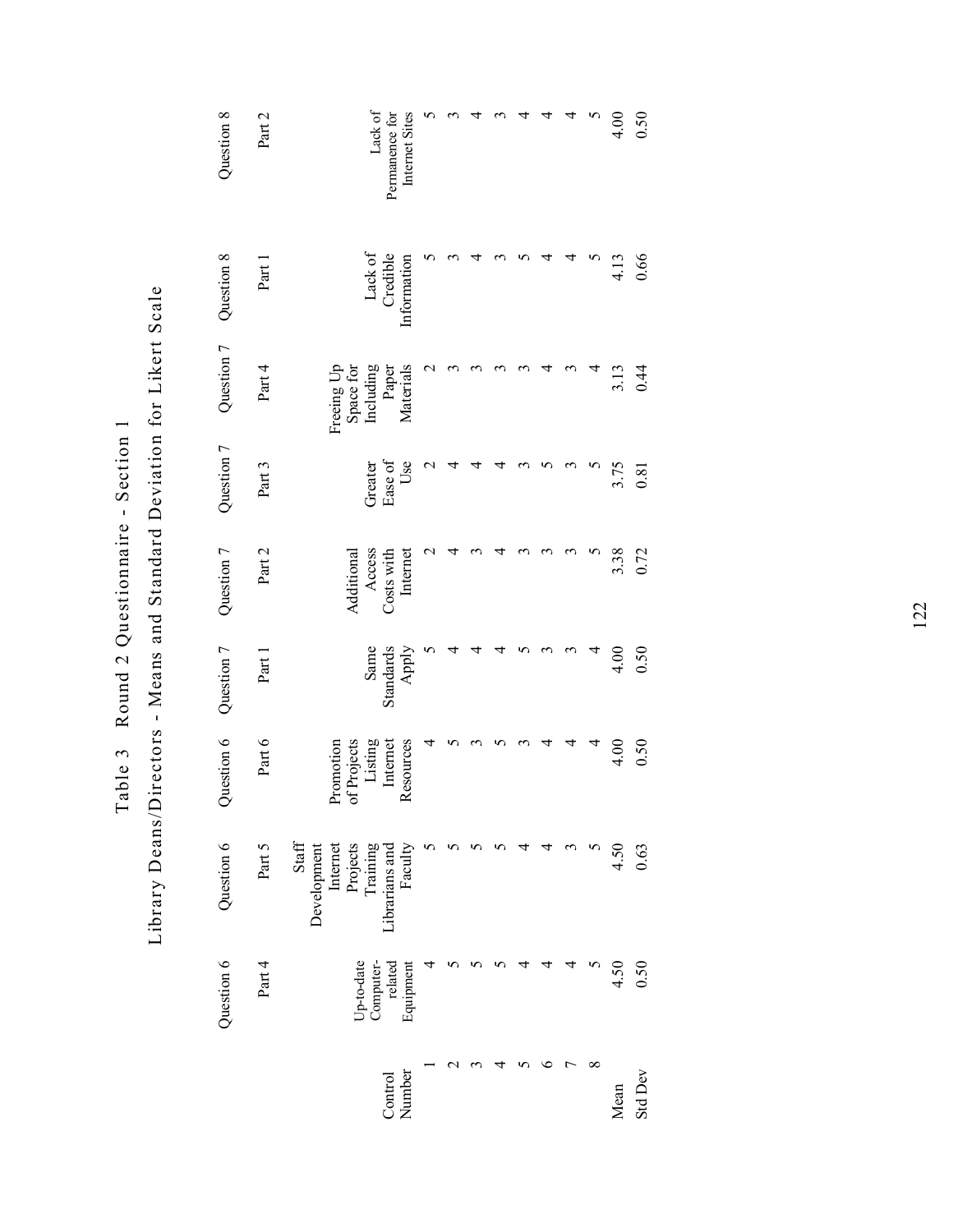# Table 3 Round 2 Questionnaire - Section 1

## Library Deans/Directors - Means and Standard Deviation for Likert Scale

| Control Number | Question 6 Part 4 Up-to-date Computer-related Equipment | Question 6 Part 5 Staff Development Internet Projects Training Librarians and Faculty | Question 6 Part 6 Promotion of Projects Listing Internet Resources | Question 7 Part 1 Same Standards Apply | Question 7 Part 2 Additional Access Costs with Internet | Question 7 Part 3 Greater Ease of Use | Question 7 Part 4 Freeing Up Space for Including Paper Materials | Question 8 Part 1 Lack of Credible Information | Question 8 Part 2 Lack of Permanence for Internet Sites |
|---|---|---|---|---|---|---|---|---|---|
| 1 | 4 | 5 | 4 | 5 | 2 | 2 | 2 | 5 | 5 |
| 2 | 5 | 5 | 5 | 4 | 4 | 4 | 3 | 3 | 3 |
| 3 | 5 | 5 | 3 | 4 | 3 | 4 | 3 | 4 | 4 |
| 4 | 5 | 5 | 5 | 4 | 4 | 4 | 3 | 3 | 3 |
| 5 | 4 | 4 | 3 | 5 | 3 | 3 | 3 | 5 | 4 |
| 6 | 4 | 4 | 4 | 3 | 3 | 5 | 4 | 4 | 4 |
| 7 | 4 | 3 | 4 | 3 | 3 | 3 | 3 | 4 | 4 |
| 8 | 5 | 5 | 4 | 4 | 5 | 5 | 4 | 5 | 5 |
| Mean | 4.50 | 4.50 | 4.00 | 4.00 | 3.38 | 3.75 | 3.13 | 4.13 | 4.00 |
| Std Dev | 0.50 | 0.63 | 0.50 | 0.50 | 0.72 | 0.81 | 0.44 | 0.66 | 0.50 |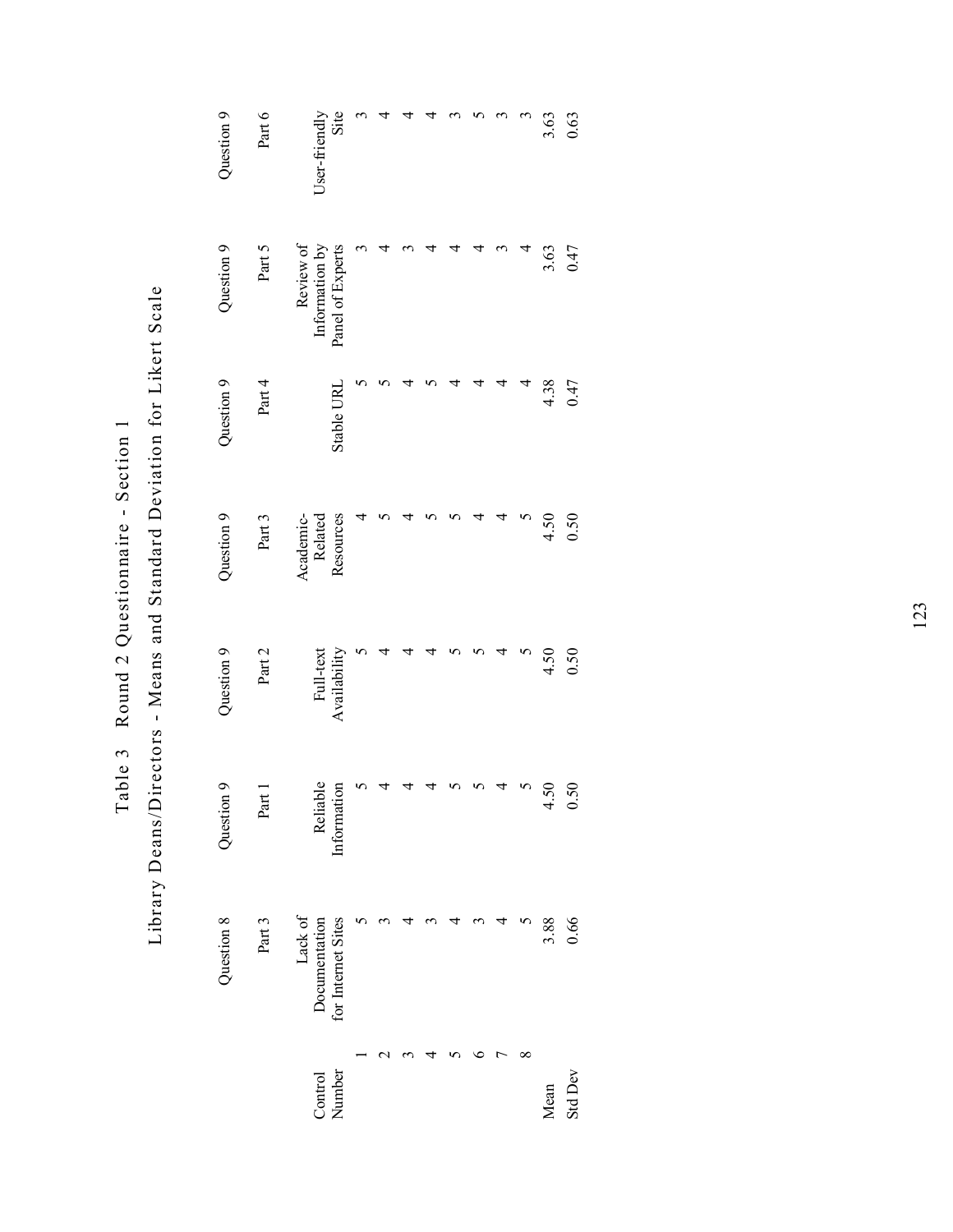Table 3 Round 2 Questionnaire - Section 1

Library Deans/Directors - Means and Standard Deviation for Likert Scale

| Control Number | Question 8 Part 3 Lack of Documentation for Internet Sites | Question 9 Part 1 Reliable Information | Question 9 Part 2 Full-text Availability | Question 9 Part 3 Academic-Related Resources | Question 9 Part 4 Stable URL | Question 9 Part 5 Review of Information by Panel of Experts | Question 9 Part 6 User-friendly Site |
|---|---|---|---|---|---|---|---|
| 1 | 5 | 5 | 5 | 4 | 5 | 3 | 3 |
| 2 | 3 | 4 | 4 | 5 | 5 | 4 | 4 |
| 3 | 4 | 4 | 4 | 4 | 4 | 3 | 4 |
| 4 | 3 | 4 | 4 | 5 | 5 | 4 | 4 |
| 5 | 4 | 5 | 5 | 5 | 4 | 4 | 3 |
| 6 | 3 | 5 | 5 | 4 | 4 | 4 | 5 |
| 7 | 4 | 4 | 4 | 4 | 4 | 3 | 3 |
| 8 | 5 | 5 | 5 | 5 | 4 | 4 | 3 |
| Mean | 3.88 | 4.50 | 4.50 | 4.50 | 4.38 | 3.63 | 3.63 |
| Std Dev | 0.66 | 0.50 | 0.50 | 0.50 | 0.47 | 0.47 | 0.63 |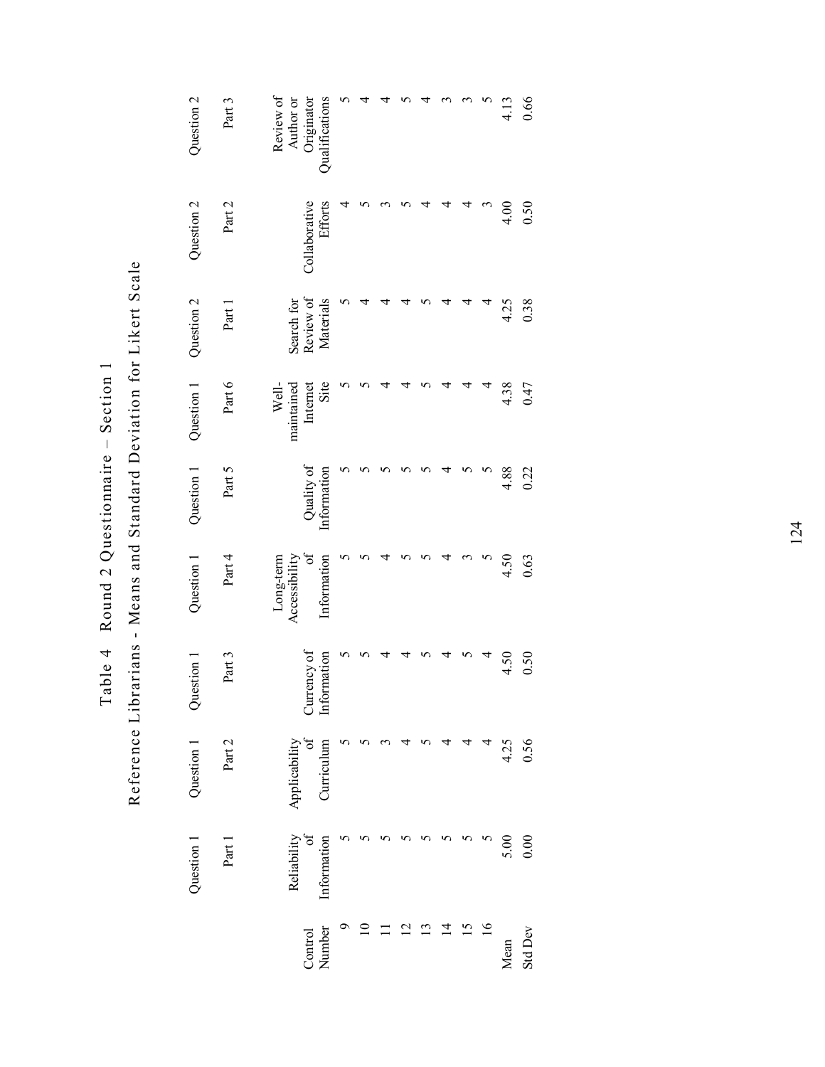Table 4 Round 2 Questionnaire – Section 1

Reference Librarians - Means and Standard Deviation for Likert Scale

| Control Number | Question 1 Part 1 Reliability of Information | Question 1 Part 2 Applicability of Curriculum | Question 1 Part 3 Currency of Information | Question 1 Part 4 Long-term Accessibility of Information | Question 1 Part 5 Quality of Information | Question 1 Part 6 Well-maintained Internet Site | Question 2 Part 1 Search for Review of Materials | Question 2 Part 2 Collaborative Efforts | Question 2 Part 3 Review of Author or Originator Qualifications |
|---|---|---|---|---|---|---|---|---|---|
| 9 | 5 | 5 | 5 | 5 | 5 | 5 | 5 | 4 | 5 |
| 10 | 5 | 5 | 5 | 5 | 5 | 5 | 4 | 5 | 4 |
| 11 | 5 | 3 | 4 | 4 | 5 | 4 | 4 | 3 | 4 |
| 12 | 5 | 4 | 4 | 5 | 5 | 4 | 4 | 5 | 5 |
| 13 | 5 | 5 | 5 | 5 | 5 | 5 | 5 | 4 | 4 |
| 14 | 5 | 4 | 4 | 4 | 4 | 4 | 4 | 4 | 3 |
| 15 | 5 | 4 | 5 | 3 | 5 | 4 | 4 | 4 | 3 |
| 16 | 5 | 4 | 4 | 5 | 5 | 4 | 4 | 3 | 5 |
| Mean | 5.00 | 4.25 | 4.50 | 4.50 | 4.88 | 4.38 | 4.25 | 4.00 | 4.13 |
| Std Dev | 0.00 | 0.56 | 0.50 | 0.63 | 0.22 | 0.47 | 0.38 | 0.50 | 0.66 |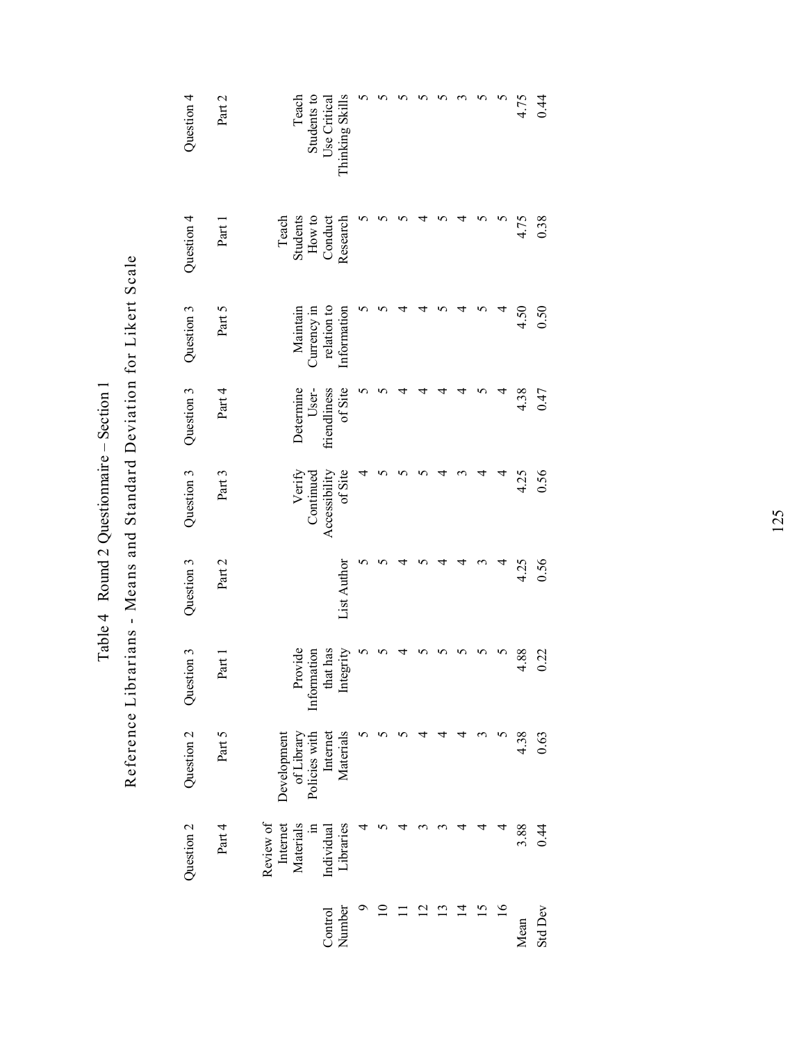Table 4 Round 2 Questionnaire – Section 1

Reference Librarians - Means and Standard Deviation for Likert Scale

| | Question 2 | Question 2 | Question 3 | Question 3 | Question 3 | Question 3 | Question 3 | Question 4 | Question 4 |
|---|---|---|---|---|---|---|---|---|---|
| | Part 4 | Part 5 | Part 1 | Part 2 | Part 3 | Part 4 | Part 5 | Part 1 | Part 2 |
| Control Number | Review of Internet Materials in Individual Libraries | Development of Library Policies with Internet Materials | Provide Information that has Integrity | List Author | Verify Continued Accessibility of Site | Determine User-friendliness of Site | Maintain Currency in relation to Information | Teach Students How to Conduct Research | Teach Students to Use Critical Thinking Skills |
| 9 | 4 | 5 | 5 | 5 | 4 | 5 | 5 | 5 | 5 |
| 10 | 5 | 5 | 5 | 5 | 5 | 5 | 5 | 5 | 5 |
| 11 | 4 | 5 | 4 | 4 | 5 | 4 | 4 | 5 | 5 |
| 12 | 3 | 4 | 5 | 5 | 5 | 4 | 4 | 4 | 5 |
| 13 | 3 | 4 | 5 | 4 | 4 | 4 | 5 | 5 | 5 |
| 14 | 4 | 4 | 5 | 4 | 3 | 4 | 4 | 4 | 3 |
| 15 | 4 | 3 | 5 | 3 | 4 | 5 | 5 | 5 | 5 |
| 16 | 4 | 5 | 5 | 4 | 4 | 4 | 4 | 5 | 5 |
| Mean | 3.88 | 4.38 | 4.88 | 4.25 | 4.25 | 4.38 | 4.50 | 4.75 | 4.75 |
| Std Dev | 0.44 | 0.63 | 0.22 | 0.56 | 0.56 | 0.47 | 0.50 | 0.38 | 0.44 |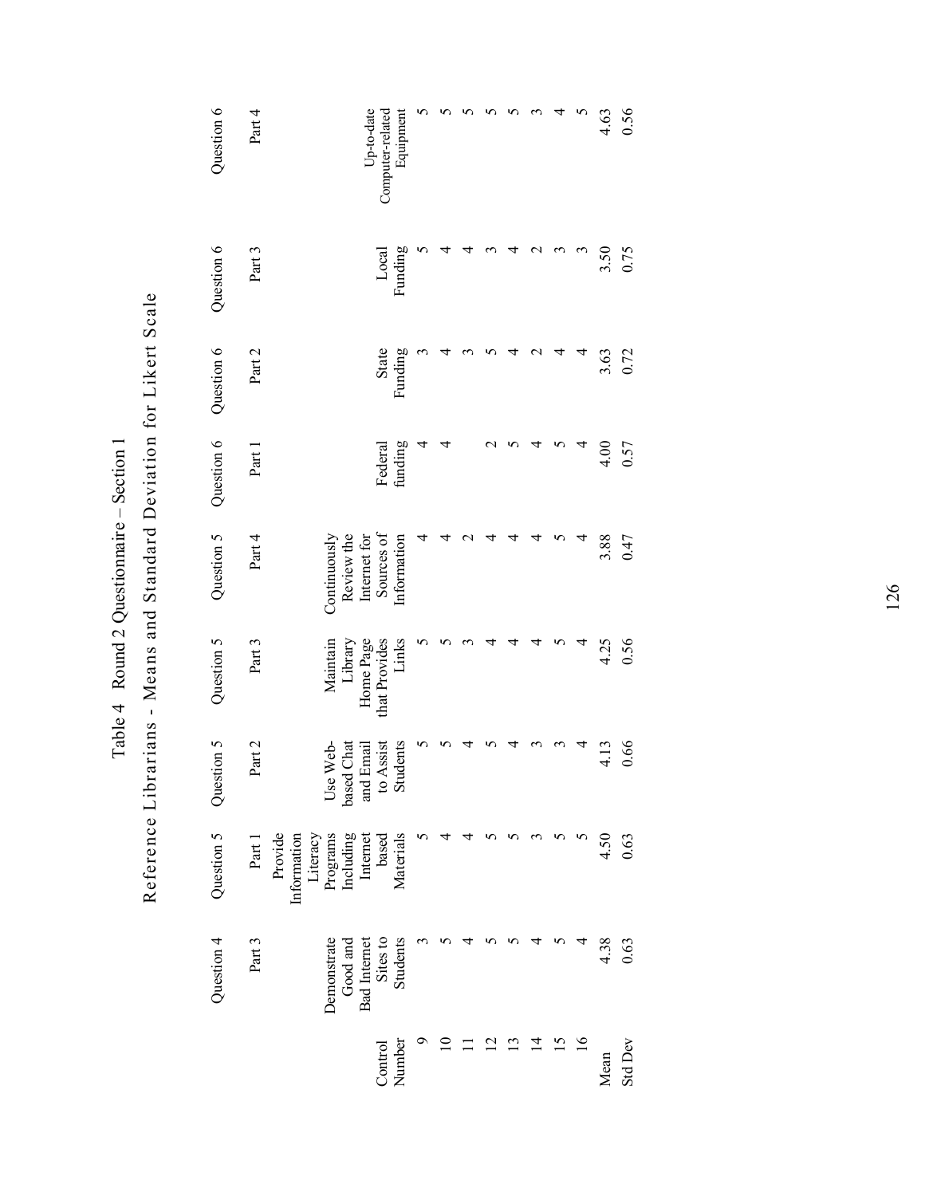# Table 4 Round 2 Questionnaire – Section 1

## Reference Librarians - Means and Standard Deviation for Likert Scale

| | Question 4 | Question 5 | Question 5 | Question 5 | Question 5 | Question 6 | Question 6 | Question 6 | Question 6 |
|---|---|---|---|---|---|---|---|---|---|
| | Part 3 | Part 1 | Part 2 | Part 3 | Part 4 | Part 1 | Part 2 | Part 3 | Part 4 |
| Control Number | Demonstrate Good and Bad Internet Sites to Students | Provide Information Literacy Programs Including Internet based Materials | Use Web-based Chat and Email to Assist Students | Maintain Library Home Page that Provides Links | Continuously Review the Internet for Sources of Information | Federal funding | State Funding | Local Funding | Up-to-date Computer-related Equipment |
| 9 | 3 | 5 | 5 | 5 | 4 | 4 | 3 | 5 | 5 |
| 10 | 5 | 4 | 5 | 5 | 4 | 4 | 4 | 4 | 5 |
| 11 | 4 | 4 | 4 | 3 | 2 | | 3 | 4 | 5 |
| 12 | 5 | 5 | 5 | 4 | 4 | 2 | 5 | 3 | 5 |
| 13 | 5 | 5 | 4 | 4 | 4 | 5 | 4 | 4 | 5 |
| 14 | 4 | 3 | 3 | 4 | 4 | 4 | 2 | 2 | 3 |
| 15 | 5 | 5 | 3 | 5 | 5 | 5 | 4 | 3 | 4 |
| 16 | 4 | 5 | 4 | 4 | 4 | 4 | 4 | 3 | 5 |
| Mean | 4.38 | 4.50 | 4.13 | 4.25 | 3.88 | 4.00 | 3.63 | 3.50 | 4.63 |
| Std Dev | 0.63 | 0.63 | 0.66 | 0.56 | 0.47 | 0.57 | 0.72 | 0.75 | 0.56 |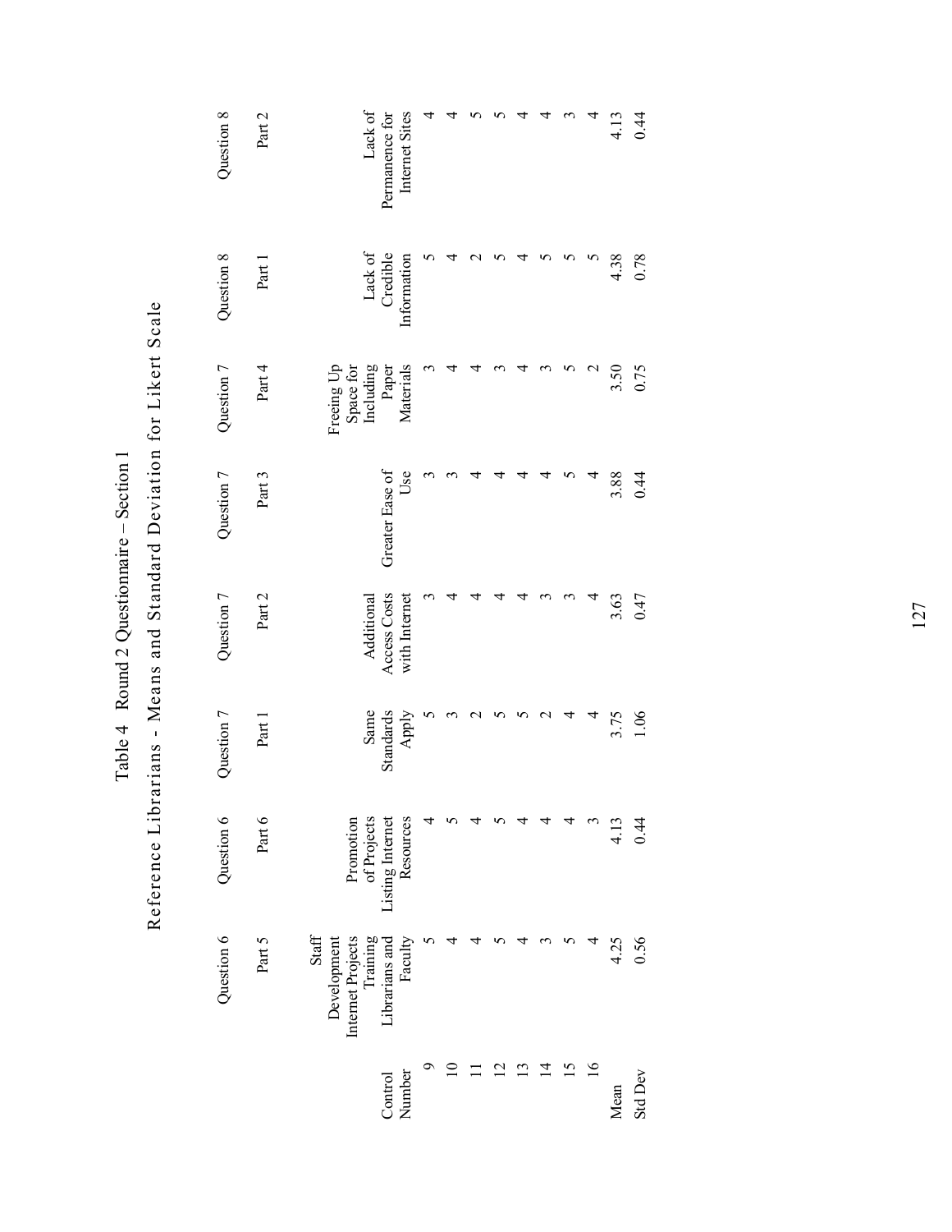# Table 4 Round 2 Questionnaire – Section 1

## Reference Librarians - Means and Standard Deviation for Likert Scale

| Control Number | Question 6 Part 5 Staff Development Internet Projects Training Librarians and Faculty | Question 6 Part 6 Promotion of Projects Listing Internet Resources | Question 7 Part 1 Same Standards Apply | Question 7 Part 2 Additional Access Costs with Internet | Question 7 Part 3 Greater Ease of Use | Question 7 Part 4 Freeing Up Space for Including Paper Materials | Question 8 Part 1 Lack of Credible Information | Question 8 Part 2 Lack of Permanence for Internet Sites |
|---|---|---|---|---|---|---|---|---|
| 9 | 5 | 4 | 5 | 3 | 3 | 3 | 5 | 4 |
| 10 | 4 | 5 | 3 | 4 | 3 | 4 | 4 | 4 |
| 11 | 4 | 4 | 2 | 4 | 4 | 4 | 2 | 5 |
| 12 | 5 | 5 | 5 | 4 | 4 | 3 | 5 | 5 |
| 13 | 4 | 4 | 5 | 4 | 4 | 4 | 4 | 4 |
| 14 | 3 | 4 | 2 | 3 | 4 | 3 | 5 | 4 |
| 15 | 5 | 4 | 4 | 3 | 5 | 5 | 5 | 3 |
| 16 | 4 | 3 | 4 | 4 | 4 | 2 | 5 | 4 |
| Mean | 4.25 | 4.13 | 3.75 | 3.63 | 3.88 | 3.50 | 4.38 | 4.13 |
| Std Dev | 0.56 | 0.44 | 1.06 | 0.47 | 0.44 | 0.75 | 0.78 | 0.44 |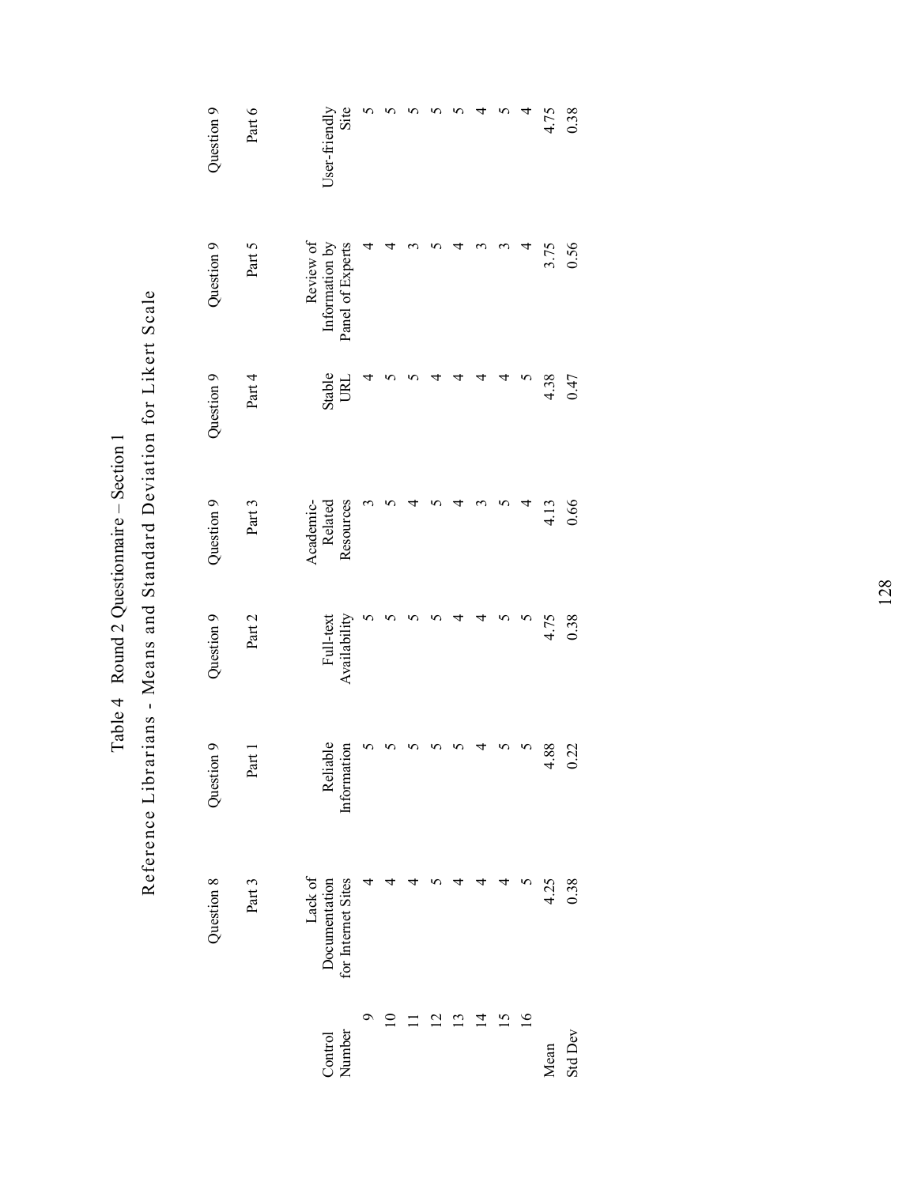# Table 4 Round 2 Questionnaire – Section 1

## Reference Librarians - Means and Standard Deviation for Likert Scale

| Control Number | Question 8 Part 3 Lack of Documentation for Internet Sites | Question 9 Part 1 Reliable Information | Question 9 Part 2 Full-text Availability | Question 9 Part 3 Academic-Related Resources | Question 9 Part 4 Stable URL | Question 9 Part 5 Review of Information by Panel of Experts | Question 9 Part 6 User-friendly Site |
|---|---|---|---|---|---|---|---|
| 9 | 4 | 5 | 5 | 3 | 4 | 4 | 5 |
| 10 | 4 | 5 | 5 | 5 | 5 | 4 | 5 |
| 11 | 4 | 5 | 5 | 4 | 5 | 3 | 5 |
| 12 | 5 | 5 | 5 | 5 | 4 | 5 | 5 |
| 13 | 4 | 5 | 4 | 4 | 4 | 4 | 5 |
| 14 | 4 | 4 | 4 | 3 | 4 | 3 | 4 |
| 15 | 4 | 5 | 5 | 5 | 4 | 3 | 5 |
| 16 | 5 | 5 | 5 | 4 | 5 | 4 | 4 |
| Mean | 4.25 | 4.88 | 4.75 | 4.13 | 4.38 | 3.75 | 4.75 |
| Std Dev | 0.38 | 0.22 | 0.38 | 0.66 | 0.47 | 0.56 | 0.38 |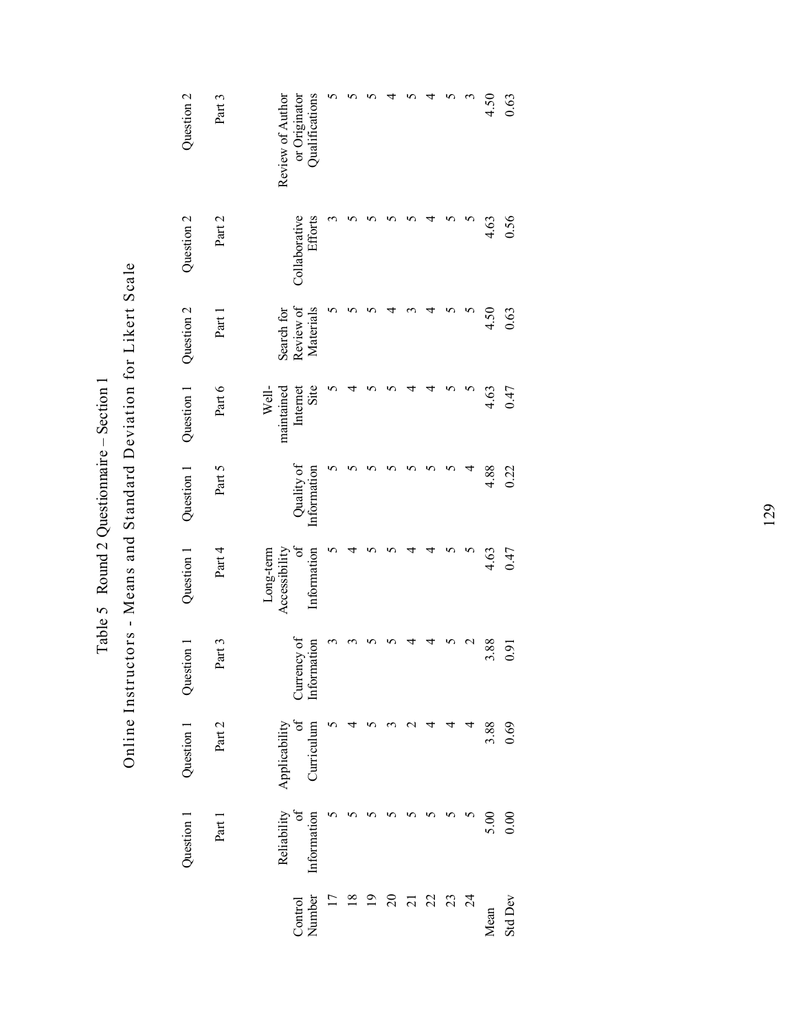Table 5 Round 2 Questionnaire – Section 1

Online Instructors - Means and Standard Deviation for Likert Scale

| | Question 1 | Question 1 | Question 1 | Question 1 | Question 1 | Question 1 | Question 2 | Question 2 | Question 2 |
|---|---|---|---|---|---|---|---|---|---|
| | Part 1 | Part 2 | Part 3 | Part 4 | Part 5 | Part 6 | Part 1 | Part 2 | Part 3 |
| Control Number | Reliability of Information | Applicability of Curriculum | Currency of Information | Long-term Accessibility of Information | Quality of Information | Well-maintained Internet Site | Search for Review of Materials | Collaborative Efforts | Review of Author or Originator Qualifications |
| 17 | 5 | 5 | 3 | 5 | 5 | 5 | 5 | 3 | 5 |
| 18 | 5 | 4 | 3 | 4 | 5 | 4 | 5 | 5 | 5 |
| 19 | 5 | 5 | 5 | 5 | 5 | 5 | 5 | 5 | 5 |
| 20 | 5 | 3 | 5 | 5 | 5 | 5 | 4 | 5 | 4 |
| 21 | 5 | 2 | 4 | 4 | 5 | 4 | 3 | 5 | 5 |
| 22 | 5 | 4 | 4 | 4 | 5 | 4 | 4 | 4 | 4 |
| 23 | 5 | 4 | 5 | 5 | 5 | 5 | 5 | 5 | 5 |
| 24 | 5 | 4 | 2 | 5 | 4 | 5 | 5 | 5 | 3 |
| Mean | 5.00 | 3.88 | 3.88 | 4.63 | 4.88 | 4.63 | 4.50 | 4.63 | 4.50 |
| Std Dev | 0.00 | 0.69 | 0.91 | 0.47 | 0.22 | 0.47 | 0.63 | 0.56 | 0.63 |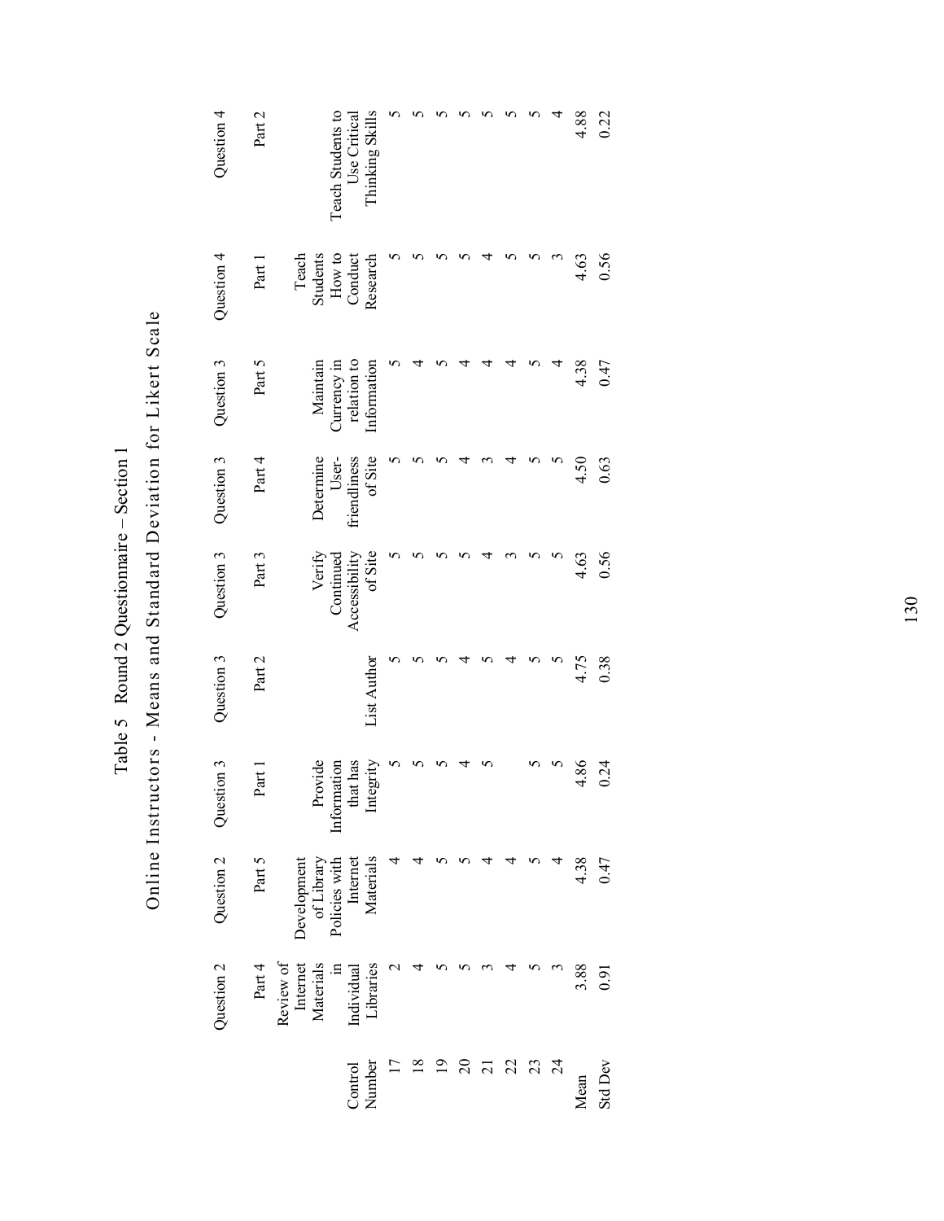Table 5 Round 2 Questionnaire – Section 1

Online Instructors - Means and Standard Deviation for Likert Scale

| | Question 2 | Question 2 | Question 3 | Question 3 | Question 3 | Question 3 | Question 3 | Question 4 | Question 4 |
|---|---|---|---|---|---|---|---|---|---|
| | Part 4 | Part 5 | Part 1 | Part 2 | Part 3 | Part 4 | Part 5 | Part 1 | Part 2 |
| Control Number | Review of Internet Materials in Individual Libraries | Development of Library Policies with Internet Materials | Provide Information that has Integrity | List Author | Verify Continued Accessibility of Site | Determine User-friendliness of Site | Maintain Currency in relation to Information | Teach Students How to Conduct Research | Teach Students to Use Critical Thinking Skills |
| 17 | 2 | 4 | 5 | 5 | 5 | 5 | 5 | 5 | 5 |
| 18 | 4 | 4 | 5 | 5 | 5 | 5 | 4 | 5 | 5 |
| 19 | 5 | 5 | 5 | 5 | 5 | 5 | 5 | 5 | 5 |
| 20 | 5 | 5 | 4 | 4 | 5 | 4 | 4 | 5 | 5 |
| 21 | 3 | 4 | 5 | 5 | 4 | 3 | 4 | 4 | 5 |
| 22 | 4 | 4 | | 4 | 3 | 4 | 4 | 5 | 5 |
| 23 | 5 | 5 | 5 | 5 | 5 | 5 | 5 | 5 | 5 |
| 24 | 3 | 4 | 5 | 5 | 5 | 5 | 4 | 3 | 4 |
| Mean | 3.88 | 4.38 | 4.86 | 4.75 | 4.63 | 4.50 | 4.38 | 4.63 | 4.88 |
| Std Dev | 0.91 | 0.47 | 0.24 | 0.38 | 0.56 | 0.63 | 0.47 | 0.56 | 0.22 |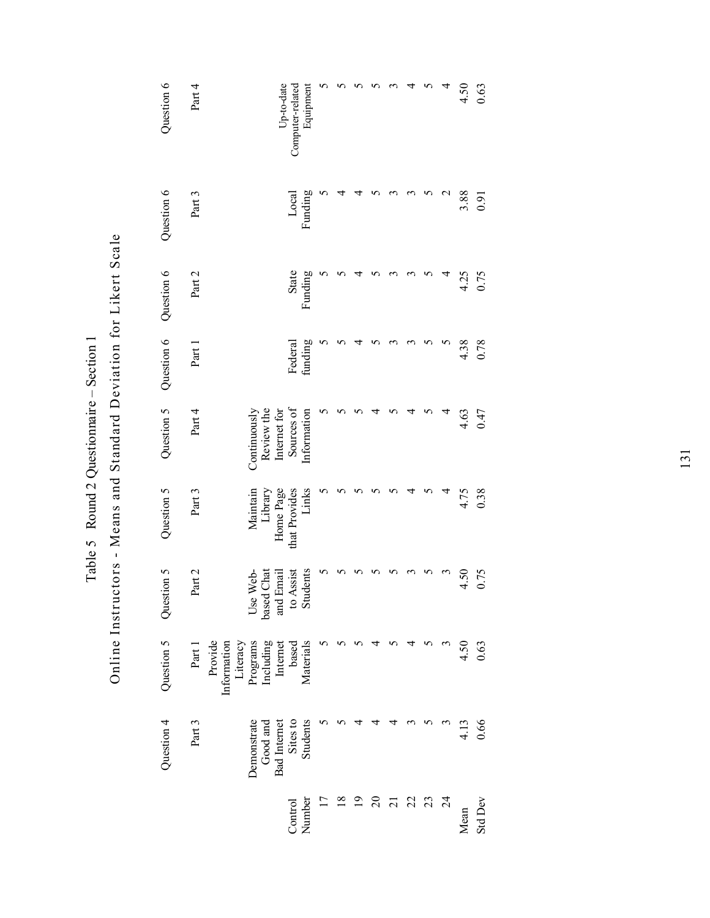Table 5 Round 2 Questionnaire – Section 1

Online Instructors - Means and Standard Deviation for Likert Scale

| | Question 4 | Question 5 | Question 5 | Question 5 | Question 5 | Question 6 | Question 6 | Question 6 | Question 6 |
|---|---|---|---|---|---|---|---|---|---|
| | Part 3 | Part 1 | Part 2 | Part 3 | Part 4 | Part 1 | Part 2 | Part 3 | Part 4 |
| Control Number | Demonstrate Good and Bad Internet Sites to Students | Provide Information Literacy Programs Including Internet based Materials | Use Web-based Chat and Email to Assist Students | Maintain Library Home Page that Provides Links | Continuously Review the Internet for Sources of Information | Federal funding | State Funding | Local Funding | Up-to-date Computer-related Equipment |
| 17 | 5 | 5 | 5 | 5 | 5 | 5 | 5 | 5 | 5 |
| 18 | 5 | 5 | 5 | 5 | 5 | 5 | 5 | 4 | 5 |
| 19 | 4 | 5 | 5 | 5 | 5 | 4 | 4 | 4 | 5 |
| 20 | 4 | 4 | 5 | 5 | 4 | 5 | 5 | 5 | 5 |
| 21 | 4 | 5 | 5 | 5 | 5 | 3 | 3 | 3 | 3 |
| 22 | 3 | 4 | 3 | 4 | 4 | 3 | 3 | 3 | 4 |
| 23 | 5 | 5 | 5 | 5 | 5 | 5 | 5 | 5 | 5 |
| 24 | 3 | 3 | 3 | 4 | 4 | 5 | 4 | 2 | 4 |
| Mean | 4.13 | 4.50 | 4.50 | 4.75 | 4.63 | 4.38 | 4.25 | 3.88 | 4.50 |
| Std Dev | 0.66 | 0.63 | 0.75 | 0.38 | 0.47 | 0.78 | 0.75 | 0.91 | 0.63 |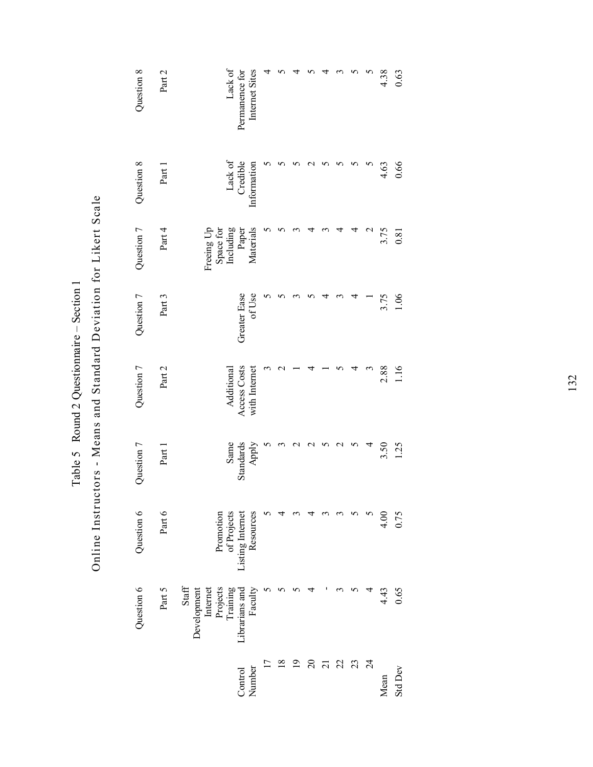Table 5 Round 2 Questionnaire – Section 1

Online Instructors - Means and Standard Deviation for Likert Scale

| Control Number | Question 6 Part 5 Staff Development Internet Projects Training Librarians and Faculty | Question 6 Part 6 Promotion of Projects Listing Internet Resources | Question 7 Part 1 Same Standards Apply | Question 7 Part 2 Additional Access Costs with Internet | Question 7 Part 3 Greater Ease of Use | Question 7 Part 4 Freeing Up Space for Including Paper Materials | Question 8 Part 1 Lack of Credible Information | Question 8 Part 2 Lack of Permanence for Internet Sites |
|---|---|---|---|---|---|---|---|---|
| 17 | 5 | 5 | 5 | 3 | 5 | 5 | 5 | 4 |
| 18 | 5 | 4 | 3 | 2 | 5 | 5 | 5 | 5 |
| 19 | 5 | 3 | 2 | 1 | 3 | 3 | 5 | 4 |
| 20 | 4 | 4 | 2 | 4 | 5 | 4 | 2 | 5 |
| 21 | - | 3 | 5 | 1 | 4 | 3 | 5 | 4 |
| 22 | 3 | 3 | 2 | 5 | 3 | 4 | 5 | 3 |
| 23 | 5 | 5 | 5 | 4 | 4 | 4 | 5 | 5 |
| 24 | 4 | 5 | 4 | 3 | 1 | 2 | 5 | 5 |
| Mean | 4.43 | 4.00 | 3.50 | 2.88 | 3.75 | 3.75 | 4.63 | 4.38 |
| Std Dev | 0.65 | 0.75 | 1.25 | 1.16 | 1.06 | 0.81 | 0.66 | 0.63 |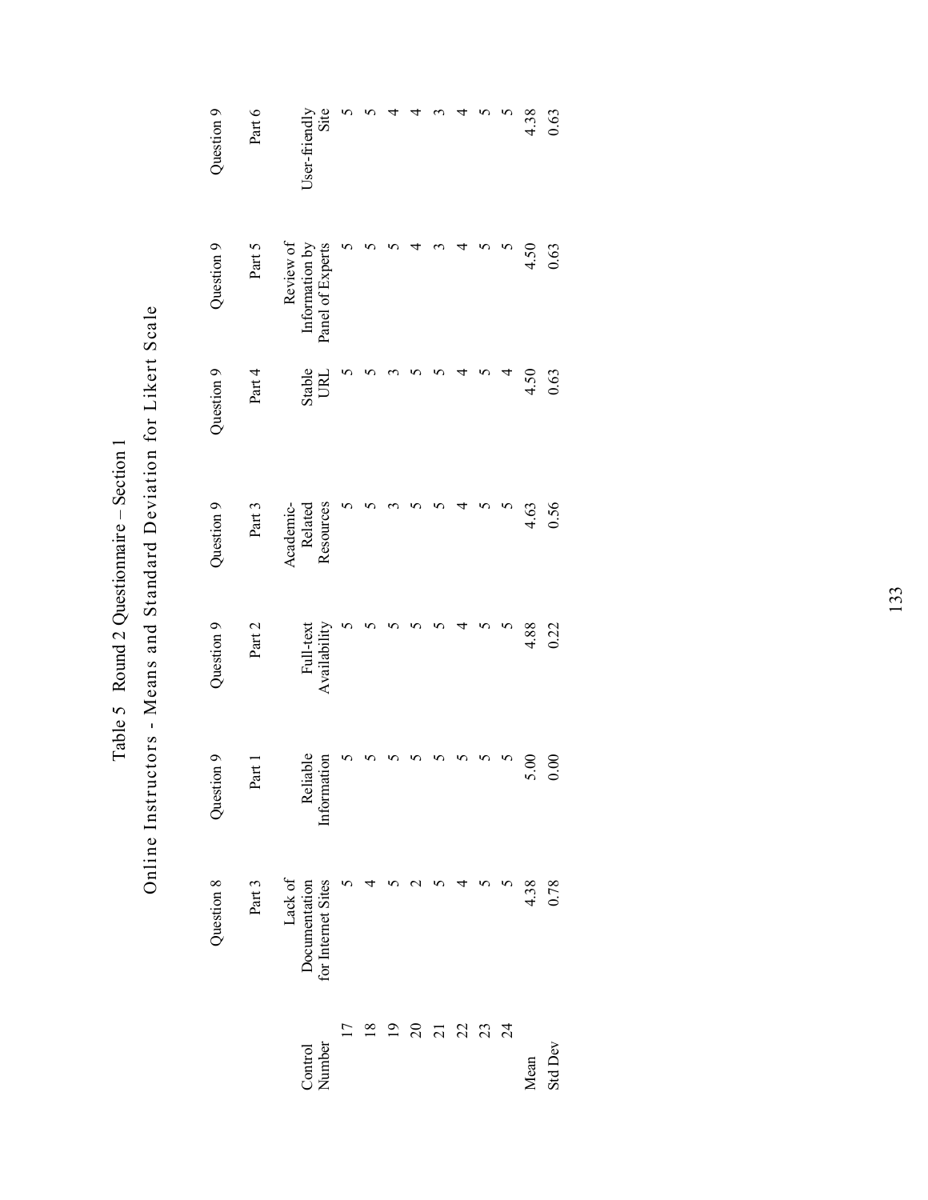# Table 5 Round 2 Questionnaire – Section 1

## Online Instructors - Means and Standard Deviation for Likert Scale

| | Question 8 | Question 9 | Question 9 | Question 9 | Question 9 | Question 9 | Question 9 |
|---|---|---|---|---|---|---|---|
| | Part 3 | Part 1 | Part 2 | Part 3 | Part 4 | Part 5 | Part 6 |
| Control Number | Lack of Documentation for Internet Sites | Reliable Information | Full-text Availability | Academic-Related Resources | Stable URL | Review of Information by Panel of Experts | User-friendly Site |
| 17 | 5 | 5 | 5 | 5 | 5 | 5 | 5 |
| 18 | 4 | 5 | 5 | 5 | 5 | 5 | 5 |
| 19 | 5 | 5 | 5 | 3 | 3 | 5 | 4 |
| 20 | 2 | 5 | 5 | 5 | 5 | 4 | 4 |
| 21 | 5 | 5 | 5 | 5 | 5 | 3 | 3 |
| 22 | 4 | 5 | 4 | 4 | 4 | 4 | 4 |
| 23 | 5 | 5 | 5 | 5 | 5 | 5 | 5 |
| 24 | 5 | 5 | 5 | 5 | 4 | 5 | 5 |
| Mean | 4.38 | 5.00 | 4.88 | 4.63 | 4.50 | 4.50 | 4.38 |
| Std Dev | 0.78 | 0.00 | 0.22 | 0.56 | 0.63 | 0.63 | 0.63 |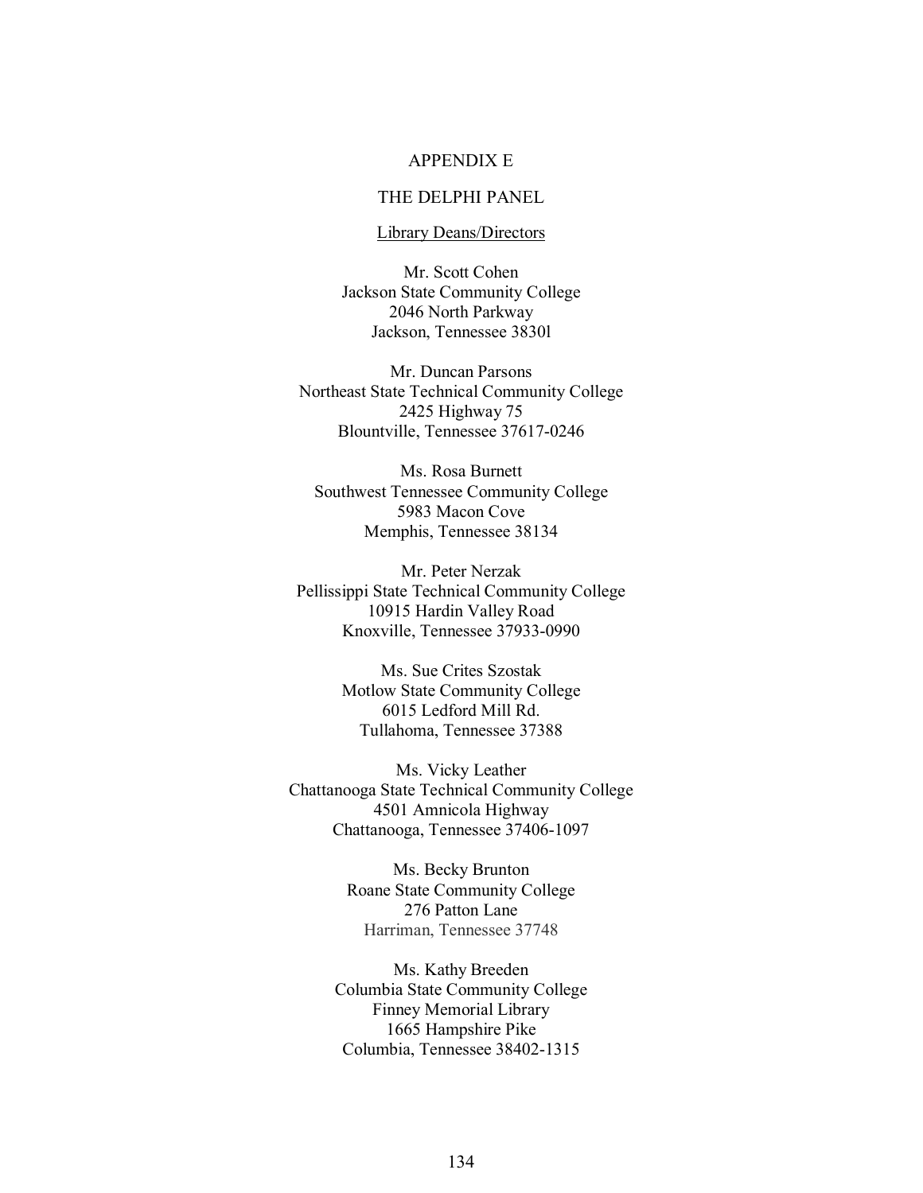# APPENDIX E

## THE DELPHI PANEL

Library Deans/Directors

Mr. Scott Cohen
Jackson State Community College
2046 North Parkway
Jackson, Tennessee 3830l

Mr. Duncan Parsons
Northeast State Technical Community College
2425 Highway 75
Blountville, Tennessee 37617-0246

Ms. Rosa Burnett
Southwest Tennessee Community College
5983 Macon Cove
Memphis, Tennessee 38134

Mr. Peter Nerzak
Pellissippi State Technical Community College
10915 Hardin Valley Road
Knoxville, Tennessee 37933-0990

Ms. Sue Crites Szostak
Motlow State Community College
6015 Ledford Mill Rd.
Tullahoma, Tennessee 37388

Ms. Vicky Leather
Chattanooga State Technical Community College
4501 Amnicola Highway
Chattanooga, Tennessee 37406-1097

Ms. Becky Brunton
Roane State Community College
276 Patton Lane
Harriman, Tennessee 37748

Ms. Kathy Breeden
Columbia State Community College
Finney Memorial Library
1665 Hampshire Pike
Columbia, Tennessee 38402-1315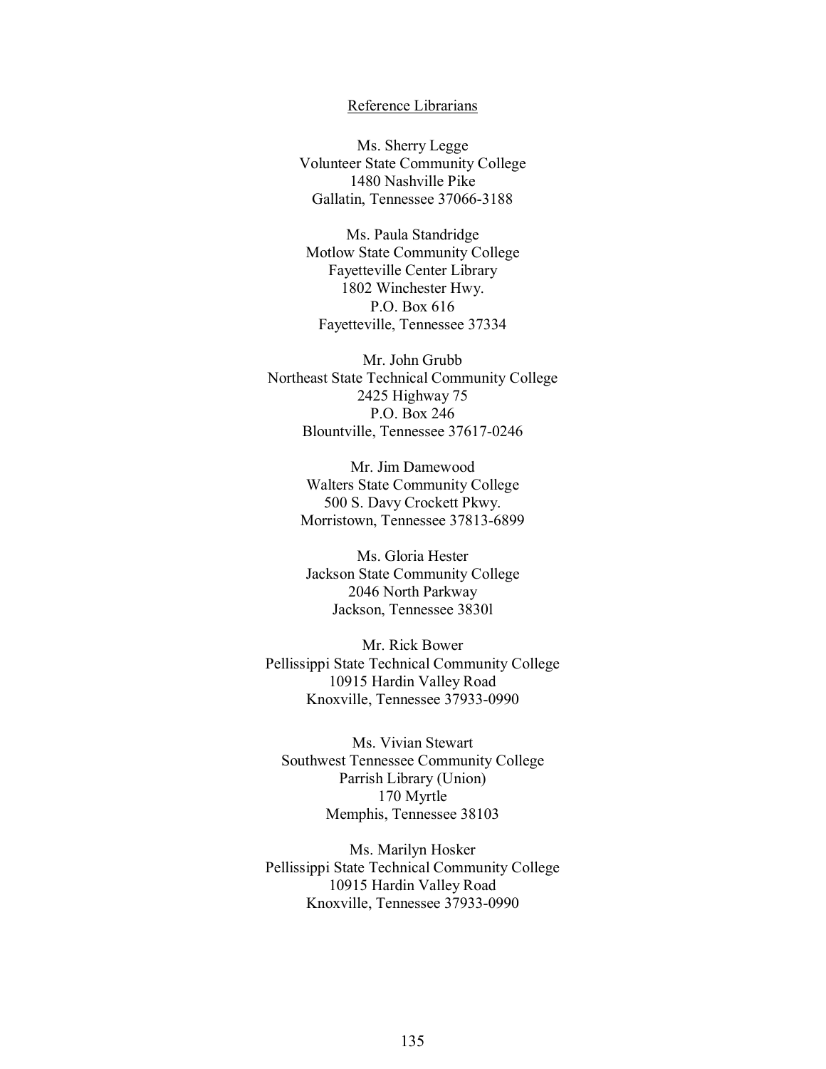## Reference Librarians

Ms. Sherry Legge
Volunteer State Community College
1480 Nashville Pike
Gallatin, Tennessee 37066-3188

Ms. Paula Standridge
Motlow State Community College
Fayetteville Center Library
1802 Winchester Hwy.
P.O. Box 616
Fayetteville, Tennessee 37334

Mr. John Grubb
Northeast State Technical Community College
2425 Highway 75
P.O. Box 246
Blountville, Tennessee 37617-0246

Mr. Jim Damewood
Walters State Community College
500 S. Davy Crockett Pkwy.
Morristown, Tennessee 37813-6899

Ms. Gloria Hester
Jackson State Community College
2046 North Parkway
Jackson, Tennessee 3830l

Mr. Rick Bower
Pellissippi State Technical Community College
10915 Hardin Valley Road
Knoxville, Tennessee 37933-0990

Ms. Vivian Stewart
Southwest Tennessee Community College
Parrish Library (Union)
170 Myrtle
Memphis, Tennessee 38103

Ms. Marilyn Hosker
Pellissippi State Technical Community College
10915 Hardin Valley Road
Knoxville, Tennessee 37933-0990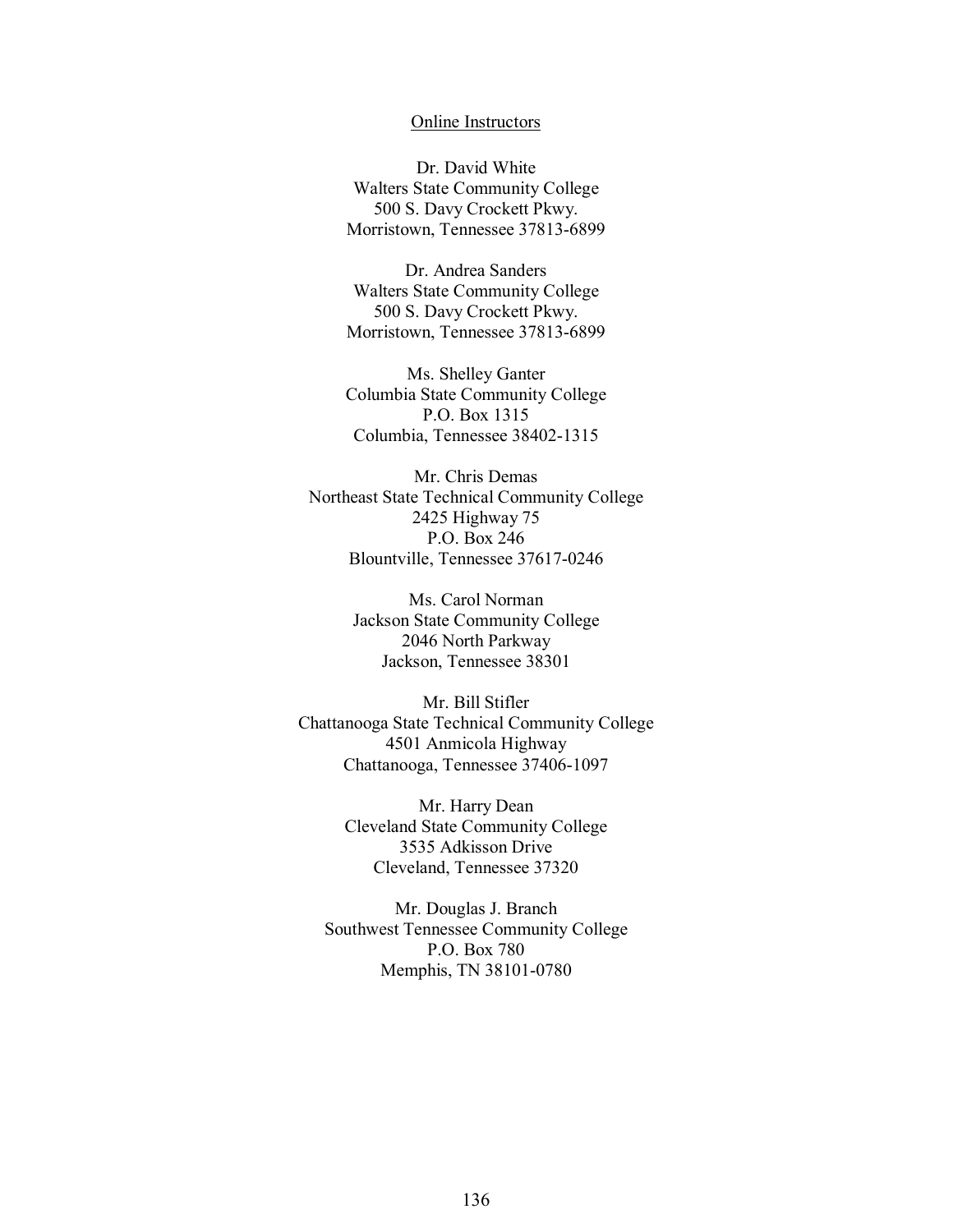Online Instructors

Dr. David White
Walters State Community College
500 S. Davy Crockett Pkwy.
Morristown, Tennessee 37813-6899

Dr. Andrea Sanders
Walters State Community College
500 S. Davy Crockett Pkwy.
Morristown, Tennessee 37813-6899

Ms. Shelley Ganter
Columbia State Community College
P.O. Box 1315
Columbia, Tennessee 38402-1315

Mr. Chris Demas
Northeast State Technical Community College
2425 Highway 75
P.O. Box 246
Blountville, Tennessee 37617-0246

Ms. Carol Norman
Jackson State Community College
2046 North Parkway
Jackson, Tennessee 38301

Mr. Bill Stifler
Chattanooga State Technical Community College
4501 Anmicola Highway
Chattanooga, Tennessee 37406-1097

Mr. Harry Dean
Cleveland State Community College
3535 Adkisson Drive
Cleveland, Tennessee 37320

Mr. Douglas J. Branch
Southwest Tennessee Community College
P.O. Box 780
Memphis, TN 38101-0780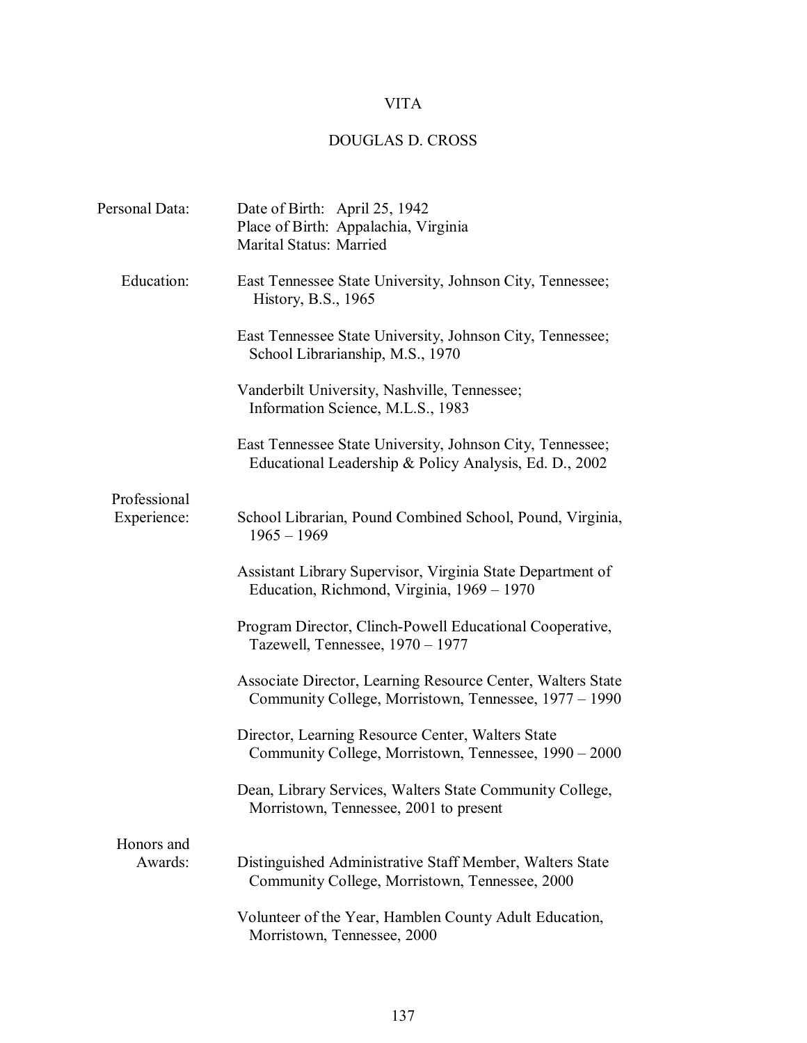# VITA

## DOUGLAS D. CROSS

**Personal Data:**

Date of Birth: April 25, 1942
Place of Birth: Appalachia, Virginia
Marital Status: Married

**Education:**

East Tennessee State University, Johnson City, Tennessee; History, B.S., 1965

East Tennessee State University, Johnson City, Tennessee; School Librarianship, M.S., 1970

Vanderbilt University, Nashville, Tennessee; Information Science, M.L.S., 1983

East Tennessee State University, Johnson City, Tennessee; Educational Leadership & Policy Analysis, Ed. D., 2002

**Professional Experience:**

School Librarian, Pound Combined School, Pound, Virginia, 1965 – 1969

Assistant Library Supervisor, Virginia State Department of Education, Richmond, Virginia, 1969 – 1970

Program Director, Clinch-Powell Educational Cooperative, Tazewell, Tennessee, 1970 – 1977

Associate Director, Learning Resource Center, Walters State Community College, Morristown, Tennessee, 1977 – 1990

Director, Learning Resource Center, Walters State Community College, Morristown, Tennessee, 1990 – 2000

Dean, Library Services, Walters State Community College, Morristown, Tennessee, 2001 to present

**Honors and Awards:**

Distinguished Administrative Staff Member, Walters State Community College, Morristown, Tennessee, 2000

Volunteer of the Year, Hamblen County Adult Education, Morristown, Tennessee, 2000